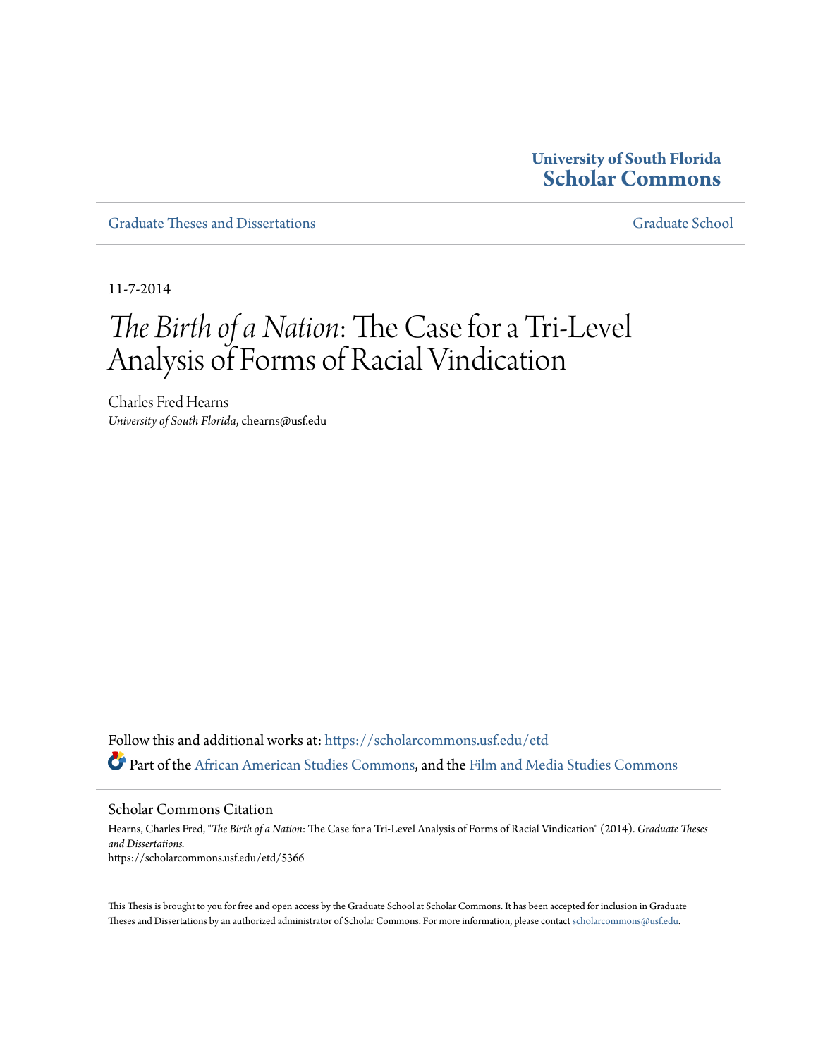University of South Florida
**Scholar Commons**

Graduate Theses and Dissertations | Graduate School

11-7-2014

# *The Birth of a Nation*: The Case for a Tri-Level Analysis of Forms of Racial Vindication

Charles Fred Hearns
*University of South Florida*, chearns@usf.edu

Follow this and additional works at: https://scholarcommons.usf.edu/etd

Part of the African American Studies Commons, and the Film and Media Studies Commons

## Scholar Commons Citation

Hearns, Charles Fred, "*The Birth of a Nation*: The Case for a Tri-Level Analysis of Forms of Racial Vindication" (2014). *Graduate Theses and Dissertations.*
https://scholarcommons.usf.edu/etd/5366

This Thesis is brought to you for free and open access by the Graduate School at Scholar Commons. It has been accepted for inclusion in Graduate Theses and Dissertations by an authorized administrator of Scholar Commons. For more information, please contact scholarcommons@usf.edu.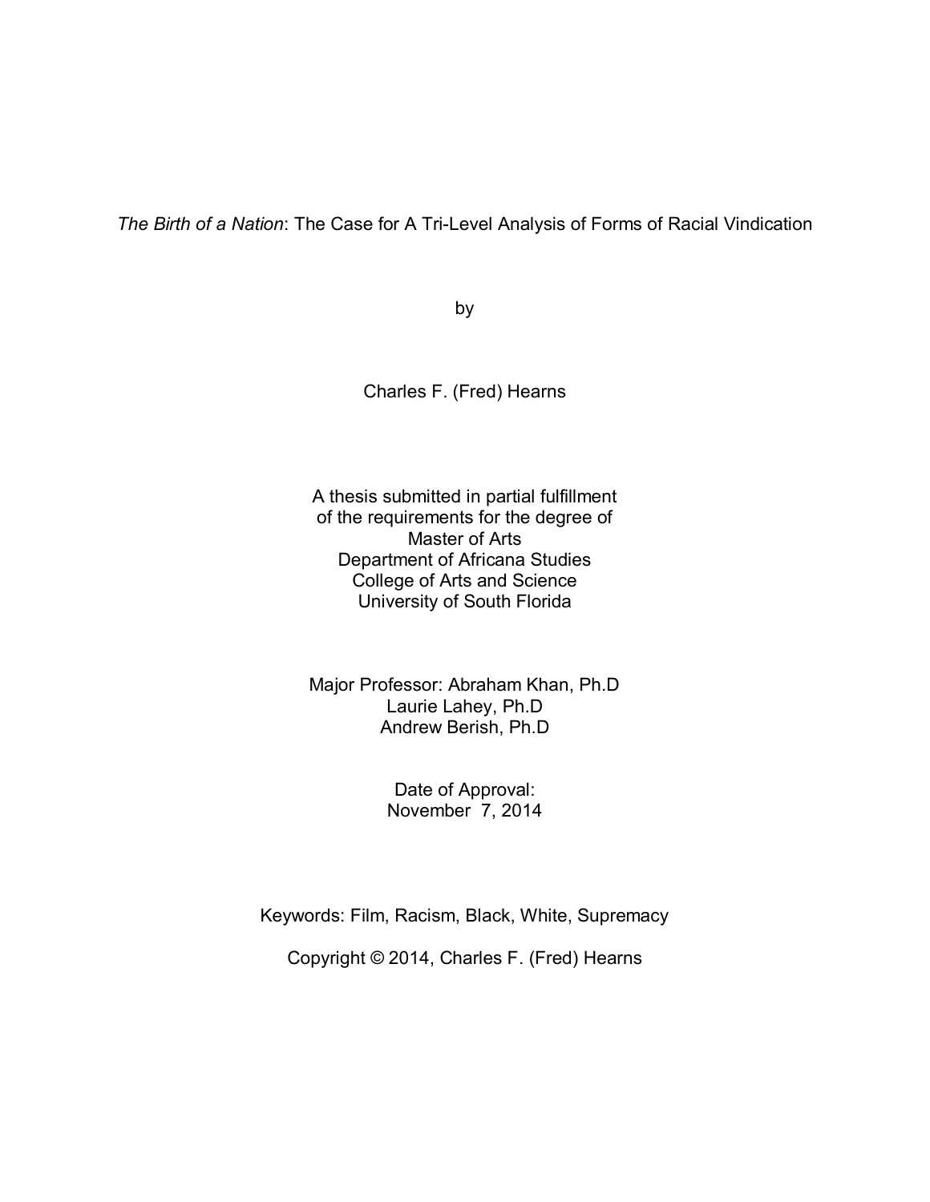*The Birth of a Nation*: The Case for A Tri-Level Analysis of Forms of Racial Vindication

by

Charles F. (Fred) Hearns

A thesis submitted in partial fulfillment
of the requirements for the degree of
Master of Arts
Department of Africana Studies
College of Arts and Science
University of South Florida

Major Professor: Abraham Khan, Ph.D
Laurie Lahey, Ph.D
Andrew Berish, Ph.D

Date of Approval:
November 7, 2014

Keywords: Film, Racism, Black, White, Supremacy

Copyright © 2014, Charles F. (Fred) Hearns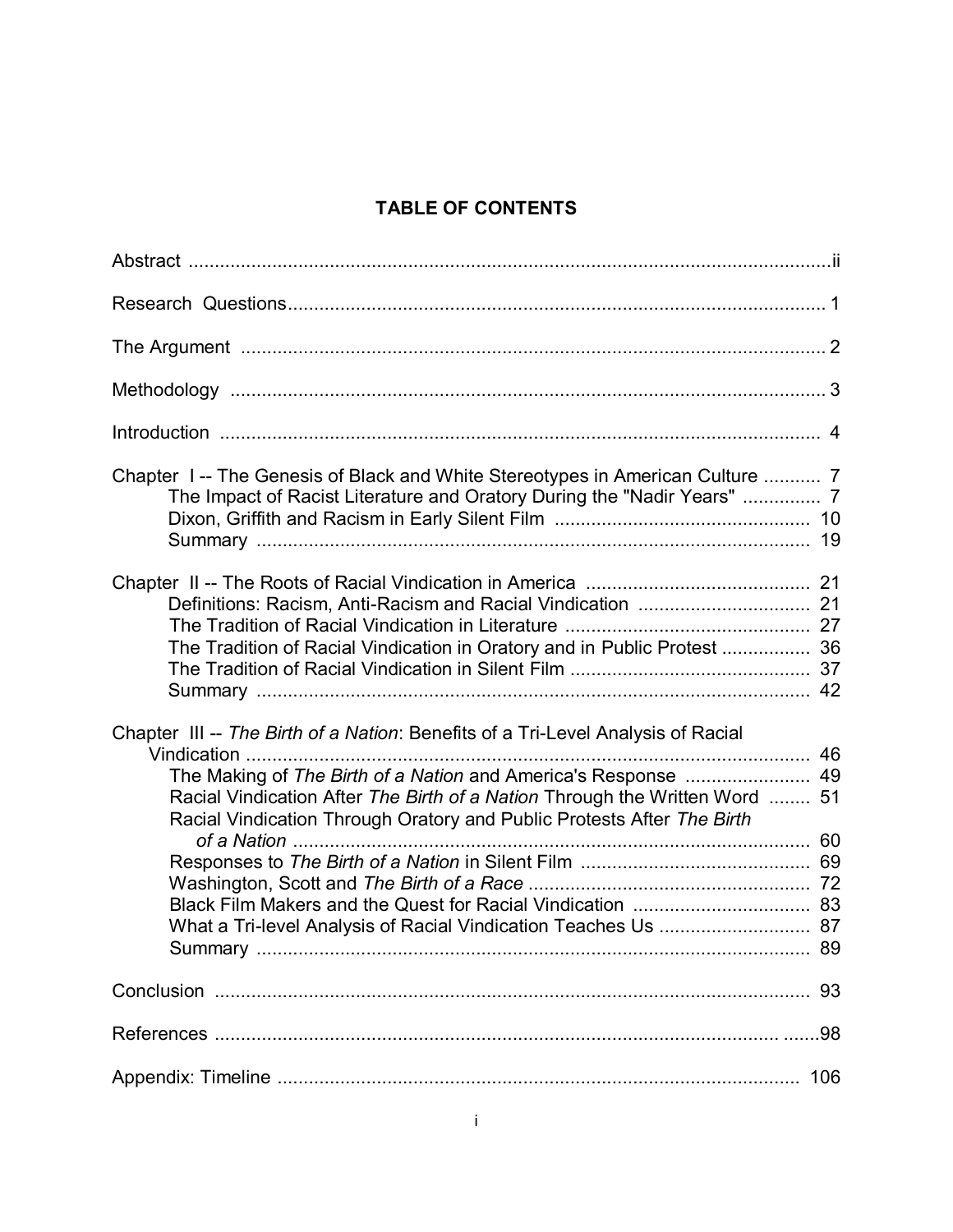## TABLE OF CONTENTS

Abstract .......... ii

Research Questions .......... 1

The Argument .......... 2

Methodology .......... 3

Introduction .......... 4

Chapter I -- The Genesis of Black and White Stereotypes in American Culture .......... 7
- The Impact of Racist Literature and Oratory During the "Nadir Years" .......... 7
- Dixon, Griffith and Racism in Early Silent Film .......... 10
- Summary .......... 19

Chapter II -- The Roots of Racial Vindication in America .......... 21
- Definitions: Racism, Anti-Racism and Racial Vindication .......... 21
- The Tradition of Racial Vindication in Literature .......... 27
- The Tradition of Racial Vindication in Oratory and in Public Protest .......... 36
- The Tradition of Racial Vindication in Silent Film .......... 37
- Summary .......... 42

Chapter III -- *The Birth of a Nation*: Benefits of a Tri-Level Analysis of Racial Vindication .......... 46
- The Making of *The Birth of a Nation* and America's Response .......... 49
- Racial Vindication After *The Birth of a Nation* Through the Written Word .......... 51
- Racial Vindication Through Oratory and Public Protests After *The Birth of a Nation* .......... 60
- Responses to *The Birth of a Nation* in Silent Film .......... 69
- Washington, Scott and *The Birth of a Race* .......... 72
- Black Film Makers and the Quest for Racial Vindication .......... 83
- What a Tri-level Analysis of Racial Vindication Teaches Us .......... 87
- Summary .......... 89

Conclusion .......... 93

References .......... 98

Appendix: Timeline .......... 106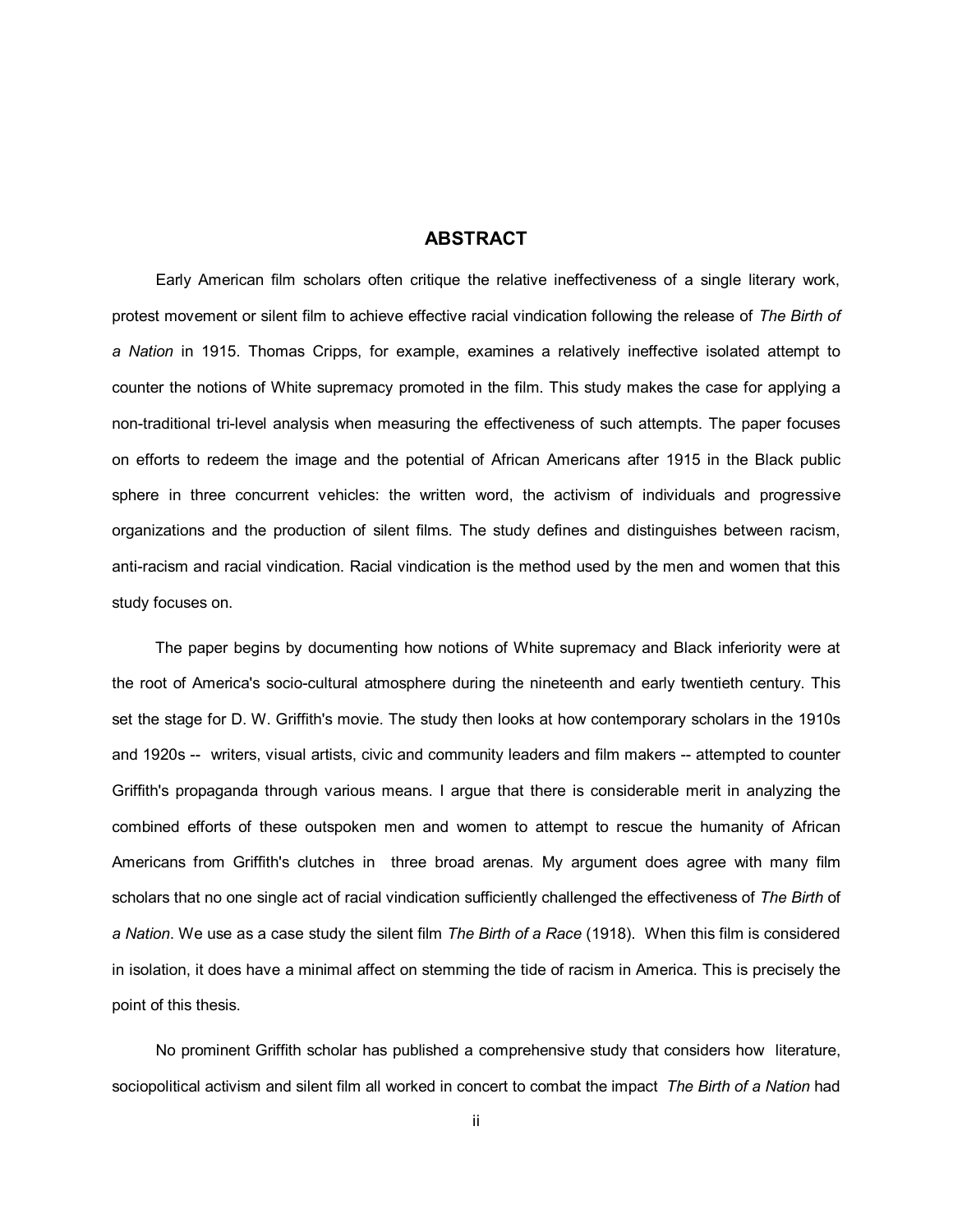## ABSTRACT

Early American film scholars often critique the relative ineffectiveness of a single literary work, protest movement or silent film to achieve effective racial vindication following the release of *The Birth of a Nation* in 1915. Thomas Cripps, for example, examines a relatively ineffective isolated attempt to counter the notions of White supremacy promoted in the film. This study makes the case for applying a non-traditional tri-level analysis when measuring the effectiveness of such attempts. The paper focuses on efforts to redeem the image and the potential of African Americans after 1915 in the Black public sphere in three concurrent vehicles: the written word, the activism of individuals and progressive organizations and the production of silent films. The study defines and distinguishes between racism, anti-racism and racial vindication. Racial vindication is the method used by the men and women that this study focuses on.

The paper begins by documenting how notions of White supremacy and Black inferiority were at the root of America's socio-cultural atmosphere during the nineteenth and early twentieth century. This set the stage for D. W. Griffith's movie. The study then looks at how contemporary scholars in the 1910s and 1920s -- writers, visual artists, civic and community leaders and film makers -- attempted to counter Griffith's propaganda through various means. I argue that there is considerable merit in analyzing the combined efforts of these outspoken men and women to attempt to rescue the humanity of African Americans from Griffith's clutches in three broad arenas. My argument does agree with many film scholars that no one single act of racial vindication sufficiently challenged the effectiveness of *The Birth of a Nation*. We use as a case study the silent film *The Birth of a Race* (1918). When this film is considered in isolation, it does have a minimal affect on stemming the tide of racism in America. This is precisely the point of this thesis.

No prominent Griffith scholar has published a comprehensive study that considers how literature, sociopolitical activism and silent film all worked in concert to combat the impact *The Birth of a Nation* had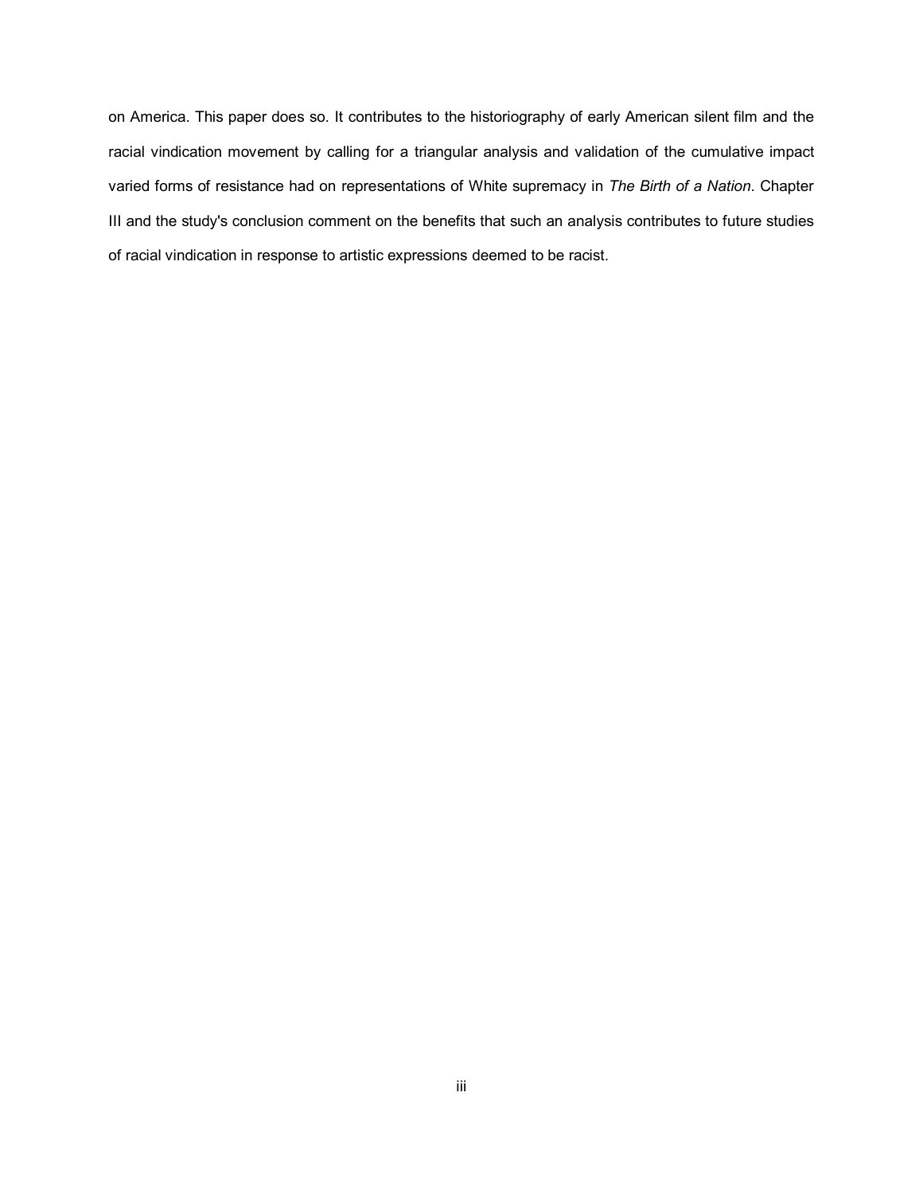on America. This paper does so. It contributes to the historiography of early American silent film and the racial vindication movement by calling for a triangular analysis and validation of the cumulative impact varied forms of resistance had on representations of White supremacy in *The Birth of a Nation*. Chapter III and the study's conclusion comment on the benefits that such an analysis contributes to future studies of racial vindication in response to artistic expressions deemed to be racist.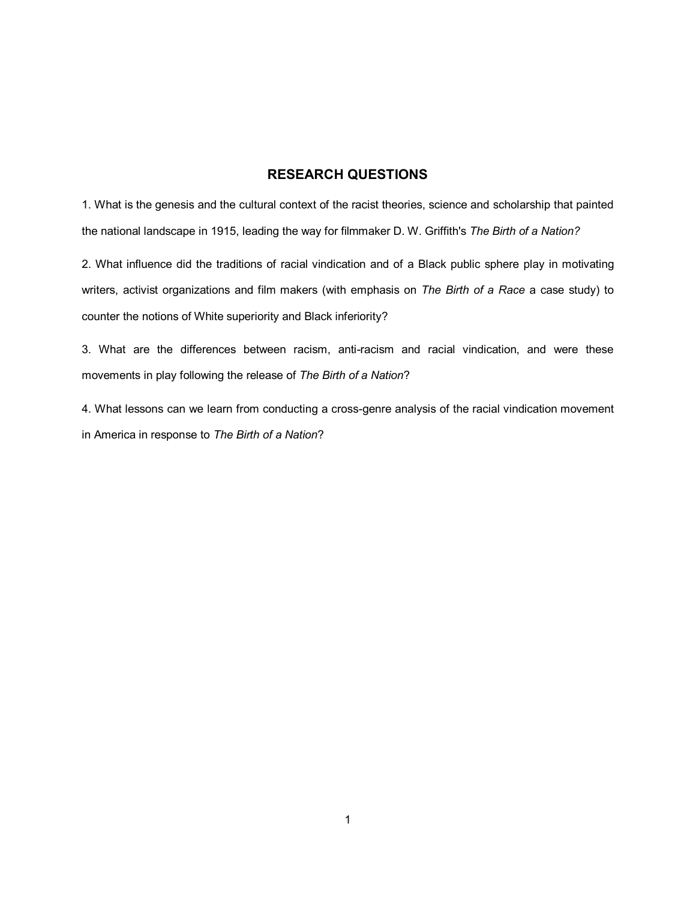## RESEARCH QUESTIONS

1. What is the genesis and the cultural context of the racist theories, science and scholarship that painted the national landscape in 1915, leading the way for filmmaker D. W. Griffith's *The Birth of a Nation?*

2. What influence did the traditions of racial vindication and of a Black public sphere play in motivating writers, activist organizations and film makers (with emphasis on *The Birth of a Race* a case study) to counter the notions of White superiority and Black inferiority?

3. What are the differences between racism, anti-racism and racial vindication, and were these movements in play following the release of *The Birth of a Nation*?

4. What lessons can we learn from conducting a cross-genre analysis of the racial vindication movement in America in response to *The Birth of a Nation*?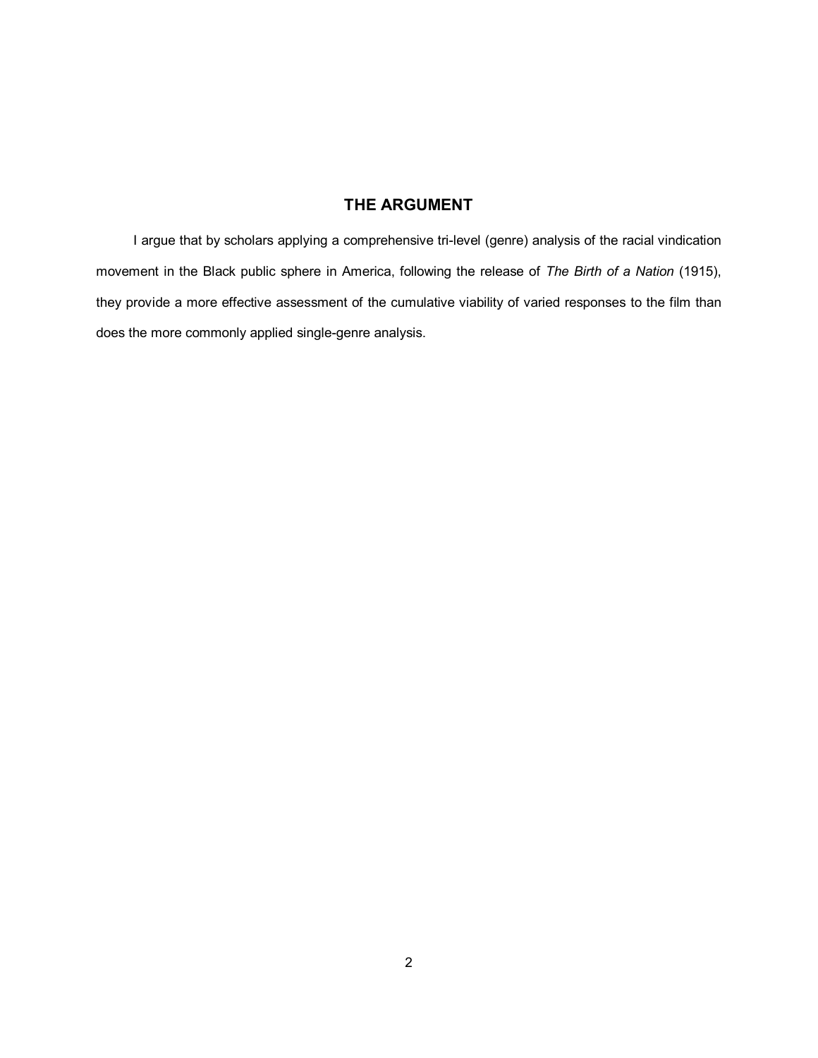## THE ARGUMENT

I argue that by scholars applying a comprehensive tri-level (genre) analysis of the racial vindication movement in the Black public sphere in America, following the release of *The Birth of a Nation* (1915), they provide a more effective assessment of the cumulative viability of varied responses to the film than does the more commonly applied single-genre analysis.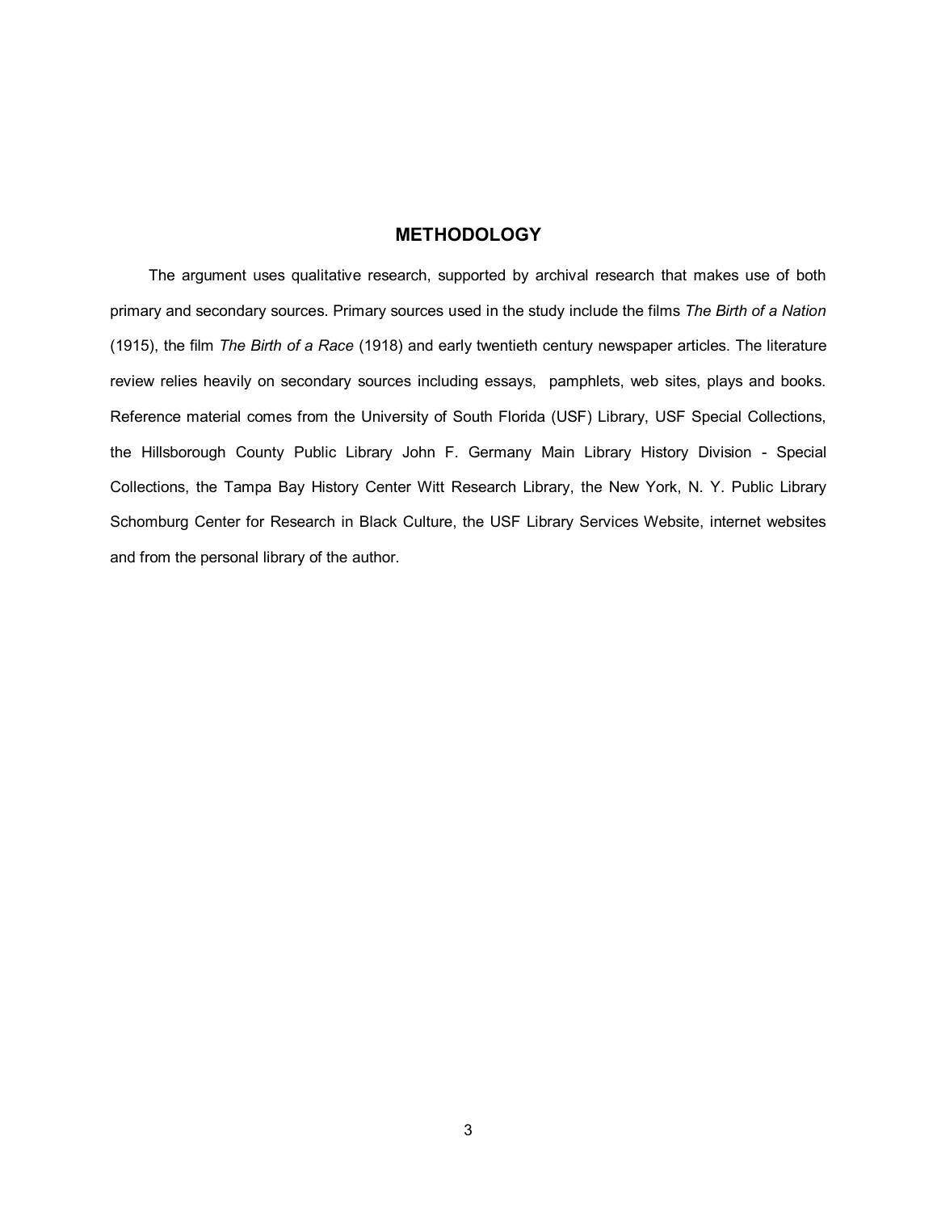# METHODOLOGY

The argument uses qualitative research, supported by archival research that makes use of both primary and secondary sources. Primary sources used in the study include the films *The Birth of a Nation* (1915), the film *The Birth of a Race* (1918) and early twentieth century newspaper articles. The literature review relies heavily on secondary sources including essays, pamphlets, web sites, plays and books. Reference material comes from the University of South Florida (USF) Library, USF Special Collections, the Hillsborough County Public Library John F. Germany Main Library History Division - Special Collections, the Tampa Bay History Center Witt Research Library, the New York, N. Y. Public Library Schomburg Center for Research in Black Culture, the USF Library Services Website, internet websites and from the personal library of the author.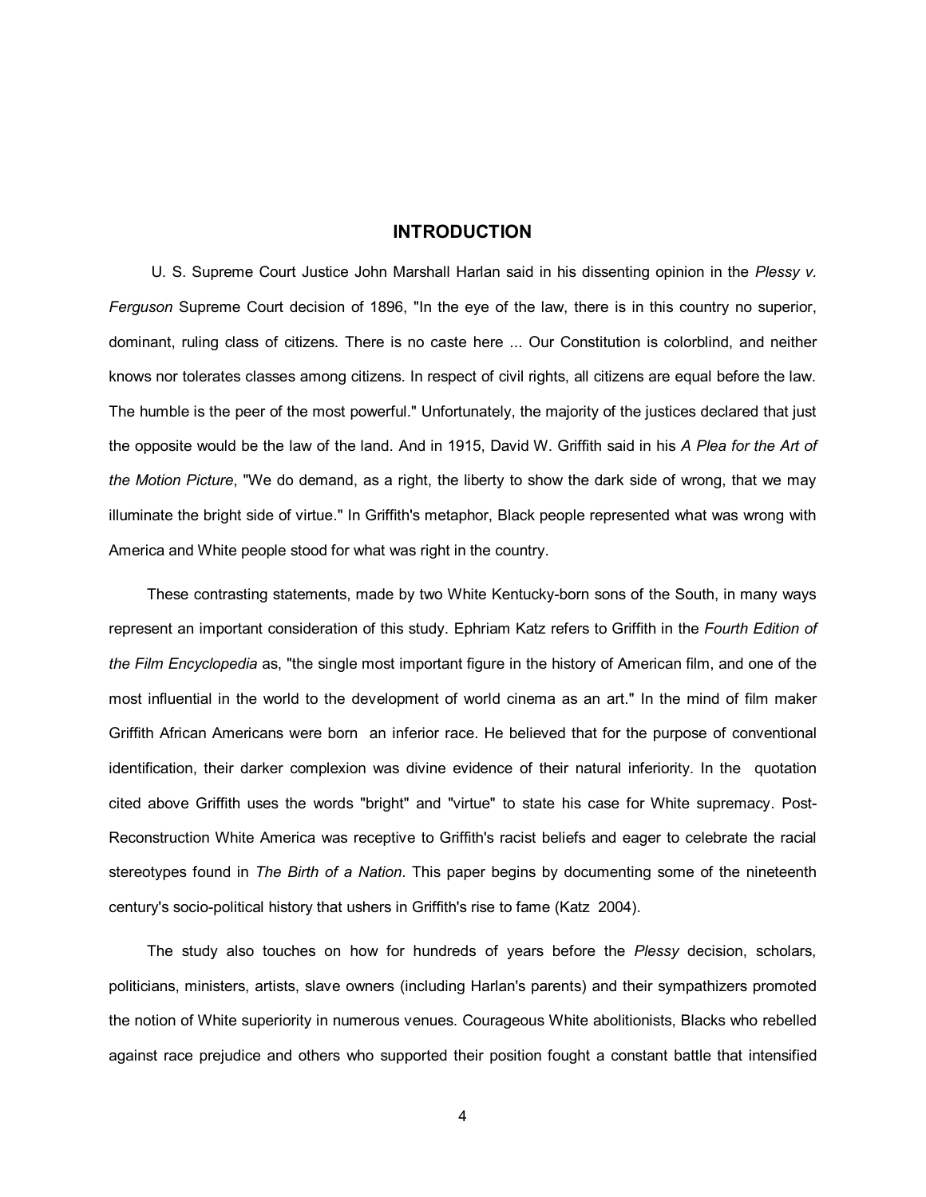# INTRODUCTION

U. S. Supreme Court Justice John Marshall Harlan said in his dissenting opinion in the *Plessy v. Ferguson* Supreme Court decision of 1896, "In the eye of the law, there is in this country no superior, dominant, ruling class of citizens. There is no caste here ... Our Constitution is colorblind, and neither knows nor tolerates classes among citizens. In respect of civil rights, all citizens are equal before the law. The humble is the peer of the most powerful." Unfortunately, the majority of the justices declared that just the opposite would be the law of the land. And in 1915, David W. Griffith said in his *A Plea for the Art of the Motion Picture*, "We do demand, as a right, the liberty to show the dark side of wrong, that we may illuminate the bright side of virtue." In Griffith's metaphor, Black people represented what was wrong with America and White people stood for what was right in the country.

These contrasting statements, made by two White Kentucky-born sons of the South, in many ways represent an important consideration of this study. Ephriam Katz refers to Griffith in the *Fourth Edition of the Film Encyclopedia* as, "the single most important figure in the history of American film, and one of the most influential in the world to the development of world cinema as an art." In the mind of film maker Griffith African Americans were born an inferior race. He believed that for the purpose of conventional identification, their darker complexion was divine evidence of their natural inferiority. In the quotation cited above Griffith uses the words "bright" and "virtue" to state his case for White supremacy. Post-Reconstruction White America was receptive to Griffith's racist beliefs and eager to celebrate the racial stereotypes found in *The Birth of a Nation*. This paper begins by documenting some of the nineteenth century's socio-political history that ushers in Griffith's rise to fame (Katz 2004).

The study also touches on how for hundreds of years before the *Plessy* decision, scholars, politicians, ministers, artists, slave owners (including Harlan's parents) and their sympathizers promoted the notion of White superiority in numerous venues. Courageous White abolitionists, Blacks who rebelled against race prejudice and others who supported their position fought a constant battle that intensified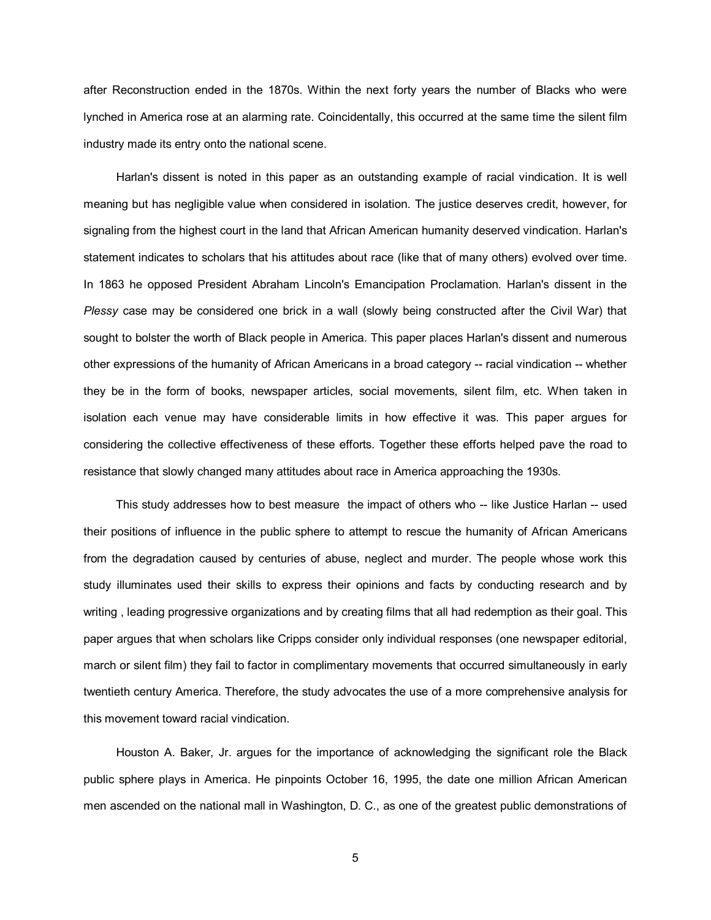after Reconstruction ended in the 1870s. Within the next forty years the number of Blacks who were lynched in America rose at an alarming rate. Coincidentally, this occurred at the same time the silent film industry made its entry onto the national scene.

Harlan's dissent is noted in this paper as an outstanding example of racial vindication. It is well meaning but has negligible value when considered in isolation. The justice deserves credit, however, for signaling from the highest court in the land that African American humanity deserved vindication. Harlan's statement indicates to scholars that his attitudes about race (like that of many others) evolved over time. In 1863 he opposed President Abraham Lincoln's Emancipation Proclamation. Harlan's dissent in the *Plessy* case may be considered one brick in a wall (slowly being constructed after the Civil War) that sought to bolster the worth of Black people in America. This paper places Harlan's dissent and numerous other expressions of the humanity of African Americans in a broad category -- racial vindication -- whether they be in the form of books, newspaper articles, social movements, silent film, etc. When taken in isolation each venue may have considerable limits in how effective it was. This paper argues for considering the collective effectiveness of these efforts. Together these efforts helped pave the road to resistance that slowly changed many attitudes about race in America approaching the 1930s.

This study addresses how to best measure the impact of others who -- like Justice Harlan -- used their positions of influence in the public sphere to attempt to rescue the humanity of African Americans from the degradation caused by centuries of abuse, neglect and murder. The people whose work this study illuminates used their skills to express their opinions and facts by conducting research and by writing , leading progressive organizations and by creating films that all had redemption as their goal. This paper argues that when scholars like Cripps consider only individual responses (one newspaper editorial, march or silent film) they fail to factor in complimentary movements that occurred simultaneously in early twentieth century America. Therefore, the study advocates the use of a more comprehensive analysis for this movement toward racial vindication.

Houston A. Baker, Jr. argues for the importance of acknowledging the significant role the Black public sphere plays in America. He pinpoints October 16, 1995, the date one million African American men ascended on the national mall in Washington, D. C., as one of the greatest public demonstrations of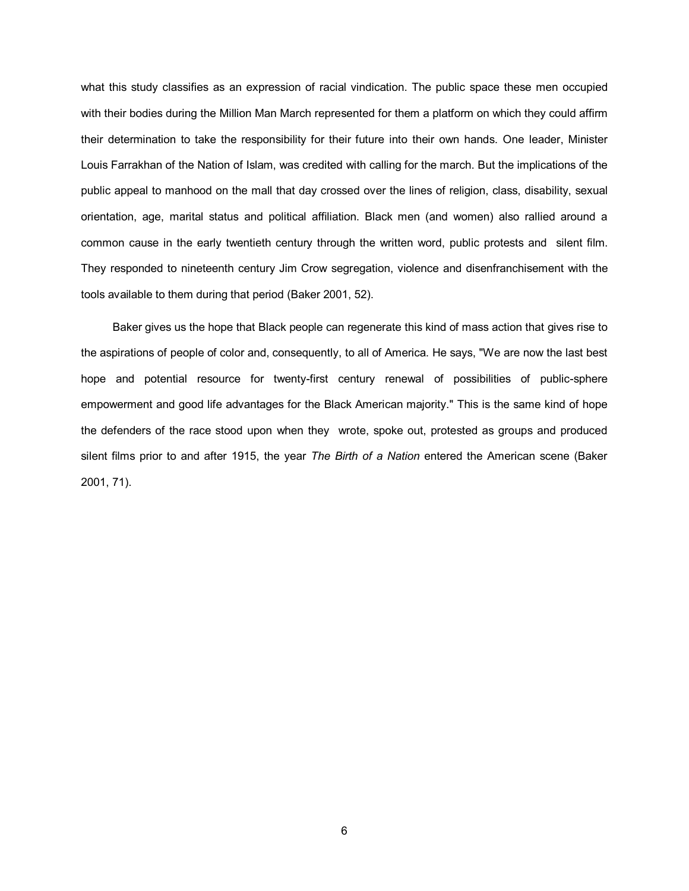what this study classifies as an expression of racial vindication. The public space these men occupied with their bodies during the Million Man March represented for them a platform on which they could affirm their determination to take the responsibility for their future into their own hands. One leader, Minister Louis Farrakhan of the Nation of Islam, was credited with calling for the march. But the implications of the public appeal to manhood on the mall that day crossed over the lines of religion, class, disability, sexual orientation, age, marital status and political affiliation. Black men (and women) also rallied around a common cause in the early twentieth century through the written word, public protests and silent film. They responded to nineteenth century Jim Crow segregation, violence and disenfranchisement with the tools available to them during that period (Baker 2001, 52).

Baker gives us the hope that Black people can regenerate this kind of mass action that gives rise to the aspirations of people of color and, consequently, to all of America. He says, "We are now the last best hope and potential resource for twenty-first century renewal of possibilities of public-sphere empowerment and good life advantages for the Black American majority." This is the same kind of hope the defenders of the race stood upon when they wrote, spoke out, protested as groups and produced silent films prior to and after 1915, the year *The Birth of a Nation* entered the American scene (Baker 2001, 71).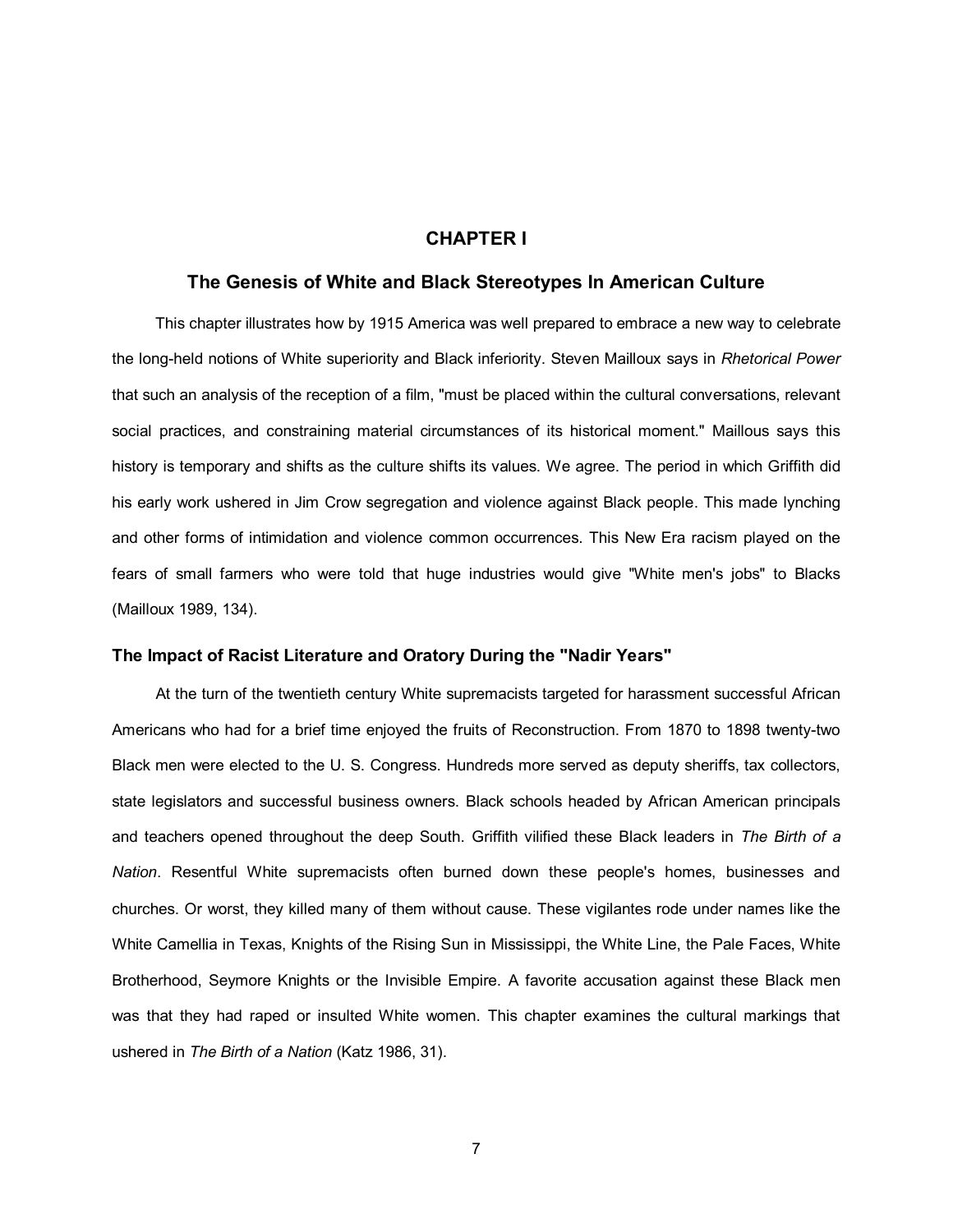# CHAPTER I

## The Genesis of White and Black Stereotypes In American Culture

This chapter illustrates how by 1915 America was well prepared to embrace a new way to celebrate the long-held notions of White superiority and Black inferiority. Steven Mailloux says in *Rhetorical Power* that such an analysis of the reception of a film, "must be placed within the cultural conversations, relevant social practices, and constraining material circumstances of its historical moment." Maillous says this history is temporary and shifts as the culture shifts its values. We agree. The period in which Griffith did his early work ushered in Jim Crow segregation and violence against Black people. This made lynching and other forms of intimidation and violence common occurrences. This New Era racism played on the fears of small farmers who were told that huge industries would give "White men's jobs" to Blacks (Mailloux 1989, 134).

### The Impact of Racist Literature and Oratory During the "Nadir Years"

At the turn of the twentieth century White supremacists targeted for harassment successful African Americans who had for a brief time enjoyed the fruits of Reconstruction. From 1870 to 1898 twenty-two Black men were elected to the U. S. Congress. Hundreds more served as deputy sheriffs, tax collectors, state legislators and successful business owners. Black schools headed by African American principals and teachers opened throughout the deep South. Griffith vilified these Black leaders in *The Birth of a Nation*. Resentful White supremacists often burned down these people's homes, businesses and churches. Or worst, they killed many of them without cause. These vigilantes rode under names like the White Camellia in Texas, Knights of the Rising Sun in Mississippi, the White Line, the Pale Faces, White Brotherhood, Seymore Knights or the Invisible Empire. A favorite accusation against these Black men was that they had raped or insulted White women. This chapter examines the cultural markings that ushered in *The Birth of a Nation* (Katz 1986, 31).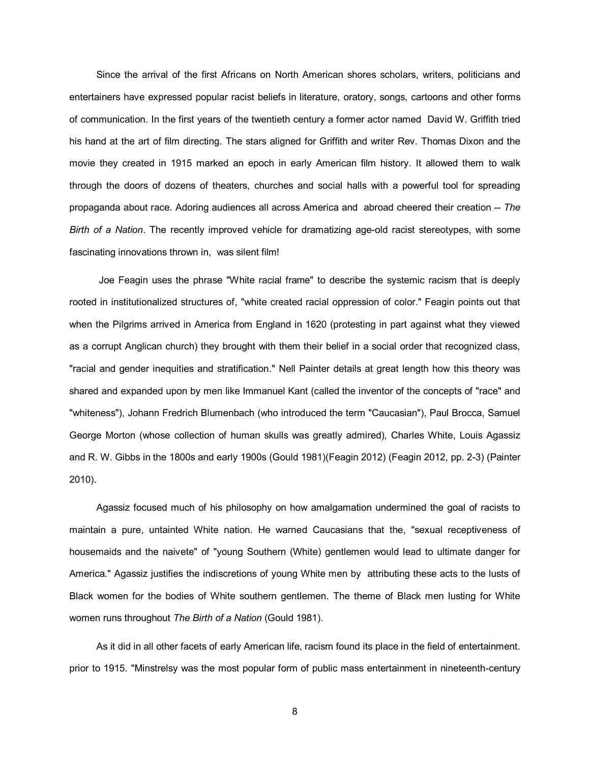Since the arrival of the first Africans on North American shores scholars, writers, politicians and entertainers have expressed popular racist beliefs in literature, oratory, songs, cartoons and other forms of communication. In the first years of the twentieth century a former actor named David W. Griffith tried his hand at the art of film directing. The stars aligned for Griffith and writer Rev. Thomas Dixon and the movie they created in 1915 marked an epoch in early American film history. It allowed them to walk through the doors of dozens of theaters, churches and social halls with a powerful tool for spreading propaganda about race. Adoring audiences all across America and abroad cheered their creation -- *The Birth of a Nation*. The recently improved vehicle for dramatizing age-old racist stereotypes, with some fascinating innovations thrown in, was silent film!

Joe Feagin uses the phrase "White racial frame" to describe the systemic racism that is deeply rooted in institutionalized structures of, "white created racial oppression of color." Feagin points out that when the Pilgrims arrived in America from England in 1620 (protesting in part against what they viewed as a corrupt Anglican church) they brought with them their belief in a social order that recognized class, "racial and gender inequities and stratification." Nell Painter details at great length how this theory was shared and expanded upon by men like Immanuel Kant (called the inventor of the concepts of "race" and "whiteness"), Johann Fredrich Blumenbach (who introduced the term "Caucasian"), Paul Brocca, Samuel George Morton (whose collection of human skulls was greatly admired), Charles White, Louis Agassiz and R. W. Gibbs in the 1800s and early 1900s (Gould 1981)(Feagin 2012) (Feagin 2012, pp. 2-3) (Painter 2010).

Agassiz focused much of his philosophy on how amalgamation undermined the goal of racists to maintain a pure, untainted White nation. He warned Caucasians that the, "sexual receptiveness of housemaids and the naivete" of "young Southern (White) gentlemen would lead to ultimate danger for America." Agassiz justifies the indiscretions of young White men by attributing these acts to the lusts of Black women for the bodies of White southern gentlemen. The theme of Black men lusting for White women runs throughout *The Birth of a Nation* (Gould 1981).

As it did in all other facets of early American life, racism found its place in the field of entertainment. prior to 1915. "Minstrelsy was the most popular form of public mass entertainment in nineteenth-century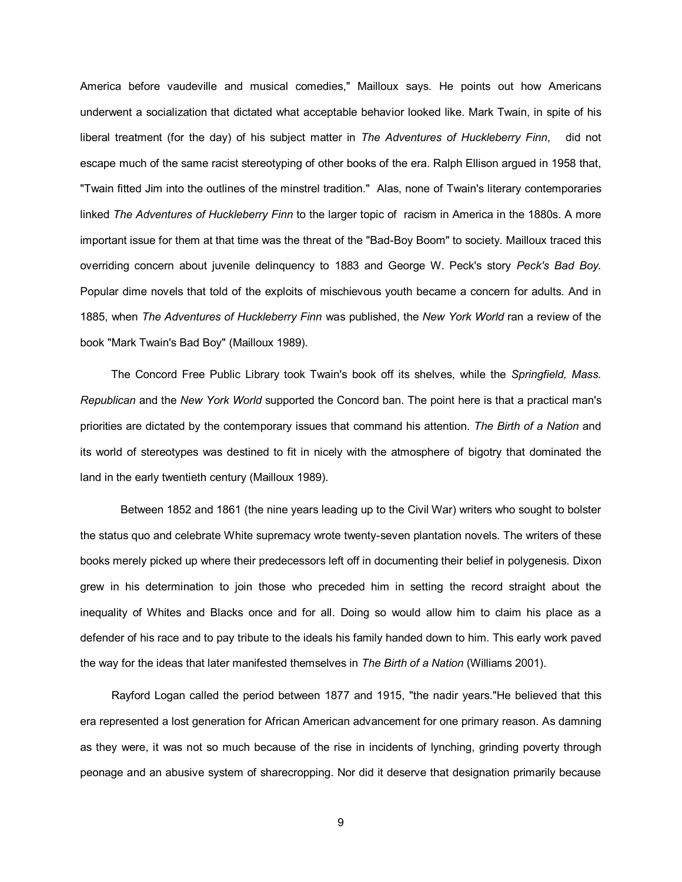America before vaudeville and musical comedies," Mailloux says. He points out how Americans underwent a socialization that dictated what acceptable behavior looked like. Mark Twain, in spite of his liberal treatment (for the day) of his subject matter in *The Adventures of Huckleberry Finn*, did not escape much of the same racist stereotyping of other books of the era. Ralph Ellison argued in 1958 that, "Twain fitted Jim into the outlines of the minstrel tradition." Alas, none of Twain's literary contemporaries linked *The Adventures of Huckleberry Finn* to the larger topic of racism in America in the 1880s. A more important issue for them at that time was the threat of the "Bad-Boy Boom" to society. Mailloux traced this overriding concern about juvenile delinquency to 1883 and George W. Peck's story *Peck's Bad Boy.* Popular dime novels that told of the exploits of mischievous youth became a concern for adults. And in 1885, when *The Adventures of Huckleberry Finn* was published, the *New York World* ran a review of the book "Mark Twain's Bad Boy" (Mailloux 1989).

The Concord Free Public Library took Twain's book off its shelves, while the *Springfield, Mass. Republican* and the *New York World* supported the Concord ban. The point here is that a practical man's priorities are dictated by the contemporary issues that command his attention. *The Birth of a Nation* and its world of stereotypes was destined to fit in nicely with the atmosphere of bigotry that dominated the land in the early twentieth century (Mailloux 1989).

Between 1852 and 1861 (the nine years leading up to the Civil War) writers who sought to bolster the status quo and celebrate White supremacy wrote twenty-seven plantation novels. The writers of these books merely picked up where their predecessors left off in documenting their belief in polygenesis. Dixon grew in his determination to join those who preceded him in setting the record straight about the inequality of Whites and Blacks once and for all. Doing so would allow him to claim his place as a defender of his race and to pay tribute to the ideals his family handed down to him. This early work paved the way for the ideas that later manifested themselves in *The Birth of a Nation* (Williams 2001).

Rayford Logan called the period between 1877 and 1915, "the nadir years."He believed that this era represented a lost generation for African American advancement for one primary reason. As damning as they were, it was not so much because of the rise in incidents of lynching, grinding poverty through peonage and an abusive system of sharecropping. Nor did it deserve that designation primarily because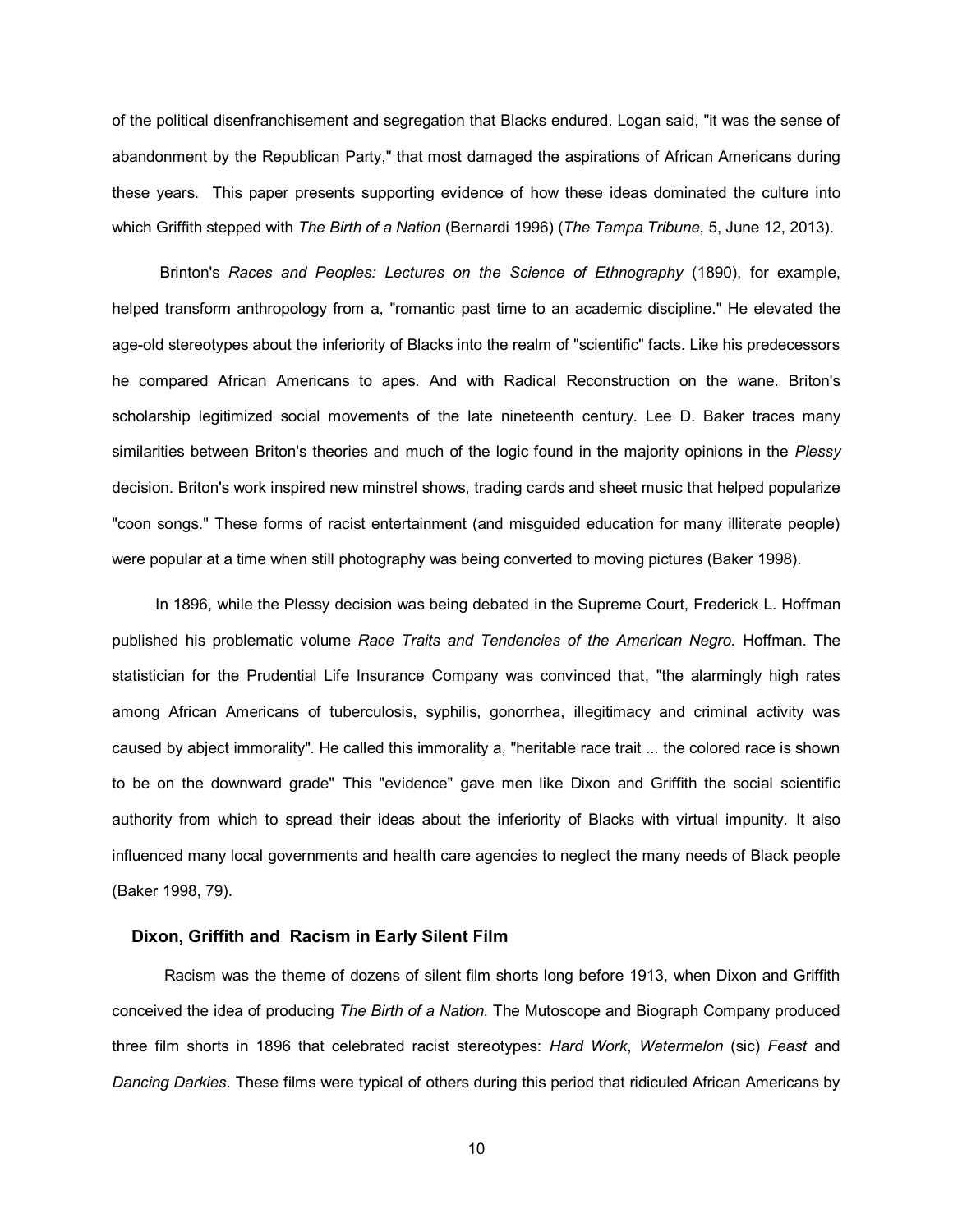of the political disenfranchisement and segregation that Blacks endured. Logan said, "it was the sense of abandonment by the Republican Party," that most damaged the aspirations of African Americans during these years. This paper presents supporting evidence of how these ideas dominated the culture into which Griffith stepped with *The Birth of a Nation* (Bernardi 1996) (*The Tampa Tribune*, 5, June 12, 2013).

Brinton's *Races and Peoples: Lectures on the Science of Ethnography* (1890), for example, helped transform anthropology from a, "romantic past time to an academic discipline." He elevated the age-old stereotypes about the inferiority of Blacks into the realm of "scientific" facts. Like his predecessors he compared African Americans to apes. And with Radical Reconstruction on the wane. Briton's scholarship legitimized social movements of the late nineteenth century. Lee D. Baker traces many similarities between Briton's theories and much of the logic found in the majority opinions in the *Plessy* decision. Briton's work inspired new minstrel shows, trading cards and sheet music that helped popularize "coon songs." These forms of racist entertainment (and misguided education for many illiterate people) were popular at a time when still photography was being converted to moving pictures (Baker 1998).

In 1896, while the Plessy decision was being debated in the Supreme Court, Frederick L. Hoffman published his problematic volume *Race Traits and Tendencies of the American Negro.* Hoffman. The statistician for the Prudential Life Insurance Company was convinced that, "the alarmingly high rates among African Americans of tuberculosis, syphilis, gonorrhea, illegitimacy and criminal activity was caused by abject immorality". He called this immorality a, "heritable race trait ... the colored race is shown to be on the downward grade" This "evidence" gave men like Dixon and Griffith the social scientific authority from which to spread their ideas about the inferiority of Blacks with virtual impunity. It also influenced many local governments and health care agencies to neglect the many needs of Black people (Baker 1998, 79).

## Dixon, Griffith and Racism in Early Silent Film

Racism was the theme of dozens of silent film shorts long before 1913, when Dixon and Griffith conceived the idea of producing *The Birth of a Nation.* The Mutoscope and Biograph Company produced three film shorts in 1896 that celebrated racist stereotypes: *Hard Work*, *Watermelon* (sic) *Feast* and *Dancing Darkies*. These films were typical of others during this period that ridiculed African Americans by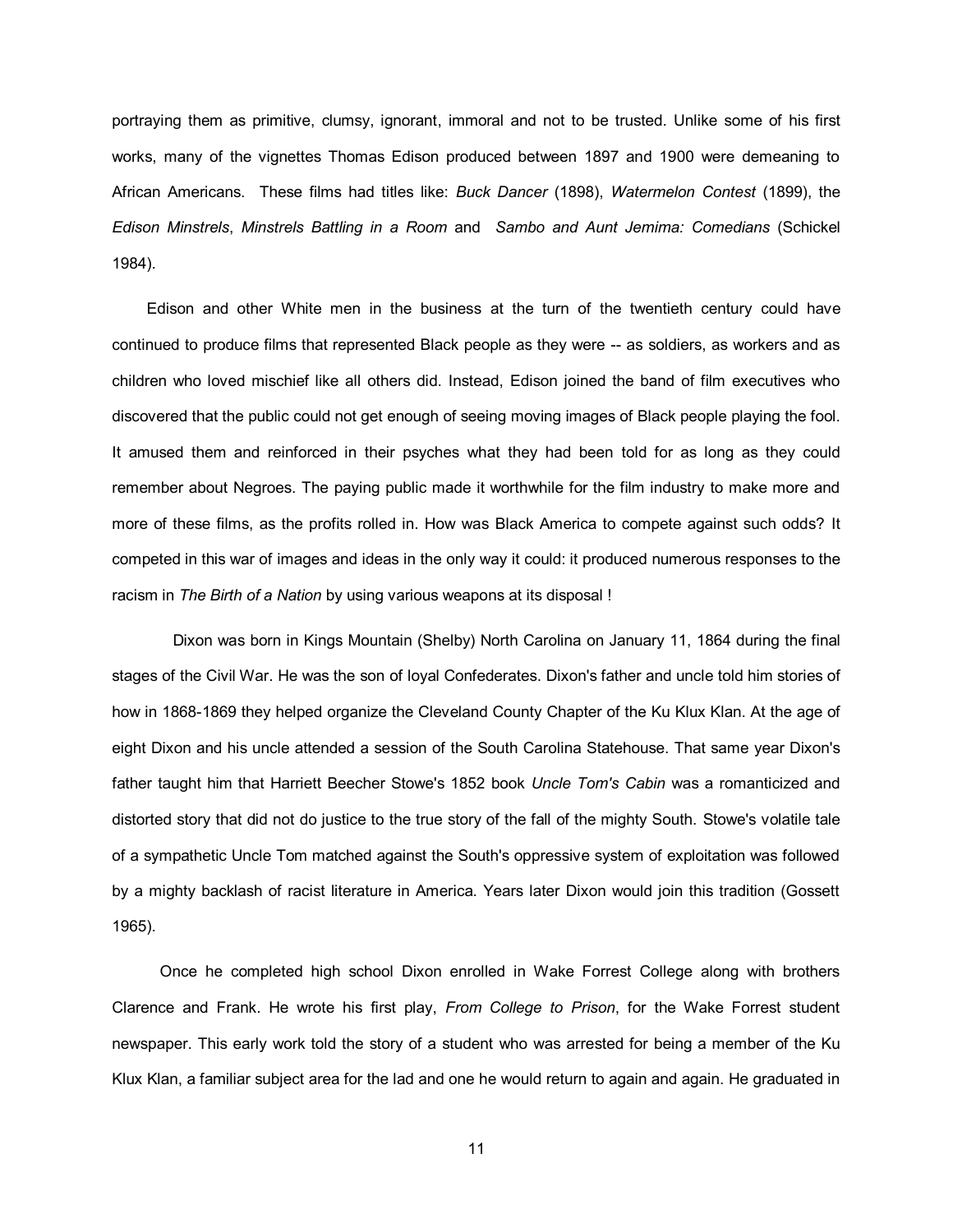portraying them as primitive, clumsy, ignorant, immoral and not to be trusted. Unlike some of his first works, many of the vignettes Thomas Edison produced between 1897 and 1900 were demeaning to African Americans. These films had titles like: *Buck Dancer* (1898), *Watermelon Contest* (1899), the *Edison Minstrels*, *Minstrels Battling in a Room* and *Sambo and Aunt Jemima: Comedians* (Schickel 1984).

Edison and other White men in the business at the turn of the twentieth century could have continued to produce films that represented Black people as they were -- as soldiers, as workers and as children who loved mischief like all others did. Instead, Edison joined the band of film executives who discovered that the public could not get enough of seeing moving images of Black people playing the fool. It amused them and reinforced in their psyches what they had been told for as long as they could remember about Negroes. The paying public made it worthwhile for the film industry to make more and more of these films, as the profits rolled in. How was Black America to compete against such odds? It competed in this war of images and ideas in the only way it could: it produced numerous responses to the racism in *The Birth of a Nation* by using various weapons at its disposal !

Dixon was born in Kings Mountain (Shelby) North Carolina on January 11, 1864 during the final stages of the Civil War. He was the son of loyal Confederates. Dixon's father and uncle told him stories of how in 1868-1869 they helped organize the Cleveland County Chapter of the Ku Klux Klan. At the age of eight Dixon and his uncle attended a session of the South Carolina Statehouse. That same year Dixon's father taught him that Harriett Beecher Stowe's 1852 book *Uncle Tom's Cabin* was a romanticized and distorted story that did not do justice to the true story of the fall of the mighty South. Stowe's volatile tale of a sympathetic Uncle Tom matched against the South's oppressive system of exploitation was followed by a mighty backlash of racist literature in America. Years later Dixon would join this tradition (Gossett 1965).

Once he completed high school Dixon enrolled in Wake Forrest College along with brothers Clarence and Frank. He wrote his first play, *From College to Prison*, for the Wake Forrest student newspaper. This early work told the story of a student who was arrested for being a member of the Ku Klux Klan, a familiar subject area for the lad and one he would return to again and again. He graduated in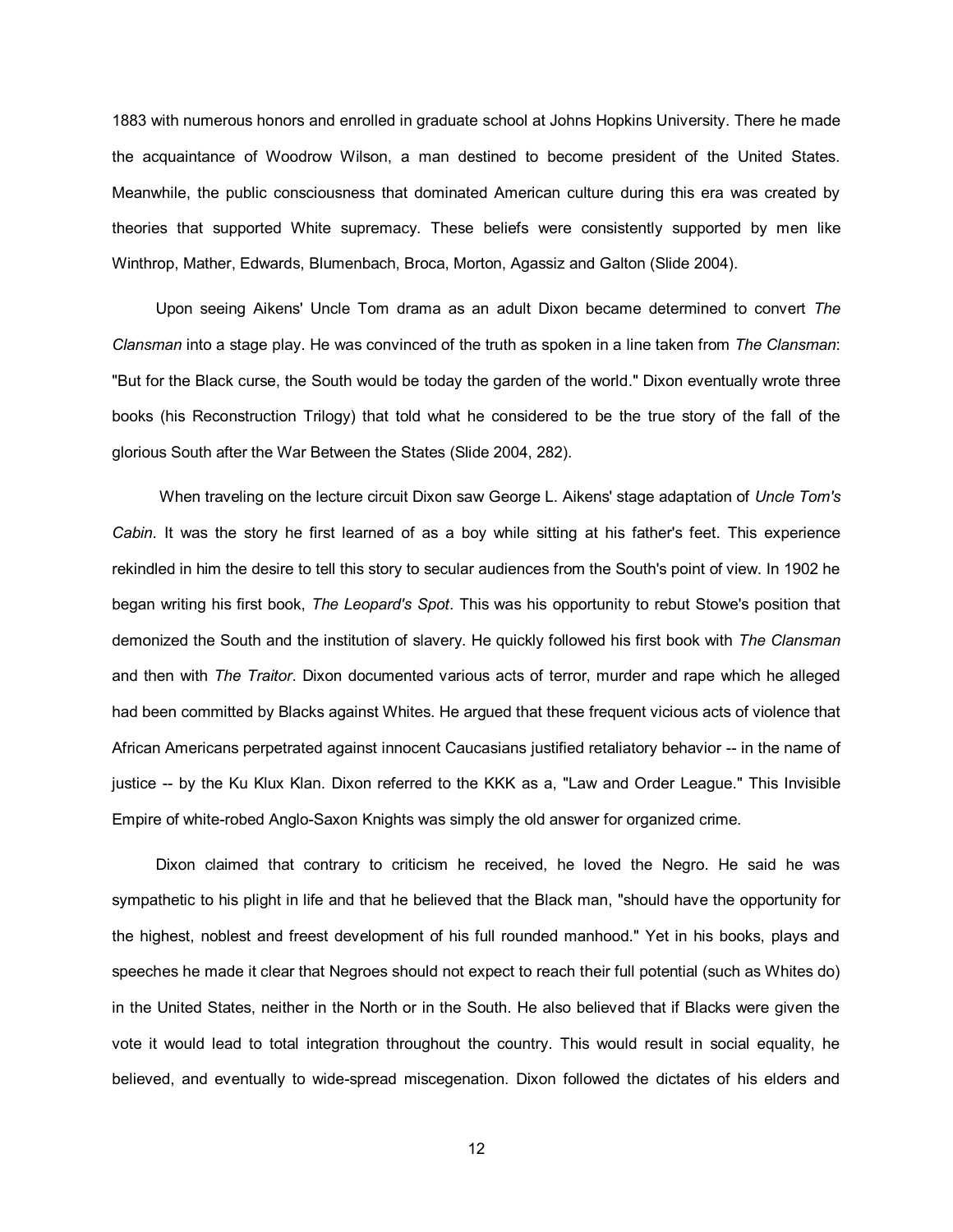1883 with numerous honors and enrolled in graduate school at Johns Hopkins University. There he made the acquaintance of Woodrow Wilson, a man destined to become president of the United States. Meanwhile, the public consciousness that dominated American culture during this era was created by theories that supported White supremacy. These beliefs were consistently supported by men like Winthrop, Mather, Edwards, Blumenbach, Broca, Morton, Agassiz and Galton (Slide 2004).

Upon seeing Aikens' Uncle Tom drama as an adult Dixon became determined to convert *The Clansman* into a stage play. He was convinced of the truth as spoken in a line taken from *The Clansman*: "But for the Black curse, the South would be today the garden of the world." Dixon eventually wrote three books (his Reconstruction Trilogy) that told what he considered to be the true story of the fall of the glorious South after the War Between the States (Slide 2004, 282).

When traveling on the lecture circuit Dixon saw George L. Aikens' stage adaptation of *Uncle Tom's Cabin*. It was the story he first learned of as a boy while sitting at his father's feet. This experience rekindled in him the desire to tell this story to secular audiences from the South's point of view. In 1902 he began writing his first book, *The Leopard's Spot*. This was his opportunity to rebut Stowe's position that demonized the South and the institution of slavery. He quickly followed his first book with *The Clansman* and then with *The Traitor*. Dixon documented various acts of terror, murder and rape which he alleged had been committed by Blacks against Whites. He argued that these frequent vicious acts of violence that African Americans perpetrated against innocent Caucasians justified retaliatory behavior -- in the name of justice -- by the Ku Klux Klan. Dixon referred to the KKK as a, "Law and Order League." This Invisible Empire of white-robed Anglo-Saxon Knights was simply the old answer for organized crime.

Dixon claimed that contrary to criticism he received, he loved the Negro. He said he was sympathetic to his plight in life and that he believed that the Black man, "should have the opportunity for the highest, noblest and freest development of his full rounded manhood." Yet in his books, plays and speeches he made it clear that Negroes should not expect to reach their full potential (such as Whites do) in the United States, neither in the North or in the South. He also believed that if Blacks were given the vote it would lead to total integration throughout the country. This would result in social equality, he believed, and eventually to wide-spread miscegenation. Dixon followed the dictates of his elders and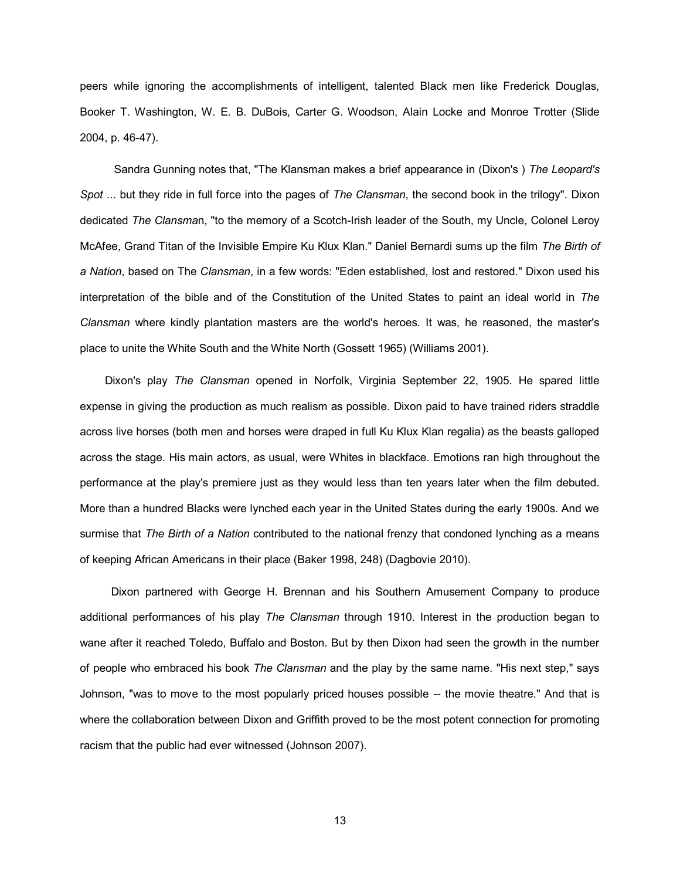peers while ignoring the accomplishments of intelligent, talented Black men like Frederick Douglas, Booker T. Washington, W. E. B. DuBois, Carter G. Woodson, Alain Locke and Monroe Trotter (Slide 2004, p. 46-47).

Sandra Gunning notes that, "The Klansman makes a brief appearance in (Dixon's ) *The Leopard's Spot* ... but they ride in full force into the pages of *The Clansman*, the second book in the trilogy". Dixon dedicated *The Clansma*n, "to the memory of a Scotch-Irish leader of the South, my Uncle, Colonel Leroy McAfee, Grand Titan of the Invisible Empire Ku Klux Klan." Daniel Bernardi sums up the film *The Birth of a Nation*, based on The *Clansman*, in a few words: "Eden established, lost and restored." Dixon used his interpretation of the bible and of the Constitution of the United States to paint an ideal world in *The Clansman* where kindly plantation masters are the world's heroes. It was, he reasoned, the master's place to unite the White South and the White North (Gossett 1965) (Williams 2001).

Dixon's play *The Clansman* opened in Norfolk, Virginia September 22, 1905. He spared little expense in giving the production as much realism as possible. Dixon paid to have trained riders straddle across live horses (both men and horses were draped in full Ku Klux Klan regalia) as the beasts galloped across the stage. His main actors, as usual, were Whites in blackface. Emotions ran high throughout the performance at the play's premiere just as they would less than ten years later when the film debuted. More than a hundred Blacks were lynched each year in the United States during the early 1900s. And we surmise that *The Birth of a Nation* contributed to the national frenzy that condoned lynching as a means of keeping African Americans in their place (Baker 1998, 248) (Dagbovie 2010).

Dixon partnered with George H. Brennan and his Southern Amusement Company to produce additional performances of his play *The Clansman* through 1910. Interest in the production began to wane after it reached Toledo, Buffalo and Boston. But by then Dixon had seen the growth in the number of people who embraced his book *The Clansman* and the play by the same name. "His next step," says Johnson, "was to move to the most popularly priced houses possible -- the movie theatre." And that is where the collaboration between Dixon and Griffith proved to be the most potent connection for promoting racism that the public had ever witnessed (Johnson 2007).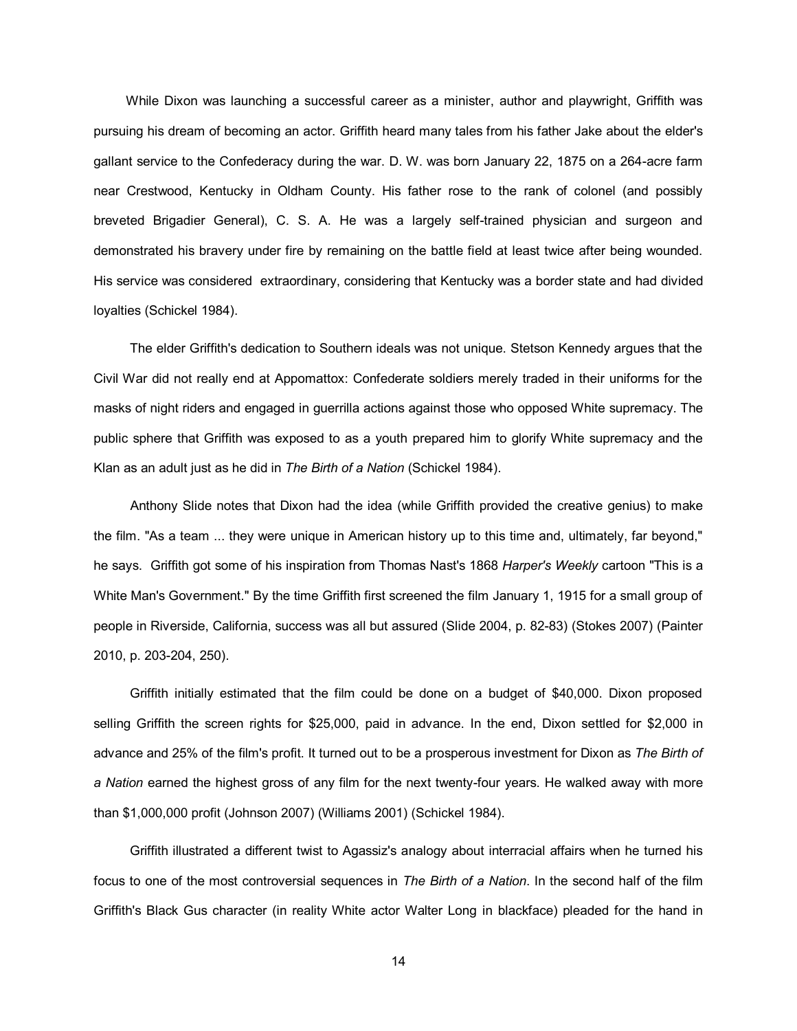While Dixon was launching a successful career as a minister, author and playwright, Griffith was pursuing his dream of becoming an actor. Griffith heard many tales from his father Jake about the elder's gallant service to the Confederacy during the war. D. W. was born January 22, 1875 on a 264-acre farm near Crestwood, Kentucky in Oldham County. His father rose to the rank of colonel (and possibly breveted Brigadier General), C. S. A. He was a largely self-trained physician and surgeon and demonstrated his bravery under fire by remaining on the battle field at least twice after being wounded. His service was considered extraordinary, considering that Kentucky was a border state and had divided loyalties (Schickel 1984).

The elder Griffith's dedication to Southern ideals was not unique. Stetson Kennedy argues that the Civil War did not really end at Appomattox: Confederate soldiers merely traded in their uniforms for the masks of night riders and engaged in guerrilla actions against those who opposed White supremacy. The public sphere that Griffith was exposed to as a youth prepared him to glorify White supremacy and the Klan as an adult just as he did in *The Birth of a Nation* (Schickel 1984).

Anthony Slide notes that Dixon had the idea (while Griffith provided the creative genius) to make the film. "As a team ... they were unique in American history up to this time and, ultimately, far beyond," he says. Griffith got some of his inspiration from Thomas Nast's 1868 *Harper's Weekly* cartoon "This is a White Man's Government." By the time Griffith first screened the film January 1, 1915 for a small group of people in Riverside, California, success was all but assured (Slide 2004, p. 82-83) (Stokes 2007) (Painter 2010, p. 203-204, 250).

Griffith initially estimated that the film could be done on a budget of $40,000. Dixon proposed selling Griffith the screen rights for $25,000, paid in advance. In the end, Dixon settled for $2,000 in advance and 25% of the film's profit. It turned out to be a prosperous investment for Dixon as *The Birth of a Nation* earned the highest gross of any film for the next twenty-four years. He walked away with more than $1,000,000 profit (Johnson 2007) (Williams 2001) (Schickel 1984).

Griffith illustrated a different twist to Agassiz's analogy about interracial affairs when he turned his focus to one of the most controversial sequences in *The Birth of a Nation*. In the second half of the film Griffith's Black Gus character (in reality White actor Walter Long in blackface) pleaded for the hand in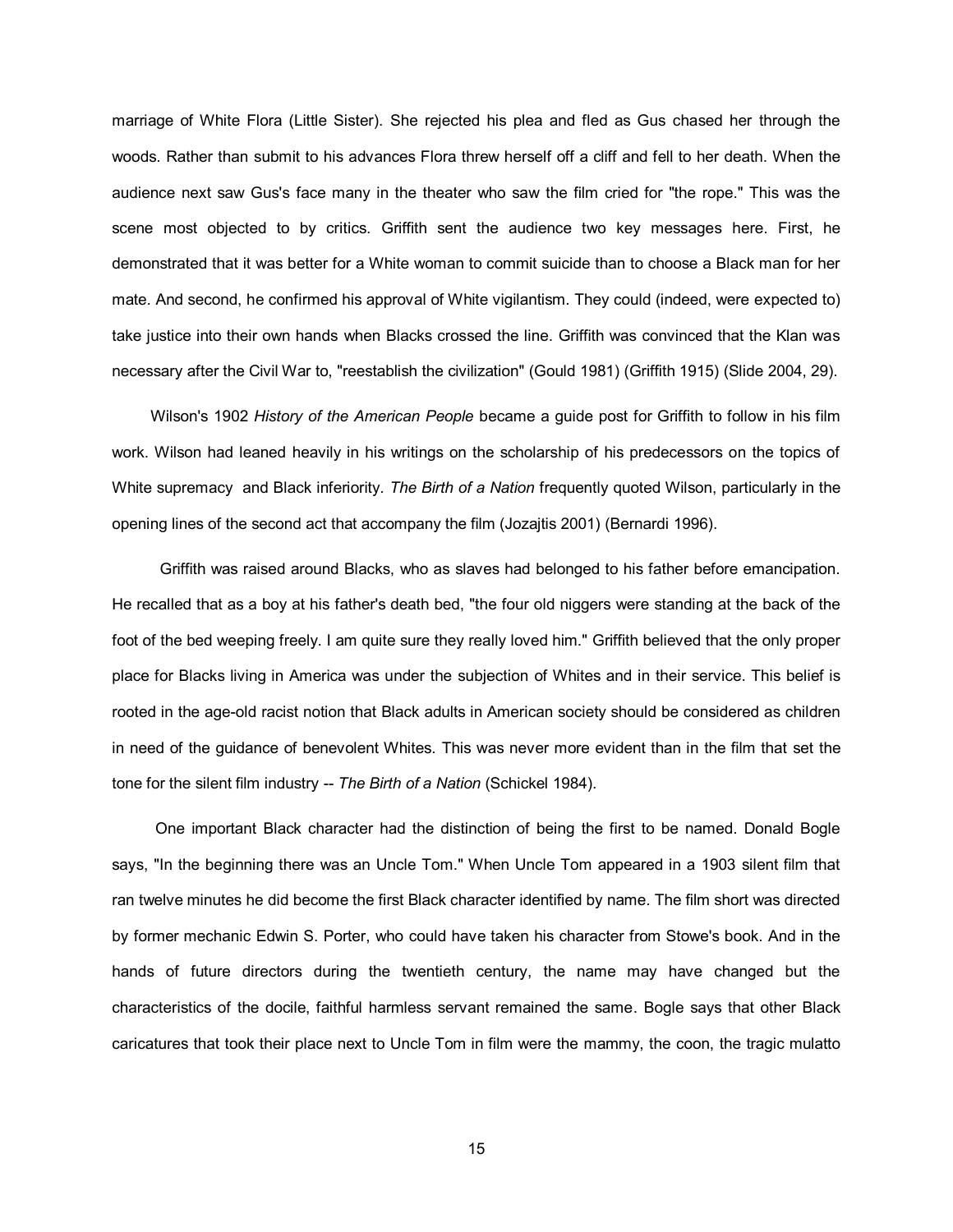marriage of White Flora (Little Sister). She rejected his plea and fled as Gus chased her through the woods. Rather than submit to his advances Flora threw herself off a cliff and fell to her death. When the audience next saw Gus's face many in the theater who saw the film cried for "the rope." This was the scene most objected to by critics. Griffith sent the audience two key messages here. First, he demonstrated that it was better for a White woman to commit suicide than to choose a Black man for her mate. And second, he confirmed his approval of White vigilantism. They could (indeed, were expected to) take justice into their own hands when Blacks crossed the line. Griffith was convinced that the Klan was necessary after the Civil War to, "reestablish the civilization" (Gould 1981) (Griffith 1915) (Slide 2004, 29).

Wilson's 1902 *History of the American People* became a guide post for Griffith to follow in his film work. Wilson had leaned heavily in his writings on the scholarship of his predecessors on the topics of White supremacy and Black inferiority. *The Birth of a Nation* frequently quoted Wilson, particularly in the opening lines of the second act that accompany the film (Jozajtis 2001) (Bernardi 1996).

Griffith was raised around Blacks, who as slaves had belonged to his father before emancipation. He recalled that as a boy at his father's death bed, "the four old niggers were standing at the back of the foot of the bed weeping freely. I am quite sure they really loved him." Griffith believed that the only proper place for Blacks living in America was under the subjection of Whites and in their service. This belief is rooted in the age-old racist notion that Black adults in American society should be considered as children in need of the guidance of benevolent Whites. This was never more evident than in the film that set the tone for the silent film industry -- *The Birth of a Nation* (Schickel 1984).

One important Black character had the distinction of being the first to be named. Donald Bogle says, "In the beginning there was an Uncle Tom." When Uncle Tom appeared in a 1903 silent film that ran twelve minutes he did become the first Black character identified by name. The film short was directed by former mechanic Edwin S. Porter, who could have taken his character from Stowe's book. And in the hands of future directors during the twentieth century, the name may have changed but the characteristics of the docile, faithful harmless servant remained the same. Bogle says that other Black caricatures that took their place next to Uncle Tom in film were the mammy, the coon, the tragic mulatto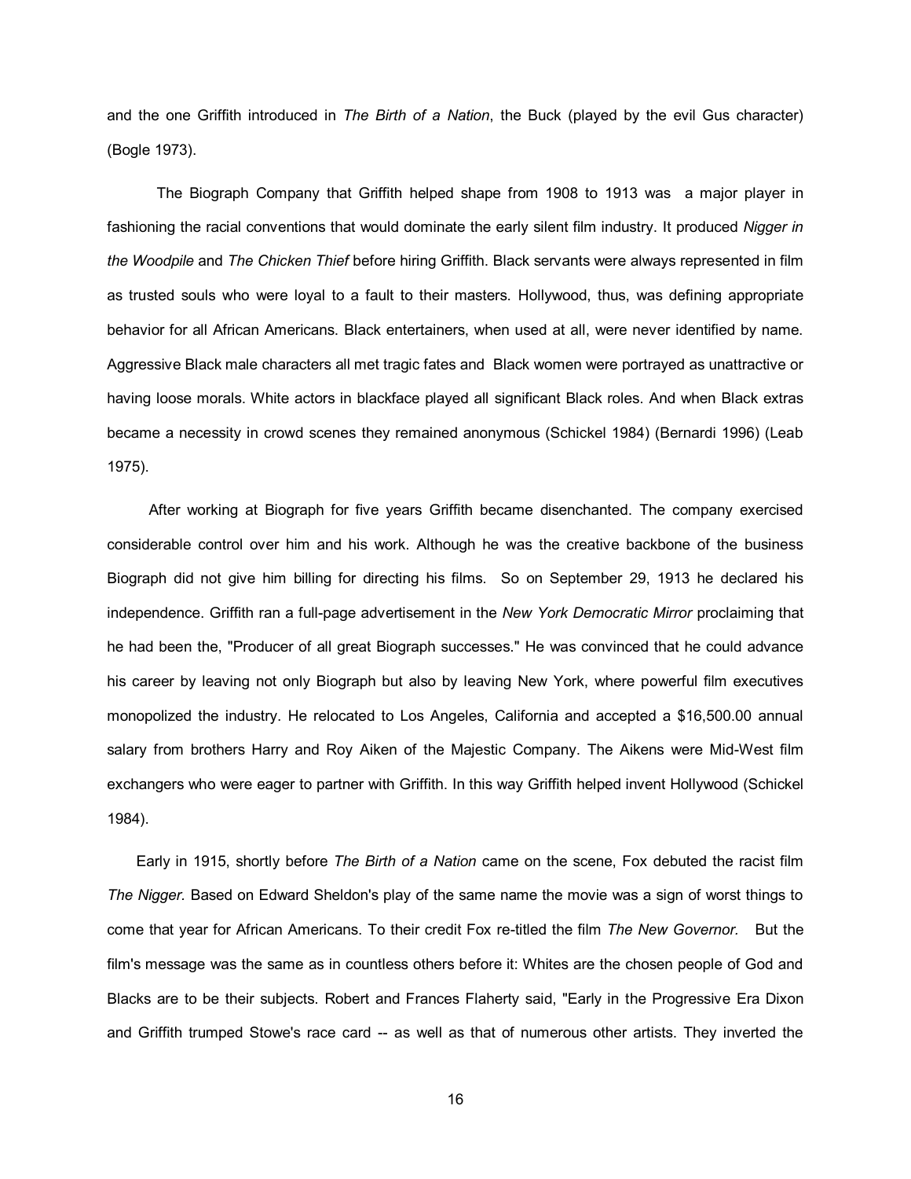and the one Griffith introduced in *The Birth of a Nation*, the Buck (played by the evil Gus character) (Bogle 1973).

The Biograph Company that Griffith helped shape from 1908 to 1913 was a major player in fashioning the racial conventions that would dominate the early silent film industry. It produced *Nigger in the Woodpile* and *The Chicken Thief* before hiring Griffith. Black servants were always represented in film as trusted souls who were loyal to a fault to their masters. Hollywood, thus, was defining appropriate behavior for all African Americans. Black entertainers, when used at all, were never identified by name. Aggressive Black male characters all met tragic fates and Black women were portrayed as unattractive or having loose morals. White actors in blackface played all significant Black roles. And when Black extras became a necessity in crowd scenes they remained anonymous (Schickel 1984) (Bernardi 1996) (Leab 1975).

After working at Biograph for five years Griffith became disenchanted. The company exercised considerable control over him and his work. Although he was the creative backbone of the business Biograph did not give him billing for directing his films. So on September 29, 1913 he declared his independence. Griffith ran a full-page advertisement in the *New York Democratic Mirror* proclaiming that he had been the, "Producer of all great Biograph successes." He was convinced that he could advance his career by leaving not only Biograph but also by leaving New York, where powerful film executives monopolized the industry. He relocated to Los Angeles, California and accepted a $16,500.00 annual salary from brothers Harry and Roy Aiken of the Majestic Company. The Aikens were Mid-West film exchangers who were eager to partner with Griffith. In this way Griffith helped invent Hollywood (Schickel 1984).

Early in 1915, shortly before *The Birth of a Nation* came on the scene, Fox debuted the racist film *The Nigger.* Based on Edward Sheldon's play of the same name the movie was a sign of worst things to come that year for African Americans. To their credit Fox re-titled the film *The New Governor.* But the film's message was the same as in countless others before it: Whites are the chosen people of God and Blacks are to be their subjects. Robert and Frances Flaherty said, "Early in the Progressive Era Dixon and Griffith trumped Stowe's race card -- as well as that of numerous other artists. They inverted the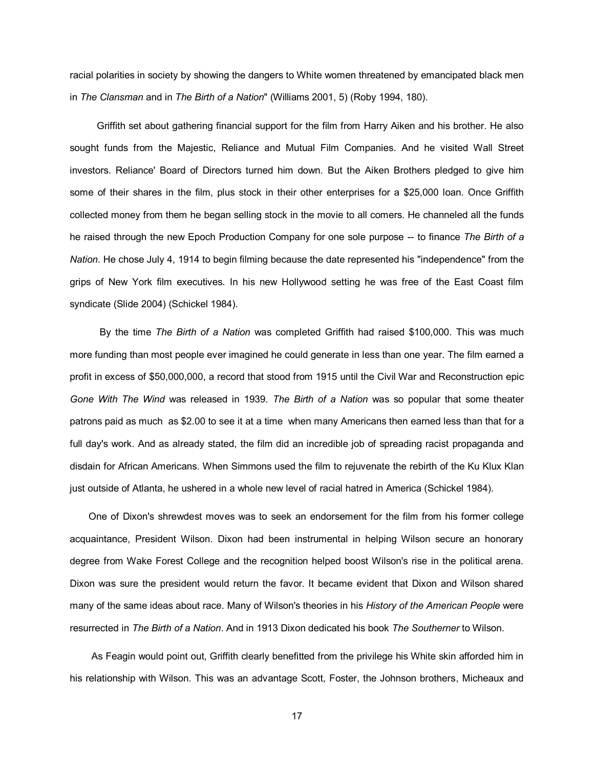racial polarities in society by showing the dangers to White women threatened by emancipated black men in *The Clansman* and in *The Birth of a Nation*" (Williams 2001, 5) (Roby 1994, 180).

Griffith set about gathering financial support for the film from Harry Aiken and his brother. He also sought funds from the Majestic, Reliance and Mutual Film Companies. And he visited Wall Street investors. Reliance' Board of Directors turned him down. But the Aiken Brothers pledged to give him some of their shares in the film, plus stock in their other enterprises for a $25,000 loan. Once Griffith collected money from them he began selling stock in the movie to all comers. He channeled all the funds he raised through the new Epoch Production Company for one sole purpose -- to finance *The Birth of a Nation*. He chose July 4, 1914 to begin filming because the date represented his "independence" from the grips of New York film executives. In his new Hollywood setting he was free of the East Coast film syndicate (Slide 2004) (Schickel 1984).

By the time *The Birth of a Nation* was completed Griffith had raised $100,000. This was much more funding than most people ever imagined he could generate in less than one year. The film earned a profit in excess of $50,000,000, a record that stood from 1915 until the Civil War and Reconstruction epic *Gone With The Wind* was released in 1939. *The Birth of a Nation* was so popular that some theater patrons paid as much as $2.00 to see it at a time when many Americans then earned less than that for a full day's work. And as already stated, the film did an incredible job of spreading racist propaganda and disdain for African Americans. When Simmons used the film to rejuvenate the rebirth of the Ku Klux Klan just outside of Atlanta, he ushered in a whole new level of racial hatred in America (Schickel 1984).

One of Dixon's shrewdest moves was to seek an endorsement for the film from his former college acquaintance, President Wilson. Dixon had been instrumental in helping Wilson secure an honorary degree from Wake Forest College and the recognition helped boost Wilson's rise in the political arena. Dixon was sure the president would return the favor. It became evident that Dixon and Wilson shared many of the same ideas about race. Many of Wilson's theories in his *History of the American People* were resurrected in *The Birth of a Nation*. And in 1913 Dixon dedicated his book *The Southerner* to Wilson.

As Feagin would point out, Griffith clearly benefitted from the privilege his White skin afforded him in his relationship with Wilson. This was an advantage Scott, Foster, the Johnson brothers, Micheaux and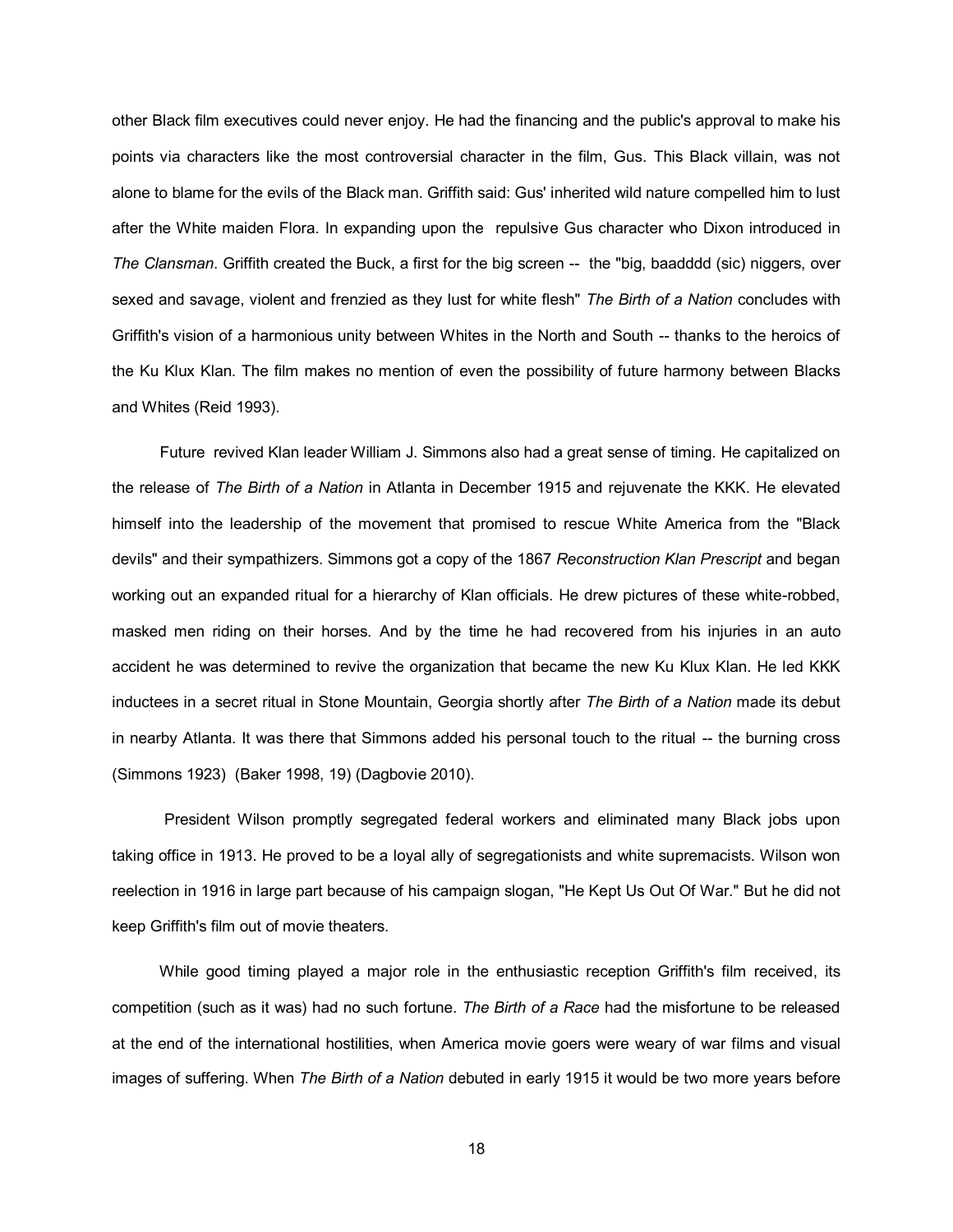other Black film executives could never enjoy. He had the financing and the public's approval to make his points via characters like the most controversial character in the film, Gus. This Black villain, was not alone to blame for the evils of the Black man. Griffith said: Gus' inherited wild nature compelled him to lust after the White maiden Flora. In expanding upon the repulsive Gus character who Dixon introduced in *The Clansman*. Griffith created the Buck, a first for the big screen -- the "big, baadddd (sic) niggers, over sexed and savage, violent and frenzied as they lust for white flesh" *The Birth of a Nation* concludes with Griffith's vision of a harmonious unity between Whites in the North and South -- thanks to the heroics of the Ku Klux Klan. The film makes no mention of even the possibility of future harmony between Blacks and Whites (Reid 1993).

Future revived Klan leader William J. Simmons also had a great sense of timing. He capitalized on the release of *The Birth of a Nation* in Atlanta in December 1915 and rejuvenate the KKK. He elevated himself into the leadership of the movement that promised to rescue White America from the "Black devils" and their sympathizers. Simmons got a copy of the 1867 *Reconstruction Klan Prescript* and began working out an expanded ritual for a hierarchy of Klan officials. He drew pictures of these white-robbed, masked men riding on their horses. And by the time he had recovered from his injuries in an auto accident he was determined to revive the organization that became the new Ku Klux Klan. He led KKK inductees in a secret ritual in Stone Mountain, Georgia shortly after *The Birth of a Nation* made its debut in nearby Atlanta. It was there that Simmons added his personal touch to the ritual -- the burning cross (Simmons 1923) (Baker 1998, 19) (Dagbovie 2010).

President Wilson promptly segregated federal workers and eliminated many Black jobs upon taking office in 1913. He proved to be a loyal ally of segregationists and white supremacists. Wilson won reelection in 1916 in large part because of his campaign slogan, "He Kept Us Out Of War." But he did not keep Griffith's film out of movie theaters.

While good timing played a major role in the enthusiastic reception Griffith's film received, its competition (such as it was) had no such fortune. *The Birth of a Race* had the misfortune to be released at the end of the international hostilities, when America movie goers were weary of war films and visual images of suffering. When *The Birth of a Nation* debuted in early 1915 it would be two more years before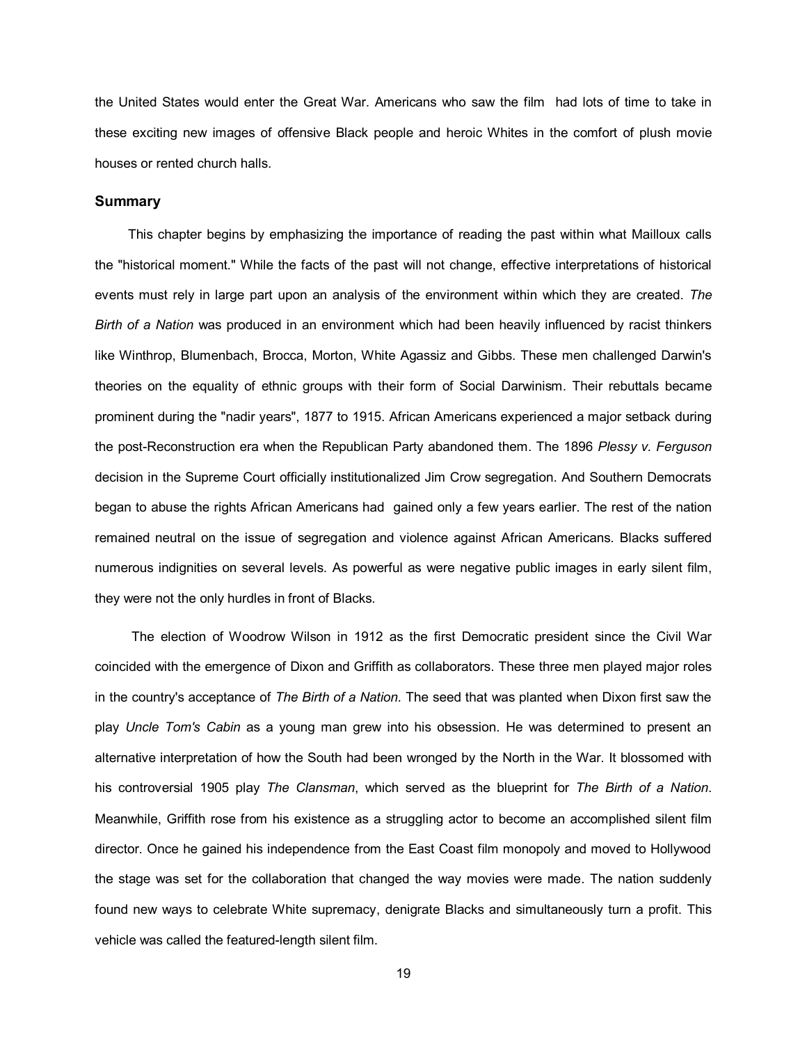the United States would enter the Great War. Americans who saw the film had lots of time to take in these exciting new images of offensive Black people and heroic Whites in the comfort of plush movie houses or rented church halls.

### Summary

This chapter begins by emphasizing the importance of reading the past within what Mailloux calls the "historical moment." While the facts of the past will not change, effective interpretations of historical events must rely in large part upon an analysis of the environment within which they are created. *The Birth of a Nation* was produced in an environment which had been heavily influenced by racist thinkers like Winthrop, Blumenbach, Brocca, Morton, White Agassiz and Gibbs. These men challenged Darwin's theories on the equality of ethnic groups with their form of Social Darwinism. Their rebuttals became prominent during the "nadir years", 1877 to 1915. African Americans experienced a major setback during the post-Reconstruction era when the Republican Party abandoned them. The 1896 *Plessy v. Ferguson* decision in the Supreme Court officially institutionalized Jim Crow segregation. And Southern Democrats began to abuse the rights African Americans had gained only a few years earlier. The rest of the nation remained neutral on the issue of segregation and violence against African Americans. Blacks suffered numerous indignities on several levels. As powerful as were negative public images in early silent film, they were not the only hurdles in front of Blacks.

The election of Woodrow Wilson in 1912 as the first Democratic president since the Civil War coincided with the emergence of Dixon and Griffith as collaborators. These three men played major roles in the country's acceptance of *The Birth of a Nation.* The seed that was planted when Dixon first saw the play *Uncle Tom's Cabin* as a young man grew into his obsession. He was determined to present an alternative interpretation of how the South had been wronged by the North in the War. It blossomed with his controversial 1905 play *The Clansman*, which served as the blueprint for *The Birth of a Nation*. Meanwhile, Griffith rose from his existence as a struggling actor to become an accomplished silent film director. Once he gained his independence from the East Coast film monopoly and moved to Hollywood the stage was set for the collaboration that changed the way movies were made. The nation suddenly found new ways to celebrate White supremacy, denigrate Blacks and simultaneously turn a profit. This vehicle was called the featured-length silent film.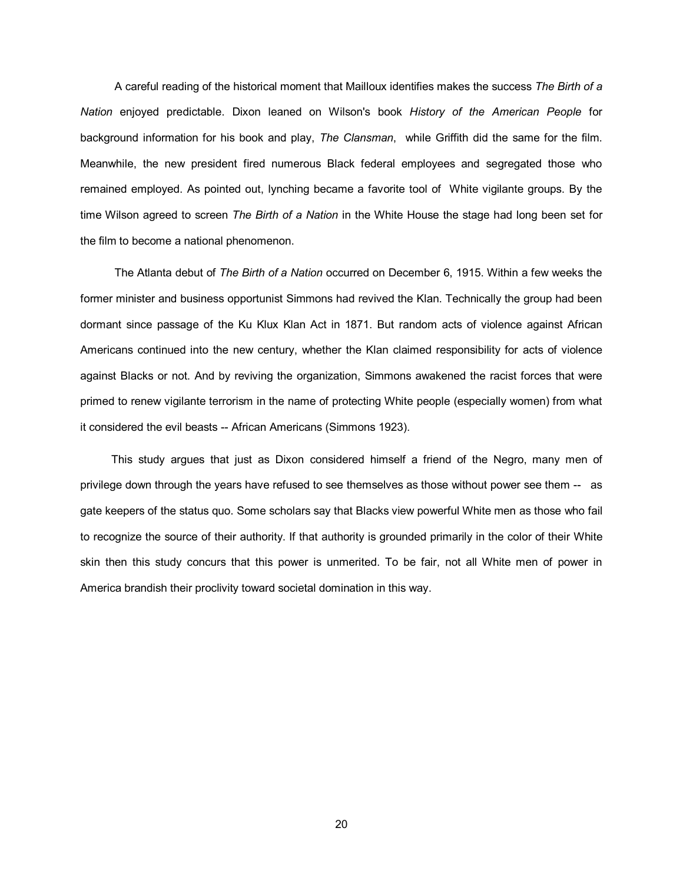A careful reading of the historical moment that Mailloux identifies makes the success *The Birth of a Nation* enjoyed predictable. Dixon leaned on Wilson's book *History of the American People* for background information for his book and play, *The Clansman*, while Griffith did the same for the film. Meanwhile, the new president fired numerous Black federal employees and segregated those who remained employed. As pointed out, lynching became a favorite tool of White vigilante groups. By the time Wilson agreed to screen *The Birth of a Nation* in the White House the stage had long been set for the film to become a national phenomenon.

The Atlanta debut of *The Birth of a Nation* occurred on December 6, 1915. Within a few weeks the former minister and business opportunist Simmons had revived the Klan. Technically the group had been dormant since passage of the Ku Klux Klan Act in 1871. But random acts of violence against African Americans continued into the new century, whether the Klan claimed responsibility for acts of violence against Blacks or not. And by reviving the organization, Simmons awakened the racist forces that were primed to renew vigilante terrorism in the name of protecting White people (especially women) from what it considered the evil beasts -- African Americans (Simmons 1923).

This study argues that just as Dixon considered himself a friend of the Negro, many men of privilege down through the years have refused to see themselves as those without power see them -- as gate keepers of the status quo. Some scholars say that Blacks view powerful White men as those who fail to recognize the source of their authority. If that authority is grounded primarily in the color of their White skin then this study concurs that this power is unmerited. To be fair, not all White men of power in America brandish their proclivity toward societal domination in this way.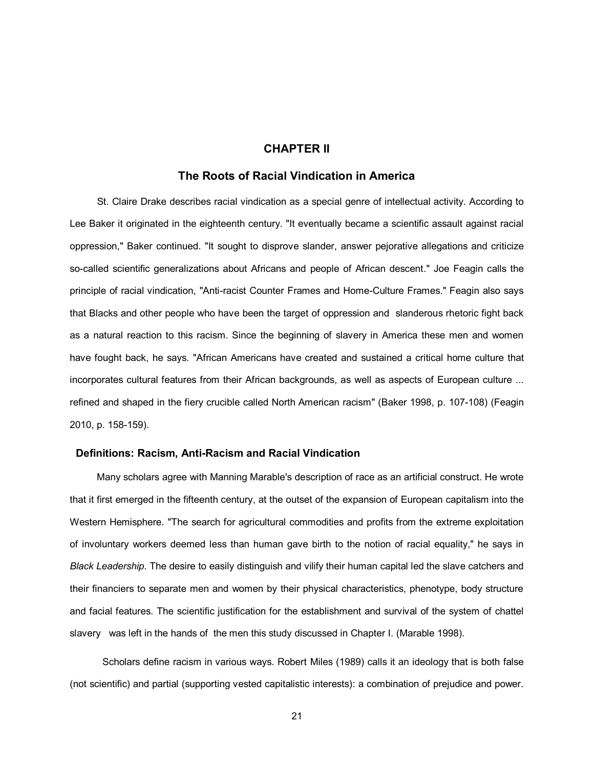# CHAPTER II

## The Roots of Racial Vindication in America

St. Claire Drake describes racial vindication as a special genre of intellectual activity. According to Lee Baker it originated in the eighteenth century. "It eventually became a scientific assault against racial oppression," Baker continued. "It sought to disprove slander, answer pejorative allegations and criticize so-called scientific generalizations about Africans and people of African descent." Joe Feagin calls the principle of racial vindication, "Anti-racist Counter Frames and Home-Culture Frames." Feagin also says that Blacks and other people who have been the target of oppression and slanderous rhetoric fight back as a natural reaction to this racism. Since the beginning of slavery in America these men and women have fought back, he says. "African Americans have created and sustained a critical home culture that incorporates cultural features from their African backgrounds, as well as aspects of European culture ... refined and shaped in the fiery crucible called North American racism" (Baker 1998, p. 107-108) (Feagin 2010, p. 158-159).

### Definitions: Racism, Anti-Racism and Racial Vindication

Many scholars agree with Manning Marable's description of race as an artificial construct. He wrote that it first emerged in the fifteenth century, at the outset of the expansion of European capitalism into the Western Hemisphere. "The search for agricultural commodities and profits from the extreme exploitation of involuntary workers deemed less than human gave birth to the notion of racial equality," he says in *Black Leadership*. The desire to easily distinguish and vilify their human capital led the slave catchers and their financiers to separate men and women by their physical characteristics, phenotype, body structure and facial features. The scientific justification for the establishment and survival of the system of chattel slavery was left in the hands of the men this study discussed in Chapter I. (Marable 1998).

Scholars define racism in various ways. Robert Miles (1989) calls it an ideology that is both false (not scientific) and partial (supporting vested capitalistic interests): a combination of prejudice and power.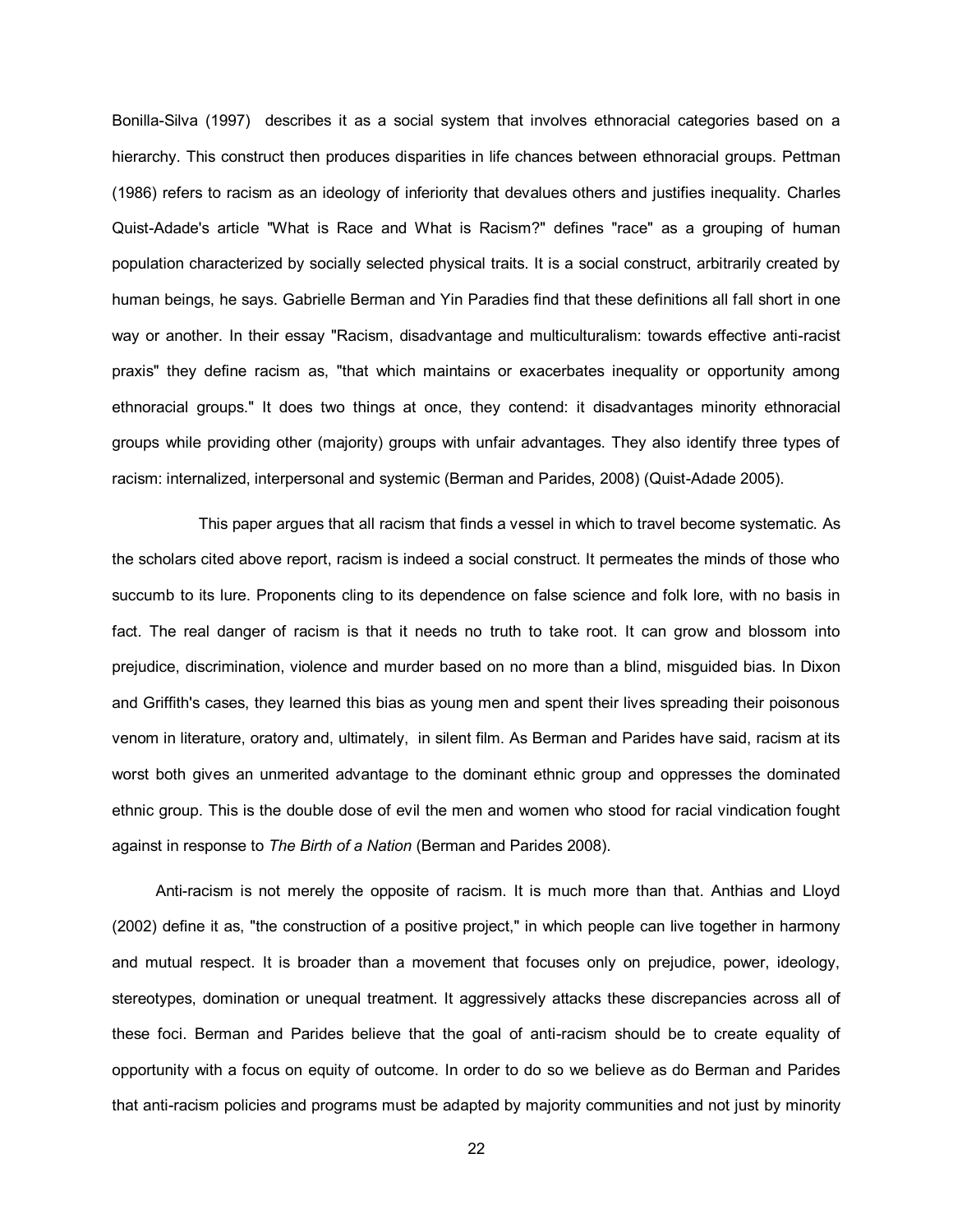Bonilla-Silva (1997) describes it as a social system that involves ethnoracial categories based on a hierarchy. This construct then produces disparities in life chances between ethnoracial groups. Pettman (1986) refers to racism as an ideology of inferiority that devalues others and justifies inequality. Charles Quist-Adade's article "What is Race and What is Racism?" defines "race" as a grouping of human population characterized by socially selected physical traits. It is a social construct, arbitrarily created by human beings, he says. Gabrielle Berman and Yin Paradies find that these definitions all fall short in one way or another. In their essay "Racism, disadvantage and multiculturalism: towards effective anti-racist praxis" they define racism as, "that which maintains or exacerbates inequality or opportunity among ethnoracial groups." It does two things at once, they contend: it disadvantages minority ethnoracial groups while providing other (majority) groups with unfair advantages. They also identify three types of racism: internalized, interpersonal and systemic (Berman and Parides, 2008) (Quist-Adade 2005).

This paper argues that all racism that finds a vessel in which to travel become systematic. As the scholars cited above report, racism is indeed a social construct. It permeates the minds of those who succumb to its lure. Proponents cling to its dependence on false science and folk lore, with no basis in fact. The real danger of racism is that it needs no truth to take root. It can grow and blossom into prejudice, discrimination, violence and murder based on no more than a blind, misguided bias. In Dixon and Griffith's cases, they learned this bias as young men and spent their lives spreading their poisonous venom in literature, oratory and, ultimately, in silent film. As Berman and Parides have said, racism at its worst both gives an unmerited advantage to the dominant ethnic group and oppresses the dominated ethnic group. This is the double dose of evil the men and women who stood for racial vindication fought against in response to *The Birth of a Nation* (Berman and Parides 2008).

Anti-racism is not merely the opposite of racism. It is much more than that. Anthias and Lloyd (2002) define it as, "the construction of a positive project," in which people can live together in harmony and mutual respect. It is broader than a movement that focuses only on prejudice, power, ideology, stereotypes, domination or unequal treatment. It aggressively attacks these discrepancies across all of these foci. Berman and Parides believe that the goal of anti-racism should be to create equality of opportunity with a focus on equity of outcome. In order to do so we believe as do Berman and Parides that anti-racism policies and programs must be adapted by majority communities and not just by minority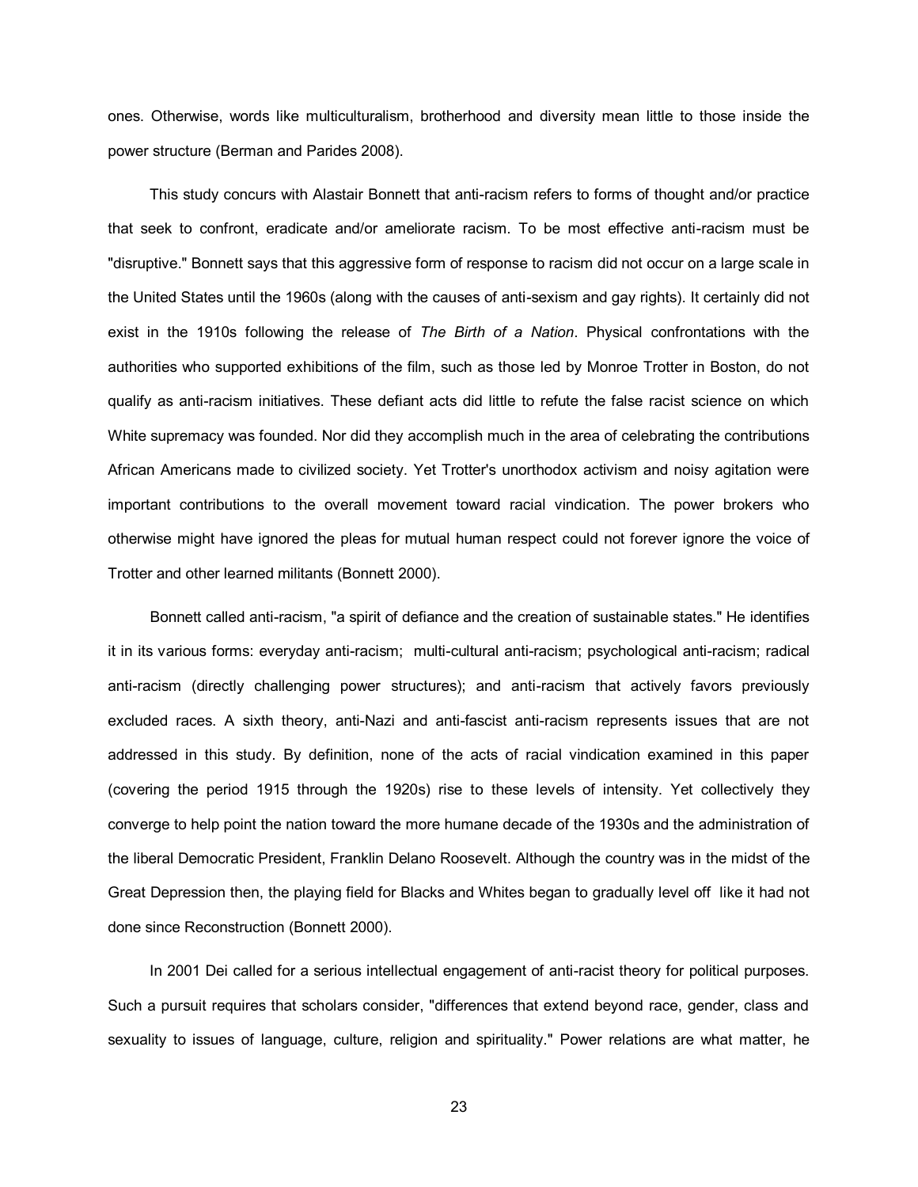ones. Otherwise, words like multiculturalism, brotherhood and diversity mean little to those inside the power structure (Berman and Parides 2008).

This study concurs with Alastair Bonnett that anti-racism refers to forms of thought and/or practice that seek to confront, eradicate and/or ameliorate racism. To be most effective anti-racism must be "disruptive." Bonnett says that this aggressive form of response to racism did not occur on a large scale in the United States until the 1960s (along with the causes of anti-sexism and gay rights). It certainly did not exist in the 1910s following the release of *The Birth of a Nation*. Physical confrontations with the authorities who supported exhibitions of the film, such as those led by Monroe Trotter in Boston, do not qualify as anti-racism initiatives. These defiant acts did little to refute the false racist science on which White supremacy was founded. Nor did they accomplish much in the area of celebrating the contributions African Americans made to civilized society. Yet Trotter's unorthodox activism and noisy agitation were important contributions to the overall movement toward racial vindication. The power brokers who otherwise might have ignored the pleas for mutual human respect could not forever ignore the voice of Trotter and other learned militants (Bonnett 2000).

Bonnett called anti-racism, "a spirit of defiance and the creation of sustainable states." He identifies it in its various forms: everyday anti-racism; multi-cultural anti-racism; psychological anti-racism; radical anti-racism (directly challenging power structures); and anti-racism that actively favors previously excluded races. A sixth theory, anti-Nazi and anti-fascist anti-racism represents issues that are not addressed in this study. By definition, none of the acts of racial vindication examined in this paper (covering the period 1915 through the 1920s) rise to these levels of intensity. Yet collectively they converge to help point the nation toward the more humane decade of the 1930s and the administration of the liberal Democratic President, Franklin Delano Roosevelt. Although the country was in the midst of the Great Depression then, the playing field for Blacks and Whites began to gradually level off like it had not done since Reconstruction (Bonnett 2000).

In 2001 Dei called for a serious intellectual engagement of anti-racist theory for political purposes. Such a pursuit requires that scholars consider, "differences that extend beyond race, gender, class and sexuality to issues of language, culture, religion and spirituality." Power relations are what matter, he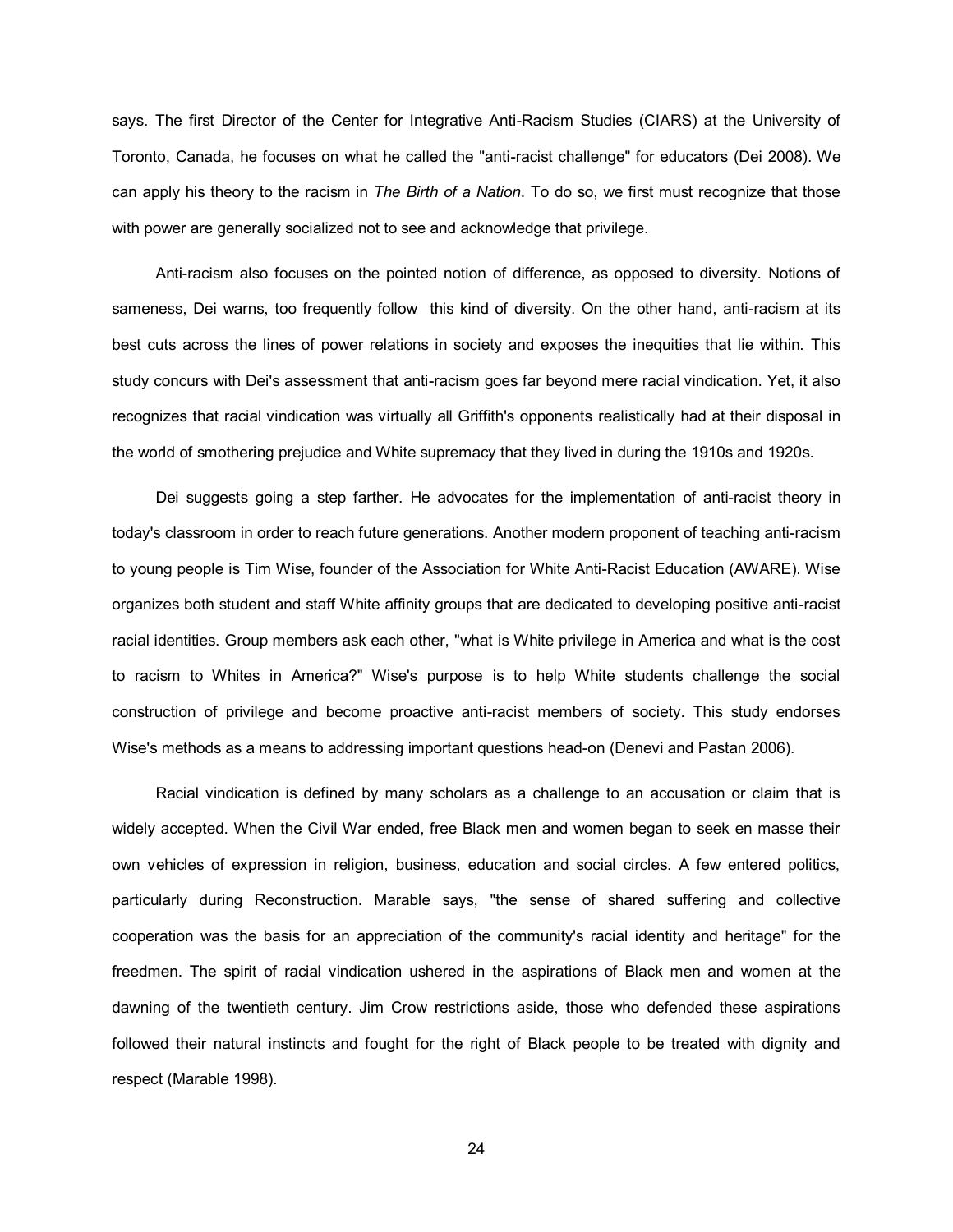says. The first Director of the Center for Integrative Anti-Racism Studies (CIARS) at the University of Toronto, Canada, he focuses on what he called the "anti-racist challenge" for educators (Dei 2008). We can apply his theory to the racism in *The Birth of a Nation*. To do so, we first must recognize that those with power are generally socialized not to see and acknowledge that privilege.

Anti-racism also focuses on the pointed notion of difference, as opposed to diversity. Notions of sameness, Dei warns, too frequently follow this kind of diversity. On the other hand, anti-racism at its best cuts across the lines of power relations in society and exposes the inequities that lie within. This study concurs with Dei's assessment that anti-racism goes far beyond mere racial vindication. Yet, it also recognizes that racial vindication was virtually all Griffith's opponents realistically had at their disposal in the world of smothering prejudice and White supremacy that they lived in during the 1910s and 1920s.

Dei suggests going a step farther. He advocates for the implementation of anti-racist theory in today's classroom in order to reach future generations. Another modern proponent of teaching anti-racism to young people is Tim Wise, founder of the Association for White Anti-Racist Education (AWARE). Wise organizes both student and staff White affinity groups that are dedicated to developing positive anti-racist racial identities. Group members ask each other, "what is White privilege in America and what is the cost to racism to Whites in America?" Wise's purpose is to help White students challenge the social construction of privilege and become proactive anti-racist members of society. This study endorses Wise's methods as a means to addressing important questions head-on (Denevi and Pastan 2006).

Racial vindication is defined by many scholars as a challenge to an accusation or claim that is widely accepted. When the Civil War ended, free Black men and women began to seek en masse their own vehicles of expression in religion, business, education and social circles. A few entered politics, particularly during Reconstruction. Marable says, "the sense of shared suffering and collective cooperation was the basis for an appreciation of the community's racial identity and heritage" for the freedmen. The spirit of racial vindication ushered in the aspirations of Black men and women at the dawning of the twentieth century. Jim Crow restrictions aside, those who defended these aspirations followed their natural instincts and fought for the right of Black people to be treated with dignity and respect (Marable 1998).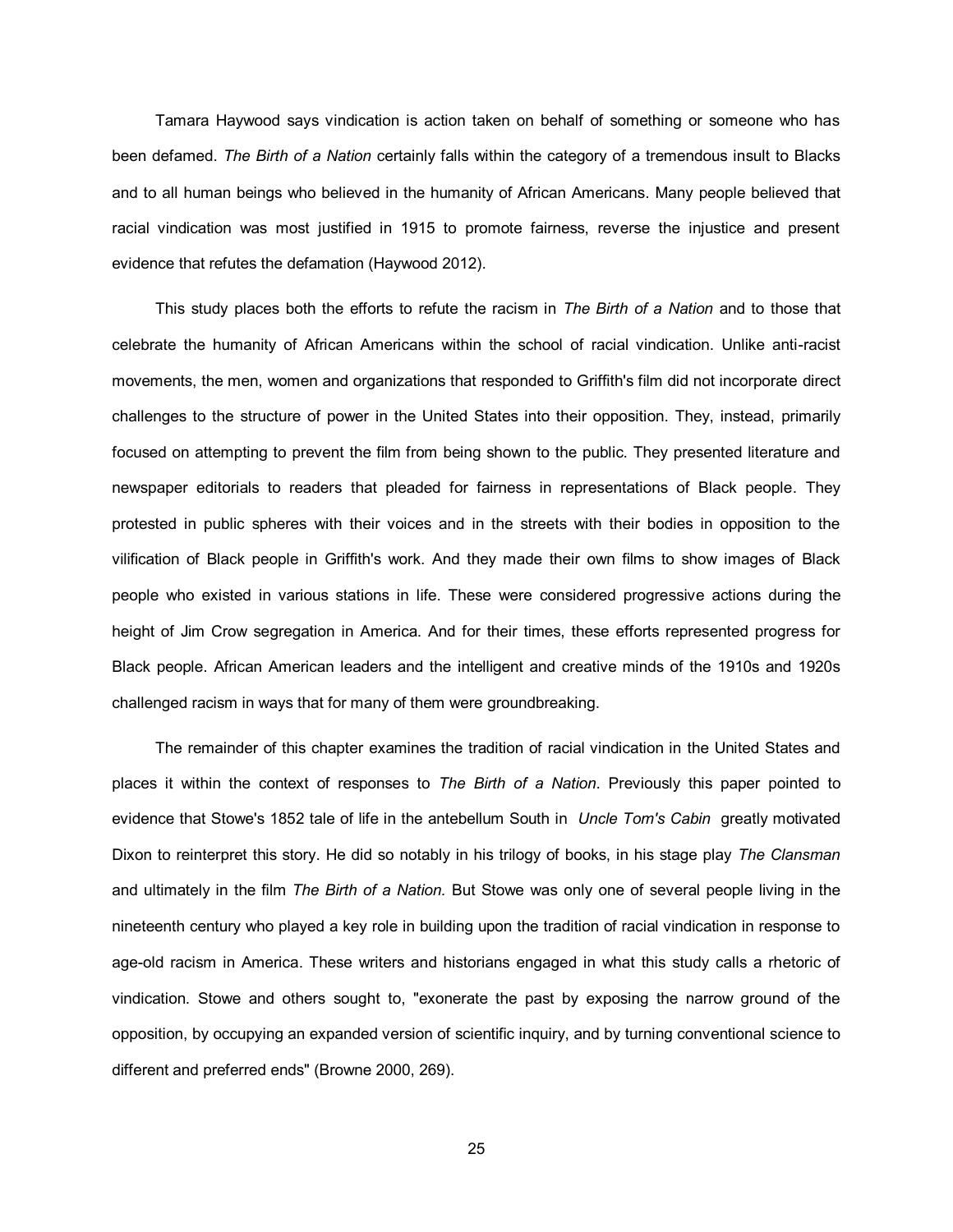Tamara Haywood says vindication is action taken on behalf of something or someone who has been defamed. *The Birth of a Nation* certainly falls within the category of a tremendous insult to Blacks and to all human beings who believed in the humanity of African Americans. Many people believed that racial vindication was most justified in 1915 to promote fairness, reverse the injustice and present evidence that refutes the defamation (Haywood 2012).

This study places both the efforts to refute the racism in *The Birth of a Nation* and to those that celebrate the humanity of African Americans within the school of racial vindication. Unlike anti-racist movements, the men, women and organizations that responded to Griffith's film did not incorporate direct challenges to the structure of power in the United States into their opposition. They, instead, primarily focused on attempting to prevent the film from being shown to the public. They presented literature and newspaper editorials to readers that pleaded for fairness in representations of Black people. They protested in public spheres with their voices and in the streets with their bodies in opposition to the vilification of Black people in Griffith's work. And they made their own films to show images of Black people who existed in various stations in life. These were considered progressive actions during the height of Jim Crow segregation in America. And for their times, these efforts represented progress for Black people. African American leaders and the intelligent and creative minds of the 1910s and 1920s challenged racism in ways that for many of them were groundbreaking.

The remainder of this chapter examines the tradition of racial vindication in the United States and places it within the context of responses to *The Birth of a Nation*. Previously this paper pointed to evidence that Stowe's 1852 tale of life in the antebellum South in *Uncle Tom's Cabin* greatly motivated Dixon to reinterpret this story. He did so notably in his trilogy of books, in his stage play *The Clansman* and ultimately in the film *The Birth of a Nation.* But Stowe was only one of several people living in the nineteenth century who played a key role in building upon the tradition of racial vindication in response to age-old racism in America. These writers and historians engaged in what this study calls a rhetoric of vindication. Stowe and others sought to, "exonerate the past by exposing the narrow ground of the opposition, by occupying an expanded version of scientific inquiry, and by turning conventional science to different and preferred ends" (Browne 2000, 269).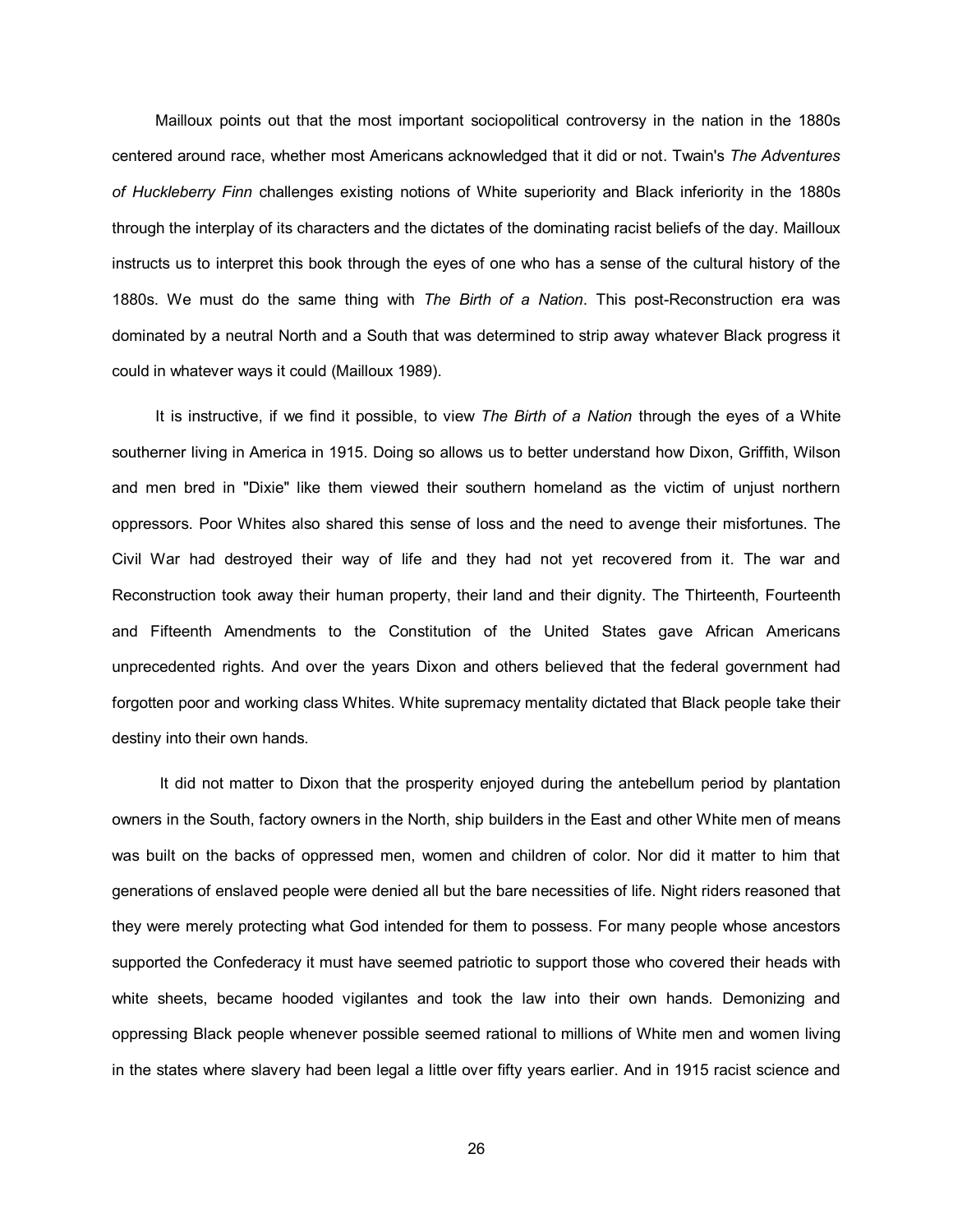Mailloux points out that the most important sociopolitical controversy in the nation in the 1880s centered around race, whether most Americans acknowledged that it did or not. Twain's *The Adventures of Huckleberry Finn* challenges existing notions of White superiority and Black inferiority in the 1880s through the interplay of its characters and the dictates of the dominating racist beliefs of the day. Mailloux instructs us to interpret this book through the eyes of one who has a sense of the cultural history of the 1880s. We must do the same thing with *The Birth of a Nation*. This post-Reconstruction era was dominated by a neutral North and a South that was determined to strip away whatever Black progress it could in whatever ways it could (Mailloux 1989).

It is instructive, if we find it possible, to view *The Birth of a Nation* through the eyes of a White southerner living in America in 1915. Doing so allows us to better understand how Dixon, Griffith, Wilson and men bred in "Dixie" like them viewed their southern homeland as the victim of unjust northern oppressors. Poor Whites also shared this sense of loss and the need to avenge their misfortunes. The Civil War had destroyed their way of life and they had not yet recovered from it. The war and Reconstruction took away their human property, their land and their dignity. The Thirteenth, Fourteenth and Fifteenth Amendments to the Constitution of the United States gave African Americans unprecedented rights. And over the years Dixon and others believed that the federal government had forgotten poor and working class Whites. White supremacy mentality dictated that Black people take their destiny into their own hands.

It did not matter to Dixon that the prosperity enjoyed during the antebellum period by plantation owners in the South, factory owners in the North, ship builders in the East and other White men of means was built on the backs of oppressed men, women and children of color. Nor did it matter to him that generations of enslaved people were denied all but the bare necessities of life. Night riders reasoned that they were merely protecting what God intended for them to possess. For many people whose ancestors supported the Confederacy it must have seemed patriotic to support those who covered their heads with white sheets, became hooded vigilantes and took the law into their own hands. Demonizing and oppressing Black people whenever possible seemed rational to millions of White men and women living in the states where slavery had been legal a little over fifty years earlier. And in 1915 racist science and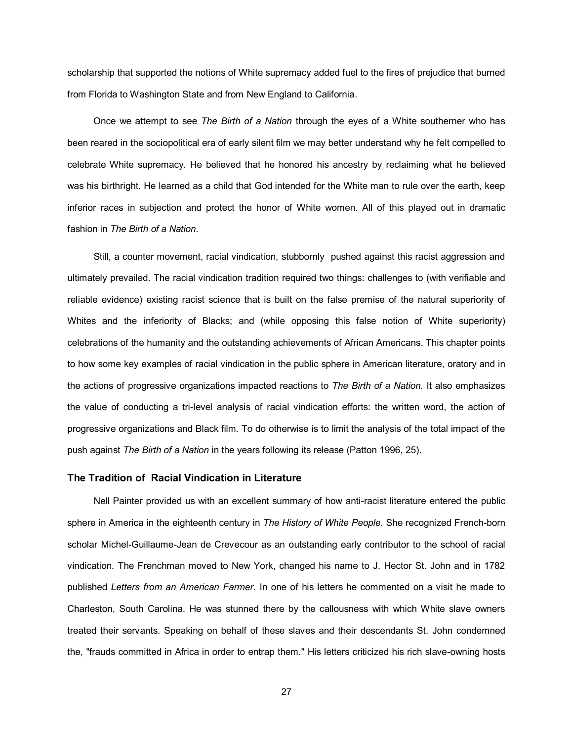scholarship that supported the notions of White supremacy added fuel to the fires of prejudice that burned from Florida to Washington State and from New England to California.

Once we attempt to see *The Birth of a Nation* through the eyes of a White southerner who has been reared in the sociopolitical era of early silent film we may better understand why he felt compelled to celebrate White supremacy. He believed that he honored his ancestry by reclaiming what he believed was his birthright. He learned as a child that God intended for the White man to rule over the earth, keep inferior races in subjection and protect the honor of White women. All of this played out in dramatic fashion in *The Birth of a Nation*.

Still, a counter movement, racial vindication, stubbornly pushed against this racist aggression and ultimately prevailed. The racial vindication tradition required two things: challenges to (with verifiable and reliable evidence) existing racist science that is built on the false premise of the natural superiority of Whites and the inferiority of Blacks; and (while opposing this false notion of White superiority) celebrations of the humanity and the outstanding achievements of African Americans. This chapter points to how some key examples of racial vindication in the public sphere in American literature, oratory and in the actions of progressive organizations impacted reactions to *The Birth of a Nation.* It also emphasizes the value of conducting a tri-level analysis of racial vindication efforts: the written word, the action of progressive organizations and Black film. To do otherwise is to limit the analysis of the total impact of the push against *The Birth of a Nation* in the years following its release (Patton 1996, 25).

### The Tradition of Racial Vindication in Literature

Nell Painter provided us with an excellent summary of how anti-racist literature entered the public sphere in America in the eighteenth century in *The History of White People*. She recognized French-born scholar Michel-Guillaume-Jean de Crevecour as an outstanding early contributor to the school of racial vindication. The Frenchman moved to New York, changed his name to J. Hector St. John and in 1782 published *Letters from an American Farmer.* In one of his letters he commented on a visit he made to Charleston, South Carolina. He was stunned there by the callousness with which White slave owners treated their servants. Speaking on behalf of these slaves and their descendants St. John condemned the, "frauds committed in Africa in order to entrap them." His letters criticized his rich slave-owning hosts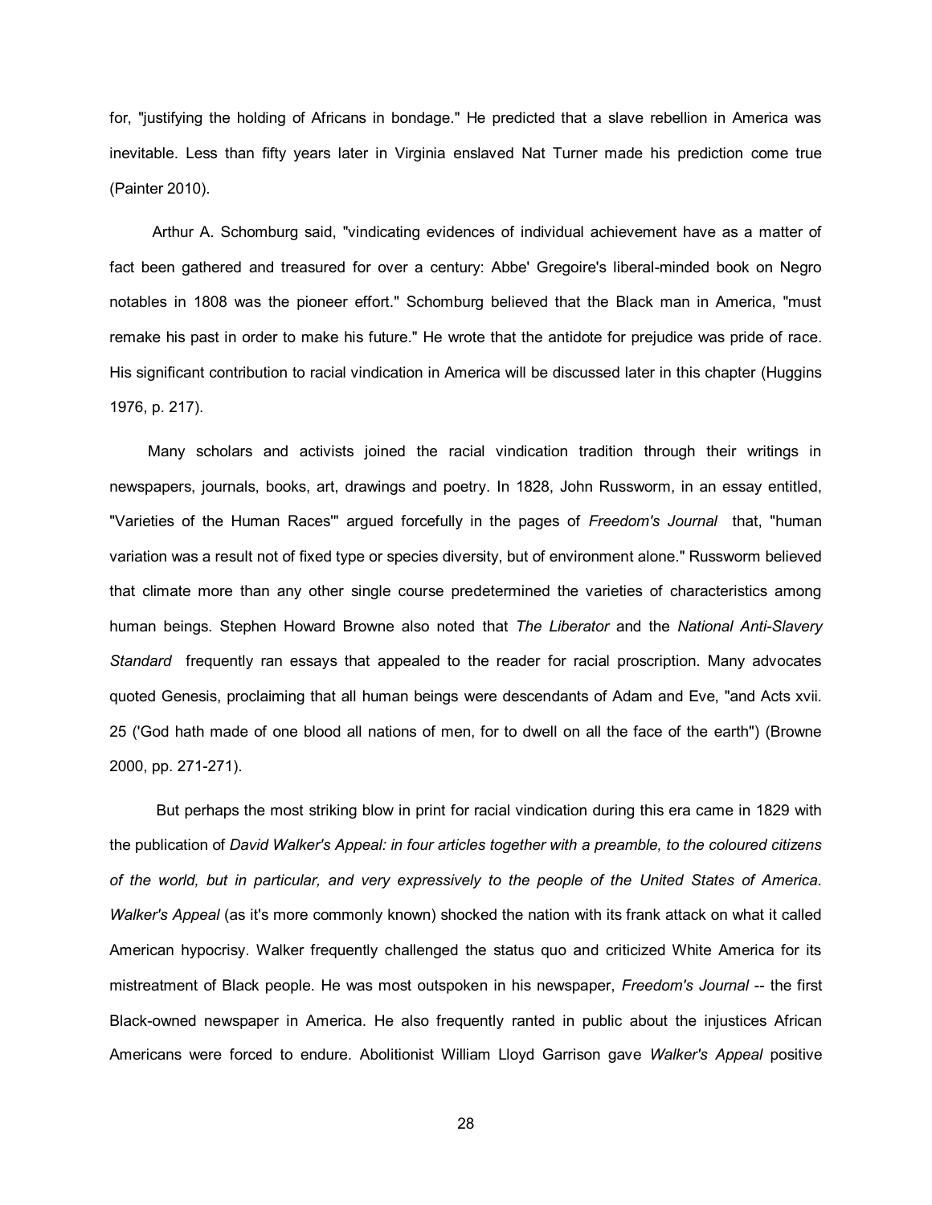for, "justifying the holding of Africans in bondage." He predicted that a slave rebellion in America was inevitable. Less than fifty years later in Virginia enslaved Nat Turner made his prediction come true (Painter 2010).

Arthur A. Schomburg said, "vindicating evidences of individual achievement have as a matter of fact been gathered and treasured for over a century: Abbe' Gregoire's liberal-minded book on Negro notables in 1808 was the pioneer effort." Schomburg believed that the Black man in America, "must remake his past in order to make his future." He wrote that the antidote for prejudice was pride of race. His significant contribution to racial vindication in America will be discussed later in this chapter (Huggins 1976, p. 217).

Many scholars and activists joined the racial vindication tradition through their writings in newspapers, journals, books, art, drawings and poetry. In 1828, John Russworm, in an essay entitled, "Varieties of the Human Races'" argued forcefully in the pages of *Freedom's Journal* that, "human variation was a result not of fixed type or species diversity, but of environment alone." Russworm believed that climate more than any other single course predetermined the varieties of characteristics among human beings. Stephen Howard Browne also noted that *The Liberator* and the *National Anti-Slavery Standard* frequently ran essays that appealed to the reader for racial proscription. Many advocates quoted Genesis, proclaiming that all human beings were descendants of Adam and Eve, "and Acts xvii. 25 ('God hath made of one blood all nations of men, for to dwell on all the face of the earth") (Browne 2000, pp. 271-271).

But perhaps the most striking blow in print for racial vindication during this era came in 1829 with the publication of *David Walker's Appeal: in four articles together with a preamble, to the coloured citizens of the world, but in particular, and very expressively to the people of the United States of America*. *Walker's Appeal* (as it's more commonly known) shocked the nation with its frank attack on what it called American hypocrisy. Walker frequently challenged the status quo and criticized White America for its mistreatment of Black people. He was most outspoken in his newspaper, *Freedom's Journal* -- the first Black-owned newspaper in America. He also frequently ranted in public about the injustices African Americans were forced to endure. Abolitionist William Lloyd Garrison gave *Walker's Appeal* positive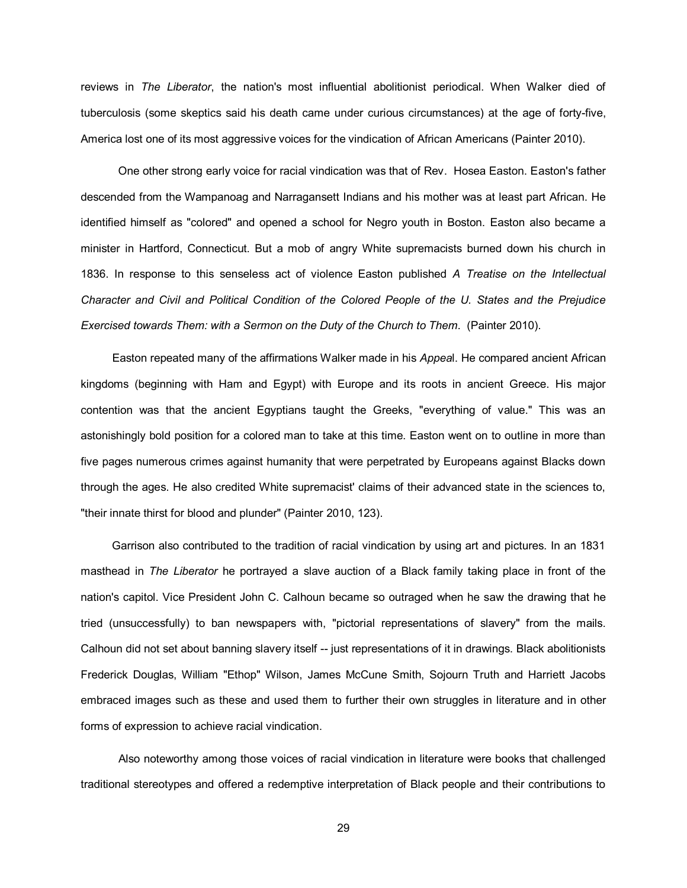reviews in *The Liberator*, the nation's most influential abolitionist periodical. When Walker died of tuberculosis (some skeptics said his death came under curious circumstances) at the age of forty-five, America lost one of its most aggressive voices for the vindication of African Americans (Painter 2010).

One other strong early voice for racial vindication was that of Rev. Hosea Easton. Easton's father descended from the Wampanoag and Narragansett Indians and his mother was at least part African. He identified himself as "colored" and opened a school for Negro youth in Boston. Easton also became a minister in Hartford, Connecticut. But a mob of angry White supremacists burned down his church in 1836. In response to this senseless act of violence Easton published *A Treatise on the Intellectual Character and Civil and Political Condition of the Colored People of the U. States and the Prejudice Exercised towards Them: with a Sermon on the Duty of the Church to Them*. (Painter 2010).

Easton repeated many of the affirmations Walker made in his *Appeal*. He compared ancient African kingdoms (beginning with Ham and Egypt) with Europe and its roots in ancient Greece. His major contention was that the ancient Egyptians taught the Greeks, "everything of value." This was an astonishingly bold position for a colored man to take at this time. Easton went on to outline in more than five pages numerous crimes against humanity that were perpetrated by Europeans against Blacks down through the ages. He also credited White supremacist' claims of their advanced state in the sciences to, "their innate thirst for blood and plunder" (Painter 2010, 123).

Garrison also contributed to the tradition of racial vindication by using art and pictures. In an 1831 masthead in *The Liberator* he portrayed a slave auction of a Black family taking place in front of the nation's capitol. Vice President John C. Calhoun became so outraged when he saw the drawing that he tried (unsuccessfully) to ban newspapers with, "pictorial representations of slavery" from the mails. Calhoun did not set about banning slavery itself -- just representations of it in drawings. Black abolitionists Frederick Douglas, William "Ethop" Wilson, James McCune Smith, Sojourn Truth and Harriett Jacobs embraced images such as these and used them to further their own struggles in literature and in other forms of expression to achieve racial vindication.

Also noteworthy among those voices of racial vindication in literature were books that challenged traditional stereotypes and offered a redemptive interpretation of Black people and their contributions to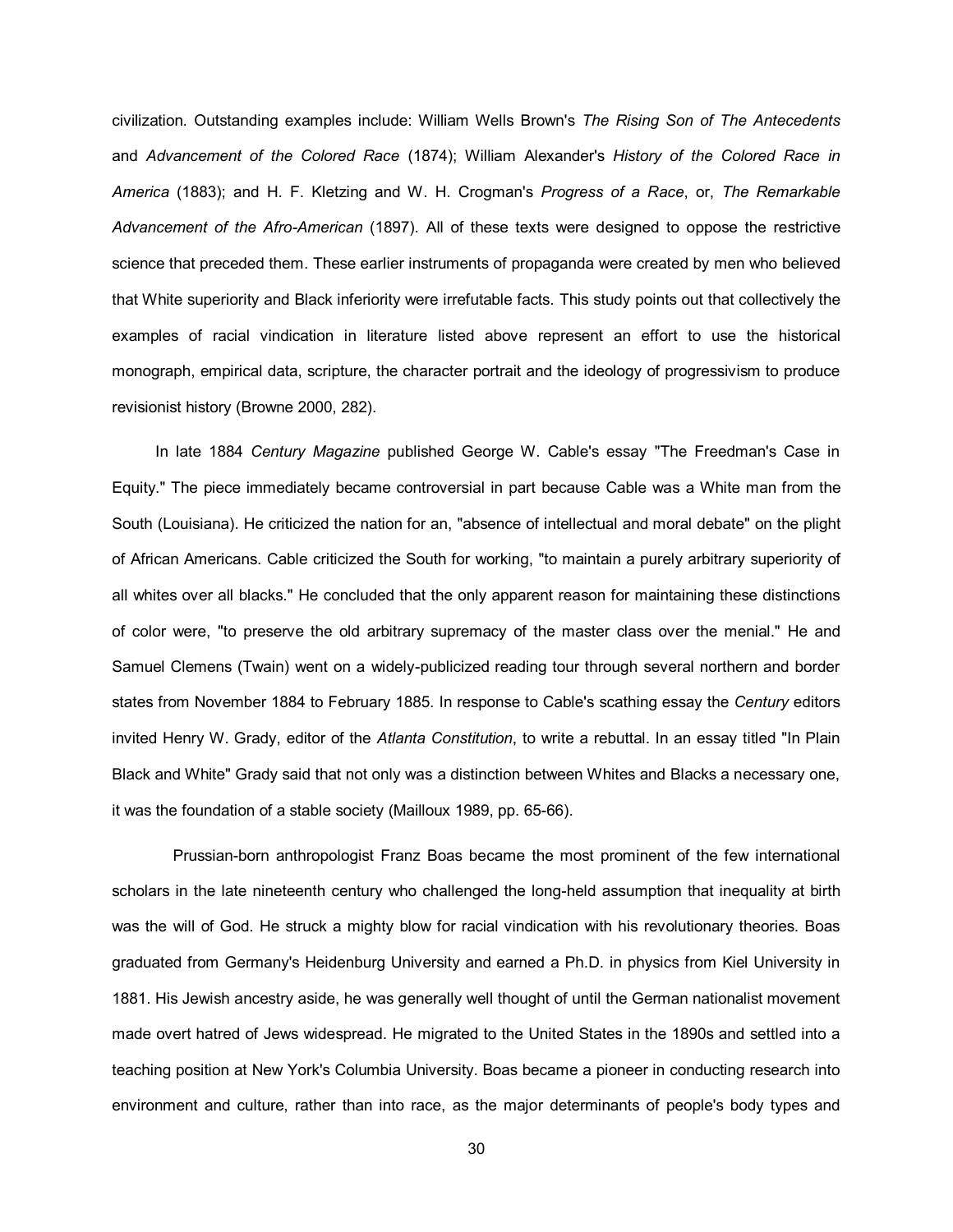civilization. Outstanding examples include: William Wells Brown's *The Rising Son of The Antecedents* and *Advancement of the Colored Race* (1874); William Alexander's *History of the Colored Race in America* (1883); and H. F. Kletzing and W. H. Crogman's *Progress of a Race*, or, *The Remarkable Advancement of the Afro-American* (1897). All of these texts were designed to oppose the restrictive science that preceded them. These earlier instruments of propaganda were created by men who believed that White superiority and Black inferiority were irrefutable facts. This study points out that collectively the examples of racial vindication in literature listed above represent an effort to use the historical monograph, empirical data, scripture, the character portrait and the ideology of progressivism to produce revisionist history (Browne 2000, 282).

In late 1884 *Century Magazine* published George W. Cable's essay "The Freedman's Case in Equity." The piece immediately became controversial in part because Cable was a White man from the South (Louisiana). He criticized the nation for an, "absence of intellectual and moral debate" on the plight of African Americans. Cable criticized the South for working, "to maintain a purely arbitrary superiority of all whites over all blacks." He concluded that the only apparent reason for maintaining these distinctions of color were, "to preserve the old arbitrary supremacy of the master class over the menial." He and Samuel Clemens (Twain) went on a widely-publicized reading tour through several northern and border states from November 1884 to February 1885. In response to Cable's scathing essay the *Century* editors invited Henry W. Grady, editor of the *Atlanta Constitution*, to write a rebuttal. In an essay titled "In Plain Black and White" Grady said that not only was a distinction between Whites and Blacks a necessary one, it was the foundation of a stable society (Mailloux 1989, pp. 65-66).

Prussian-born anthropologist Franz Boas became the most prominent of the few international scholars in the late nineteenth century who challenged the long-held assumption that inequality at birth was the will of God. He struck a mighty blow for racial vindication with his revolutionary theories. Boas graduated from Germany's Heidenburg University and earned a Ph.D. in physics from Kiel University in 1881. His Jewish ancestry aside, he was generally well thought of until the German nationalist movement made overt hatred of Jews widespread. He migrated to the United States in the 1890s and settled into a teaching position at New York's Columbia University. Boas became a pioneer in conducting research into environment and culture, rather than into race, as the major determinants of people's body types and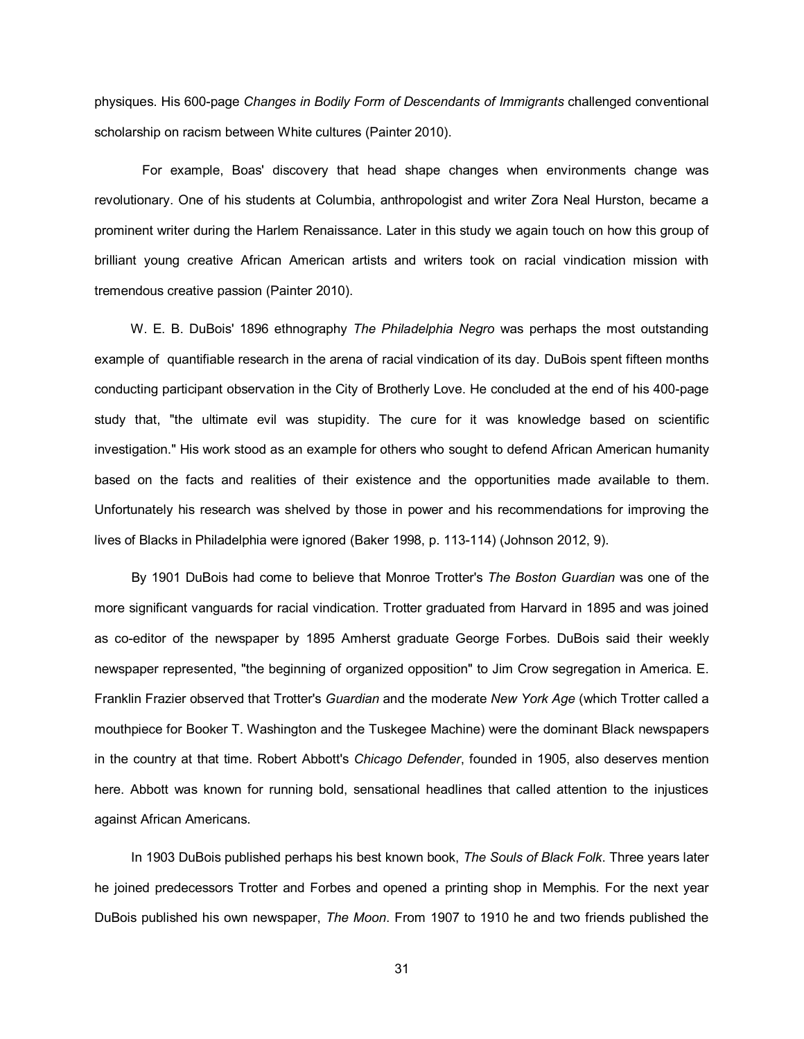physiques. His 600-page *Changes in Bodily Form of Descendants of Immigrants* challenged conventional scholarship on racism between White cultures (Painter 2010).

For example, Boas' discovery that head shape changes when environments change was revolutionary. One of his students at Columbia, anthropologist and writer Zora Neal Hurston, became a prominent writer during the Harlem Renaissance. Later in this study we again touch on how this group of brilliant young creative African American artists and writers took on racial vindication mission with tremendous creative passion (Painter 2010).

W. E. B. DuBois' 1896 ethnography *The Philadelphia Negro* was perhaps the most outstanding example of quantifiable research in the arena of racial vindication of its day. DuBois spent fifteen months conducting participant observation in the City of Brotherly Love. He concluded at the end of his 400-page study that, "the ultimate evil was stupidity. The cure for it was knowledge based on scientific investigation." His work stood as an example for others who sought to defend African American humanity based on the facts and realities of their existence and the opportunities made available to them. Unfortunately his research was shelved by those in power and his recommendations for improving the lives of Blacks in Philadelphia were ignored (Baker 1998, p. 113-114) (Johnson 2012, 9).

By 1901 DuBois had come to believe that Monroe Trotter's *The Boston Guardian* was one of the more significant vanguards for racial vindication. Trotter graduated from Harvard in 1895 and was joined as co-editor of the newspaper by 1895 Amherst graduate George Forbes. DuBois said their weekly newspaper represented, "the beginning of organized opposition" to Jim Crow segregation in America. E. Franklin Frazier observed that Trotter's *Guardian* and the moderate *New York Age* (which Trotter called a mouthpiece for Booker T. Washington and the Tuskegee Machine) were the dominant Black newspapers in the country at that time. Robert Abbott's *Chicago Defender*, founded in 1905, also deserves mention here. Abbott was known for running bold, sensational headlines that called attention to the injustices against African Americans.

In 1903 DuBois published perhaps his best known book, *The Souls of Black Folk*. Three years later he joined predecessors Trotter and Forbes and opened a printing shop in Memphis. For the next year DuBois published his own newspaper, *The Moon*. From 1907 to 1910 he and two friends published the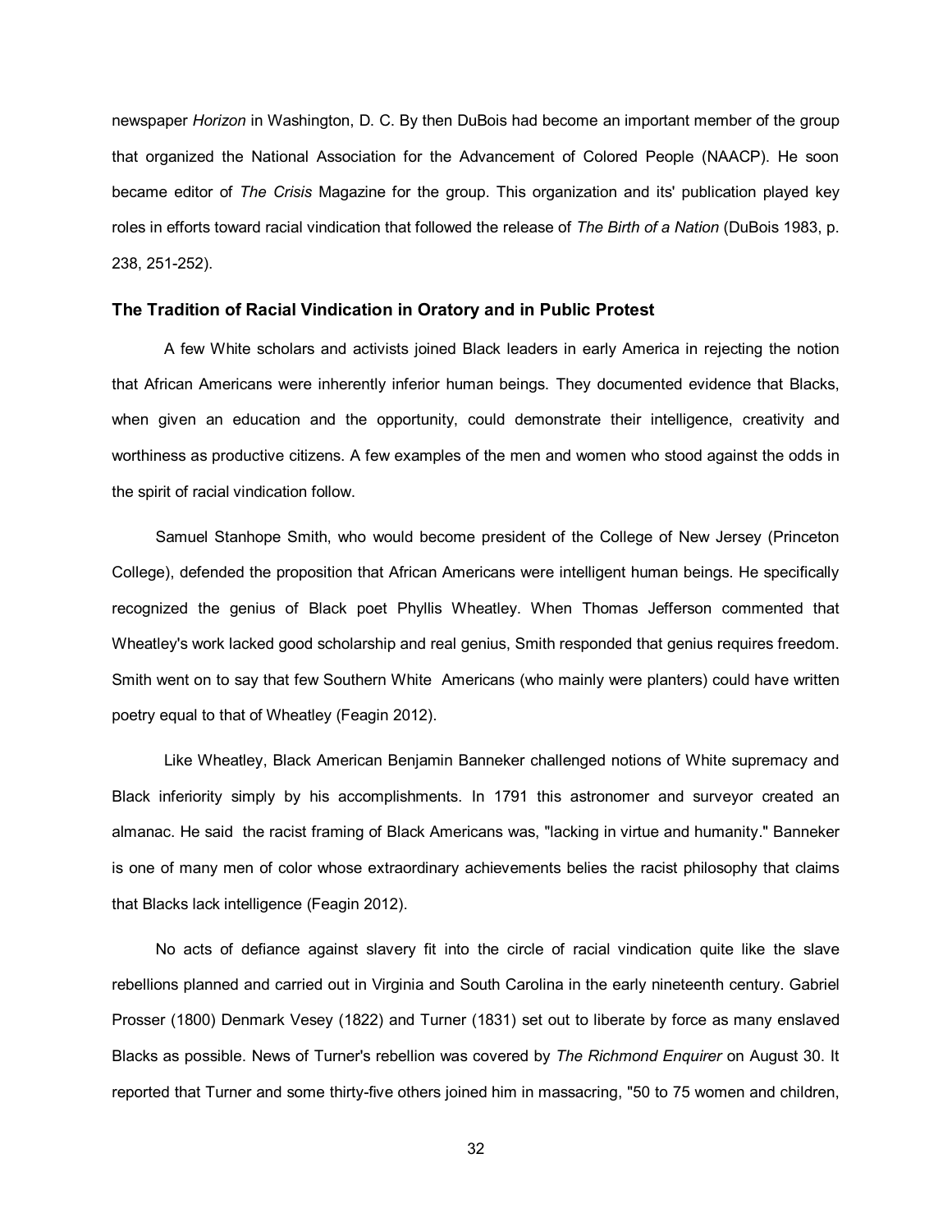newspaper *Horizon* in Washington, D. C. By then DuBois had become an important member of the group that organized the National Association for the Advancement of Colored People (NAACP). He soon became editor of *The Crisis* Magazine for the group. This organization and its' publication played key roles in efforts toward racial vindication that followed the release of *The Birth of a Nation* (DuBois 1983, p. 238, 251-252).

### The Tradition of Racial Vindication in Oratory and in Public Protest

A few White scholars and activists joined Black leaders in early America in rejecting the notion that African Americans were inherently inferior human beings. They documented evidence that Blacks, when given an education and the opportunity, could demonstrate their intelligence, creativity and worthiness as productive citizens. A few examples of the men and women who stood against the odds in the spirit of racial vindication follow.

Samuel Stanhope Smith, who would become president of the College of New Jersey (Princeton College), defended the proposition that African Americans were intelligent human beings. He specifically recognized the genius of Black poet Phyllis Wheatley. When Thomas Jefferson commented that Wheatley's work lacked good scholarship and real genius, Smith responded that genius requires freedom. Smith went on to say that few Southern White Americans (who mainly were planters) could have written poetry equal to that of Wheatley (Feagin 2012).

Like Wheatley, Black American Benjamin Banneker challenged notions of White supremacy and Black inferiority simply by his accomplishments. In 1791 this astronomer and surveyor created an almanac. He said the racist framing of Black Americans was, "lacking in virtue and humanity." Banneker is one of many men of color whose extraordinary achievements belies the racist philosophy that claims that Blacks lack intelligence (Feagin 2012).

No acts of defiance against slavery fit into the circle of racial vindication quite like the slave rebellions planned and carried out in Virginia and South Carolina in the early nineteenth century. Gabriel Prosser (1800) Denmark Vesey (1822) and Turner (1831) set out to liberate by force as many enslaved Blacks as possible. News of Turner's rebellion was covered by *The Richmond Enquirer* on August 30. It reported that Turner and some thirty-five others joined him in massacring, "50 to 75 women and children,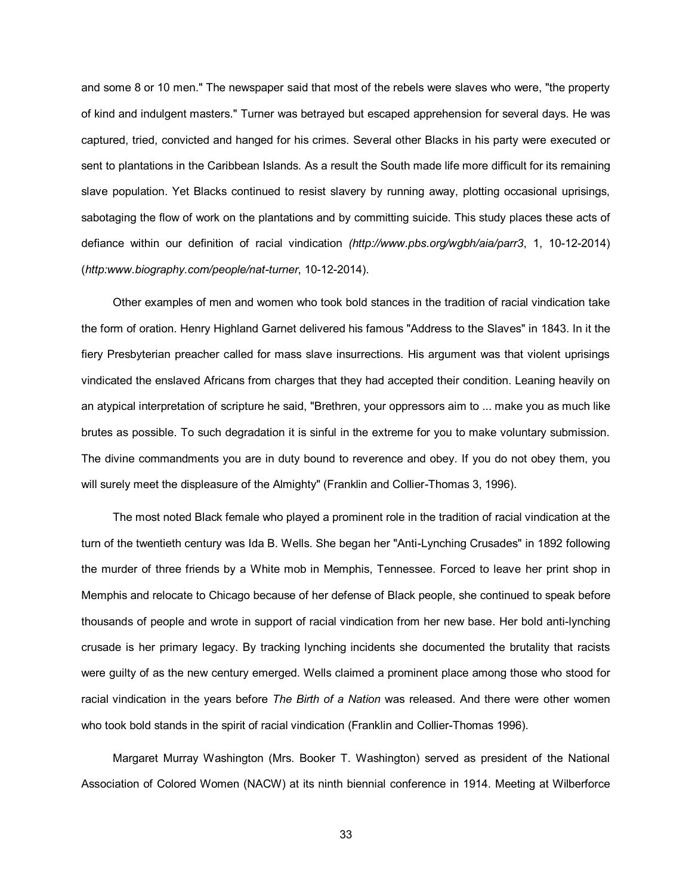and some 8 or 10 men." The newspaper said that most of the rebels were slaves who were, "the property of kind and indulgent masters." Turner was betrayed but escaped apprehension for several days. He was captured, tried, convicted and hanged for his crimes. Several other Blacks in his party were executed or sent to plantations in the Caribbean Islands. As a result the South made life more difficult for its remaining slave population. Yet Blacks continued to resist slavery by running away, plotting occasional uprisings, sabotaging the flow of work on the plantations and by committing suicide. This study places these acts of defiance within our definition of racial vindication *(http://www.pbs.org/wgbh/aia/parr3*, 1, 10-12-2014) (*http:www.biography.com/people/nat-turner*, 10-12-2014).

Other examples of men and women who took bold stances in the tradition of racial vindication take the form of oration. Henry Highland Garnet delivered his famous "Address to the Slaves" in 1843. In it the fiery Presbyterian preacher called for mass slave insurrections. His argument was that violent uprisings vindicated the enslaved Africans from charges that they had accepted their condition. Leaning heavily on an atypical interpretation of scripture he said, "Brethren, your oppressors aim to ... make you as much like brutes as possible. To such degradation it is sinful in the extreme for you to make voluntary submission. The divine commandments you are in duty bound to reverence and obey. If you do not obey them, you will surely meet the displeasure of the Almighty" (Franklin and Collier-Thomas 3, 1996).

The most noted Black female who played a prominent role in the tradition of racial vindication at the turn of the twentieth century was Ida B. Wells. She began her "Anti-Lynching Crusades" in 1892 following the murder of three friends by a White mob in Memphis, Tennessee. Forced to leave her print shop in Memphis and relocate to Chicago because of her defense of Black people, she continued to speak before thousands of people and wrote in support of racial vindication from her new base. Her bold anti-lynching crusade is her primary legacy. By tracking lynching incidents she documented the brutality that racists were guilty of as the new century emerged. Wells claimed a prominent place among those who stood for racial vindication in the years before *The Birth of a Nation* was released. And there were other women who took bold stands in the spirit of racial vindication (Franklin and Collier-Thomas 1996).

Margaret Murray Washington (Mrs. Booker T. Washington) served as president of the National Association of Colored Women (NACW) at its ninth biennial conference in 1914. Meeting at Wilberforce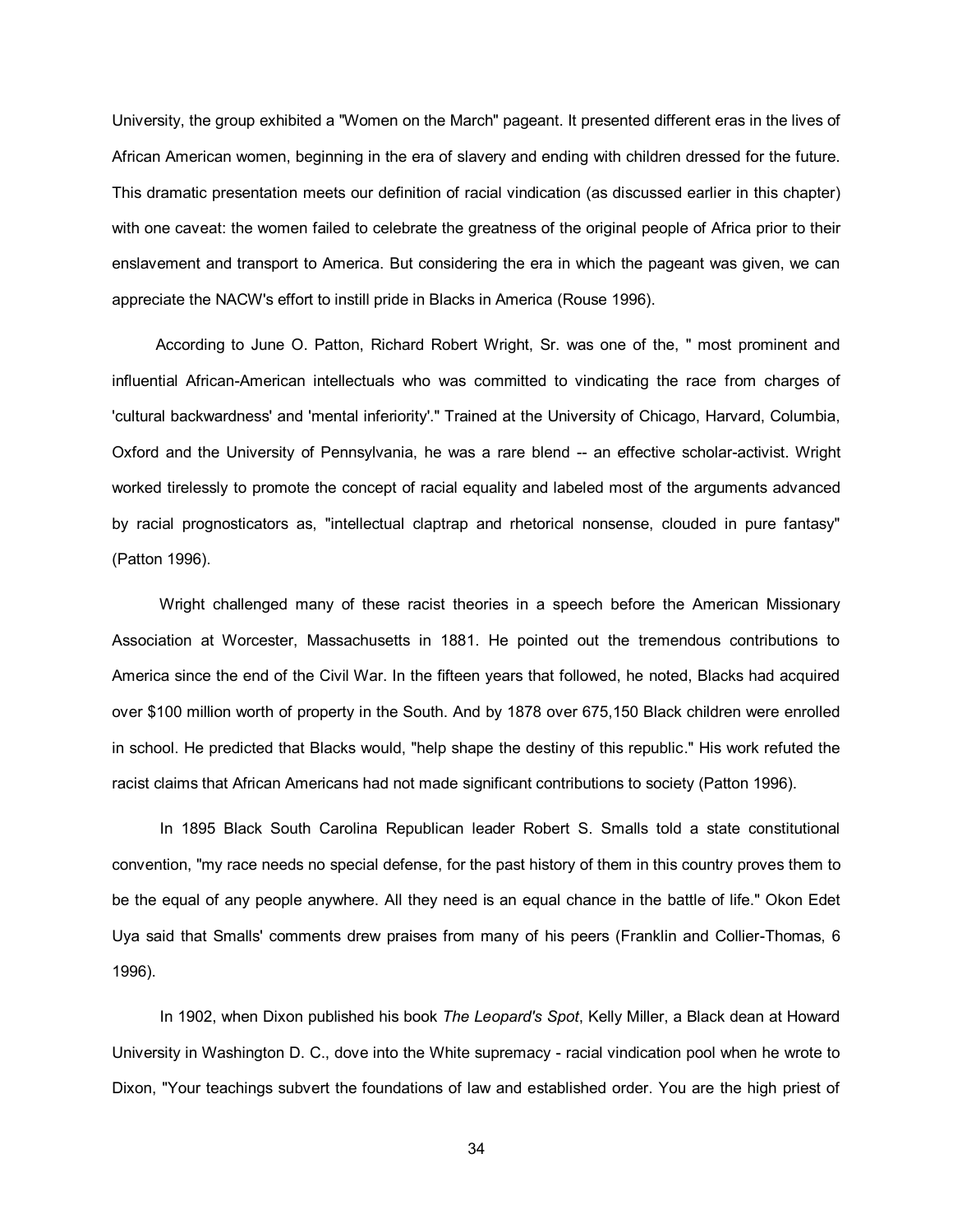University, the group exhibited a "Women on the March" pageant. It presented different eras in the lives of African American women, beginning in the era of slavery and ending with children dressed for the future. This dramatic presentation meets our definition of racial vindication (as discussed earlier in this chapter) with one caveat: the women failed to celebrate the greatness of the original people of Africa prior to their enslavement and transport to America. But considering the era in which the pageant was given, we can appreciate the NACW's effort to instill pride in Blacks in America (Rouse 1996).

According to June O. Patton, Richard Robert Wright, Sr. was one of the, " most prominent and influential African-American intellectuals who was committed to vindicating the race from charges of 'cultural backwardness' and 'mental inferiority'." Trained at the University of Chicago, Harvard, Columbia, Oxford and the University of Pennsylvania, he was a rare blend -- an effective scholar-activist. Wright worked tirelessly to promote the concept of racial equality and labeled most of the arguments advanced by racial prognosticators as, "intellectual claptrap and rhetorical nonsense, clouded in pure fantasy" (Patton 1996).

Wright challenged many of these racist theories in a speech before the American Missionary Association at Worcester, Massachusetts in 1881. He pointed out the tremendous contributions to America since the end of the Civil War. In the fifteen years that followed, he noted, Blacks had acquired over $100 million worth of property in the South. And by 1878 over 675,150 Black children were enrolled in school. He predicted that Blacks would, "help shape the destiny of this republic." His work refuted the racist claims that African Americans had not made significant contributions to society (Patton 1996).

In 1895 Black South Carolina Republican leader Robert S. Smalls told a state constitutional convention, "my race needs no special defense, for the past history of them in this country proves them to be the equal of any people anywhere. All they need is an equal chance in the battle of life." Okon Edet Uya said that Smalls' comments drew praises from many of his peers (Franklin and Collier-Thomas, 6 1996).

In 1902, when Dixon published his book *The Leopard's Spot*, Kelly Miller, a Black dean at Howard University in Washington D. C., dove into the White supremacy - racial vindication pool when he wrote to Dixon, "Your teachings subvert the foundations of law and established order. You are the high priest of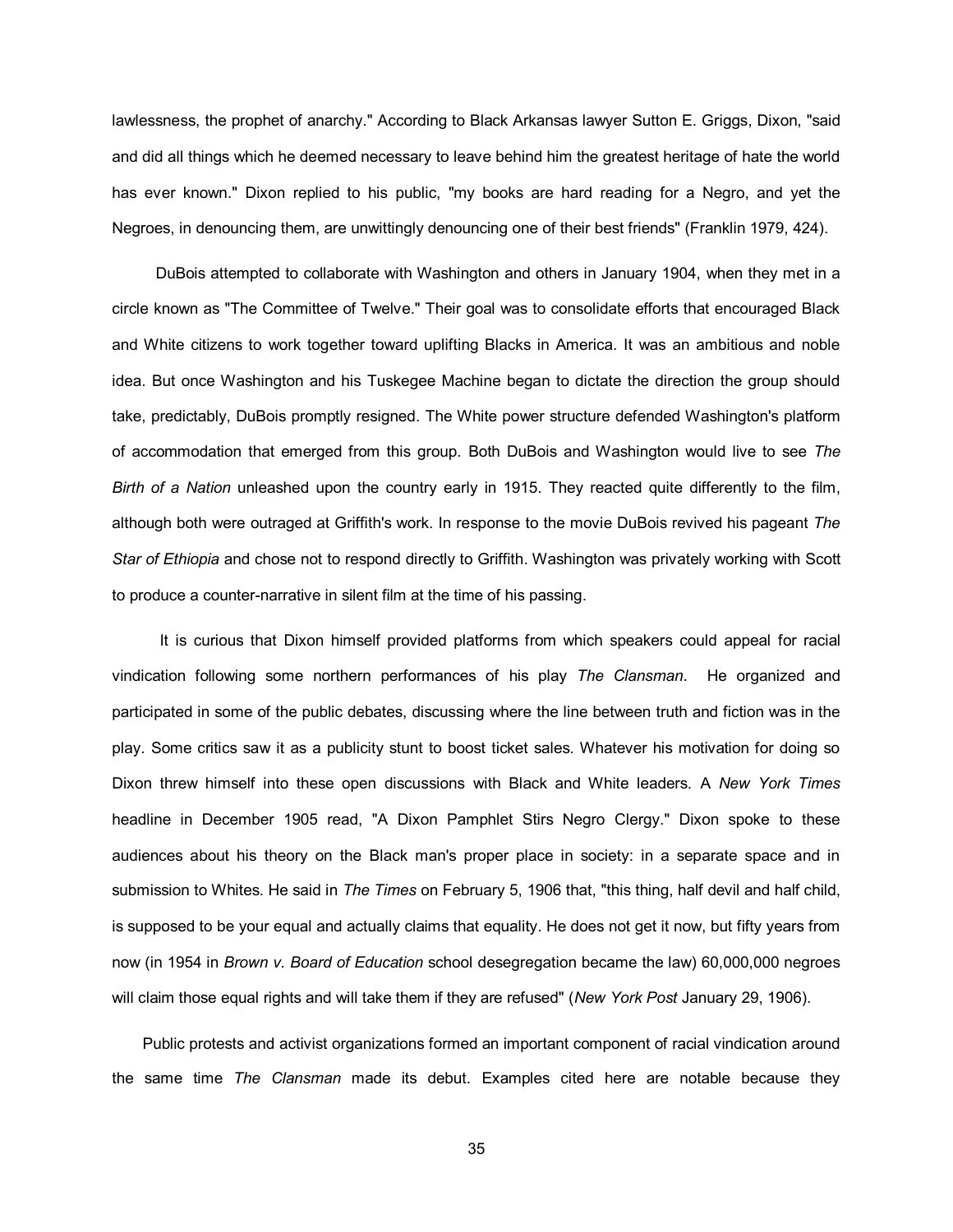lawlessness, the prophet of anarchy." According to Black Arkansas lawyer Sutton E. Griggs, Dixon, "said and did all things which he deemed necessary to leave behind him the greatest heritage of hate the world has ever known." Dixon replied to his public, "my books are hard reading for a Negro, and yet the Negroes, in denouncing them, are unwittingly denouncing one of their best friends" (Franklin 1979, 424).

DuBois attempted to collaborate with Washington and others in January 1904, when they met in a circle known as "The Committee of Twelve." Their goal was to consolidate efforts that encouraged Black and White citizens to work together toward uplifting Blacks in America. It was an ambitious and noble idea. But once Washington and his Tuskegee Machine began to dictate the direction the group should take, predictably, DuBois promptly resigned. The White power structure defended Washington's platform of accommodation that emerged from this group. Both DuBois and Washington would live to see *The Birth of a Nation* unleashed upon the country early in 1915. They reacted quite differently to the film, although both were outraged at Griffith's work. In response to the movie DuBois revived his pageant *The Star of Ethiopia* and chose not to respond directly to Griffith. Washington was privately working with Scott to produce a counter-narrative in silent film at the time of his passing.

It is curious that Dixon himself provided platforms from which speakers could appeal for racial vindication following some northern performances of his play *The Clansman*. He organized and participated in some of the public debates, discussing where the line between truth and fiction was in the play. Some critics saw it as a publicity stunt to boost ticket sales. Whatever his motivation for doing so Dixon threw himself into these open discussions with Black and White leaders. A *New York Times* headline in December 1905 read, "A Dixon Pamphlet Stirs Negro Clergy." Dixon spoke to these audiences about his theory on the Black man's proper place in society: in a separate space and in submission to Whites. He said in *The Times* on February 5, 1906 that, "this thing, half devil and half child, is supposed to be your equal and actually claims that equality. He does not get it now, but fifty years from now (in 1954 in *Brown v. Board of Education* school desegregation became the law) 60,000,000 negroes will claim those equal rights and will take them if they are refused" (*New York Post* January 29, 1906).

Public protests and activist organizations formed an important component of racial vindication around the same time *The Clansman* made its debut. Examples cited here are notable because they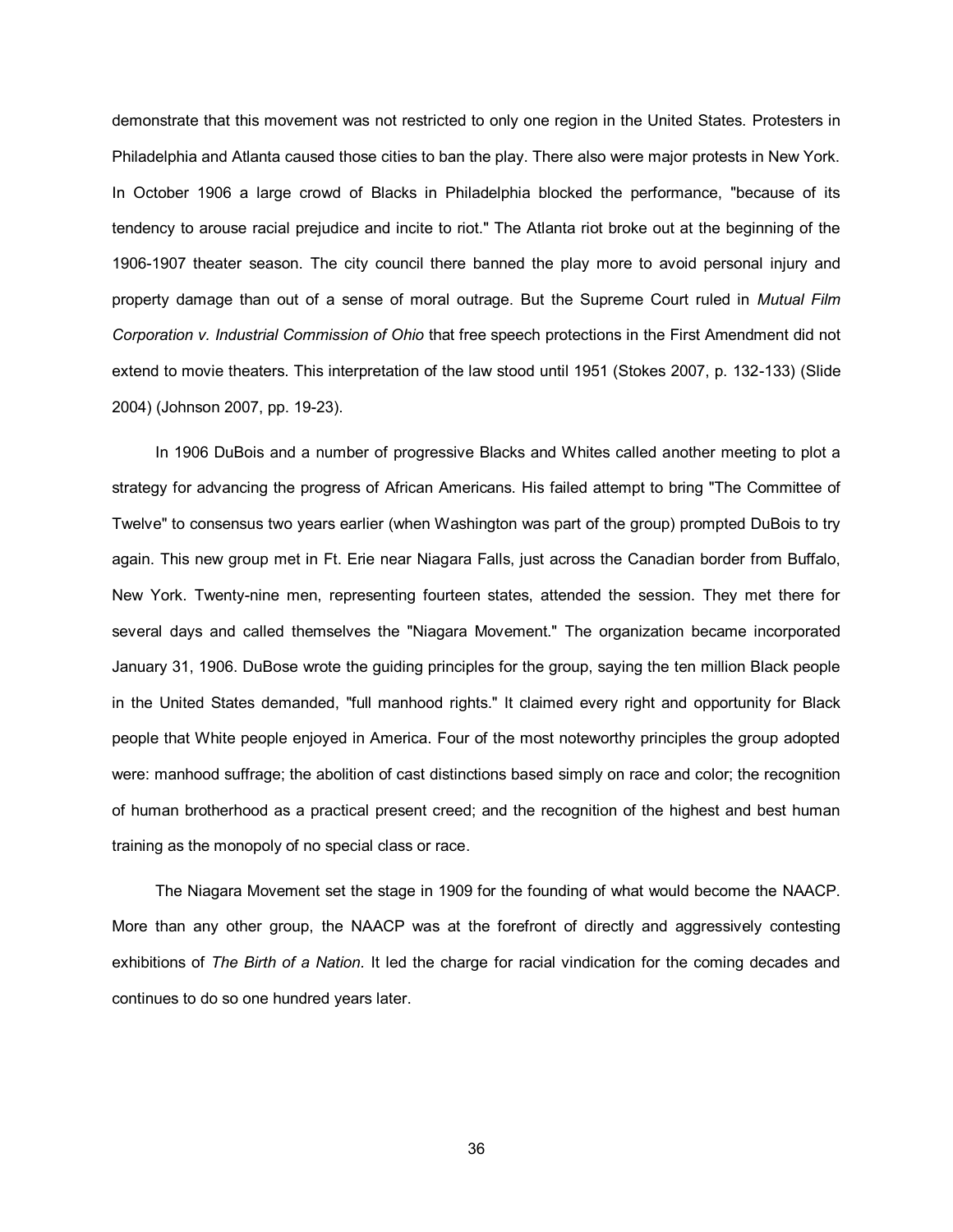demonstrate that this movement was not restricted to only one region in the United States. Protesters in Philadelphia and Atlanta caused those cities to ban the play. There also were major protests in New York. In October 1906 a large crowd of Blacks in Philadelphia blocked the performance, "because of its tendency to arouse racial prejudice and incite to riot." The Atlanta riot broke out at the beginning of the 1906-1907 theater season. The city council there banned the play more to avoid personal injury and property damage than out of a sense of moral outrage. But the Supreme Court ruled in *Mutual Film Corporation v. Industrial Commission of Ohio* that free speech protections in the First Amendment did not extend to movie theaters. This interpretation of the law stood until 1951 (Stokes 2007, p. 132-133) (Slide 2004) (Johnson 2007, pp. 19-23).

In 1906 DuBois and a number of progressive Blacks and Whites called another meeting to plot a strategy for advancing the progress of African Americans. His failed attempt to bring "The Committee of Twelve" to consensus two years earlier (when Washington was part of the group) prompted DuBois to try again. This new group met in Ft. Erie near Niagara Falls, just across the Canadian border from Buffalo, New York. Twenty-nine men, representing fourteen states, attended the session. They met there for several days and called themselves the "Niagara Movement." The organization became incorporated January 31, 1906. DuBose wrote the guiding principles for the group, saying the ten million Black people in the United States demanded, "full manhood rights." It claimed every right and opportunity for Black people that White people enjoyed in America. Four of the most noteworthy principles the group adopted were: manhood suffrage; the abolition of cast distinctions based simply on race and color; the recognition of human brotherhood as a practical present creed; and the recognition of the highest and best human training as the monopoly of no special class or race.

The Niagara Movement set the stage in 1909 for the founding of what would become the NAACP. More than any other group, the NAACP was at the forefront of directly and aggressively contesting exhibitions of *The Birth of a Nation*. It led the charge for racial vindication for the coming decades and continues to do so one hundred years later.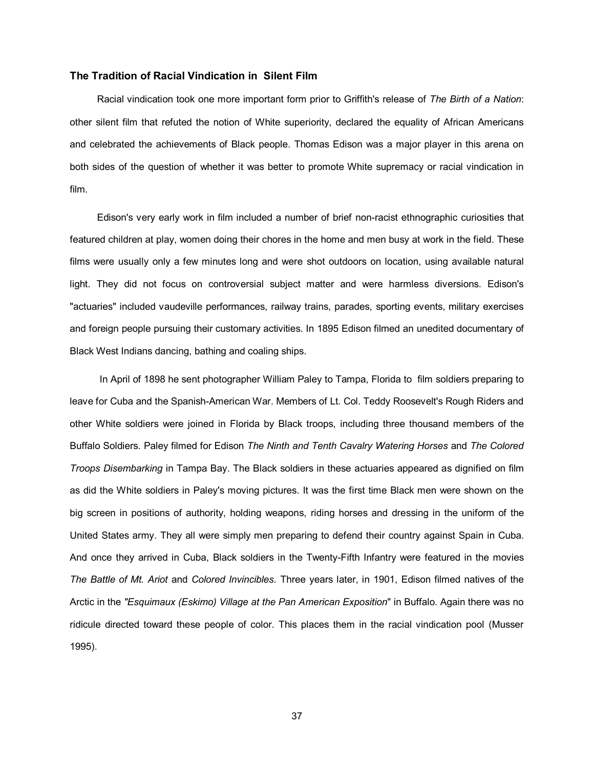### The Tradition of Racial Vindication in Silent Film

Racial vindication took one more important form prior to Griffith's release of *The Birth of a Nation*: other silent film that refuted the notion of White superiority, declared the equality of African Americans and celebrated the achievements of Black people. Thomas Edison was a major player in this arena on both sides of the question of whether it was better to promote White supremacy or racial vindication in film.

Edison's very early work in film included a number of brief non-racist ethnographic curiosities that featured children at play, women doing their chores in the home and men busy at work in the field. These films were usually only a few minutes long and were shot outdoors on location, using available natural light. They did not focus on controversial subject matter and were harmless diversions. Edison's "actuaries" included vaudeville performances, railway trains, parades, sporting events, military exercises and foreign people pursuing their customary activities. In 1895 Edison filmed an unedited documentary of Black West Indians dancing, bathing and coaling ships.

In April of 1898 he sent photographer William Paley to Tampa, Florida to film soldiers preparing to leave for Cuba and the Spanish-American War. Members of Lt. Col. Teddy Roosevelt's Rough Riders and other White soldiers were joined in Florida by Black troops, including three thousand members of the Buffalo Soldiers. Paley filmed for Edison *The Ninth and Tenth Cavalry Watering Horses* and *The Colored Troops Disembarking* in Tampa Bay. The Black soldiers in these actuaries appeared as dignified on film as did the White soldiers in Paley's moving pictures. It was the first time Black men were shown on the big screen in positions of authority, holding weapons, riding horses and dressing in the uniform of the United States army. They all were simply men preparing to defend their country against Spain in Cuba. And once they arrived in Cuba, Black soldiers in the Twenty-Fifth Infantry were featured in the movies *The Battle of Mt. Ariot* and *Colored Invincibles*. Three years later, in 1901, Edison filmed natives of the Arctic in the *"Esquimaux (Eskimo) Village at the Pan American Exposition*" in Buffalo. Again there was no ridicule directed toward these people of color. This places them in the racial vindication pool (Musser 1995).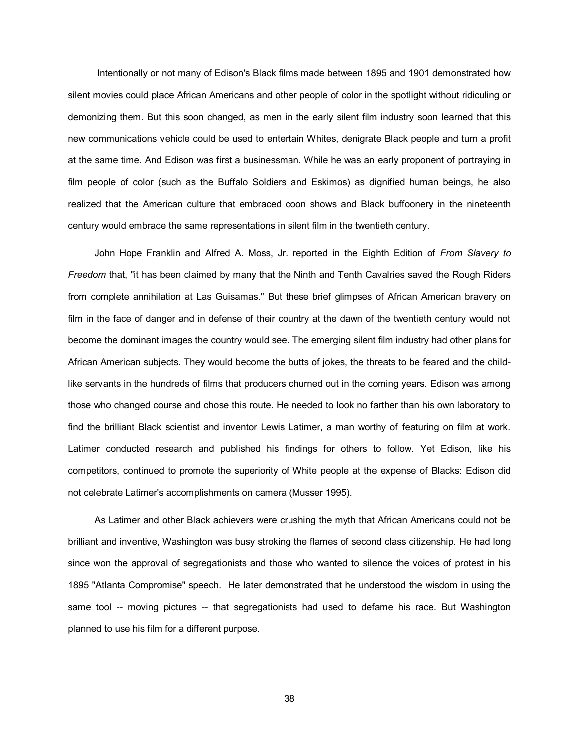Intentionally or not many of Edison's Black films made between 1895 and 1901 demonstrated how silent movies could place African Americans and other people of color in the spotlight without ridiculing or demonizing them. But this soon changed, as men in the early silent film industry soon learned that this new communications vehicle could be used to entertain Whites, denigrate Black people and turn a profit at the same time. And Edison was first a businessman. While he was an early proponent of portraying in film people of color (such as the Buffalo Soldiers and Eskimos) as dignified human beings, he also realized that the American culture that embraced coon shows and Black buffoonery in the nineteenth century would embrace the same representations in silent film in the twentieth century.

John Hope Franklin and Alfred A. Moss, Jr. reported in the Eighth Edition of *From Slavery to Freedom* that, "it has been claimed by many that the Ninth and Tenth Cavalries saved the Rough Riders from complete annihilation at Las Guisamas." But these brief glimpses of African American bravery on film in the face of danger and in defense of their country at the dawn of the twentieth century would not become the dominant images the country would see. The emerging silent film industry had other plans for African American subjects. They would become the butts of jokes, the threats to be feared and the child-like servants in the hundreds of films that producers churned out in the coming years. Edison was among those who changed course and chose this route. He needed to look no farther than his own laboratory to find the brilliant Black scientist and inventor Lewis Latimer, a man worthy of featuring on film at work. Latimer conducted research and published his findings for others to follow. Yet Edison, like his competitors, continued to promote the superiority of White people at the expense of Blacks: Edison did not celebrate Latimer's accomplishments on camera (Musser 1995).

As Latimer and other Black achievers were crushing the myth that African Americans could not be brilliant and inventive, Washington was busy stroking the flames of second class citizenship. He had long since won the approval of segregationists and those who wanted to silence the voices of protest in his 1895 "Atlanta Compromise" speech. He later demonstrated that he understood the wisdom in using the same tool -- moving pictures -- that segregationists had used to defame his race. But Washington planned to use his film for a different purpose.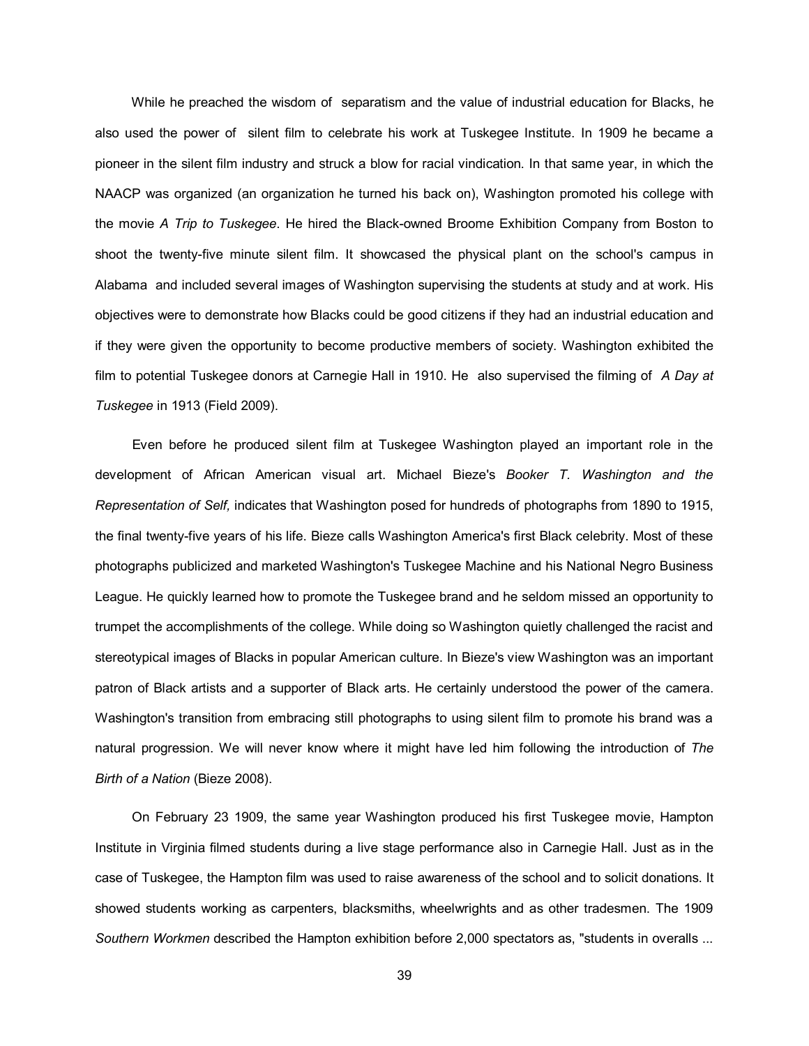While he preached the wisdom of separatism and the value of industrial education for Blacks, he also used the power of silent film to celebrate his work at Tuskegee Institute. In 1909 he became a pioneer in the silent film industry and struck a blow for racial vindication. In that same year, in which the NAACP was organized (an organization he turned his back on), Washington promoted his college with the movie *A Trip to Tuskegee*. He hired the Black-owned Broome Exhibition Company from Boston to shoot the twenty-five minute silent film. It showcased the physical plant on the school's campus in Alabama and included several images of Washington supervising the students at study and at work. His objectives were to demonstrate how Blacks could be good citizens if they had an industrial education and if they were given the opportunity to become productive members of society. Washington exhibited the film to potential Tuskegee donors at Carnegie Hall in 1910. He also supervised the filming of *A Day at Tuskegee* in 1913 (Field 2009).

Even before he produced silent film at Tuskegee Washington played an important role in the development of African American visual art. Michael Bieze's *Booker T. Washington and the Representation of Self,* indicates that Washington posed for hundreds of photographs from 1890 to 1915, the final twenty-five years of his life. Bieze calls Washington America's first Black celebrity. Most of these photographs publicized and marketed Washington's Tuskegee Machine and his National Negro Business League. He quickly learned how to promote the Tuskegee brand and he seldom missed an opportunity to trumpet the accomplishments of the college. While doing so Washington quietly challenged the racist and stereotypical images of Blacks in popular American culture. In Bieze's view Washington was an important patron of Black artists and a supporter of Black arts. He certainly understood the power of the camera. Washington's transition from embracing still photographs to using silent film to promote his brand was a natural progression. We will never know where it might have led him following the introduction of *The Birth of a Nation* (Bieze 2008).

On February 23 1909, the same year Washington produced his first Tuskegee movie, Hampton Institute in Virginia filmed students during a live stage performance also in Carnegie Hall. Just as in the case of Tuskegee, the Hampton film was used to raise awareness of the school and to solicit donations. It showed students working as carpenters, blacksmiths, wheelwrights and as other tradesmen. The 1909 *Southern Workmen* described the Hampton exhibition before 2,000 spectators as, "students in overalls ...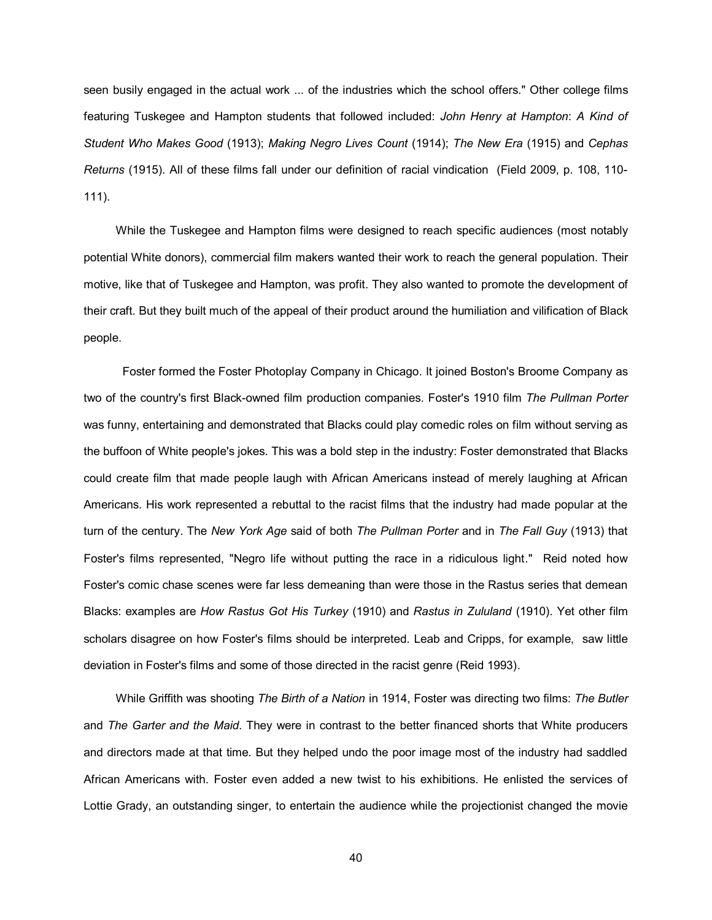seen busily engaged in the actual work ... of the industries which the school offers." Other college films featuring Tuskegee and Hampton students that followed included: *John Henry at Hampton*: *A Kind of Student Who Makes Good* (1913); *Making Negro Lives Count* (1914); *The New Era* (1915) and *Cephas Returns* (1915). All of these films fall under our definition of racial vindication (Field 2009, p. 108, 110-111).

While the Tuskegee and Hampton films were designed to reach specific audiences (most notably potential White donors), commercial film makers wanted their work to reach the general population. Their motive, like that of Tuskegee and Hampton, was profit. They also wanted to promote the development of their craft. But they built much of the appeal of their product around the humiliation and vilification of Black people.

Foster formed the Foster Photoplay Company in Chicago. It joined Boston's Broome Company as two of the country's first Black-owned film production companies. Foster's 1910 film *The Pullman Porter* was funny, entertaining and demonstrated that Blacks could play comedic roles on film without serving as the buffoon of White people's jokes. This was a bold step in the industry: Foster demonstrated that Blacks could create film that made people laugh with African Americans instead of merely laughing at African Americans. His work represented a rebuttal to the racist films that the industry had made popular at the turn of the century. The *New York Age* said of both *The Pullman Porter* and in *The Fall Guy* (1913) that Foster's films represented, "Negro life without putting the race in a ridiculous light." Reid noted how Foster's comic chase scenes were far less demeaning than were those in the Rastus series that demean Blacks: examples are *How Rastus Got His Turkey* (1910) and *Rastus in Zululand* (1910). Yet other film scholars disagree on how Foster's films should be interpreted. Leab and Cripps, for example, saw little deviation in Foster's films and some of those directed in the racist genre (Reid 1993).

While Griffith was shooting *The Birth of a Nation* in 1914, Foster was directing two films: *The Butler* and *The Garter and the Maid*. They were in contrast to the better financed shorts that White producers and directors made at that time. But they helped undo the poor image most of the industry had saddled African Americans with. Foster even added a new twist to his exhibitions. He enlisted the services of Lottie Grady, an outstanding singer, to entertain the audience while the projectionist changed the movie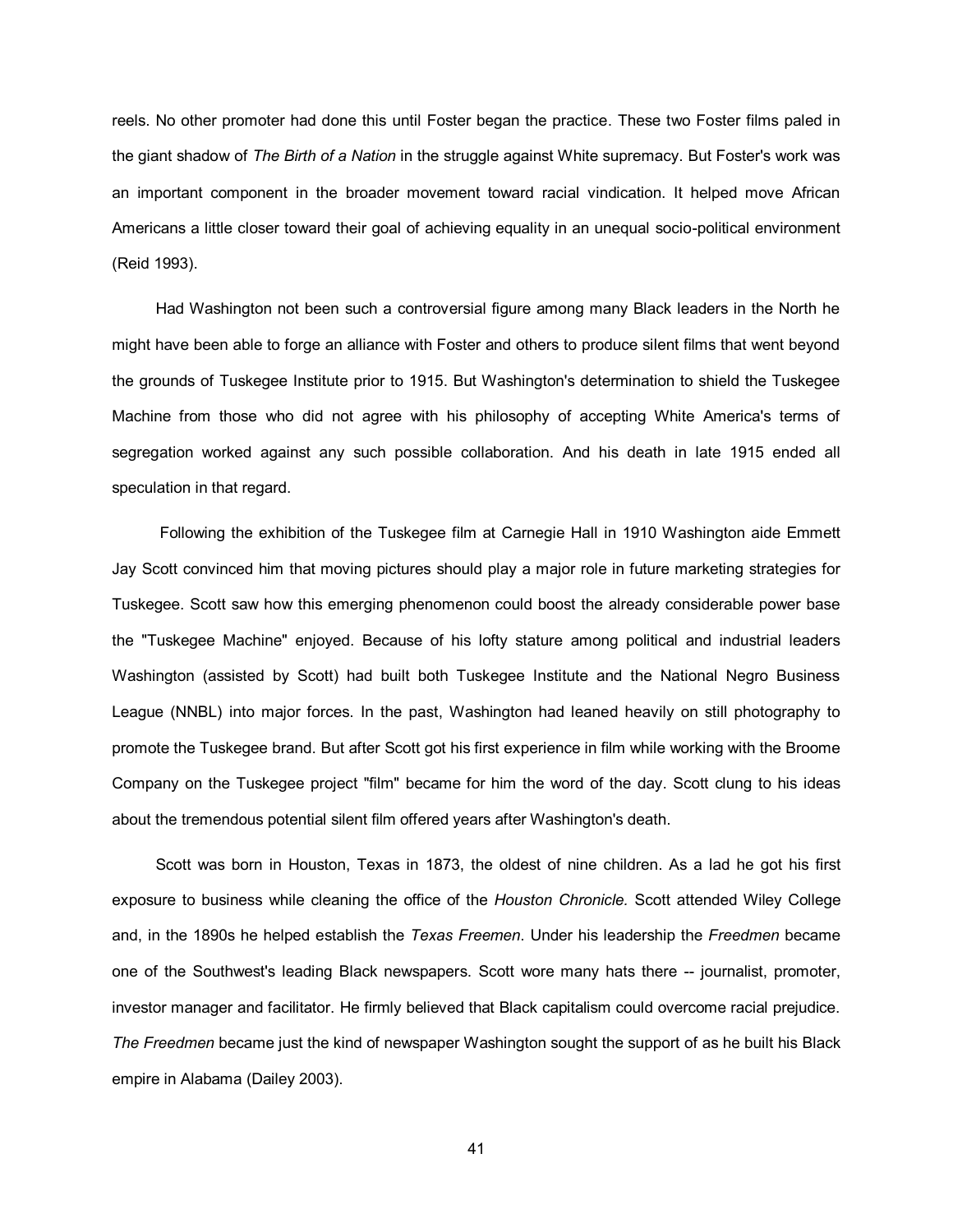reels. No other promoter had done this until Foster began the practice. These two Foster films paled in the giant shadow of *The Birth of a Nation* in the struggle against White supremacy. But Foster's work was an important component in the broader movement toward racial vindication. It helped move African Americans a little closer toward their goal of achieving equality in an unequal socio-political environment (Reid 1993).

Had Washington not been such a controversial figure among many Black leaders in the North he might have been able to forge an alliance with Foster and others to produce silent films that went beyond the grounds of Tuskegee Institute prior to 1915. But Washington's determination to shield the Tuskegee Machine from those who did not agree with his philosophy of accepting White America's terms of segregation worked against any such possible collaboration. And his death in late 1915 ended all speculation in that regard.

Following the exhibition of the Tuskegee film at Carnegie Hall in 1910 Washington aide Emmett Jay Scott convinced him that moving pictures should play a major role in future marketing strategies for Tuskegee. Scott saw how this emerging phenomenon could boost the already considerable power base the "Tuskegee Machine" enjoyed. Because of his lofty stature among political and industrial leaders Washington (assisted by Scott) had built both Tuskegee Institute and the National Negro Business League (NNBL) into major forces. In the past, Washington had leaned heavily on still photography to promote the Tuskegee brand. But after Scott got his first experience in film while working with the Broome Company on the Tuskegee project "film" became for him the word of the day. Scott clung to his ideas about the tremendous potential silent film offered years after Washington's death.

Scott was born in Houston, Texas in 1873, the oldest of nine children. As a lad he got his first exposure to business while cleaning the office of the *Houston Chronicle.* Scott attended Wiley College and, in the 1890s he helped establish the *Texas Freemen*. Under his leadership the *Freedmen* became one of the Southwest's leading Black newspapers. Scott wore many hats there -- journalist, promoter, investor manager and facilitator. He firmly believed that Black capitalism could overcome racial prejudice. *The Freedmen* became just the kind of newspaper Washington sought the support of as he built his Black empire in Alabama (Dailey 2003).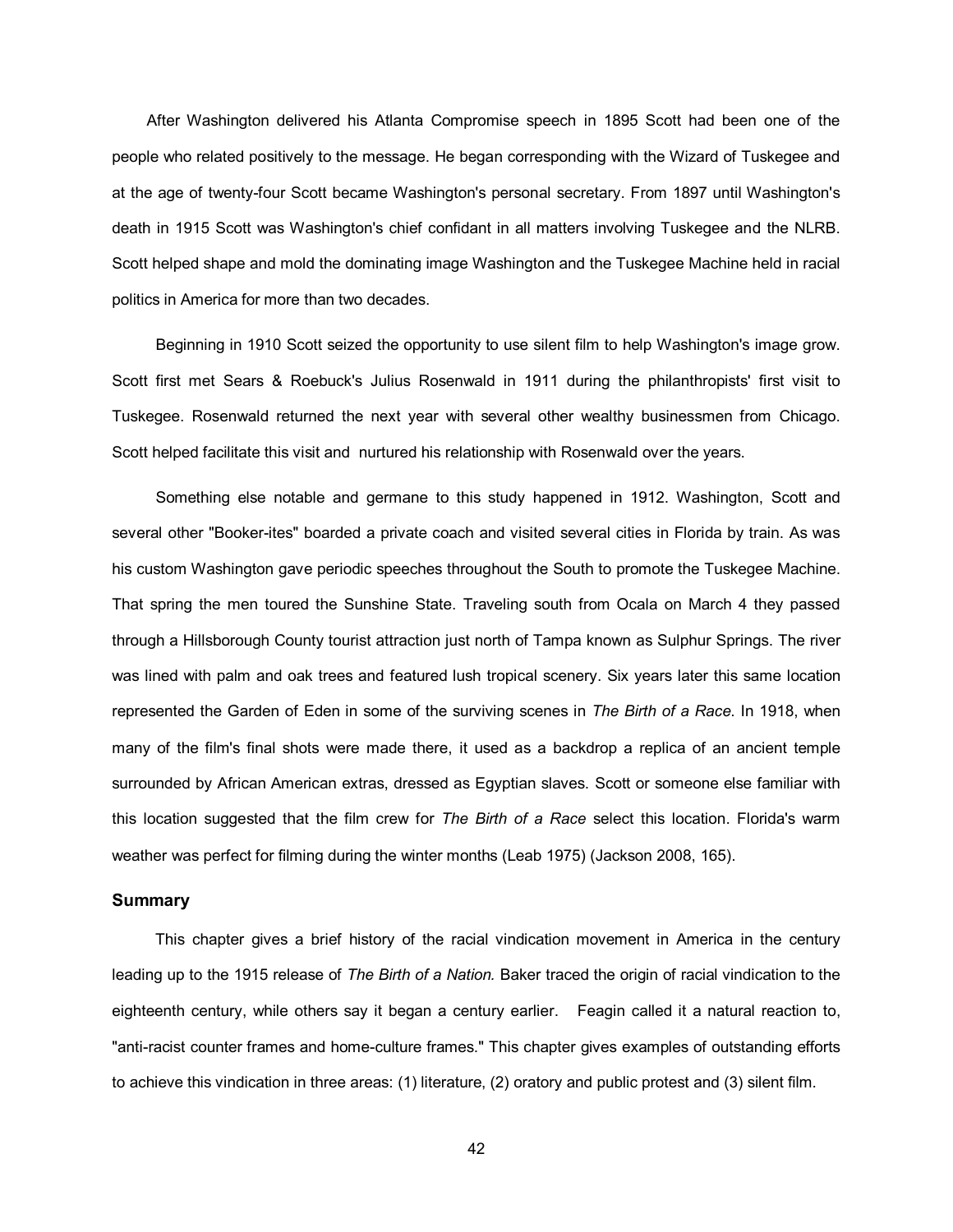After Washington delivered his Atlanta Compromise speech in 1895 Scott had been one of the people who related positively to the message. He began corresponding with the Wizard of Tuskegee and at the age of twenty-four Scott became Washington's personal secretary. From 1897 until Washington's death in 1915 Scott was Washington's chief confidant in all matters involving Tuskegee and the NLRB. Scott helped shape and mold the dominating image Washington and the Tuskegee Machine held in racial politics in America for more than two decades.

Beginning in 1910 Scott seized the opportunity to use silent film to help Washington's image grow. Scott first met Sears & Roebuck's Julius Rosenwald in 1911 during the philanthropists' first visit to Tuskegee. Rosenwald returned the next year with several other wealthy businessmen from Chicago. Scott helped facilitate this visit and nurtured his relationship with Rosenwald over the years.

Something else notable and germane to this study happened in 1912. Washington, Scott and several other "Booker-ites" boarded a private coach and visited several cities in Florida by train. As was his custom Washington gave periodic speeches throughout the South to promote the Tuskegee Machine. That spring the men toured the Sunshine State. Traveling south from Ocala on March 4 they passed through a Hillsborough County tourist attraction just north of Tampa known as Sulphur Springs. The river was lined with palm and oak trees and featured lush tropical scenery. Six years later this same location represented the Garden of Eden in some of the surviving scenes in *The Birth of a Race*. In 1918, when many of the film's final shots were made there, it used as a backdrop a replica of an ancient temple surrounded by African American extras, dressed as Egyptian slaves. Scott or someone else familiar with this location suggested that the film crew for *The Birth of a Race* select this location. Florida's warm weather was perfect for filming during the winter months (Leab 1975) (Jackson 2008, 165).

### Summary

This chapter gives a brief history of the racial vindication movement in America in the century leading up to the 1915 release of *The Birth of a Nation.* Baker traced the origin of racial vindication to the eighteenth century, while others say it began a century earlier. Feagin called it a natural reaction to, "anti-racist counter frames and home-culture frames." This chapter gives examples of outstanding efforts to achieve this vindication in three areas: (1) literature, (2) oratory and public protest and (3) silent film.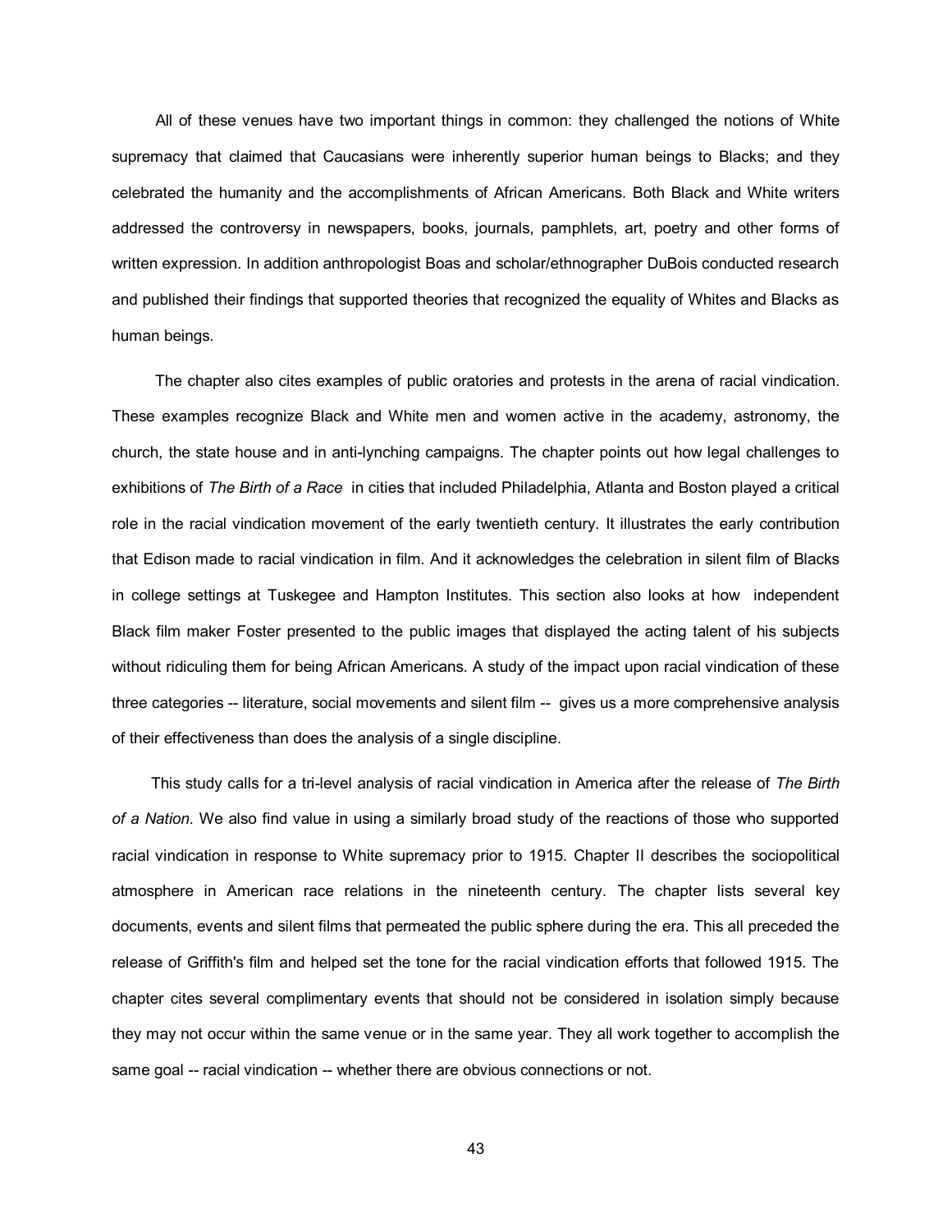All of these venues have two important things in common: they challenged the notions of White supremacy that claimed that Caucasians were inherently superior human beings to Blacks; and they celebrated the humanity and the accomplishments of African Americans. Both Black and White writers addressed the controversy in newspapers, books, journals, pamphlets, art, poetry and other forms of written expression. In addition anthropologist Boas and scholar/ethnographer DuBois conducted research and published their findings that supported theories that recognized the equality of Whites and Blacks as human beings.

The chapter also cites examples of public oratories and protests in the arena of racial vindication. These examples recognize Black and White men and women active in the academy, astronomy, the church, the state house and in anti-lynching campaigns. The chapter points out how legal challenges to exhibitions of *The Birth of a Race* in cities that included Philadelphia, Atlanta and Boston played a critical role in the racial vindication movement of the early twentieth century. It illustrates the early contribution that Edison made to racial vindication in film. And it acknowledges the celebration in silent film of Blacks in college settings at Tuskegee and Hampton Institutes. This section also looks at how independent Black film maker Foster presented to the public images that displayed the acting talent of his subjects without ridiculing them for being African Americans. A study of the impact upon racial vindication of these three categories -- literature, social movements and silent film -- gives us a more comprehensive analysis of their effectiveness than does the analysis of a single discipline.

This study calls for a tri-level analysis of racial vindication in America after the release of *The Birth of a Nation.* We also find value in using a similarly broad study of the reactions of those who supported racial vindication in response to White supremacy prior to 1915. Chapter II describes the sociopolitical atmosphere in American race relations in the nineteenth century. The chapter lists several key documents, events and silent films that permeated the public sphere during the era. This all preceded the release of Griffith's film and helped set the tone for the racial vindication efforts that followed 1915. The chapter cites several complimentary events that should not be considered in isolation simply because they may not occur within the same venue or in the same year. They all work together to accomplish the same goal -- racial vindication -- whether there are obvious connections or not.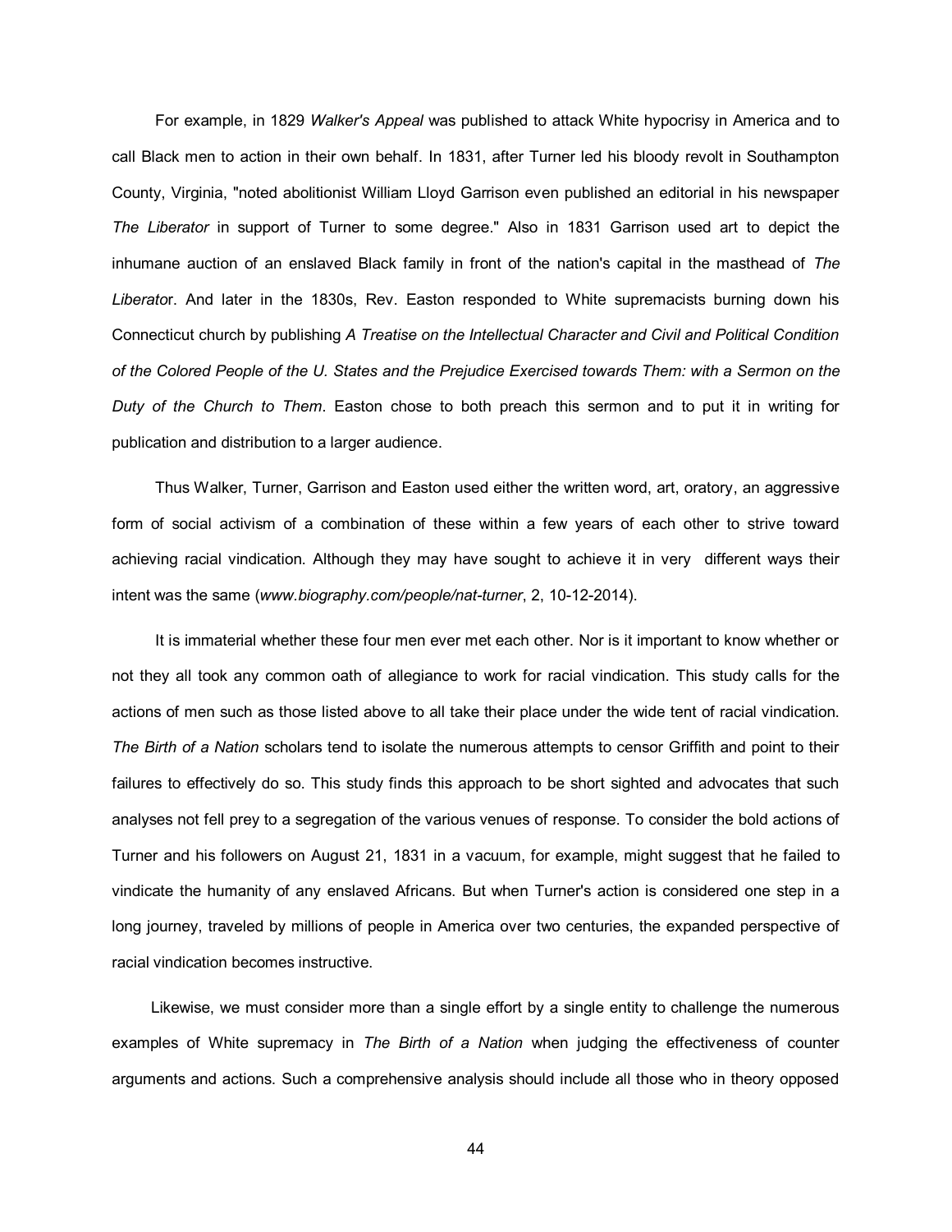For example, in 1829 *Walker's Appeal* was published to attack White hypocrisy in America and to call Black men to action in their own behalf. In 1831, after Turner led his bloody revolt in Southampton County, Virginia, "noted abolitionist William Lloyd Garrison even published an editorial in his newspaper *The Liberator* in support of Turner to some degree." Also in 1831 Garrison used art to depict the inhumane auction of an enslaved Black family in front of the nation's capital in the masthead of *The Liberato*r. And later in the 1830s, Rev. Easton responded to White supremacists burning down his Connecticut church by publishing *A Treatise on the Intellectual Character and Civil and Political Condition of the Colored People of the U. States and the Prejudice Exercised towards Them: with a Sermon on the Duty of the Church to Them*. Easton chose to both preach this sermon and to put it in writing for publication and distribution to a larger audience.

Thus Walker, Turner, Garrison and Easton used either the written word, art, oratory, an aggressive form of social activism of a combination of these within a few years of each other to strive toward achieving racial vindication. Although they may have sought to achieve it in very different ways their intent was the same (*www.biography.com/people/nat-turner*, 2, 10-12-2014).

It is immaterial whether these four men ever met each other. Nor is it important to know whether or not they all took any common oath of allegiance to work for racial vindication. This study calls for the actions of men such as those listed above to all take their place under the wide tent of racial vindication. *The Birth of a Nation* scholars tend to isolate the numerous attempts to censor Griffith and point to their failures to effectively do so. This study finds this approach to be short sighted and advocates that such analyses not fell prey to a segregation of the various venues of response. To consider the bold actions of Turner and his followers on August 21, 1831 in a vacuum, for example, might suggest that he failed to vindicate the humanity of any enslaved Africans. But when Turner's action is considered one step in a long journey, traveled by millions of people in America over two centuries, the expanded perspective of racial vindication becomes instructive.

Likewise, we must consider more than a single effort by a single entity to challenge the numerous examples of White supremacy in *The Birth of a Nation* when judging the effectiveness of counter arguments and actions. Such a comprehensive analysis should include all those who in theory opposed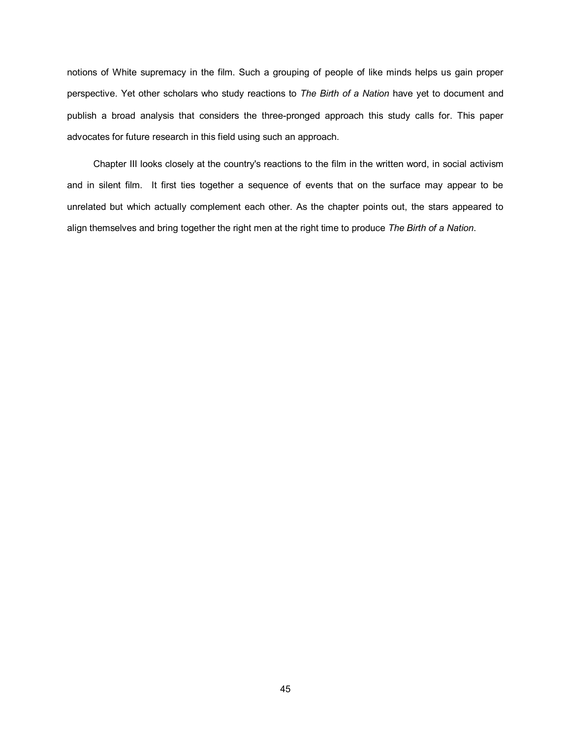notions of White supremacy in the film. Such a grouping of people of like minds helps us gain proper perspective. Yet other scholars who study reactions to *The Birth of a Nation* have yet to document and publish a broad analysis that considers the three-pronged approach this study calls for. This paper advocates for future research in this field using such an approach.

Chapter III looks closely at the country's reactions to the film in the written word, in social activism and in silent film. It first ties together a sequence of events that on the surface may appear to be unrelated but which actually complement each other. As the chapter points out, the stars appeared to align themselves and bring together the right men at the right time to produce *The Birth of a Nation*.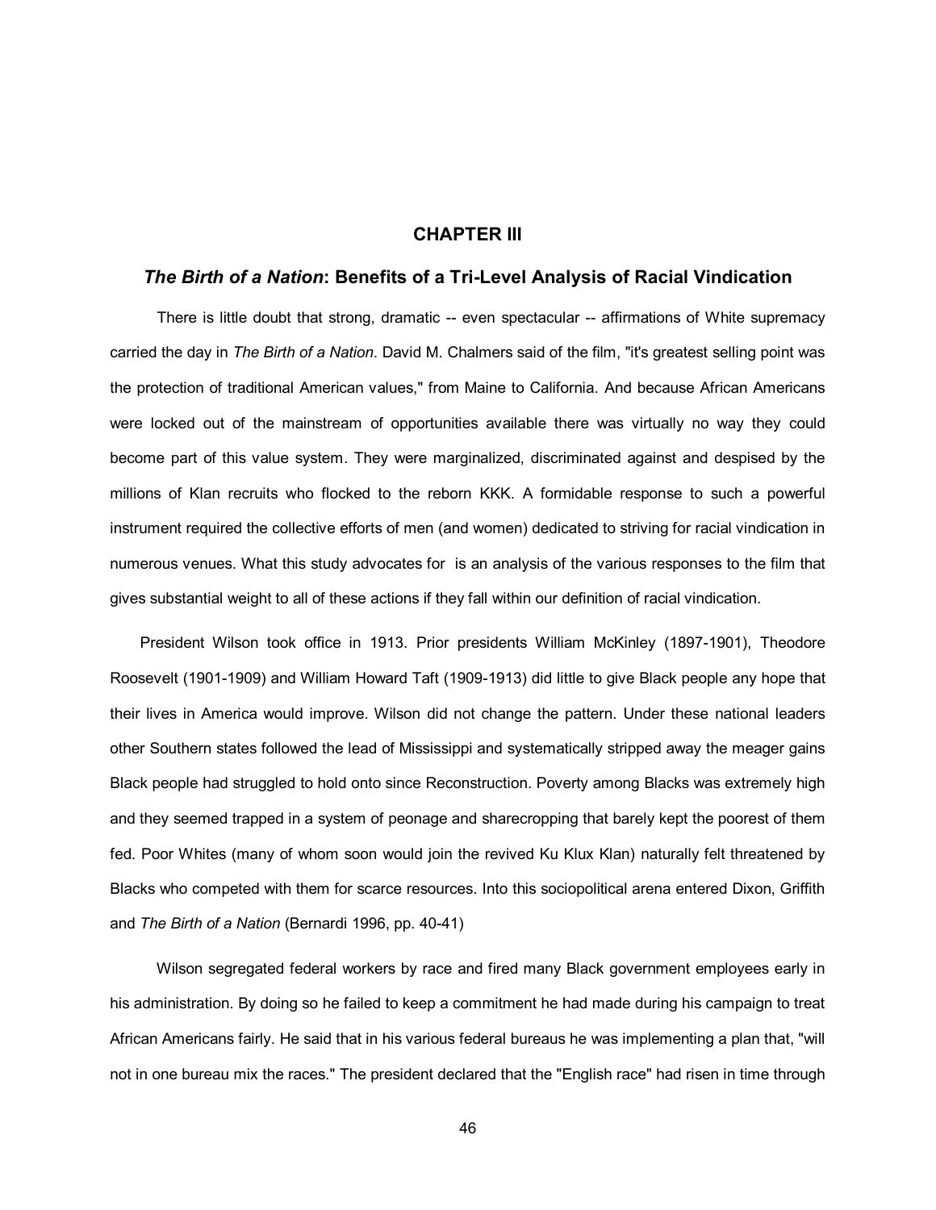## CHAPTER III

### *The Birth of a Nation*: Benefits of a Tri-Level Analysis of Racial Vindication

There is little doubt that strong, dramatic -- even spectacular -- affirmations of White supremacy carried the day in *The Birth of a Nation*. David M. Chalmers said of the film, "it's greatest selling point was the protection of traditional American values," from Maine to California. And because African Americans were locked out of the mainstream of opportunities available there was virtually no way they could become part of this value system. They were marginalized, discriminated against and despised by the millions of Klan recruits who flocked to the reborn KKK. A formidable response to such a powerful instrument required the collective efforts of men (and women) dedicated to striving for racial vindication in numerous venues. What this study advocates for is an analysis of the various responses to the film that gives substantial weight to all of these actions if they fall within our definition of racial vindication.

President Wilson took office in 1913. Prior presidents William McKinley (1897-1901), Theodore Roosevelt (1901-1909) and William Howard Taft (1909-1913) did little to give Black people any hope that their lives in America would improve. Wilson did not change the pattern. Under these national leaders other Southern states followed the lead of Mississippi and systematically stripped away the meager gains Black people had struggled to hold onto since Reconstruction. Poverty among Blacks was extremely high and they seemed trapped in a system of peonage and sharecropping that barely kept the poorest of them fed. Poor Whites (many of whom soon would join the revived Ku Klux Klan) naturally felt threatened by Blacks who competed with them for scarce resources. Into this sociopolitical arena entered Dixon, Griffith and *The Birth of a Nation* (Bernardi 1996, pp. 40-41)

Wilson segregated federal workers by race and fired many Black government employees early in his administration. By doing so he failed to keep a commitment he had made during his campaign to treat African Americans fairly. He said that in his various federal bureaus he was implementing a plan that, "will not in one bureau mix the races." The president declared that the "English race" had risen in time through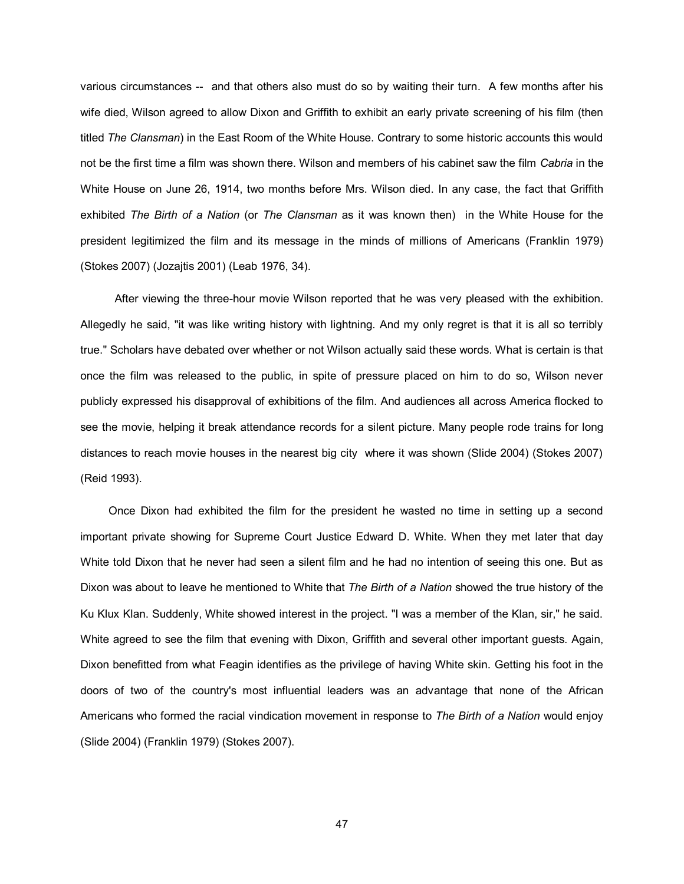various circumstances -- and that others also must do so by waiting their turn. A few months after his wife died, Wilson agreed to allow Dixon and Griffith to exhibit an early private screening of his film (then titled *The Clansman*) in the East Room of the White House. Contrary to some historic accounts this would not be the first time a film was shown there. Wilson and members of his cabinet saw the film *Cabria* in the White House on June 26, 1914, two months before Mrs. Wilson died. In any case, the fact that Griffith exhibited *The Birth of a Nation* (or *The Clansman* as it was known then) in the White House for the president legitimized the film and its message in the minds of millions of Americans (Franklin 1979) (Stokes 2007) (Jozajtis 2001) (Leab 1976, 34).

After viewing the three-hour movie Wilson reported that he was very pleased with the exhibition. Allegedly he said, "it was like writing history with lightning. And my only regret is that it is all so terribly true." Scholars have debated over whether or not Wilson actually said these words. What is certain is that once the film was released to the public, in spite of pressure placed on him to do so, Wilson never publicly expressed his disapproval of exhibitions of the film. And audiences all across America flocked to see the movie, helping it break attendance records for a silent picture. Many people rode trains for long distances to reach movie houses in the nearest big city where it was shown (Slide 2004) (Stokes 2007) (Reid 1993).

Once Dixon had exhibited the film for the president he wasted no time in setting up a second important private showing for Supreme Court Justice Edward D. White. When they met later that day White told Dixon that he never had seen a silent film and he had no intention of seeing this one. But as Dixon was about to leave he mentioned to White that *The Birth of a Nation* showed the true history of the Ku Klux Klan. Suddenly, White showed interest in the project. "I was a member of the Klan, sir," he said. White agreed to see the film that evening with Dixon, Griffith and several other important guests. Again, Dixon benefitted from what Feagin identifies as the privilege of having White skin. Getting his foot in the doors of two of the country's most influential leaders was an advantage that none of the African Americans who formed the racial vindication movement in response to *The Birth of a Nation* would enjoy (Slide 2004) (Franklin 1979) (Stokes 2007).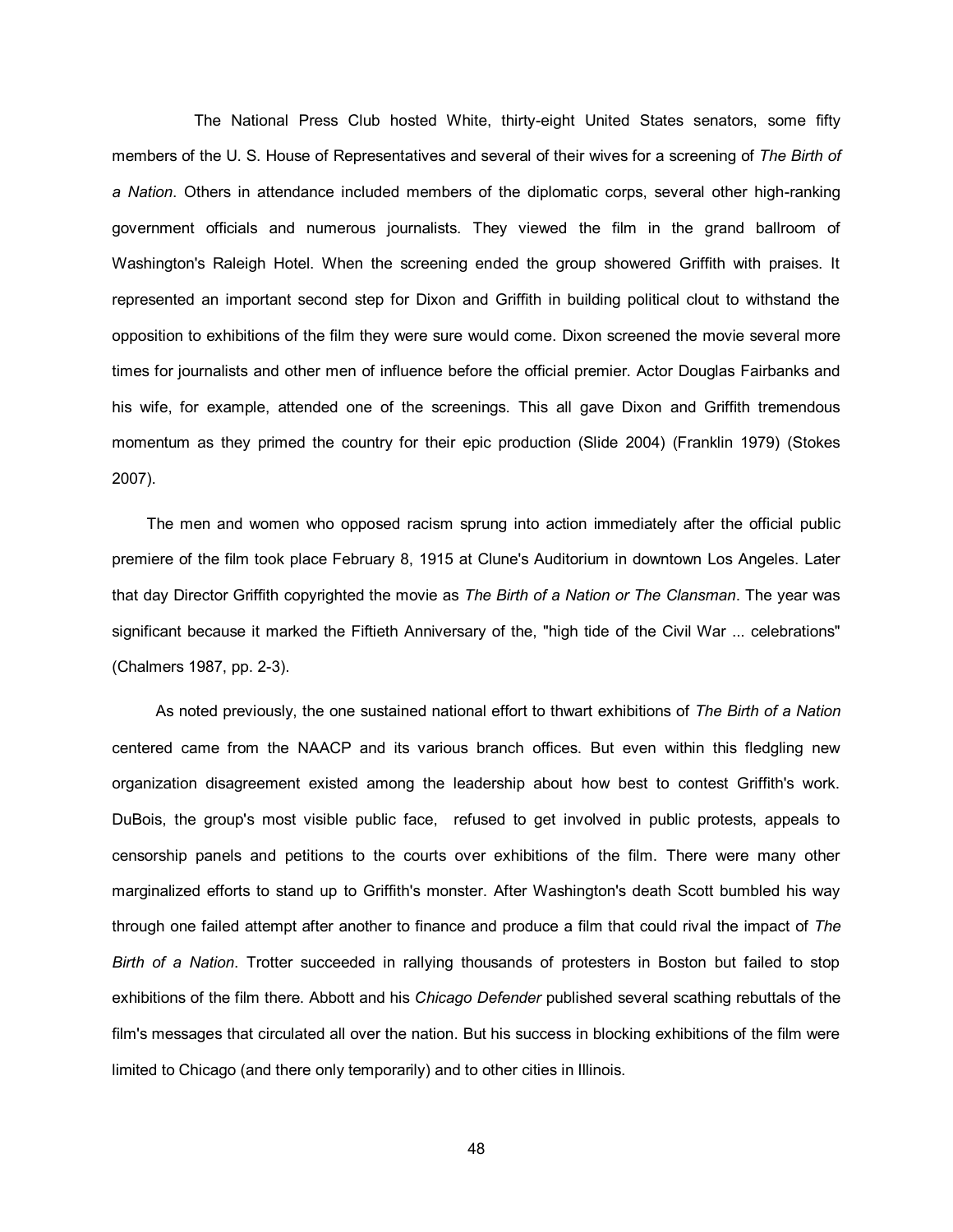The National Press Club hosted White, thirty-eight United States senators, some fifty members of the U. S. House of Representatives and several of their wives for a screening of *The Birth of a Nation*. Others in attendance included members of the diplomatic corps, several other high-ranking government officials and numerous journalists. They viewed the film in the grand ballroom of Washington's Raleigh Hotel. When the screening ended the group showered Griffith with praises. It represented an important second step for Dixon and Griffith in building political clout to withstand the opposition to exhibitions of the film they were sure would come. Dixon screened the movie several more times for journalists and other men of influence before the official premier. Actor Douglas Fairbanks and his wife, for example, attended one of the screenings. This all gave Dixon and Griffith tremendous momentum as they primed the country for their epic production (Slide 2004) (Franklin 1979) (Stokes 2007).

The men and women who opposed racism sprung into action immediately after the official public premiere of the film took place February 8, 1915 at Clune's Auditorium in downtown Los Angeles. Later that day Director Griffith copyrighted the movie as *The Birth of a Nation or The Clansman*. The year was significant because it marked the Fiftieth Anniversary of the, "high tide of the Civil War ... celebrations" (Chalmers 1987, pp. 2-3).

As noted previously, the one sustained national effort to thwart exhibitions of *The Birth of a Nation* centered came from the NAACP and its various branch offices. But even within this fledgling new organization disagreement existed among the leadership about how best to contest Griffith's work. DuBois, the group's most visible public face, refused to get involved in public protests, appeals to censorship panels and petitions to the courts over exhibitions of the film. There were many other marginalized efforts to stand up to Griffith's monster. After Washington's death Scott bumbled his way through one failed attempt after another to finance and produce a film that could rival the impact of *The Birth of a Nation*. Trotter succeeded in rallying thousands of protesters in Boston but failed to stop exhibitions of the film there. Abbott and his *Chicago Defender* published several scathing rebuttals of the film's messages that circulated all over the nation. But his success in blocking exhibitions of the film were limited to Chicago (and there only temporarily) and to other cities in Illinois.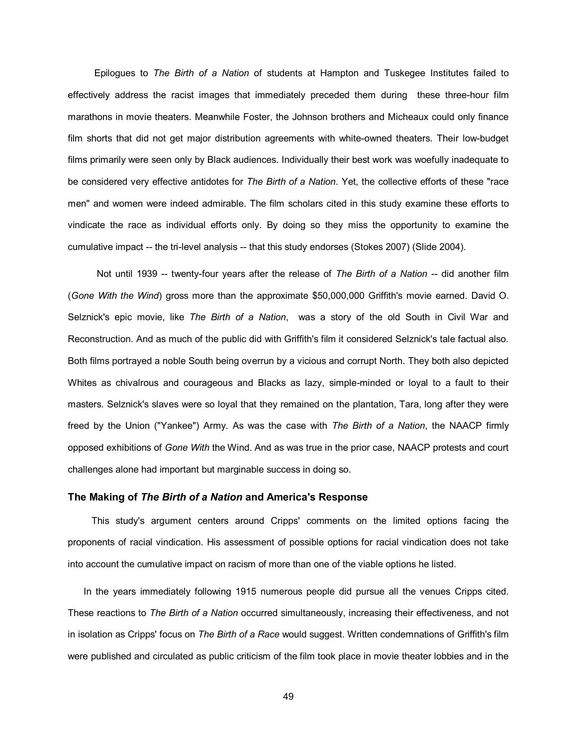Epilogues to *The Birth of a Nation* of students at Hampton and Tuskegee Institutes failed to effectively address the racist images that immediately preceded them during these three-hour film marathons in movie theaters. Meanwhile Foster, the Johnson brothers and Micheaux could only finance film shorts that did not get major distribution agreements with white-owned theaters. Their low-budget films primarily were seen only by Black audiences. Individually their best work was woefully inadequate to be considered very effective antidotes for *The Birth of a Nation*. Yet, the collective efforts of these "race men" and women were indeed admirable. The film scholars cited in this study examine these efforts to vindicate the race as individual efforts only. By doing so they miss the opportunity to examine the cumulative impact -- the tri-level analysis -- that this study endorses (Stokes 2007) (Slide 2004).

Not until 1939 -- twenty-four years after the release of *The Birth of a Nation* -- did another film (*Gone With the Wind*) gross more than the approximate $50,000,000 Griffith's movie earned. David O. Selznick's epic movie, like *The Birth of a Nation*, was a story of the old South in Civil War and Reconstruction. And as much of the public did with Griffith's film it considered Selznick's tale factual also. Both films portrayed a noble South being overrun by a vicious and corrupt North. They both also depicted Whites as chivalrous and courageous and Blacks as lazy, simple-minded or loyal to a fault to their masters. Selznick's slaves were so loyal that they remained on the plantation, Tara, long after they were freed by the Union ("Yankee") Army. As was the case with *The Birth of a Nation*, the NAACP firmly opposed exhibitions of *Gone With* the Wind. And as was true in the prior case, NAACP protests and court challenges alone had important but marginable success in doing so.

### The Making of *The Birth of a Nation* and America's Response

This study's argument centers around Cripps' comments on the limited options facing the proponents of racial vindication. His assessment of possible options for racial vindication does not take into account the cumulative impact on racism of more than one of the viable options he listed.

In the years immediately following 1915 numerous people did pursue all the venues Cripps cited. These reactions to *The Birth of a Nation* occurred simultaneously, increasing their effectiveness, and not in isolation as Cripps' focus on *The Birth of a Race* would suggest. Written condemnations of Griffith's film were published and circulated as public criticism of the film took place in movie theater lobbies and in the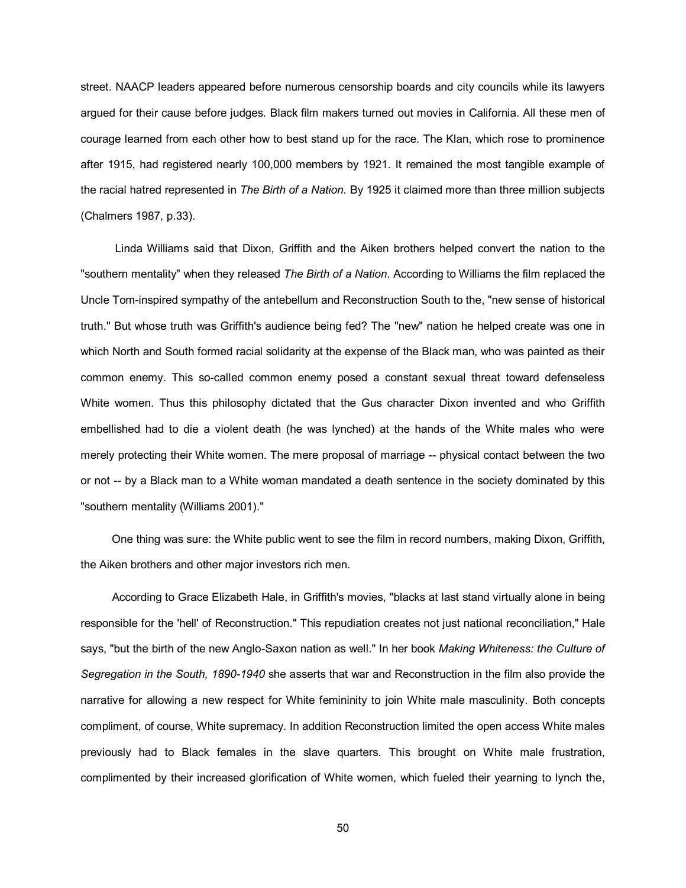street. NAACP leaders appeared before numerous censorship boards and city councils while its lawyers argued for their cause before judges. Black film makers turned out movies in California. All these men of courage learned from each other how to best stand up for the race. The Klan, which rose to prominence after 1915, had registered nearly 100,000 members by 1921. It remained the most tangible example of the racial hatred represented in *The Birth of a Nation*. By 1925 it claimed more than three million subjects (Chalmers 1987, p.33).

Linda Williams said that Dixon, Griffith and the Aiken brothers helped convert the nation to the "southern mentality" when they released *The Birth of a Nation*. According to Williams the film replaced the Uncle Tom-inspired sympathy of the antebellum and Reconstruction South to the, "new sense of historical truth." But whose truth was Griffith's audience being fed? The "new" nation he helped create was one in which North and South formed racial solidarity at the expense of the Black man, who was painted as their common enemy. This so-called common enemy posed a constant sexual threat toward defenseless White women. Thus this philosophy dictated that the Gus character Dixon invented and who Griffith embellished had to die a violent death (he was lynched) at the hands of the White males who were merely protecting their White women. The mere proposal of marriage -- physical contact between the two or not -- by a Black man to a White woman mandated a death sentence in the society dominated by this "southern mentality (Williams 2001)."

One thing was sure: the White public went to see the film in record numbers, making Dixon, Griffith, the Aiken brothers and other major investors rich men.

According to Grace Elizabeth Hale, in Griffith's movies, "blacks at last stand virtually alone in being responsible for the 'hell' of Reconstruction." This repudiation creates not just national reconciliation," Hale says, "but the birth of the new Anglo-Saxon nation as well." In her book *Making Whiteness: the Culture of Segregation in the South, 1890-1940* she asserts that war and Reconstruction in the film also provide the narrative for allowing a new respect for White femininity to join White male masculinity. Both concepts compliment, of course, White supremacy. In addition Reconstruction limited the open access White males previously had to Black females in the slave quarters. This brought on White male frustration, complimented by their increased glorification of White women, which fueled their yearning to lynch the,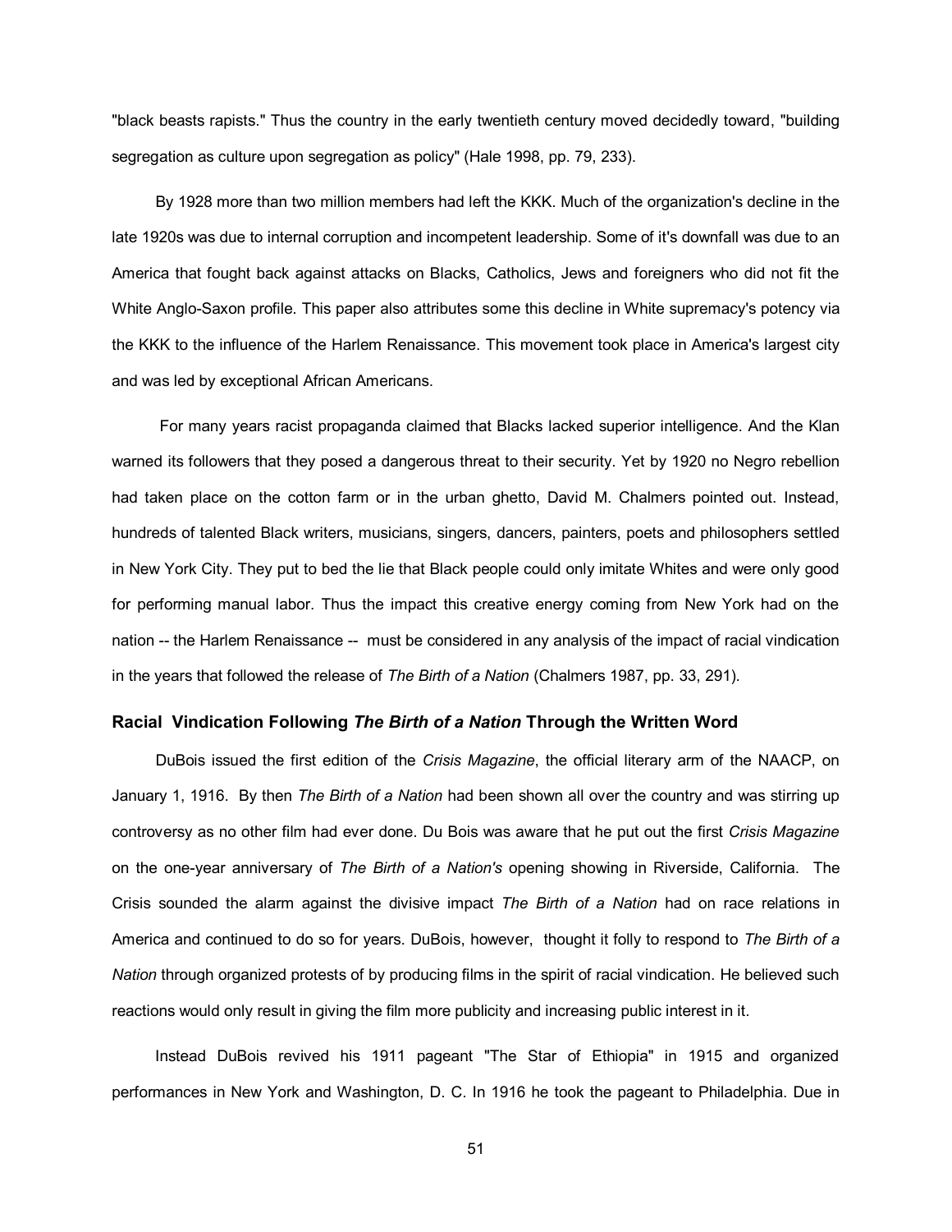"black beasts rapists." Thus the country in the early twentieth century moved decidedly toward, "building segregation as culture upon segregation as policy" (Hale 1998, pp. 79, 233).

By 1928 more than two million members had left the KKK. Much of the organization's decline in the late 1920s was due to internal corruption and incompetent leadership. Some of it's downfall was due to an America that fought back against attacks on Blacks, Catholics, Jews and foreigners who did not fit the White Anglo-Saxon profile. This paper also attributes some this decline in White supremacy's potency via the KKK to the influence of the Harlem Renaissance. This movement took place in America's largest city and was led by exceptional African Americans.

For many years racist propaganda claimed that Blacks lacked superior intelligence. And the Klan warned its followers that they posed a dangerous threat to their security. Yet by 1920 no Negro rebellion had taken place on the cotton farm or in the urban ghetto, David M. Chalmers pointed out. Instead, hundreds of talented Black writers, musicians, singers, dancers, painters, poets and philosophers settled in New York City. They put to bed the lie that Black people could only imitate Whites and were only good for performing manual labor. Thus the impact this creative energy coming from New York had on the nation -- the Harlem Renaissance -- must be considered in any analysis of the impact of racial vindication in the years that followed the release of *The Birth of a Nation* (Chalmers 1987, pp. 33, 291).

### Racial Vindication Following *The Birth of a Nation* Through the Written Word

DuBois issued the first edition of the *Crisis Magazine*, the official literary arm of the NAACP, on January 1, 1916. By then *The Birth of a Nation* had been shown all over the country and was stirring up controversy as no other film had ever done. Du Bois was aware that he put out the first *Crisis Magazine* on the one-year anniversary of *The Birth of a Nation's* opening showing in Riverside, California. The Crisis sounded the alarm against the divisive impact *The Birth of a Nation* had on race relations in America and continued to do so for years. DuBois, however, thought it folly to respond to *The Birth of a Nation* through organized protests of by producing films in the spirit of racial vindication. He believed such reactions would only result in giving the film more publicity and increasing public interest in it.

Instead DuBois revived his 1911 pageant "The Star of Ethiopia" in 1915 and organized performances in New York and Washington, D. C. In 1916 he took the pageant to Philadelphia. Due in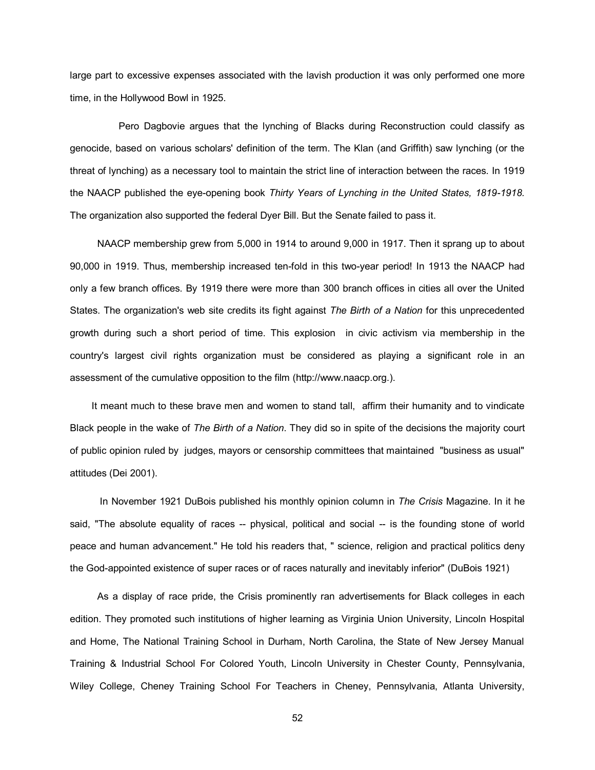large part to excessive expenses associated with the lavish production it was only performed one more time, in the Hollywood Bowl in 1925.

Pero Dagbovie argues that the lynching of Blacks during Reconstruction could classify as genocide, based on various scholars' definition of the term. The Klan (and Griffith) saw lynching (or the threat of lynching) as a necessary tool to maintain the strict line of interaction between the races. In 1919 the NAACP published the eye-opening book *Thirty Years of Lynching in the United States, 1819-1918.* The organization also supported the federal Dyer Bill. But the Senate failed to pass it.

NAACP membership grew from 5,000 in 1914 to around 9,000 in 1917. Then it sprang up to about 90,000 in 1919. Thus, membership increased ten-fold in this two-year period! In 1913 the NAACP had only a few branch offices. By 1919 there were more than 300 branch offices in cities all over the United States. The organization's web site credits its fight against *The Birth of a Nation* for this unprecedented growth during such a short period of time. This explosion in civic activism via membership in the country's largest civil rights organization must be considered as playing a significant role in an assessment of the cumulative opposition to the film (http://www.naacp.org.).

It meant much to these brave men and women to stand tall, affirm their humanity and to vindicate Black people in the wake of *The Birth of a Nation*. They did so in spite of the decisions the majority court of public opinion ruled by judges, mayors or censorship committees that maintained "business as usual" attitudes (Dei 2001).

In November 1921 DuBois published his monthly opinion column in *The Crisis* Magazine. In it he said, "The absolute equality of races -- physical, political and social -- is the founding stone of world peace and human advancement." He told his readers that, " science, religion and practical politics deny the God-appointed existence of super races or of races naturally and inevitably inferior" (DuBois 1921)

As a display of race pride, the Crisis prominently ran advertisements for Black colleges in each edition. They promoted such institutions of higher learning as Virginia Union University, Lincoln Hospital and Home, The National Training School in Durham, North Carolina, the State of New Jersey Manual Training & Industrial School For Colored Youth, Lincoln University in Chester County, Pennsylvania, Wiley College, Cheney Training School For Teachers in Cheney, Pennsylvania, Atlanta University,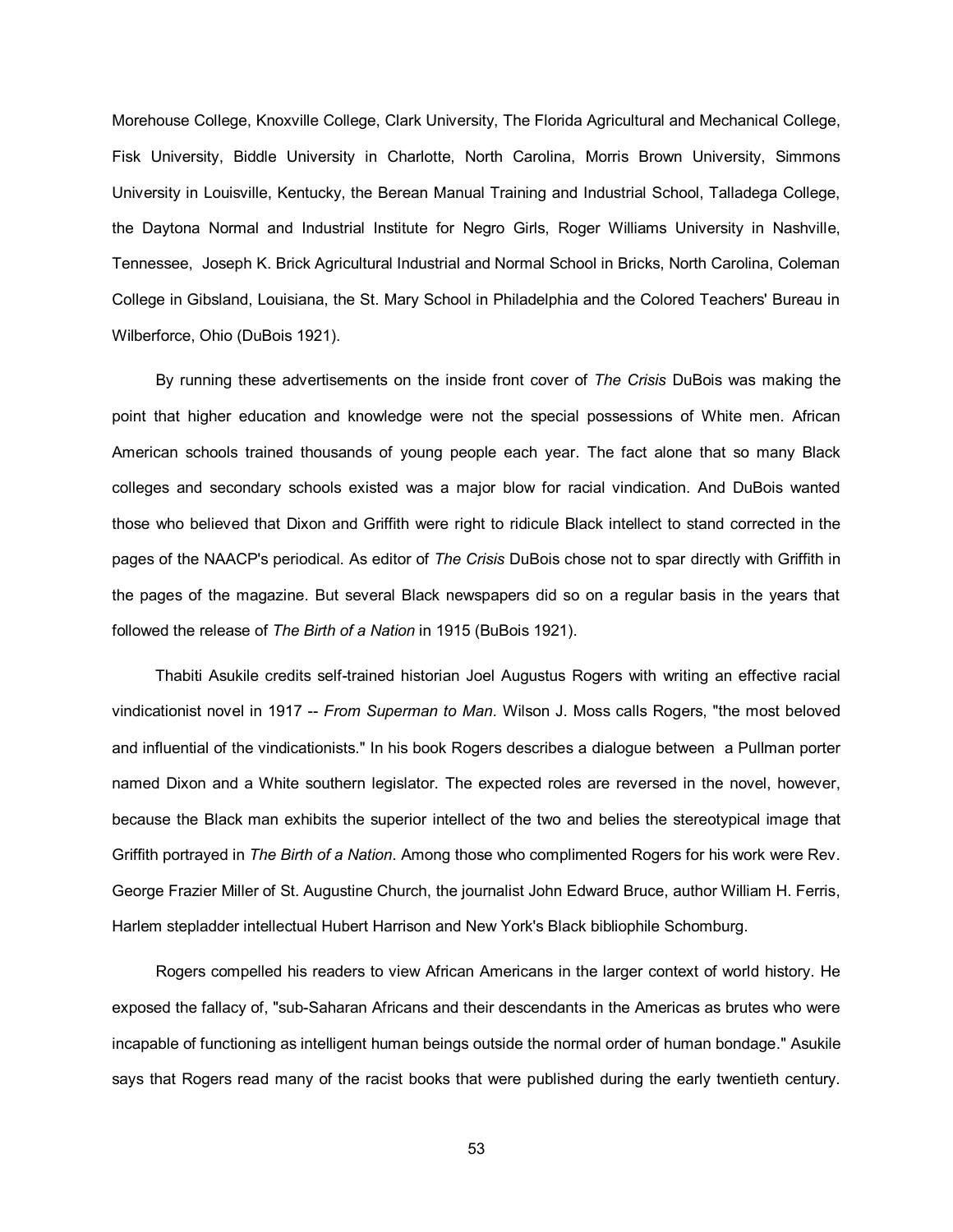Morehouse College, Knoxville College, Clark University, The Florida Agricultural and Mechanical College, Fisk University, Biddle University in Charlotte, North Carolina, Morris Brown University, Simmons University in Louisville, Kentucky, the Berean Manual Training and Industrial School, Talladega College, the Daytona Normal and Industrial Institute for Negro Girls, Roger Williams University in Nashville, Tennessee, Joseph K. Brick Agricultural Industrial and Normal School in Bricks, North Carolina, Coleman College in Gibsland, Louisiana, the St. Mary School in Philadelphia and the Colored Teachers' Bureau in Wilberforce, Ohio (DuBois 1921).

By running these advertisements on the inside front cover of *The Crisis* DuBois was making the point that higher education and knowledge were not the special possessions of White men. African American schools trained thousands of young people each year. The fact alone that so many Black colleges and secondary schools existed was a major blow for racial vindication. And DuBois wanted those who believed that Dixon and Griffith were right to ridicule Black intellect to stand corrected in the pages of the NAACP's periodical. As editor of *The Crisis* DuBois chose not to spar directly with Griffith in the pages of the magazine. But several Black newspapers did so on a regular basis in the years that followed the release of *The Birth of a Nation* in 1915 (BuBois 1921).

Thabiti Asukile credits self-trained historian Joel Augustus Rogers with writing an effective racial vindicationist novel in 1917 -- *From Superman to Man.* Wilson J. Moss calls Rogers, "the most beloved and influential of the vindicationists." In his book Rogers describes a dialogue between a Pullman porter named Dixon and a White southern legislator. The expected roles are reversed in the novel, however, because the Black man exhibits the superior intellect of the two and belies the stereotypical image that Griffith portrayed in *The Birth of a Nation*. Among those who complimented Rogers for his work were Rev. George Frazier Miller of St. Augustine Church, the journalist John Edward Bruce, author William H. Ferris, Harlem stepladder intellectual Hubert Harrison and New York's Black bibliophile Schomburg.

Rogers compelled his readers to view African Americans in the larger context of world history. He exposed the fallacy of, "sub-Saharan Africans and their descendants in the Americas as brutes who were incapable of functioning as intelligent human beings outside the normal order of human bondage." Asukile says that Rogers read many of the racist books that were published during the early twentieth century.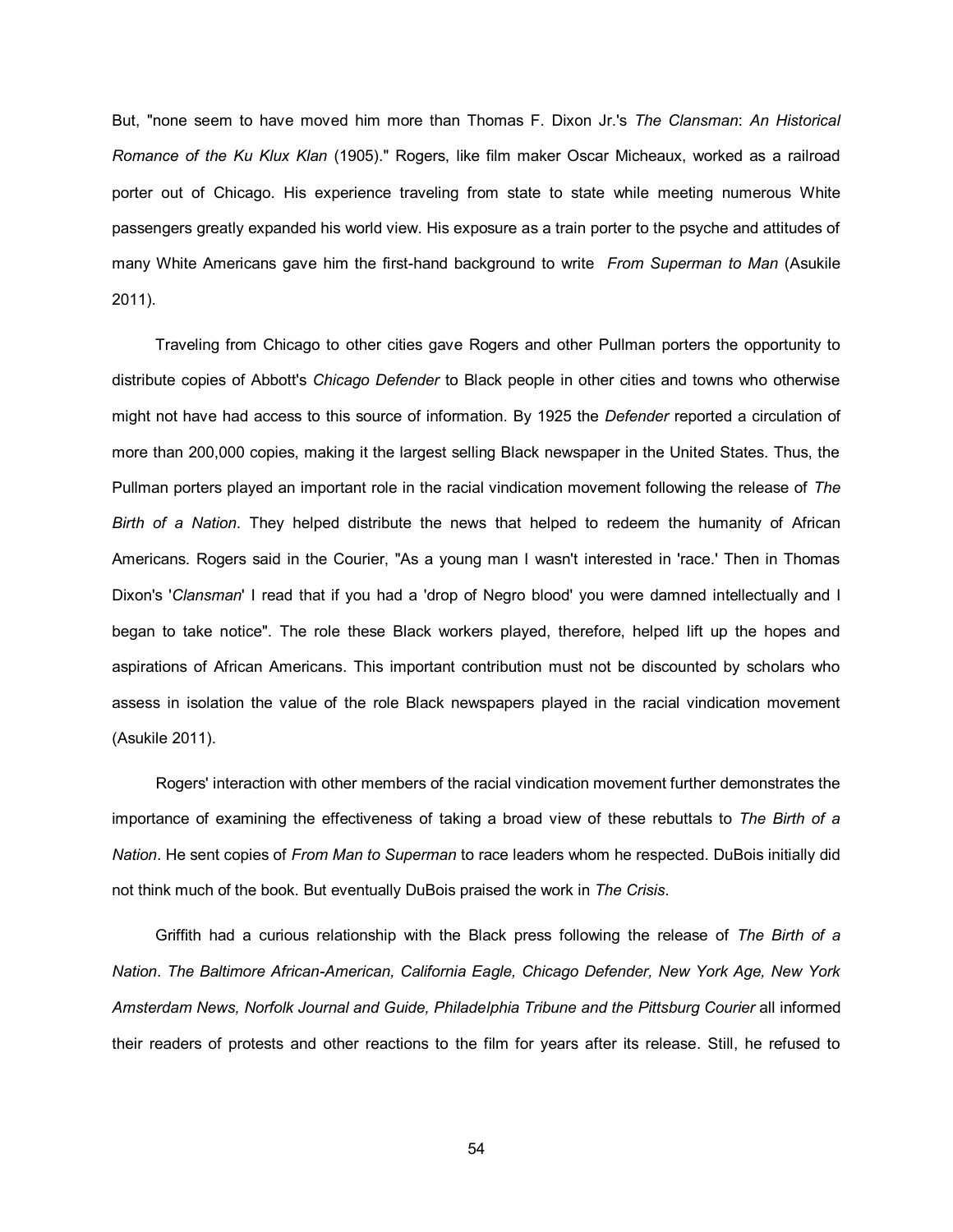But, "none seem to have moved him more than Thomas F. Dixon Jr.'s *The Clansman*: *An Historical Romance of the Ku Klux Klan* (1905)." Rogers, like film maker Oscar Micheaux, worked as a railroad porter out of Chicago. His experience traveling from state to state while meeting numerous White passengers greatly expanded his world view. His exposure as a train porter to the psyche and attitudes of many White Americans gave him the first-hand background to write *From Superman to Man* (Asukile 2011).

Traveling from Chicago to other cities gave Rogers and other Pullman porters the opportunity to distribute copies of Abbott's *Chicago Defender* to Black people in other cities and towns who otherwise might not have had access to this source of information. By 1925 the *Defender* reported a circulation of more than 200,000 copies, making it the largest selling Black newspaper in the United States. Thus, the Pullman porters played an important role in the racial vindication movement following the release of *The Birth of a Nation*. They helped distribute the news that helped to redeem the humanity of African Americans. Rogers said in the Courier, "As a young man I wasn't interested in 'race.' Then in Thomas Dixon's '*Clansman*' I read that if you had a 'drop of Negro blood' you were damned intellectually and I began to take notice". The role these Black workers played, therefore, helped lift up the hopes and aspirations of African Americans. This important contribution must not be discounted by scholars who assess in isolation the value of the role Black newspapers played in the racial vindication movement (Asukile 2011).

Rogers' interaction with other members of the racial vindication movement further demonstrates the importance of examining the effectiveness of taking a broad view of these rebuttals to *The Birth of a Nation*. He sent copies of *From Man to Superman* to race leaders whom he respected. DuBois initially did not think much of the book. But eventually DuBois praised the work in *The Crisis*.

Griffith had a curious relationship with the Black press following the release of *The Birth of a Nation*. *The Baltimore African-American, California Eagle, Chicago Defender, New York Age, New York Amsterdam News, Norfolk Journal and Guide, Philadelphia Tribune and the Pittsburg Courier* all informed their readers of protests and other reactions to the film for years after its release. Still, he refused to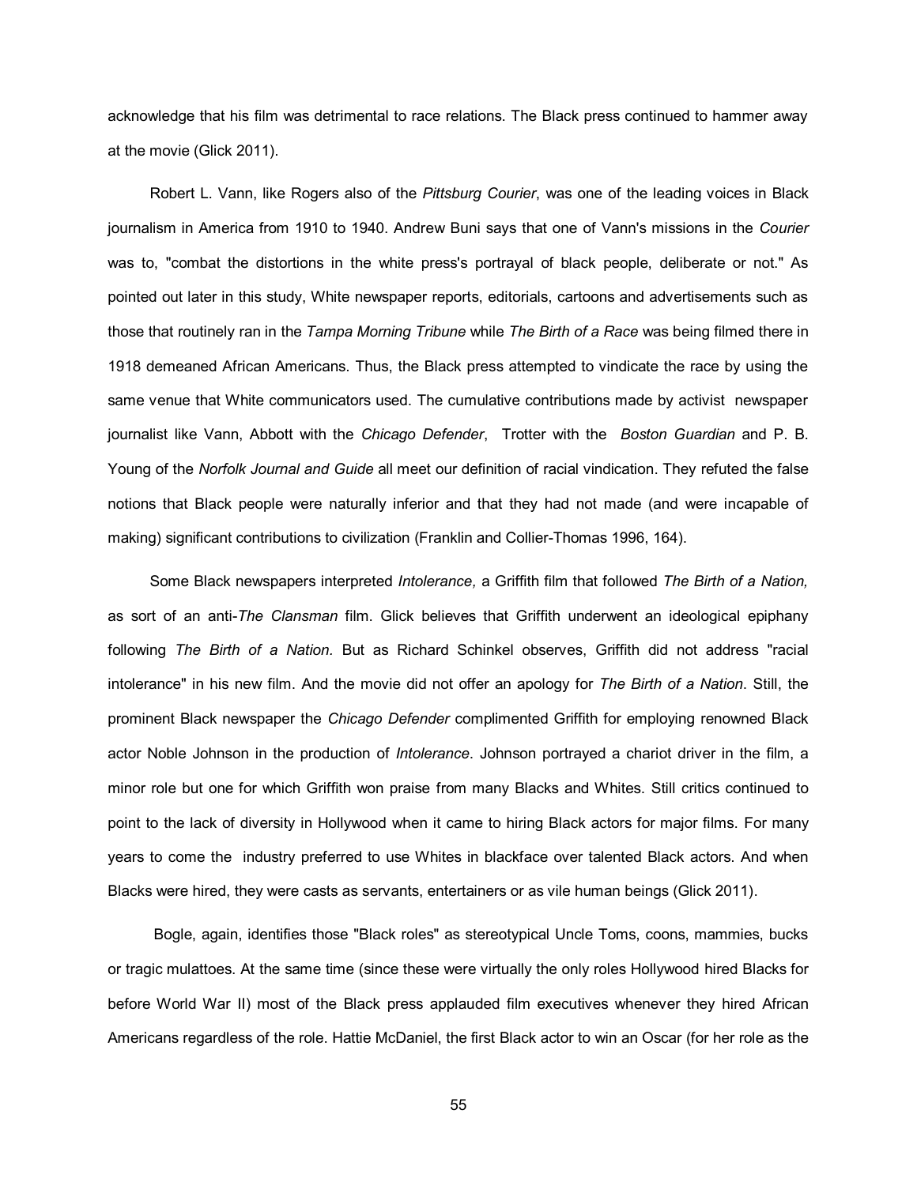acknowledge that his film was detrimental to race relations. The Black press continued to hammer away at the movie (Glick 2011).

Robert L. Vann, like Rogers also of the *Pittsburg Courier*, was one of the leading voices in Black journalism in America from 1910 to 1940. Andrew Buni says that one of Vann's missions in the *Courier* was to, "combat the distortions in the white press's portrayal of black people, deliberate or not." As pointed out later in this study, White newspaper reports, editorials, cartoons and advertisements such as those that routinely ran in the *Tampa Morning Tribune* while *The Birth of a Race* was being filmed there in 1918 demeaned African Americans. Thus, the Black press attempted to vindicate the race by using the same venue that White communicators used. The cumulative contributions made by activist newspaper journalist like Vann, Abbott with the *Chicago Defender*, Trotter with the *Boston Guardian* and P. B. Young of the *Norfolk Journal and Guide* all meet our definition of racial vindication. They refuted the false notions that Black people were naturally inferior and that they had not made (and were incapable of making) significant contributions to civilization (Franklin and Collier-Thomas 1996, 164).

Some Black newspapers interpreted *Intolerance,* a Griffith film that followed *The Birth of a Nation,* as sort of an anti-*The Clansman* film. Glick believes that Griffith underwent an ideological epiphany following *The Birth of a Nation*. But as Richard Schinkel observes, Griffith did not address "racial intolerance" in his new film. And the movie did not offer an apology for *The Birth of a Nation*. Still, the prominent Black newspaper the *Chicago Defender* complimented Griffith for employing renowned Black actor Noble Johnson in the production of *Intolerance*. Johnson portrayed a chariot driver in the film, a minor role but one for which Griffith won praise from many Blacks and Whites. Still critics continued to point to the lack of diversity in Hollywood when it came to hiring Black actors for major films. For many years to come the industry preferred to use Whites in blackface over talented Black actors. And when Blacks were hired, they were casts as servants, entertainers or as vile human beings (Glick 2011).

Bogle, again, identifies those "Black roles" as stereotypical Uncle Toms, coons, mammies, bucks or tragic mulattoes. At the same time (since these were virtually the only roles Hollywood hired Blacks for before World War II) most of the Black press applauded film executives whenever they hired African Americans regardless of the role. Hattie McDaniel, the first Black actor to win an Oscar (for her role as the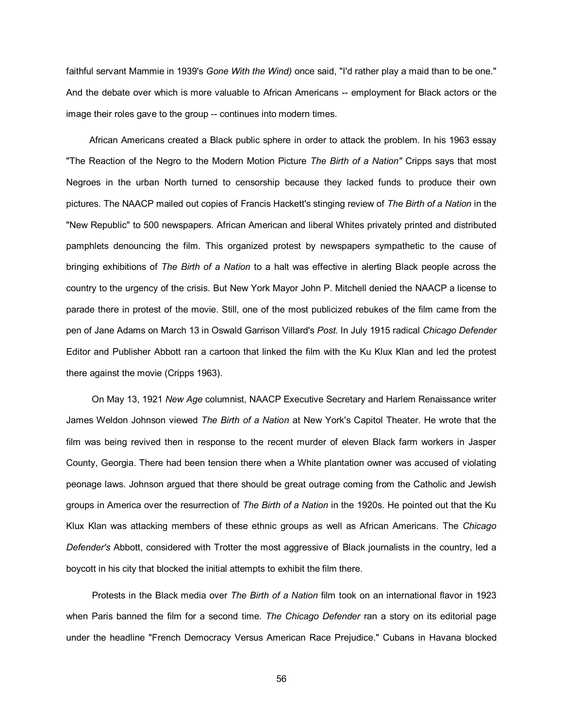faithful servant Mammie in 1939's *Gone With the Wind)* once said, "I'd rather play a maid than to be one." And the debate over which is more valuable to African Americans -- employment for Black actors or the image their roles gave to the group -- continues into modern times.

African Americans created a Black public sphere in order to attack the problem. In his 1963 essay "The Reaction of the Negro to the Modern Motion Picture *The Birth of a Nation"* Cripps says that most Negroes in the urban North turned to censorship because they lacked funds to produce their own pictures. The NAACP mailed out copies of Francis Hackett's stinging review of *The Birth of a Nation* in the "New Republic" to 500 newspapers. African American and liberal Whites privately printed and distributed pamphlets denouncing the film. This organized protest by newspapers sympathetic to the cause of bringing exhibitions of *The Birth of a Nation* to a halt was effective in alerting Black people across the country to the urgency of the crisis. But New York Mayor John P. Mitchell denied the NAACP a license to parade there in protest of the movie. Still, one of the most publicized rebukes of the film came from the pen of Jane Adams on March 13 in Oswald Garrison Villard's *Post.* In July 1915 radical *Chicago Defender* Editor and Publisher Abbott ran a cartoon that linked the film with the Ku Klux Klan and led the protest there against the movie (Cripps 1963).

On May 13, 1921 *New Age* columnist, NAACP Executive Secretary and Harlem Renaissance writer James Weldon Johnson viewed *The Birth of a Nation* at New York's Capitol Theater. He wrote that the film was being revived then in response to the recent murder of eleven Black farm workers in Jasper County, Georgia. There had been tension there when a White plantation owner was accused of violating peonage laws. Johnson argued that there should be great outrage coming from the Catholic and Jewish groups in America over the resurrection of *The Birth of a Nation* in the 1920s. He pointed out that the Ku Klux Klan was attacking members of these ethnic groups as well as African Americans. The *Chicago Defender's* Abbott, considered with Trotter the most aggressive of Black journalists in the country, led a boycott in his city that blocked the initial attempts to exhibit the film there.

Protests in the Black media over *The Birth of a Nation* film took on an international flavor in 1923 when Paris banned the film for a second time. *The Chicago Defender* ran a story on its editorial page under the headline "French Democracy Versus American Race Prejudice." Cubans in Havana blocked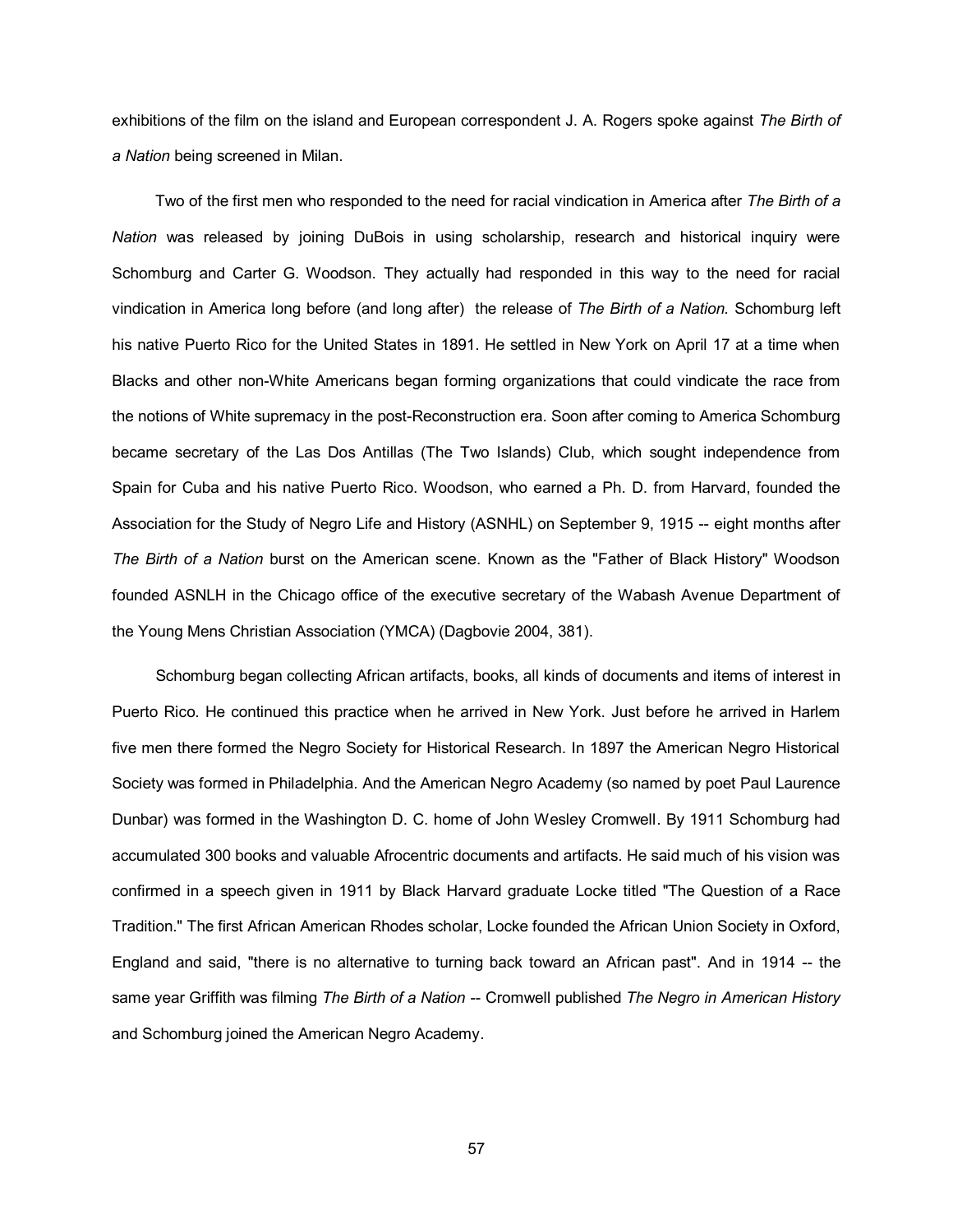exhibitions of the film on the island and European correspondent J. A. Rogers spoke against *The Birth of a Nation* being screened in Milan.

Two of the first men who responded to the need for racial vindication in America after *The Birth of a Nation* was released by joining DuBois in using scholarship, research and historical inquiry were Schomburg and Carter G. Woodson. They actually had responded in this way to the need for racial vindication in America long before (and long after) the release of *The Birth of a Nation.* Schomburg left his native Puerto Rico for the United States in 1891. He settled in New York on April 17 at a time when Blacks and other non-White Americans began forming organizations that could vindicate the race from the notions of White supremacy in the post-Reconstruction era. Soon after coming to America Schomburg became secretary of the Las Dos Antillas (The Two Islands) Club, which sought independence from Spain for Cuba and his native Puerto Rico. Woodson, who earned a Ph. D. from Harvard, founded the Association for the Study of Negro Life and History (ASNHL) on September 9, 1915 -- eight months after *The Birth of a Nation* burst on the American scene. Known as the "Father of Black History" Woodson founded ASNLH in the Chicago office of the executive secretary of the Wabash Avenue Department of the Young Mens Christian Association (YMCA) (Dagbovie 2004, 381).

Schomburg began collecting African artifacts, books, all kinds of documents and items of interest in Puerto Rico. He continued this practice when he arrived in New York. Just before he arrived in Harlem five men there formed the Negro Society for Historical Research. In 1897 the American Negro Historical Society was formed in Philadelphia. And the American Negro Academy (so named by poet Paul Laurence Dunbar) was formed in the Washington D. C. home of John Wesley Cromwell. By 1911 Schomburg had accumulated 300 books and valuable Afrocentric documents and artifacts. He said much of his vision was confirmed in a speech given in 1911 by Black Harvard graduate Locke titled "The Question of a Race Tradition." The first African American Rhodes scholar, Locke founded the African Union Society in Oxford, England and said, "there is no alternative to turning back toward an African past". And in 1914 -- the same year Griffith was filming *The Birth of a Nation* -- Cromwell published *The Negro in American History* and Schomburg joined the American Negro Academy.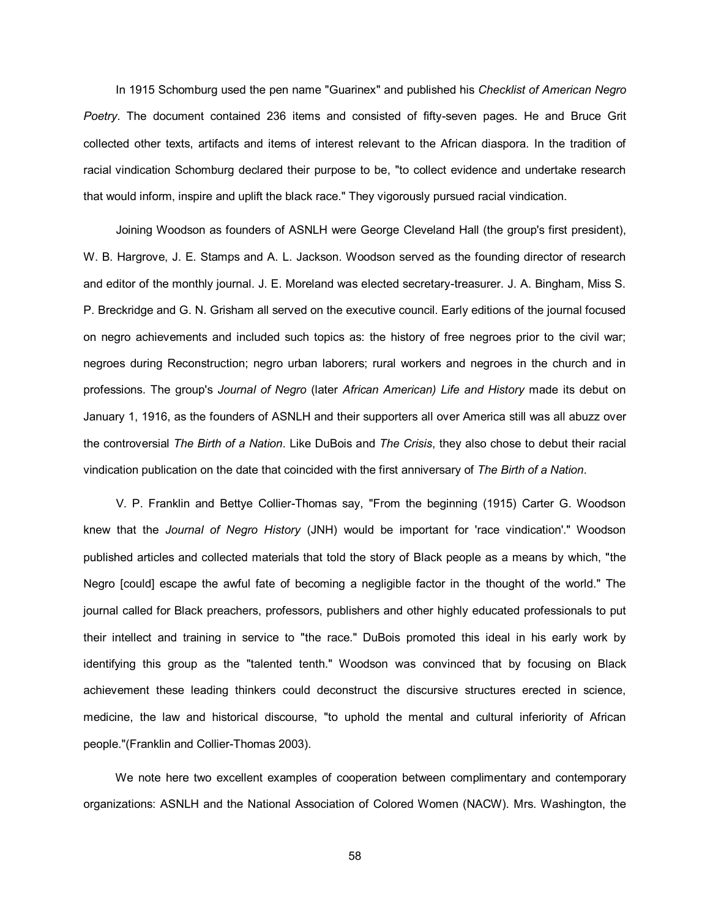In 1915 Schomburg used the pen name "Guarinex" and published his *Checklist of American Negro Poetry*. The document contained 236 items and consisted of fifty-seven pages. He and Bruce Grit collected other texts, artifacts and items of interest relevant to the African diaspora. In the tradition of racial vindication Schomburg declared their purpose to be, "to collect evidence and undertake research that would inform, inspire and uplift the black race." They vigorously pursued racial vindication.

Joining Woodson as founders of ASNLH were George Cleveland Hall (the group's first president), W. B. Hargrove, J. E. Stamps and A. L. Jackson. Woodson served as the founding director of research and editor of the monthly journal. J. E. Moreland was elected secretary-treasurer. J. A. Bingham, Miss S. P. Breckridge and G. N. Grisham all served on the executive council. Early editions of the journal focused on negro achievements and included such topics as: the history of free negroes prior to the civil war; negroes during Reconstruction; negro urban laborers; rural workers and negroes in the church and in professions. The group's *Journal of Negro* (later *African American) Life and History* made its debut on January 1, 1916, as the founders of ASNLH and their supporters all over America still was all abuzz over the controversial *The Birth of a Nation*. Like DuBois and *The Crisis*, they also chose to debut their racial vindication publication on the date that coincided with the first anniversary of *The Birth of a Nation*.

V. P. Franklin and Bettye Collier-Thomas say, "From the beginning (1915) Carter G. Woodson knew that the *Journal of Negro History* (JNH) would be important for 'race vindication'." Woodson published articles and collected materials that told the story of Black people as a means by which, "the Negro [could] escape the awful fate of becoming a negligible factor in the thought of the world." The journal called for Black preachers, professors, publishers and other highly educated professionals to put their intellect and training in service to "the race." DuBois promoted this ideal in his early work by identifying this group as the "talented tenth." Woodson was convinced that by focusing on Black achievement these leading thinkers could deconstruct the discursive structures erected in science, medicine, the law and historical discourse, "to uphold the mental and cultural inferiority of African people."(Franklin and Collier-Thomas 2003).

We note here two excellent examples of cooperation between complimentary and contemporary organizations: ASNLH and the National Association of Colored Women (NACW). Mrs. Washington, the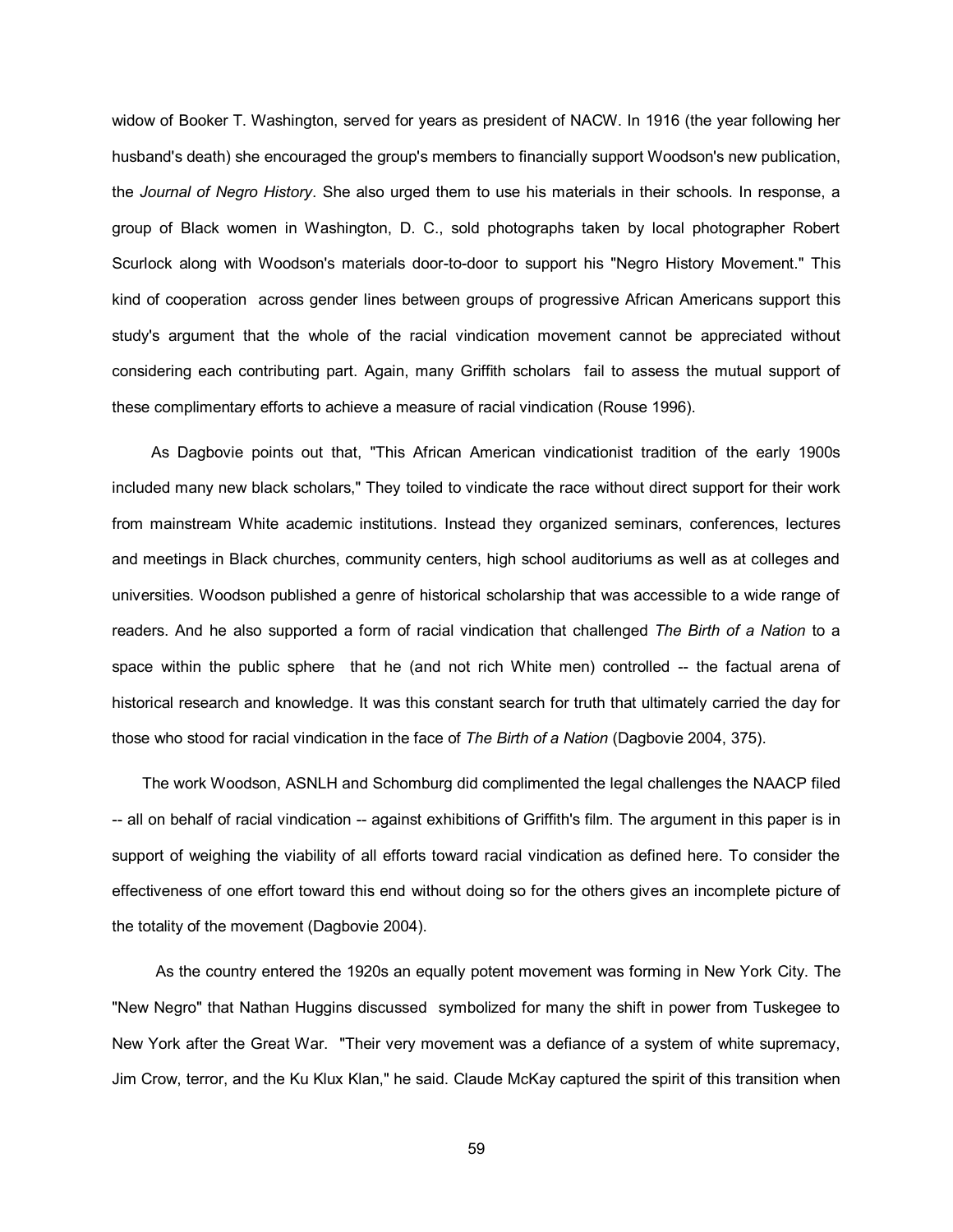widow of Booker T. Washington, served for years as president of NACW. In 1916 (the year following her husband's death) she encouraged the group's members to financially support Woodson's new publication, the *Journal of Negro History*. She also urged them to use his materials in their schools. In response, a group of Black women in Washington, D. C., sold photographs taken by local photographer Robert Scurlock along with Woodson's materials door-to-door to support his "Negro History Movement." This kind of cooperation across gender lines between groups of progressive African Americans support this study's argument that the whole of the racial vindication movement cannot be appreciated without considering each contributing part. Again, many Griffith scholars fail to assess the mutual support of these complimentary efforts to achieve a measure of racial vindication (Rouse 1996).

As Dagbovie points out that, "This African American vindicationist tradition of the early 1900s included many new black scholars," They toiled to vindicate the race without direct support for their work from mainstream White academic institutions. Instead they organized seminars, conferences, lectures and meetings in Black churches, community centers, high school auditoriums as well as at colleges and universities. Woodson published a genre of historical scholarship that was accessible to a wide range of readers. And he also supported a form of racial vindication that challenged *The Birth of a Nation* to a space within the public sphere that he (and not rich White men) controlled -- the factual arena of historical research and knowledge. It was this constant search for truth that ultimately carried the day for those who stood for racial vindication in the face of *The Birth of a Nation* (Dagbovie 2004, 375).

The work Woodson, ASNLH and Schomburg did complimented the legal challenges the NAACP filed -- all on behalf of racial vindication -- against exhibitions of Griffith's film. The argument in this paper is in support of weighing the viability of all efforts toward racial vindication as defined here. To consider the effectiveness of one effort toward this end without doing so for the others gives an incomplete picture of the totality of the movement (Dagbovie 2004).

As the country entered the 1920s an equally potent movement was forming in New York City. The "New Negro" that Nathan Huggins discussed symbolized for many the shift in power from Tuskegee to New York after the Great War. "Their very movement was a defiance of a system of white supremacy, Jim Crow, terror, and the Ku Klux Klan," he said. Claude McKay captured the spirit of this transition when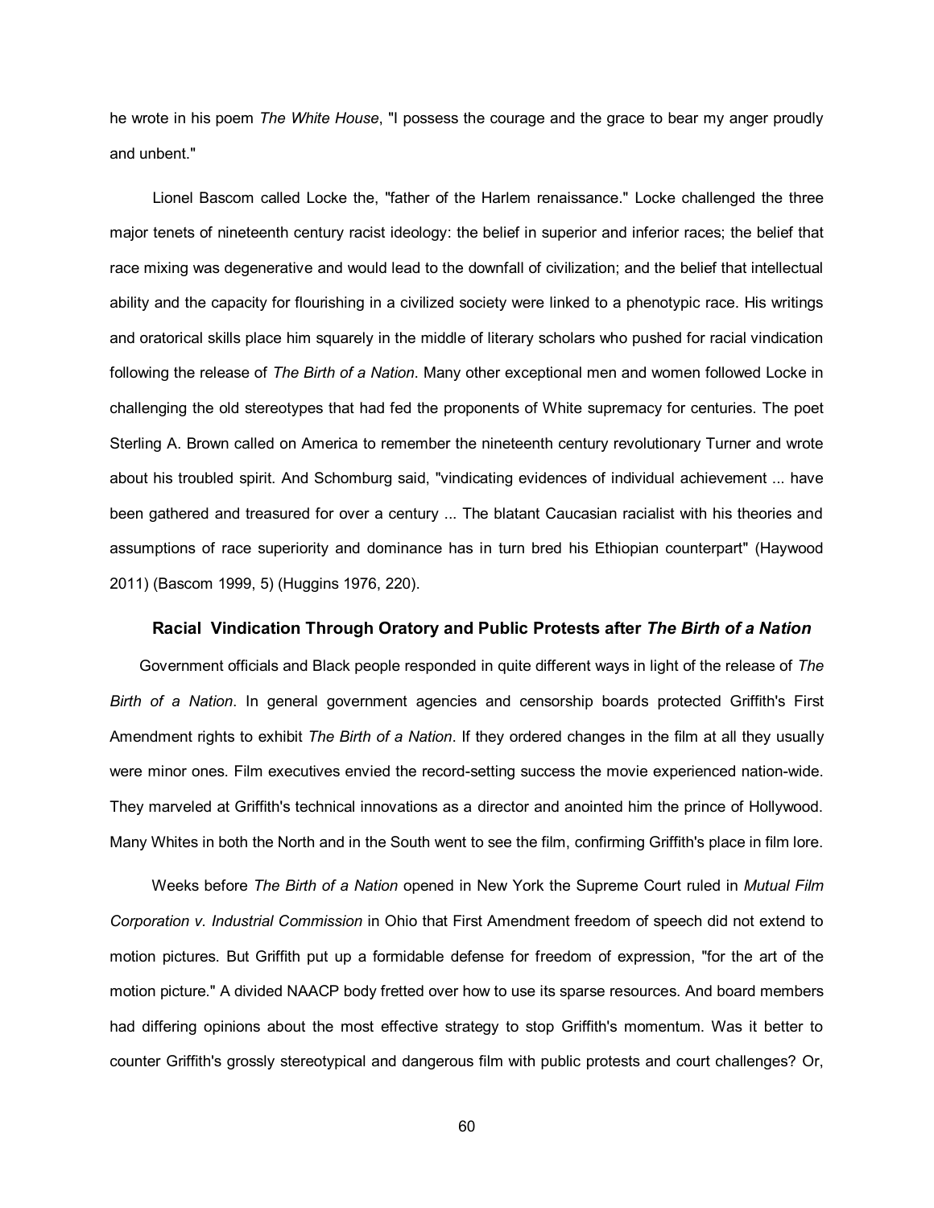he wrote in his poem *The White House*, "I possess the courage and the grace to bear my anger proudly and unbent."

Lionel Bascom called Locke the, "father of the Harlem renaissance." Locke challenged the three major tenets of nineteenth century racist ideology: the belief in superior and inferior races; the belief that race mixing was degenerative and would lead to the downfall of civilization; and the belief that intellectual ability and the capacity for flourishing in a civilized society were linked to a phenotypic race. His writings and oratorical skills place him squarely in the middle of literary scholars who pushed for racial vindication following the release of *The Birth of a Nation*. Many other exceptional men and women followed Locke in challenging the old stereotypes that had fed the proponents of White supremacy for centuries. The poet Sterling A. Brown called on America to remember the nineteenth century revolutionary Turner and wrote about his troubled spirit. And Schomburg said, "vindicating evidences of individual achievement ... have been gathered and treasured for over a century ... The blatant Caucasian racialist with his theories and assumptions of race superiority and dominance has in turn bred his Ethiopian counterpart" (Haywood 2011) (Bascom 1999, 5) (Huggins 1976, 220).

### Racial Vindication Through Oratory and Public Protests after *The Birth of a Nation*

Government officials and Black people responded in quite different ways in light of the release of *The Birth of a Nation*. In general government agencies and censorship boards protected Griffith's First Amendment rights to exhibit *The Birth of a Nation*. If they ordered changes in the film at all they usually were minor ones. Film executives envied the record-setting success the movie experienced nation-wide. They marveled at Griffith's technical innovations as a director and anointed him the prince of Hollywood. Many Whites in both the North and in the South went to see the film, confirming Griffith's place in film lore.

Weeks before *The Birth of a Nation* opened in New York the Supreme Court ruled in *Mutual Film Corporation v. Industrial Commission* in Ohio that First Amendment freedom of speech did not extend to motion pictures. But Griffith put up a formidable defense for freedom of expression, "for the art of the motion picture." A divided NAACP body fretted over how to use its sparse resources. And board members had differing opinions about the most effective strategy to stop Griffith's momentum. Was it better to counter Griffith's grossly stereotypical and dangerous film with public protests and court challenges? Or,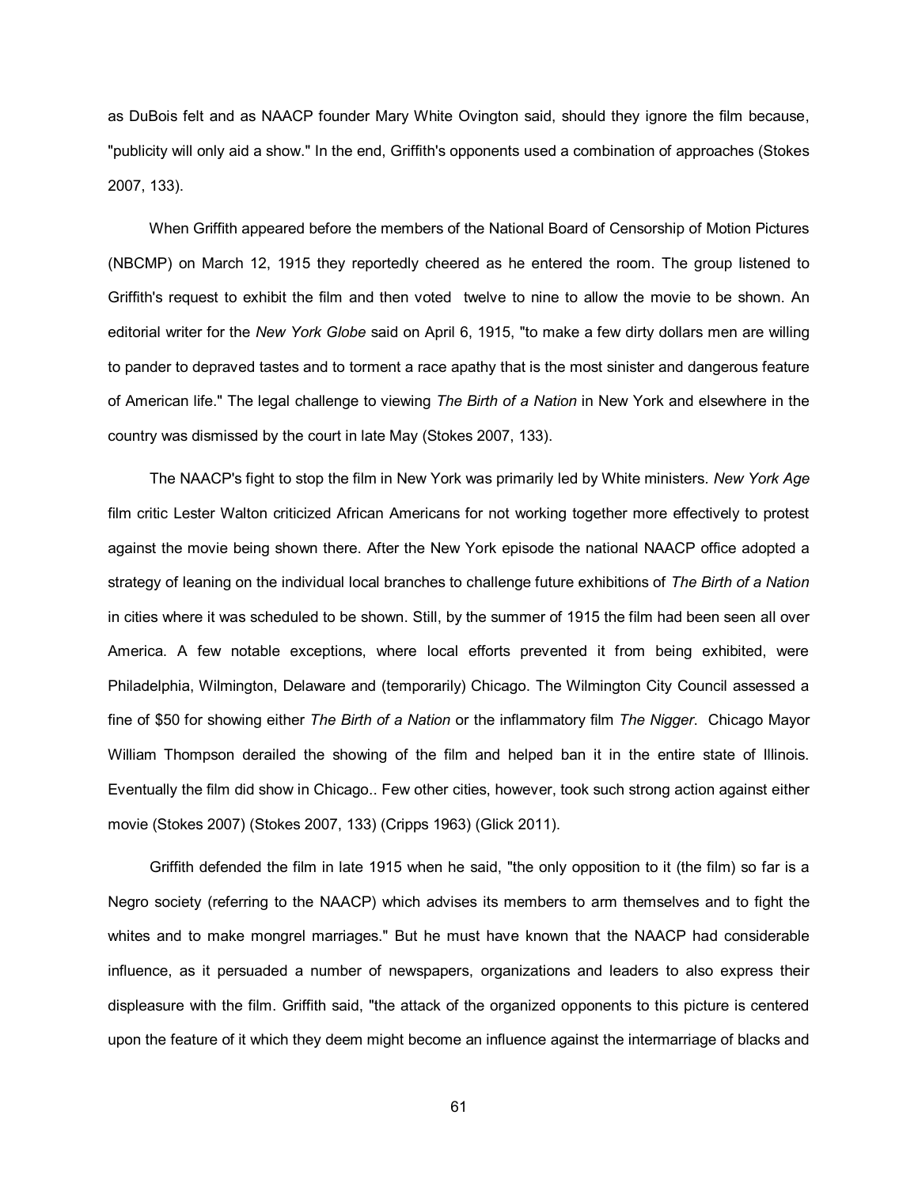as DuBois felt and as NAACP founder Mary White Ovington said, should they ignore the film because, "publicity will only aid a show." In the end, Griffith's opponents used a combination of approaches (Stokes 2007, 133).

When Griffith appeared before the members of the National Board of Censorship of Motion Pictures (NBCMP) on March 12, 1915 they reportedly cheered as he entered the room. The group listened to Griffith's request to exhibit the film and then voted twelve to nine to allow the movie to be shown. An editorial writer for the *New York Globe* said on April 6, 1915, "to make a few dirty dollars men are willing to pander to depraved tastes and to torment a race apathy that is the most sinister and dangerous feature of American life." The legal challenge to viewing *The Birth of a Nation* in New York and elsewhere in the country was dismissed by the court in late May (Stokes 2007, 133).

The NAACP's fight to stop the film in New York was primarily led by White ministers. *New York Age* film critic Lester Walton criticized African Americans for not working together more effectively to protest against the movie being shown there. After the New York episode the national NAACP office adopted a strategy of leaning on the individual local branches to challenge future exhibitions of *The Birth of a Nation* in cities where it was scheduled to be shown. Still, by the summer of 1915 the film had been seen all over America. A few notable exceptions, where local efforts prevented it from being exhibited, were Philadelphia, Wilmington, Delaware and (temporarily) Chicago. The Wilmington City Council assessed a fine of $50 for showing either *The Birth of a Nation* or the inflammatory film *The Nigger*. Chicago Mayor William Thompson derailed the showing of the film and helped ban it in the entire state of Illinois. Eventually the film did show in Chicago.. Few other cities, however, took such strong action against either movie (Stokes 2007) (Stokes 2007, 133) (Cripps 1963) (Glick 2011).

Griffith defended the film in late 1915 when he said, "the only opposition to it (the film) so far is a Negro society (referring to the NAACP) which advises its members to arm themselves and to fight the whites and to make mongrel marriages." But he must have known that the NAACP had considerable influence, as it persuaded a number of newspapers, organizations and leaders to also express their displeasure with the film. Griffith said, "the attack of the organized opponents to this picture is centered upon the feature of it which they deem might become an influence against the intermarriage of blacks and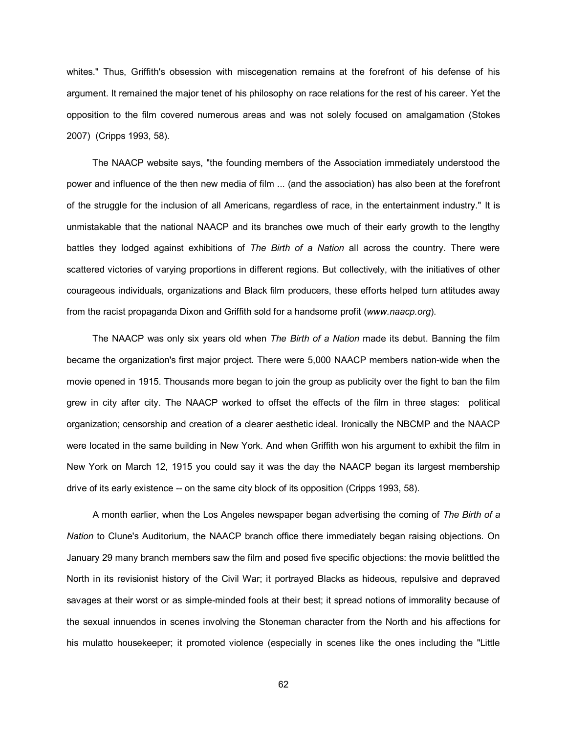whites." Thus, Griffith's obsession with miscegenation remains at the forefront of his defense of his argument. It remained the major tenet of his philosophy on race relations for the rest of his career. Yet the opposition to the film covered numerous areas and was not solely focused on amalgamation (Stokes 2007) (Cripps 1993, 58).

The NAACP website says, "the founding members of the Association immediately understood the power and influence of the then new media of film ... (and the association) has also been at the forefront of the struggle for the inclusion of all Americans, regardless of race, in the entertainment industry." It is unmistakable that the national NAACP and its branches owe much of their early growth to the lengthy battles they lodged against exhibitions of *The Birth of a Nation* all across the country. There were scattered victories of varying proportions in different regions. But collectively, with the initiatives of other courageous individuals, organizations and Black film producers, these efforts helped turn attitudes away from the racist propaganda Dixon and Griffith sold for a handsome profit (*www.naacp.org*).

The NAACP was only six years old when *The Birth of a Nation* made its debut. Banning the film became the organization's first major project. There were 5,000 NAACP members nation-wide when the movie opened in 1915. Thousands more began to join the group as publicity over the fight to ban the film grew in city after city. The NAACP worked to offset the effects of the film in three stages: political organization; censorship and creation of a clearer aesthetic ideal. Ironically the NBCMP and the NAACP were located in the same building in New York. And when Griffith won his argument to exhibit the film in New York on March 12, 1915 you could say it was the day the NAACP began its largest membership drive of its early existence -- on the same city block of its opposition (Cripps 1993, 58).

A month earlier, when the Los Angeles newspaper began advertising the coming of *The Birth of a Nation* to Clune's Auditorium, the NAACP branch office there immediately began raising objections. On January 29 many branch members saw the film and posed five specific objections: the movie belittled the North in its revisionist history of the Civil War; it portrayed Blacks as hideous, repulsive and depraved savages at their worst or as simple-minded fools at their best; it spread notions of immorality because of the sexual innuendos in scenes involving the Stoneman character from the North and his affections for his mulatto housekeeper; it promoted violence (especially in scenes like the ones including the "Little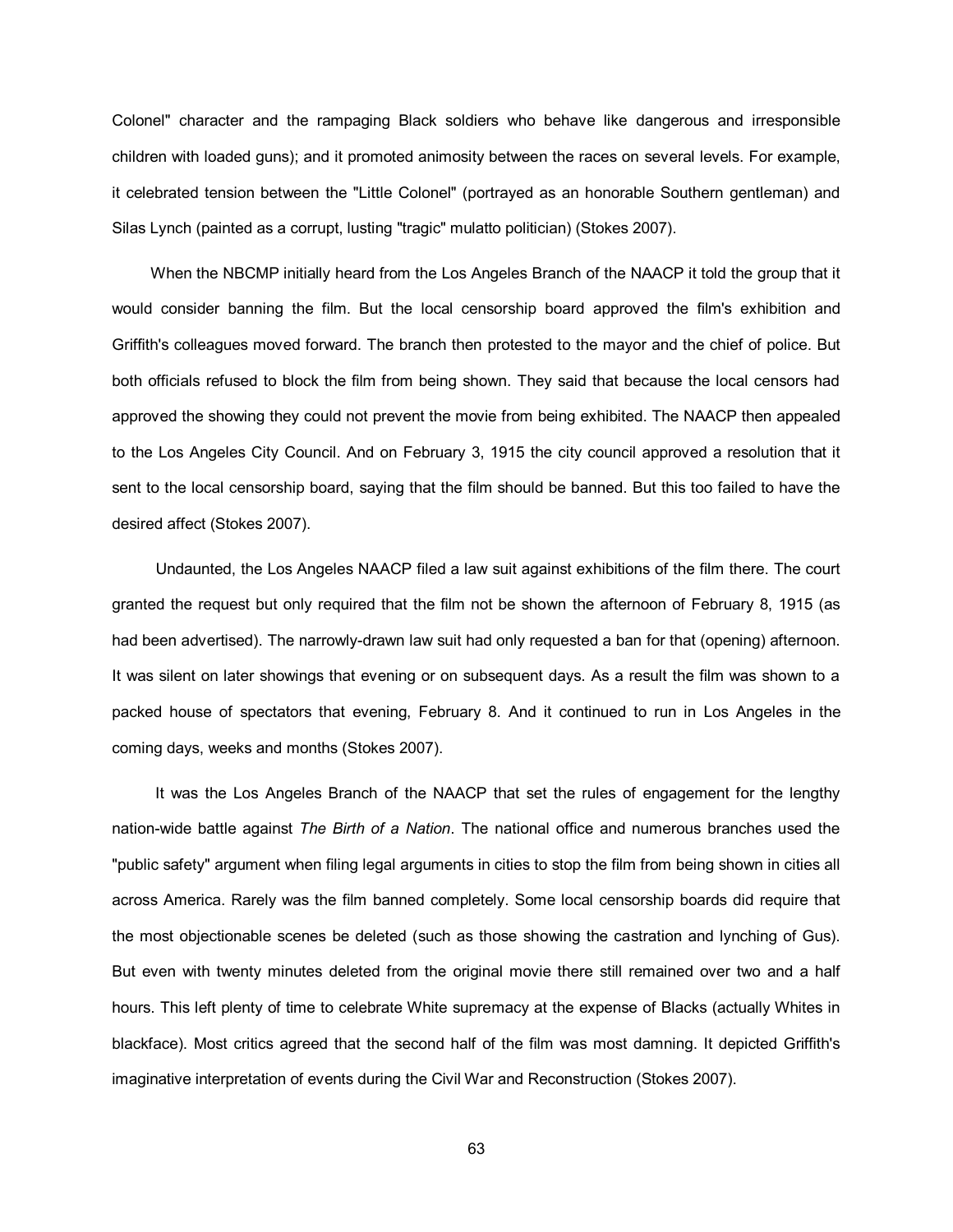Colonel" character and the rampaging Black soldiers who behave like dangerous and irresponsible children with loaded guns); and it promoted animosity between the races on several levels. For example, it celebrated tension between the "Little Colonel" (portrayed as an honorable Southern gentleman) and Silas Lynch (painted as a corrupt, lusting "tragic" mulatto politician) (Stokes 2007).

When the NBCMP initially heard from the Los Angeles Branch of the NAACP it told the group that it would consider banning the film. But the local censorship board approved the film's exhibition and Griffith's colleagues moved forward. The branch then protested to the mayor and the chief of police. But both officials refused to block the film from being shown. They said that because the local censors had approved the showing they could not prevent the movie from being exhibited. The NAACP then appealed to the Los Angeles City Council. And on February 3, 1915 the city council approved a resolution that it sent to the local censorship board, saying that the film should be banned. But this too failed to have the desired affect (Stokes 2007).

Undaunted, the Los Angeles NAACP filed a law suit against exhibitions of the film there. The court granted the request but only required that the film not be shown the afternoon of February 8, 1915 (as had been advertised). The narrowly-drawn law suit had only requested a ban for that (opening) afternoon. It was silent on later showings that evening or on subsequent days. As a result the film was shown to a packed house of spectators that evening, February 8. And it continued to run in Los Angeles in the coming days, weeks and months (Stokes 2007).

It was the Los Angeles Branch of the NAACP that set the rules of engagement for the lengthy nation-wide battle against *The Birth of a Nation*. The national office and numerous branches used the "public safety" argument when filing legal arguments in cities to stop the film from being shown in cities all across America. Rarely was the film banned completely. Some local censorship boards did require that the most objectionable scenes be deleted (such as those showing the castration and lynching of Gus). But even with twenty minutes deleted from the original movie there still remained over two and a half hours. This left plenty of time to celebrate White supremacy at the expense of Blacks (actually Whites in blackface). Most critics agreed that the second half of the film was most damning. It depicted Griffith's imaginative interpretation of events during the Civil War and Reconstruction (Stokes 2007).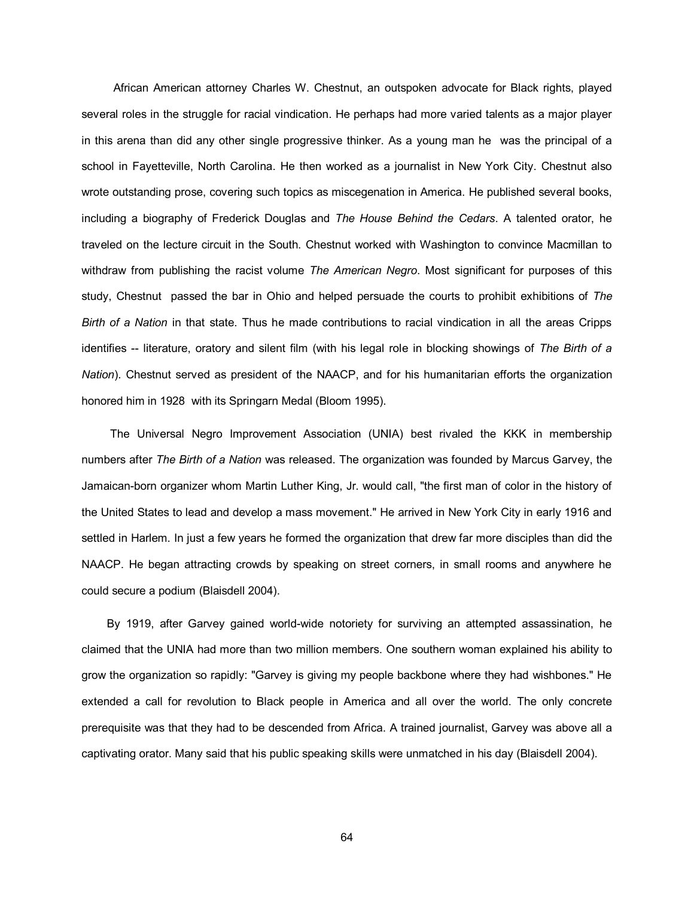African American attorney Charles W. Chestnut, an outspoken advocate for Black rights, played several roles in the struggle for racial vindication. He perhaps had more varied talents as a major player in this arena than did any other single progressive thinker. As a young man he was the principal of a school in Fayetteville, North Carolina. He then worked as a journalist in New York City. Chestnut also wrote outstanding prose, covering such topics as miscegenation in America. He published several books, including a biography of Frederick Douglas and *The House Behind the Cedars*. A talented orator, he traveled on the lecture circuit in the South. Chestnut worked with Washington to convince Macmillan to withdraw from publishing the racist volume *The American Negro*. Most significant for purposes of this study, Chestnut passed the bar in Ohio and helped persuade the courts to prohibit exhibitions of *The Birth of a Nation* in that state. Thus he made contributions to racial vindication in all the areas Cripps identifies -- literature, oratory and silent film (with his legal role in blocking showings of *The Birth of a Nation*). Chestnut served as president of the NAACP, and for his humanitarian efforts the organization honored him in 1928 with its Springarn Medal (Bloom 1995).

The Universal Negro Improvement Association (UNIA) best rivaled the KKK in membership numbers after *The Birth of a Nation* was released. The organization was founded by Marcus Garvey, the Jamaican-born organizer whom Martin Luther King, Jr. would call, "the first man of color in the history of the United States to lead and develop a mass movement." He arrived in New York City in early 1916 and settled in Harlem. In just a few years he formed the organization that drew far more disciples than did the NAACP. He began attracting crowds by speaking on street corners, in small rooms and anywhere he could secure a podium (Blaisdell 2004).

By 1919, after Garvey gained world-wide notoriety for surviving an attempted assassination, he claimed that the UNIA had more than two million members. One southern woman explained his ability to grow the organization so rapidly: "Garvey is giving my people backbone where they had wishbones." He extended a call for revolution to Black people in America and all over the world. The only concrete prerequisite was that they had to be descended from Africa. A trained journalist, Garvey was above all a captivating orator. Many said that his public speaking skills were unmatched in his day (Blaisdell 2004).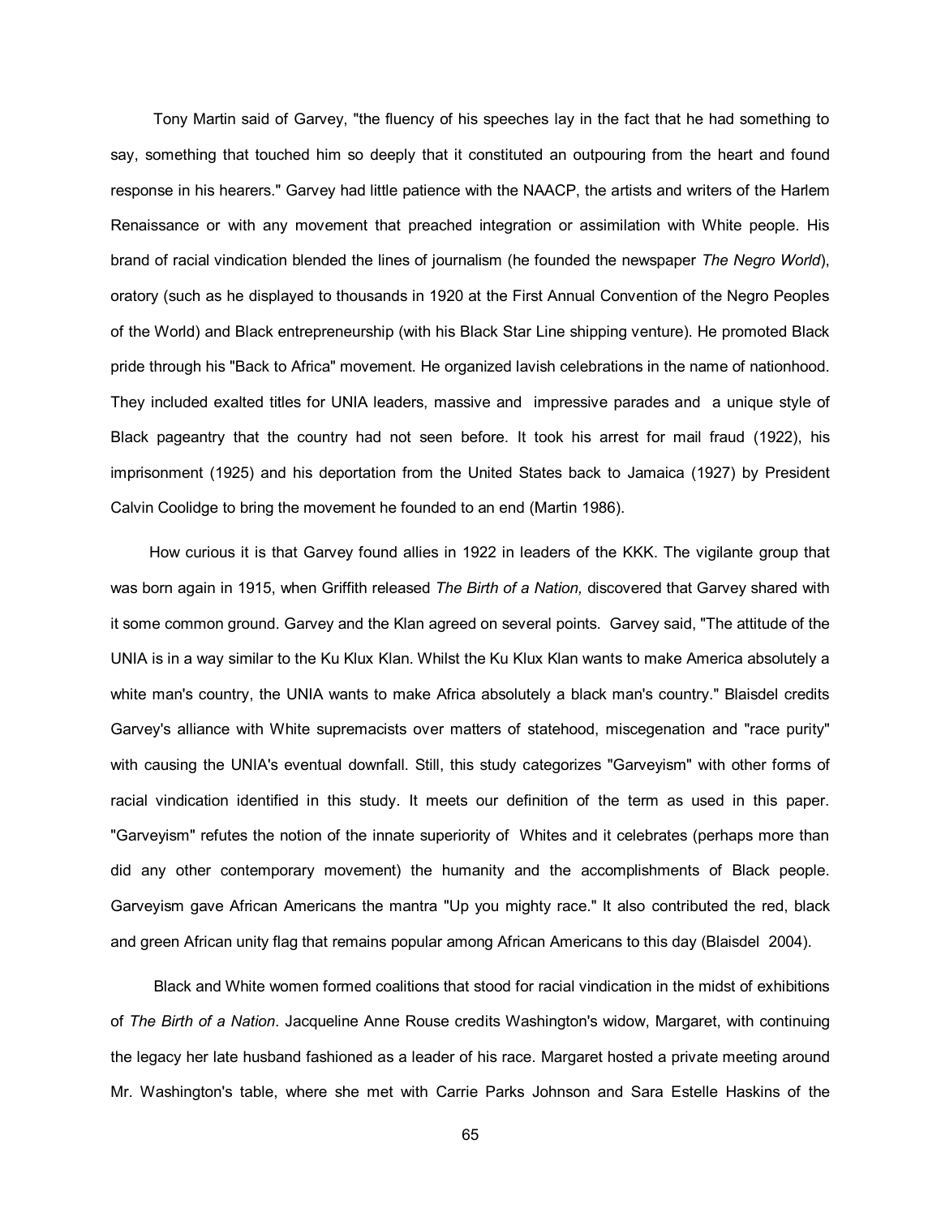Tony Martin said of Garvey, "the fluency of his speeches lay in the fact that he had something to say, something that touched him so deeply that it constituted an outpouring from the heart and found response in his hearers." Garvey had little patience with the NAACP, the artists and writers of the Harlem Renaissance or with any movement that preached integration or assimilation with White people. His brand of racial vindication blended the lines of journalism (he founded the newspaper *The Negro World*), oratory (such as he displayed to thousands in 1920 at the First Annual Convention of the Negro Peoples of the World) and Black entrepreneurship (with his Black Star Line shipping venture). He promoted Black pride through his "Back to Africa" movement. He organized lavish celebrations in the name of nationhood. They included exalted titles for UNIA leaders, massive and impressive parades and a unique style of Black pageantry that the country had not seen before. It took his arrest for mail fraud (1922), his imprisonment (1925) and his deportation from the United States back to Jamaica (1927) by President Calvin Coolidge to bring the movement he founded to an end (Martin 1986).

How curious it is that Garvey found allies in 1922 in leaders of the KKK. The vigilante group that was born again in 1915, when Griffith released *The Birth of a Nation,* discovered that Garvey shared with it some common ground. Garvey and the Klan agreed on several points. Garvey said, "The attitude of the UNIA is in a way similar to the Ku Klux Klan. Whilst the Ku Klux Klan wants to make America absolutely a white man's country, the UNIA wants to make Africa absolutely a black man's country." Blaisdel credits Garvey's alliance with White supremacists over matters of statehood, miscegenation and "race purity" with causing the UNIA's eventual downfall. Still, this study categorizes "Garveyism" with other forms of racial vindication identified in this study. It meets our definition of the term as used in this paper. "Garveyism" refutes the notion of the innate superiority of Whites and it celebrates (perhaps more than did any other contemporary movement) the humanity and the accomplishments of Black people. Garveyism gave African Americans the mantra "Up you mighty race." It also contributed the red, black and green African unity flag that remains popular among African Americans to this day (Blaisdel 2004).

Black and White women formed coalitions that stood for racial vindication in the midst of exhibitions of *The Birth of a Nation*. Jacqueline Anne Rouse credits Washington's widow, Margaret, with continuing the legacy her late husband fashioned as a leader of his race. Margaret hosted a private meeting around Mr. Washington's table, where she met with Carrie Parks Johnson and Sara Estelle Haskins of the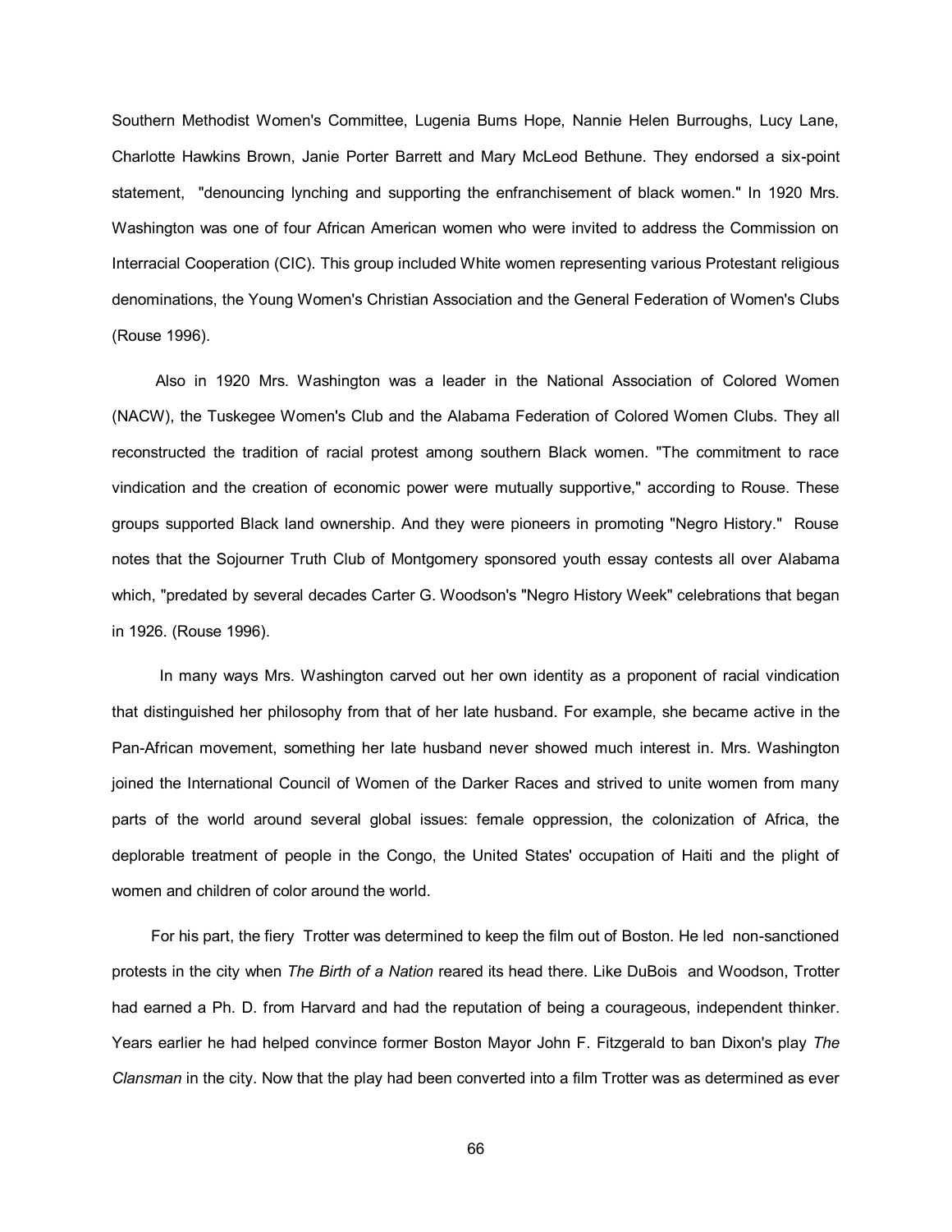Southern Methodist Women's Committee, Lugenia Bums Hope, Nannie Helen Burroughs, Lucy Lane, Charlotte Hawkins Brown, Janie Porter Barrett and Mary McLeod Bethune. They endorsed a six-point statement, "denouncing lynching and supporting the enfranchisement of black women." In 1920 Mrs. Washington was one of four African American women who were invited to address the Commission on Interracial Cooperation (CIC). This group included White women representing various Protestant religious denominations, the Young Women's Christian Association and the General Federation of Women's Clubs (Rouse 1996).

Also in 1920 Mrs. Washington was a leader in the National Association of Colored Women (NACW), the Tuskegee Women's Club and the Alabama Federation of Colored Women Clubs. They all reconstructed the tradition of racial protest among southern Black women. "The commitment to race vindication and the creation of economic power were mutually supportive," according to Rouse. These groups supported Black land ownership. And they were pioneers in promoting "Negro History." Rouse notes that the Sojourner Truth Club of Montgomery sponsored youth essay contests all over Alabama which, "predated by several decades Carter G. Woodson's "Negro History Week" celebrations that began in 1926. (Rouse 1996).

In many ways Mrs. Washington carved out her own identity as a proponent of racial vindication that distinguished her philosophy from that of her late husband. For example, she became active in the Pan-African movement, something her late husband never showed much interest in. Mrs. Washington joined the International Council of Women of the Darker Races and strived to unite women from many parts of the world around several global issues: female oppression, the colonization of Africa, the deplorable treatment of people in the Congo, the United States' occupation of Haiti and the plight of women and children of color around the world.

For his part, the fiery Trotter was determined to keep the film out of Boston. He led non-sanctioned protests in the city when *The Birth of a Nation* reared its head there. Like DuBois and Woodson, Trotter had earned a Ph. D. from Harvard and had the reputation of being a courageous, independent thinker. Years earlier he had helped convince former Boston Mayor John F. Fitzgerald to ban Dixon's play *The Clansman* in the city. Now that the play had been converted into a film Trotter was as determined as ever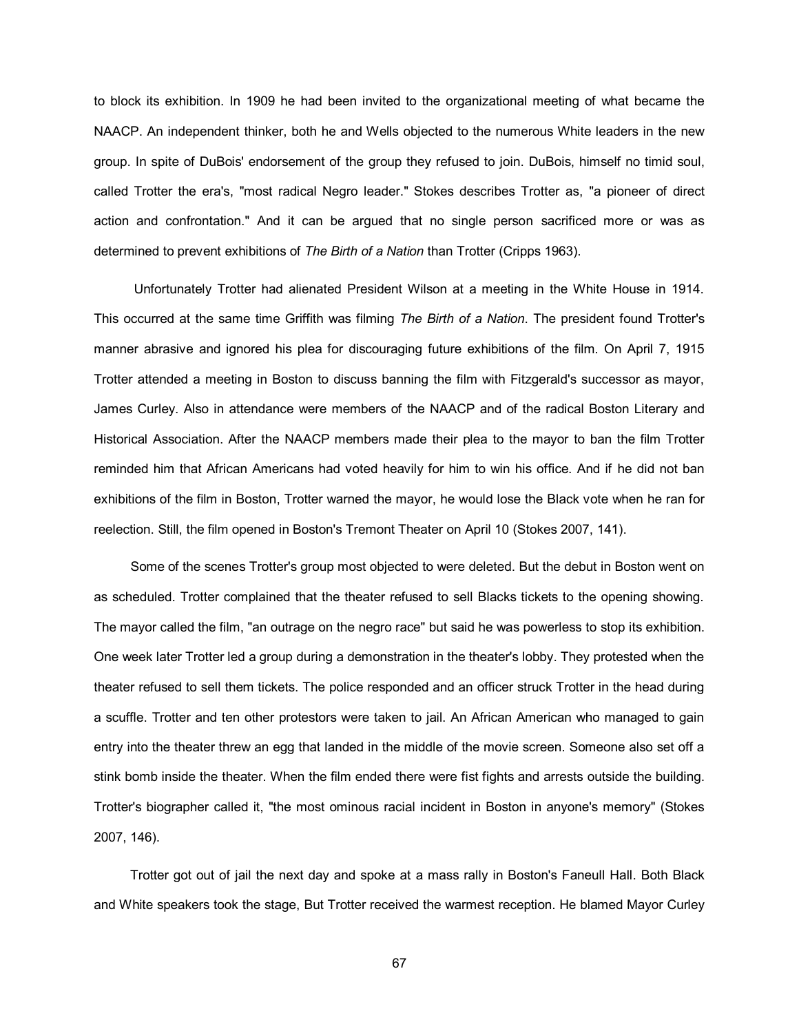to block its exhibition. In 1909 he had been invited to the organizational meeting of what became the NAACP. An independent thinker, both he and Wells objected to the numerous White leaders in the new group. In spite of DuBois' endorsement of the group they refused to join. DuBois, himself no timid soul, called Trotter the era's, "most radical Negro leader." Stokes describes Trotter as, "a pioneer of direct action and confrontation." And it can be argued that no single person sacrificed more or was as determined to prevent exhibitions of *The Birth of a Nation* than Trotter (Cripps 1963).

Unfortunately Trotter had alienated President Wilson at a meeting in the White House in 1914. This occurred at the same time Griffith was filming *The Birth of a Nation*. The president found Trotter's manner abrasive and ignored his plea for discouraging future exhibitions of the film. On April 7, 1915 Trotter attended a meeting in Boston to discuss banning the film with Fitzgerald's successor as mayor, James Curley. Also in attendance were members of the NAACP and of the radical Boston Literary and Historical Association. After the NAACP members made their plea to the mayor to ban the film Trotter reminded him that African Americans had voted heavily for him to win his office. And if he did not ban exhibitions of the film in Boston, Trotter warned the mayor, he would lose the Black vote when he ran for reelection. Still, the film opened in Boston's Tremont Theater on April 10 (Stokes 2007, 141).

Some of the scenes Trotter's group most objected to were deleted. But the debut in Boston went on as scheduled. Trotter complained that the theater refused to sell Blacks tickets to the opening showing. The mayor called the film, "an outrage on the negro race" but said he was powerless to stop its exhibition. One week later Trotter led a group during a demonstration in the theater's lobby. They protested when the theater refused to sell them tickets. The police responded and an officer struck Trotter in the head during a scuffle. Trotter and ten other protestors were taken to jail. An African American who managed to gain entry into the theater threw an egg that landed in the middle of the movie screen. Someone also set off a stink bomb inside the theater. When the film ended there were fist fights and arrests outside the building. Trotter's biographer called it, "the most ominous racial incident in Boston in anyone's memory" (Stokes 2007, 146).

Trotter got out of jail the next day and spoke at a mass rally in Boston's Faneull Hall. Both Black and White speakers took the stage, But Trotter received the warmest reception. He blamed Mayor Curley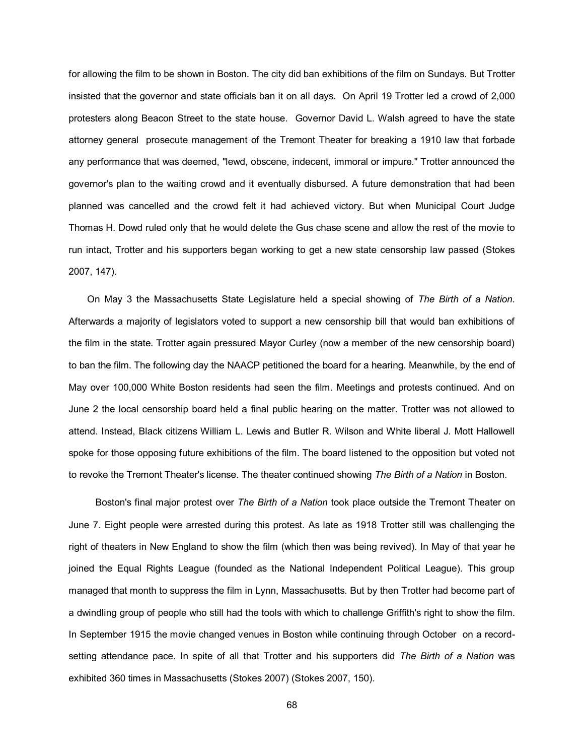for allowing the film to be shown in Boston. The city did ban exhibitions of the film on Sundays. But Trotter insisted that the governor and state officials ban it on all days. On April 19 Trotter led a crowd of 2,000 protesters along Beacon Street to the state house. Governor David L. Walsh agreed to have the state attorney general prosecute management of the Tremont Theater for breaking a 1910 law that forbade any performance that was deemed, "lewd, obscene, indecent, immoral or impure." Trotter announced the governor's plan to the waiting crowd and it eventually disbursed. A future demonstration that had been planned was cancelled and the crowd felt it had achieved victory. But when Municipal Court Judge Thomas H. Dowd ruled only that he would delete the Gus chase scene and allow the rest of the movie to run intact, Trotter and his supporters began working to get a new state censorship law passed (Stokes 2007, 147).

On May 3 the Massachusetts State Legislature held a special showing of *The Birth of a Nation*. Afterwards a majority of legislators voted to support a new censorship bill that would ban exhibitions of the film in the state. Trotter again pressured Mayor Curley (now a member of the new censorship board) to ban the film. The following day the NAACP petitioned the board for a hearing. Meanwhile, by the end of May over 100,000 White Boston residents had seen the film. Meetings and protests continued. And on June 2 the local censorship board held a final public hearing on the matter. Trotter was not allowed to attend. Instead, Black citizens William L. Lewis and Butler R. Wilson and White liberal J. Mott Hallowell spoke for those opposing future exhibitions of the film. The board listened to the opposition but voted not to revoke the Tremont Theater's license. The theater continued showing *The Birth of a Nation* in Boston.

Boston's final major protest over *The Birth of a Nation* took place outside the Tremont Theater on June 7. Eight people were arrested during this protest. As late as 1918 Trotter still was challenging the right of theaters in New England to show the film (which then was being revived). In May of that year he joined the Equal Rights League (founded as the National Independent Political League). This group managed that month to suppress the film in Lynn, Massachusetts. But by then Trotter had become part of a dwindling group of people who still had the tools with which to challenge Griffith's right to show the film. In September 1915 the movie changed venues in Boston while continuing through October on a record-setting attendance pace. In spite of all that Trotter and his supporters did *The Birth of a Nation* was exhibited 360 times in Massachusetts (Stokes 2007) (Stokes 2007, 150).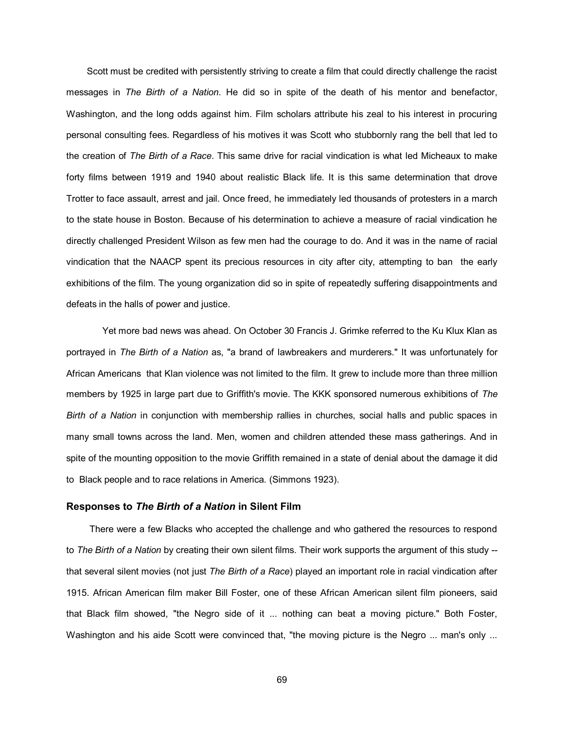Scott must be credited with persistently striving to create a film that could directly challenge the racist messages in *The Birth of a Nation*. He did so in spite of the death of his mentor and benefactor, Washington, and the long odds against him. Film scholars attribute his zeal to his interest in procuring personal consulting fees. Regardless of his motives it was Scott who stubbornly rang the bell that led to the creation of *The Birth of a Race*. This same drive for racial vindication is what led Micheaux to make forty films between 1919 and 1940 about realistic Black life. It is this same determination that drove Trotter to face assault, arrest and jail. Once freed, he immediately led thousands of protesters in a march to the state house in Boston. Because of his determination to achieve a measure of racial vindication he directly challenged President Wilson as few men had the courage to do. And it was in the name of racial vindication that the NAACP spent its precious resources in city after city, attempting to ban the early exhibitions of the film. The young organization did so in spite of repeatedly suffering disappointments and defeats in the halls of power and justice.

Yet more bad news was ahead. On October 30 Francis J. Grimke referred to the Ku Klux Klan as portrayed in *The Birth of a Nation* as, "a brand of lawbreakers and murderers." It was unfortunately for African Americans that Klan violence was not limited to the film. It grew to include more than three million members by 1925 in large part due to Griffith's movie. The KKK sponsored numerous exhibitions of *The Birth of a Nation* in conjunction with membership rallies in churches, social halls and public spaces in many small towns across the land. Men, women and children attended these mass gatherings. And in spite of the mounting opposition to the movie Griffith remained in a state of denial about the damage it did to Black people and to race relations in America. (Simmons 1923).

### Responses to *The Birth of a Nation* in Silent Film

There were a few Blacks who accepted the challenge and who gathered the resources to respond to *The Birth of a Nation* by creating their own silent films. Their work supports the argument of this study -- that several silent movies (not just *The Birth of a Race*) played an important role in racial vindication after 1915. African American film maker Bill Foster, one of these African American silent film pioneers, said that Black film showed, "the Negro side of it ... nothing can beat a moving picture." Both Foster, Washington and his aide Scott were convinced that, "the moving picture is the Negro ... man's only ...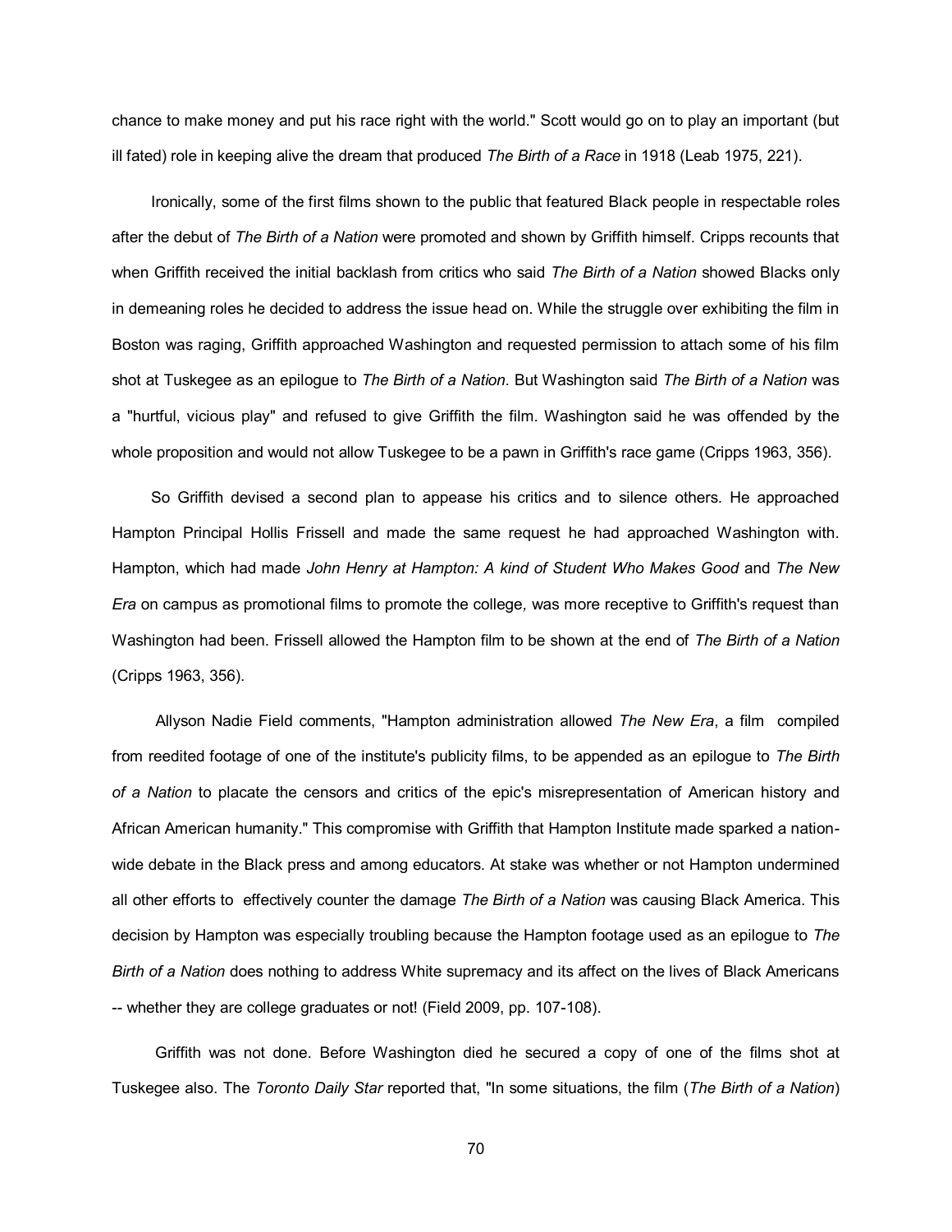chance to make money and put his race right with the world." Scott would go on to play an important (but ill fated) role in keeping alive the dream that produced *The Birth of a Race* in 1918 (Leab 1975, 221).

Ironically, some of the first films shown to the public that featured Black people in respectable roles after the debut of *The Birth of a Nation* were promoted and shown by Griffith himself. Cripps recounts that when Griffith received the initial backlash from critics who said *The Birth of a Nation* showed Blacks only in demeaning roles he decided to address the issue head on. While the struggle over exhibiting the film in Boston was raging, Griffith approached Washington and requested permission to attach some of his film shot at Tuskegee as an epilogue to *The Birth of a Nation*. But Washington said *The Birth of a Nation* was a "hurtful, vicious play" and refused to give Griffith the film. Washington said he was offended by the whole proposition and would not allow Tuskegee to be a pawn in Griffith's race game (Cripps 1963, 356).

So Griffith devised a second plan to appease his critics and to silence others. He approached Hampton Principal Hollis Frissell and made the same request he had approached Washington with. Hampton, which had made *John Henry at Hampton: A kind of Student Who Makes Good* and *The New Era* on campus as promotional films to promote the college, was more receptive to Griffith's request than Washington had been. Frissell allowed the Hampton film to be shown at the end of *The Birth of a Nation* (Cripps 1963, 356).

Allyson Nadie Field comments, "Hampton administration allowed *The New Era*, a film compiled from reedited footage of one of the institute's publicity films, to be appended as an epilogue to *The Birth of a Nation* to placate the censors and critics of the epic's misrepresentation of American history and African American humanity." This compromise with Griffith that Hampton Institute made sparked a nation-wide debate in the Black press and among educators. At stake was whether or not Hampton undermined all other efforts to effectively counter the damage *The Birth of a Nation* was causing Black America. This decision by Hampton was especially troubling because the Hampton footage used as an epilogue to *The Birth of a Nation* does nothing to address White supremacy and its affect on the lives of Black Americans -- whether they are college graduates or not! (Field 2009, pp. 107-108).

Griffith was not done. Before Washington died he secured a copy of one of the films shot at Tuskegee also. The *Toronto Daily Star* reported that, "In some situations, the film (*The Birth of a Nation*)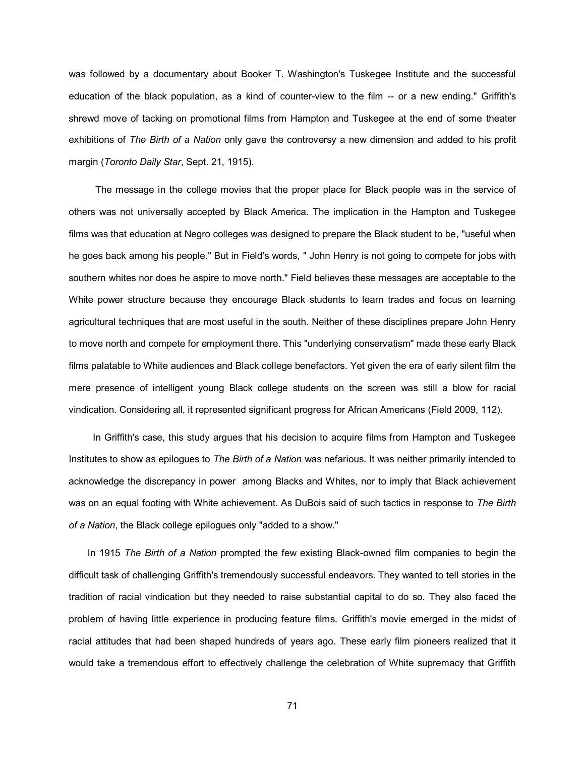was followed by a documentary about Booker T. Washington's Tuskegee Institute and the successful education of the black population, as a kind of counter-view to the film -- or a new ending." Griffith's shrewd move of tacking on promotional films from Hampton and Tuskegee at the end of some theater exhibitions of *The Birth of a Nation* only gave the controversy a new dimension and added to his profit margin (*Toronto Daily Star*, Sept. 21, 1915).

The message in the college movies that the proper place for Black people was in the service of others was not universally accepted by Black America. The implication in the Hampton and Tuskegee films was that education at Negro colleges was designed to prepare the Black student to be, "useful when he goes back among his people." But in Field's words, " John Henry is not going to compete for jobs with southern whites nor does he aspire to move north." Field believes these messages are acceptable to the White power structure because they encourage Black students to learn trades and focus on learning agricultural techniques that are most useful in the south. Neither of these disciplines prepare John Henry to move north and compete for employment there. This "underlying conservatism" made these early Black films palatable to White audiences and Black college benefactors. Yet given the era of early silent film the mere presence of intelligent young Black college students on the screen was still a blow for racial vindication. Considering all, it represented significant progress for African Americans (Field 2009, 112).

In Griffith's case, this study argues that his decision to acquire films from Hampton and Tuskegee Institutes to show as epilogues to *The Birth of a Nation* was nefarious. It was neither primarily intended to acknowledge the discrepancy in power among Blacks and Whites, nor to imply that Black achievement was on an equal footing with White achievement. As DuBois said of such tactics in response to *The Birth of a Nation*, the Black college epilogues only "added to a show."

In 1915 *The Birth of a Nation* prompted the few existing Black-owned film companies to begin the difficult task of challenging Griffith's tremendously successful endeavors. They wanted to tell stories in the tradition of racial vindication but they needed to raise substantial capital to do so. They also faced the problem of having little experience in producing feature films. Griffith's movie emerged in the midst of racial attitudes that had been shaped hundreds of years ago. These early film pioneers realized that it would take a tremendous effort to effectively challenge the celebration of White supremacy that Griffith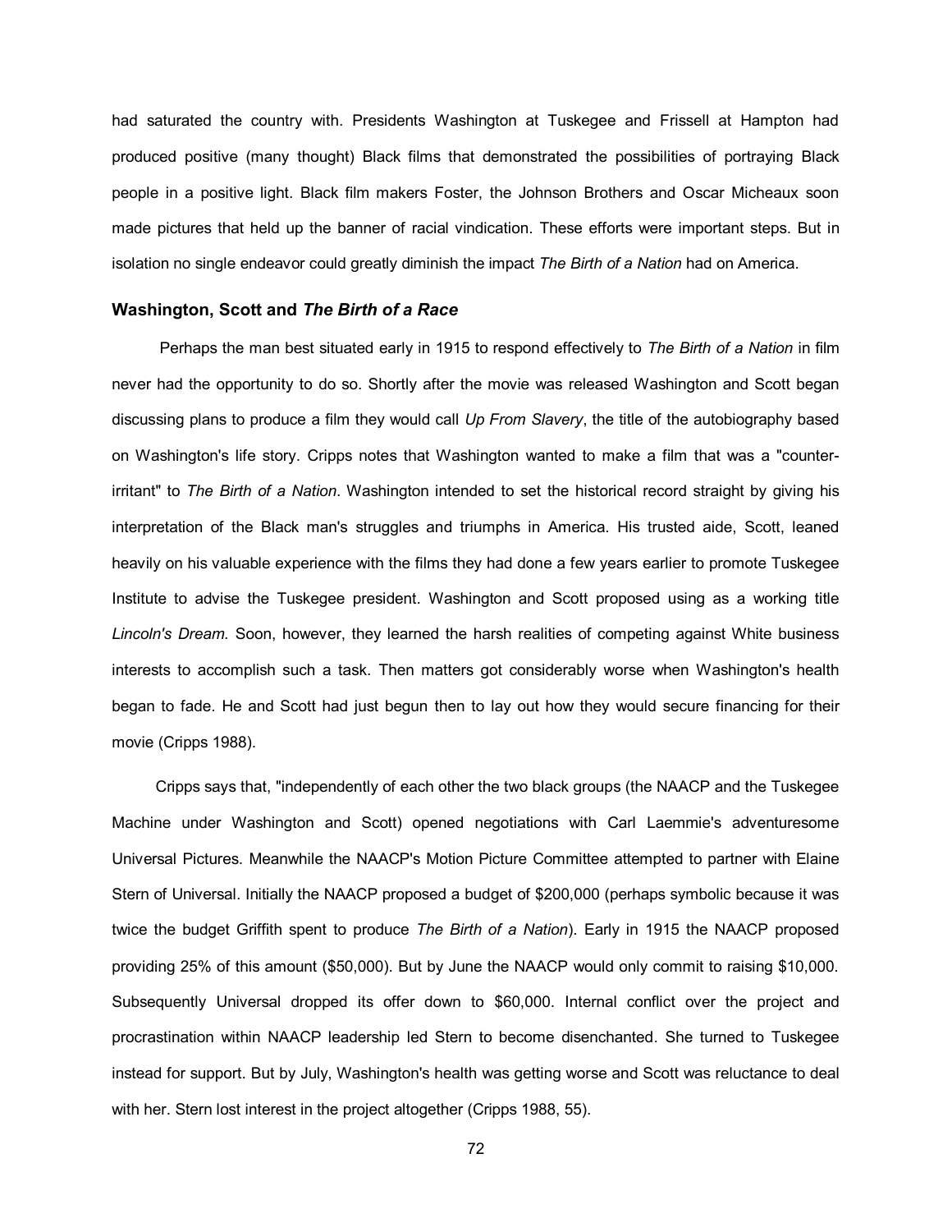had saturated the country with. Presidents Washington at Tuskegee and Frissell at Hampton had produced positive (many thought) Black films that demonstrated the possibilities of portraying Black people in a positive light. Black film makers Foster, the Johnson Brothers and Oscar Micheaux soon made pictures that held up the banner of racial vindication. These efforts were important steps. But in isolation no single endeavor could greatly diminish the impact *The Birth of a Nation* had on America.

### Washington, Scott and *The Birth of a Race*

Perhaps the man best situated early in 1915 to respond effectively to *The Birth of a Nation* in film never had the opportunity to do so. Shortly after the movie was released Washington and Scott began discussing plans to produce a film they would call *Up From Slavery*, the title of the autobiography based on Washington's life story. Cripps notes that Washington wanted to make a film that was a "counter-irritant" to *The Birth of a Nation*. Washington intended to set the historical record straight by giving his interpretation of the Black man's struggles and triumphs in America. His trusted aide, Scott, leaned heavily on his valuable experience with the films they had done a few years earlier to promote Tuskegee Institute to advise the Tuskegee president. Washington and Scott proposed using as a working title *Lincoln's Dream.* Soon, however, they learned the harsh realities of competing against White business interests to accomplish such a task. Then matters got considerably worse when Washington's health began to fade. He and Scott had just begun then to lay out how they would secure financing for their movie (Cripps 1988).

Cripps says that, "independently of each other the two black groups (the NAACP and the Tuskegee Machine under Washington and Scott) opened negotiations with Carl Laemmie's adventuresome Universal Pictures. Meanwhile the NAACP's Motion Picture Committee attempted to partner with Elaine Stern of Universal. Initially the NAACP proposed a budget of $200,000 (perhaps symbolic because it was twice the budget Griffith spent to produce *The Birth of a Nation*). Early in 1915 the NAACP proposed providing 25% of this amount ($50,000). But by June the NAACP would only commit to raising $10,000. Subsequently Universal dropped its offer down to $60,000. Internal conflict over the project and procrastination within NAACP leadership led Stern to become disenchanted. She turned to Tuskegee instead for support. But by July, Washington's health was getting worse and Scott was reluctance to deal with her. Stern lost interest in the project altogether (Cripps 1988, 55).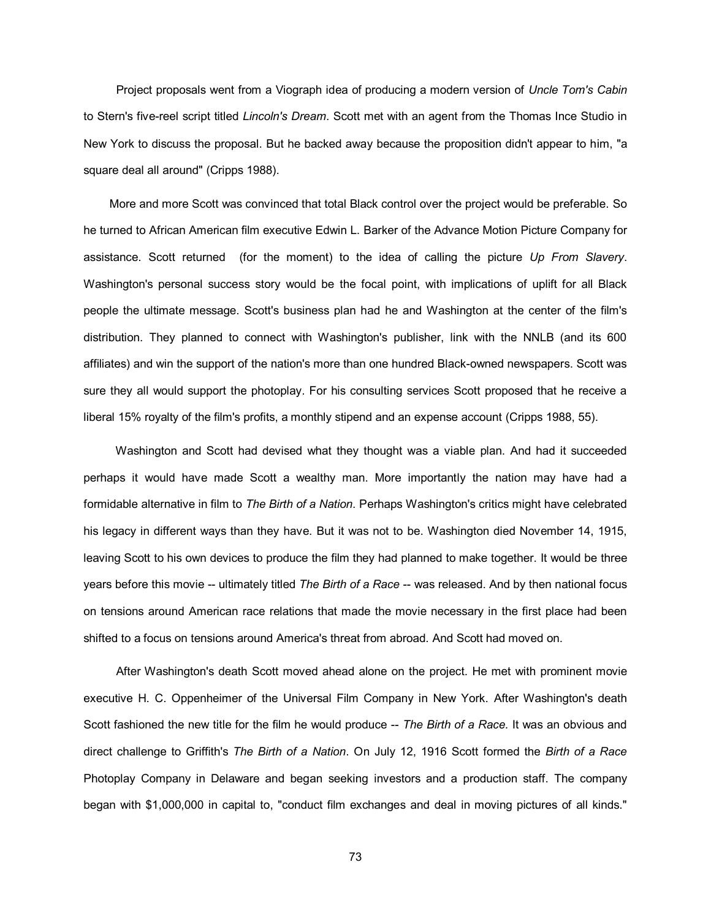Project proposals went from a Viograph idea of producing a modern version of *Uncle Tom's Cabin* to Stern's five-reel script titled *Lincoln's Dream*. Scott met with an agent from the Thomas Ince Studio in New York to discuss the proposal. But he backed away because the proposition didn't appear to him, "a square deal all around" (Cripps 1988).

More and more Scott was convinced that total Black control over the project would be preferable. So he turned to African American film executive Edwin L. Barker of the Advance Motion Picture Company for assistance. Scott returned (for the moment) to the idea of calling the picture *Up From Slavery*. Washington's personal success story would be the focal point, with implications of uplift for all Black people the ultimate message. Scott's business plan had he and Washington at the center of the film's distribution. They planned to connect with Washington's publisher, link with the NNLB (and its 600 affiliates) and win the support of the nation's more than one hundred Black-owned newspapers. Scott was sure they all would support the photoplay. For his consulting services Scott proposed that he receive a liberal 15% royalty of the film's profits, a monthly stipend and an expense account (Cripps 1988, 55).

Washington and Scott had devised what they thought was a viable plan. And had it succeeded perhaps it would have made Scott a wealthy man. More importantly the nation may have had a formidable alternative in film to *The Birth of a Nation*. Perhaps Washington's critics might have celebrated his legacy in different ways than they have. But it was not to be. Washington died November 14, 1915, leaving Scott to his own devices to produce the film they had planned to make together. It would be three years before this movie -- ultimately titled *The Birth of a Race* -- was released. And by then national focus on tensions around American race relations that made the movie necessary in the first place had been shifted to a focus on tensions around America's threat from abroad. And Scott had moved on.

After Washington's death Scott moved ahead alone on the project. He met with prominent movie executive H. C. Oppenheimer of the Universal Film Company in New York. After Washington's death Scott fashioned the new title for the film he would produce -- *The Birth of a Race*. It was an obvious and direct challenge to Griffith's *The Birth of a Nation*. On July 12, 1916 Scott formed the *Birth of a Race* Photoplay Company in Delaware and began seeking investors and a production staff. The company began with $1,000,000 in capital to, "conduct film exchanges and deal in moving pictures of all kinds."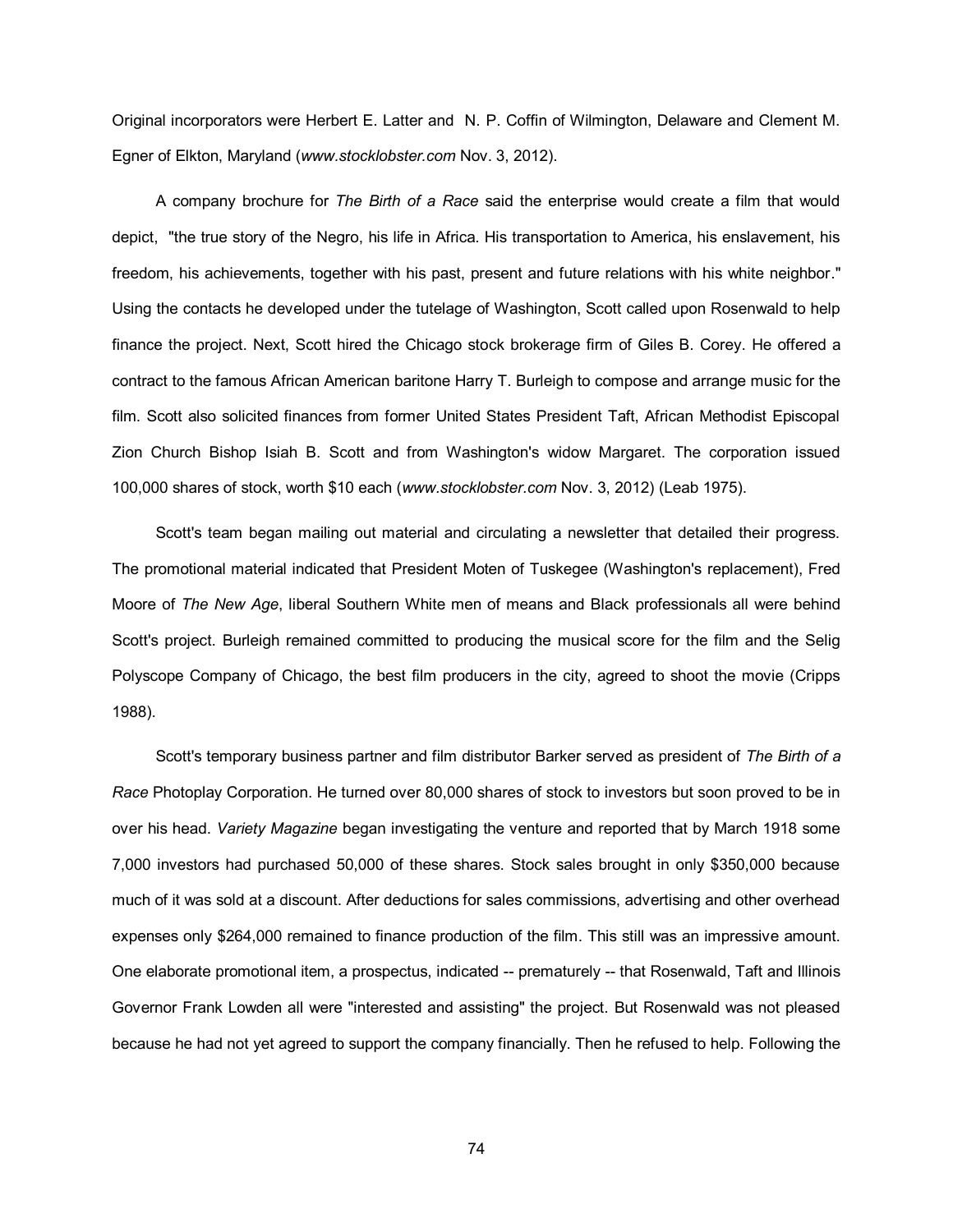Original incorporators were Herbert E. Latter and N. P. Coffin of Wilmington, Delaware and Clement M. Egner of Elkton, Maryland (*www.stocklobster.com* Nov. 3, 2012).

A company brochure for *The Birth of a Race* said the enterprise would create a film that would depict, "the true story of the Negro, his life in Africa. His transportation to America, his enslavement, his freedom, his achievements, together with his past, present and future relations with his white neighbor." Using the contacts he developed under the tutelage of Washington, Scott called upon Rosenwald to help finance the project. Next, Scott hired the Chicago stock brokerage firm of Giles B. Corey. He offered a contract to the famous African American baritone Harry T. Burleigh to compose and arrange music for the film. Scott also solicited finances from former United States President Taft, African Methodist Episcopal Zion Church Bishop Isiah B. Scott and from Washington's widow Margaret. The corporation issued 100,000 shares of stock, worth $10 each (*www.stocklobster.com* Nov. 3, 2012) (Leab 1975).

Scott's team began mailing out material and circulating a newsletter that detailed their progress. The promotional material indicated that President Moten of Tuskegee (Washington's replacement), Fred Moore of *The New Age*, liberal Southern White men of means and Black professionals all were behind Scott's project. Burleigh remained committed to producing the musical score for the film and the Selig Polyscope Company of Chicago, the best film producers in the city, agreed to shoot the movie (Cripps 1988).

Scott's temporary business partner and film distributor Barker served as president of *The Birth of a Race* Photoplay Corporation. He turned over 80,000 shares of stock to investors but soon proved to be in over his head. *Variety Magazine* began investigating the venture and reported that by March 1918 some 7,000 investors had purchased 50,000 of these shares. Stock sales brought in only $350,000 because much of it was sold at a discount. After deductions for sales commissions, advertising and other overhead expenses only $264,000 remained to finance production of the film. This still was an impressive amount. One elaborate promotional item, a prospectus, indicated -- prematurely -- that Rosenwald, Taft and Illinois Governor Frank Lowden all were "interested and assisting" the project. But Rosenwald was not pleased because he had not yet agreed to support the company financially. Then he refused to help. Following the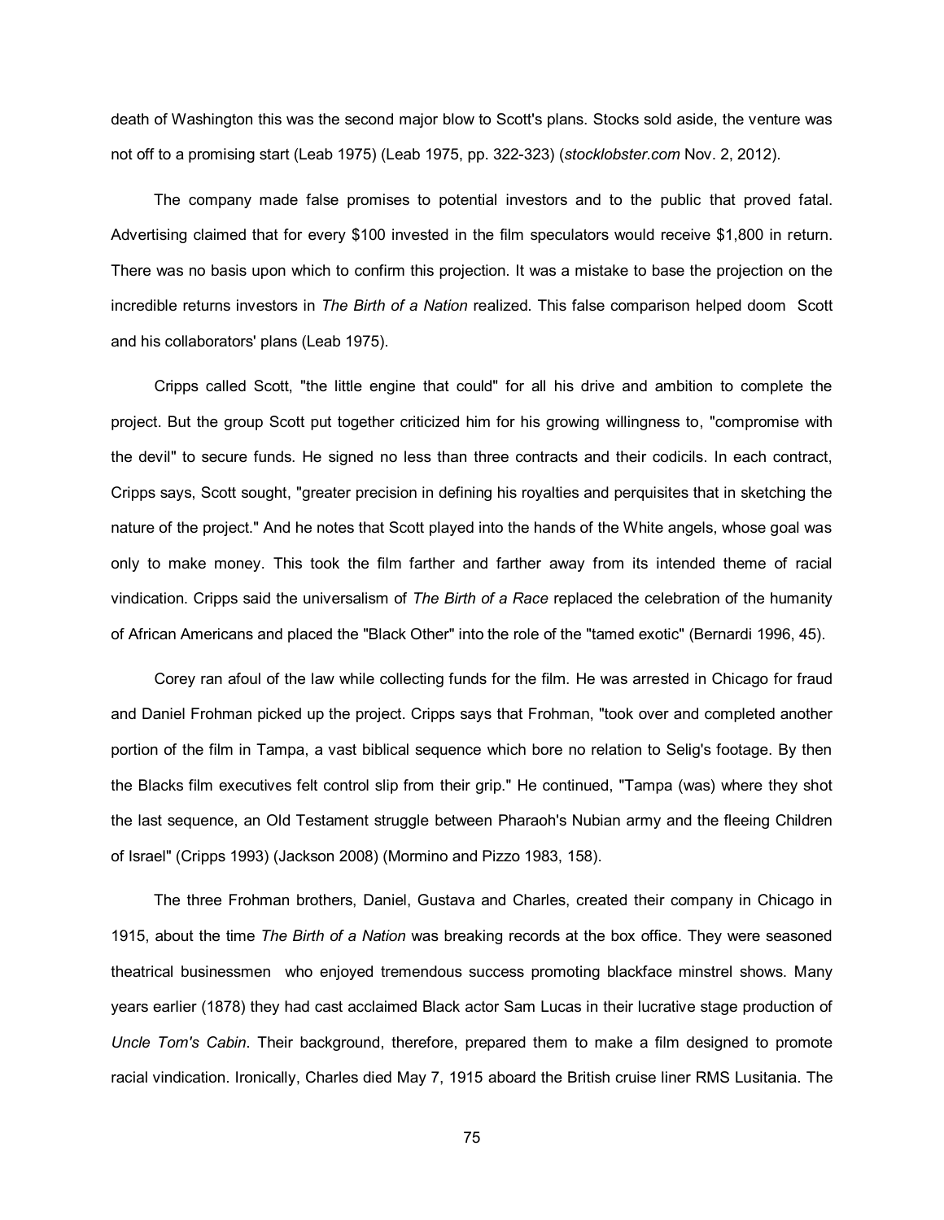death of Washington this was the second major blow to Scott's plans. Stocks sold aside, the venture was not off to a promising start (Leab 1975) (Leab 1975, pp. 322-323) (*stocklobster.com* Nov. 2, 2012).

The company made false promises to potential investors and to the public that proved fatal. Advertising claimed that for every $100 invested in the film speculators would receive $1,800 in return. There was no basis upon which to confirm this projection. It was a mistake to base the projection on the incredible returns investors in *The Birth of a Nation* realized. This false comparison helped doom Scott and his collaborators' plans (Leab 1975).

Cripps called Scott, "the little engine that could" for all his drive and ambition to complete the project. But the group Scott put together criticized him for his growing willingness to, "compromise with the devil" to secure funds. He signed no less than three contracts and their codicils. In each contract, Cripps says, Scott sought, "greater precision in defining his royalties and perquisites that in sketching the nature of the project." And he notes that Scott played into the hands of the White angels, whose goal was only to make money. This took the film farther and farther away from its intended theme of racial vindication. Cripps said the universalism of *The Birth of a Race* replaced the celebration of the humanity of African Americans and placed the "Black Other" into the role of the "tamed exotic" (Bernardi 1996, 45).

Corey ran afoul of the law while collecting funds for the film. He was arrested in Chicago for fraud and Daniel Frohman picked up the project. Cripps says that Frohman, "took over and completed another portion of the film in Tampa, a vast biblical sequence which bore no relation to Selig's footage. By then the Blacks film executives felt control slip from their grip." He continued, "Tampa (was) where they shot the last sequence, an Old Testament struggle between Pharaoh's Nubian army and the fleeing Children of Israel" (Cripps 1993) (Jackson 2008) (Mormino and Pizzo 1983, 158).

The three Frohman brothers, Daniel, Gustava and Charles, created their company in Chicago in 1915, about the time *The Birth of a Nation* was breaking records at the box office. They were seasoned theatrical businessmen who enjoyed tremendous success promoting blackface minstrel shows. Many years earlier (1878) they had cast acclaimed Black actor Sam Lucas in their lucrative stage production of *Uncle Tom's Cabin*. Their background, therefore, prepared them to make a film designed to promote racial vindication. Ironically, Charles died May 7, 1915 aboard the British cruise liner RMS Lusitania. The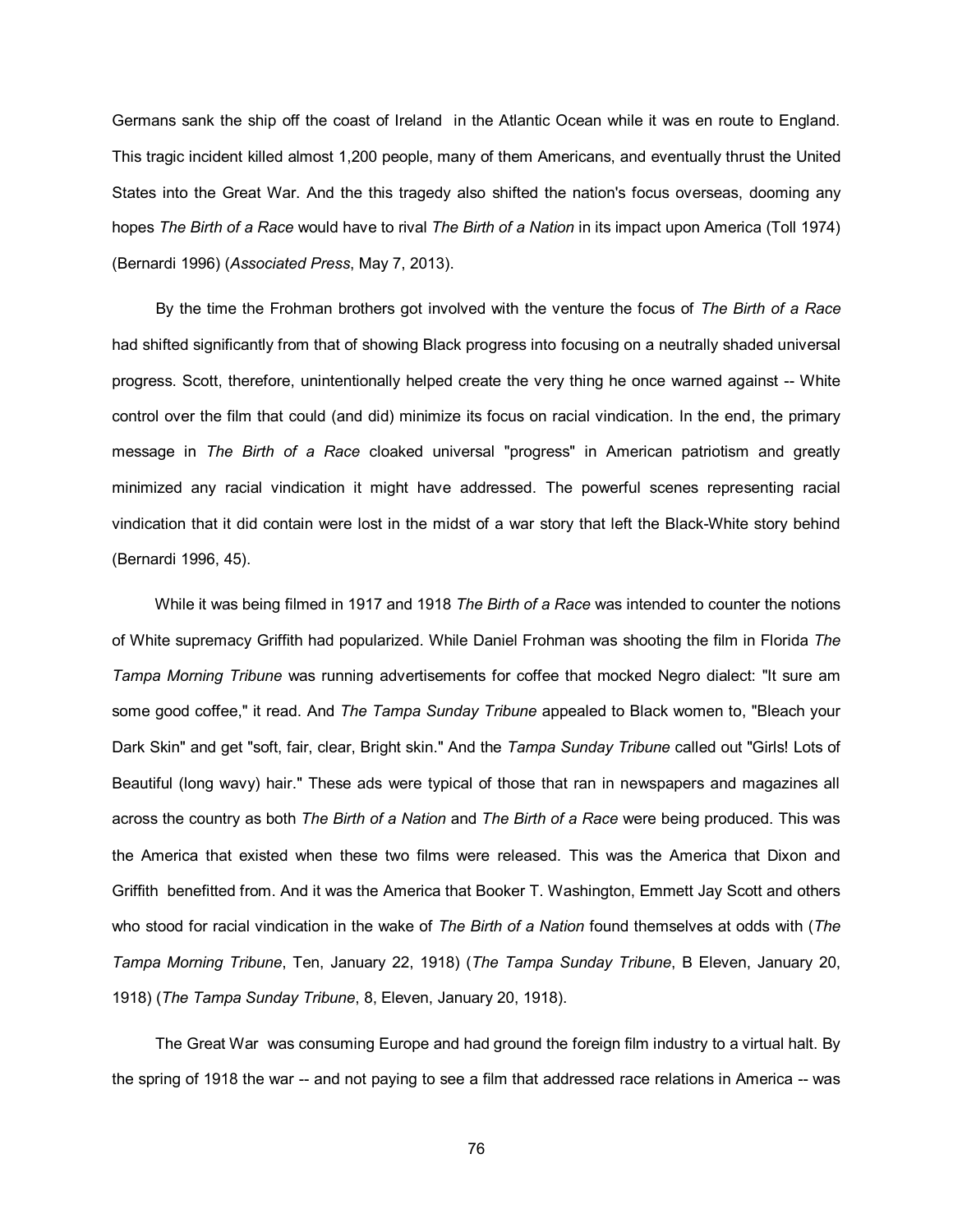Germans sank the ship off the coast of Ireland in the Atlantic Ocean while it was en route to England. This tragic incident killed almost 1,200 people, many of them Americans, and eventually thrust the United States into the Great War. And the this tragedy also shifted the nation's focus overseas, dooming any hopes *The Birth of a Race* would have to rival *The Birth of a Nation* in its impact upon America (Toll 1974) (Bernardi 1996) (*Associated Press*, May 7, 2013).

By the time the Frohman brothers got involved with the venture the focus of *The Birth of a Race* had shifted significantly from that of showing Black progress into focusing on a neutrally shaded universal progress. Scott, therefore, unintentionally helped create the very thing he once warned against -- White control over the film that could (and did) minimize its focus on racial vindication. In the end, the primary message in *The Birth of a Race* cloaked universal "progress" in American patriotism and greatly minimized any racial vindication it might have addressed. The powerful scenes representing racial vindication that it did contain were lost in the midst of a war story that left the Black-White story behind (Bernardi 1996, 45).

While it was being filmed in 1917 and 1918 *The Birth of a Race* was intended to counter the notions of White supremacy Griffith had popularized. While Daniel Frohman was shooting the film in Florida *The Tampa Morning Tribune* was running advertisements for coffee that mocked Negro dialect: "It sure am some good coffee," it read. And *The Tampa Sunday Tribune* appealed to Black women to, "Bleach your Dark Skin" and get "soft, fair, clear, Bright skin." And the *Tampa Sunday Tribune* called out "Girls! Lots of Beautiful (long wavy) hair." These ads were typical of those that ran in newspapers and magazines all across the country as both *The Birth of a Nation* and *The Birth of a Race* were being produced. This was the America that existed when these two films were released. This was the America that Dixon and Griffith benefitted from. And it was the America that Booker T. Washington, Emmett Jay Scott and others who stood for racial vindication in the wake of *The Birth of a Nation* found themselves at odds with (*The Tampa Morning Tribune*, Ten, January 22, 1918) (*The Tampa Sunday Tribune*, B Eleven, January 20, 1918) (*The Tampa Sunday Tribune*, 8, Eleven, January 20, 1918).

The Great War was consuming Europe and had ground the foreign film industry to a virtual halt. By the spring of 1918 the war -- and not paying to see a film that addressed race relations in America -- was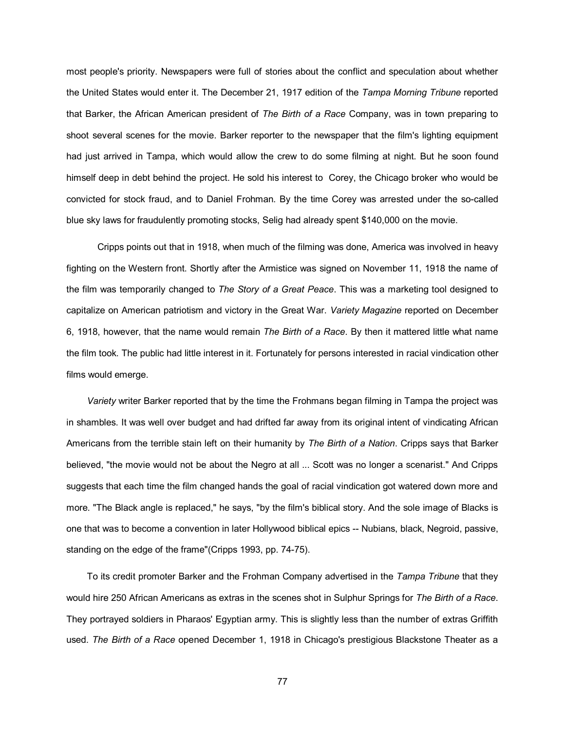most people's priority. Newspapers were full of stories about the conflict and speculation about whether the United States would enter it. The December 21, 1917 edition of the *Tampa Morning Tribune* reported that Barker, the African American president of *The Birth of a Race* Company, was in town preparing to shoot several scenes for the movie. Barker reporter to the newspaper that the film's lighting equipment had just arrived in Tampa, which would allow the crew to do some filming at night. But he soon found himself deep in debt behind the project. He sold his interest to Corey, the Chicago broker who would be convicted for stock fraud, and to Daniel Frohman. By the time Corey was arrested under the so-called blue sky laws for fraudulently promoting stocks, Selig had already spent $140,000 on the movie.

Cripps points out that in 1918, when much of the filming was done, America was involved in heavy fighting on the Western front. Shortly after the Armistice was signed on November 11, 1918 the name of the film was temporarily changed to *The Story of a Great Peace*. This was a marketing tool designed to capitalize on American patriotism and victory in the Great War. *Variety Magazine* reported on December 6, 1918, however, that the name would remain *The Birth of a Race*. By then it mattered little what name the film took. The public had little interest in it. Fortunately for persons interested in racial vindication other films would emerge.

*Variety* writer Barker reported that by the time the Frohmans began filming in Tampa the project was in shambles. It was well over budget and had drifted far away from its original intent of vindicating African Americans from the terrible stain left on their humanity by *The Birth of a Nation*. Cripps says that Barker believed, "the movie would not be about the Negro at all ... Scott was no longer a scenarist." And Cripps suggests that each time the film changed hands the goal of racial vindication got watered down more and more. "The Black angle is replaced," he says, "by the film's biblical story. And the sole image of Blacks is one that was to become a convention in later Hollywood biblical epics -- Nubians, black, Negroid, passive, standing on the edge of the frame"(Cripps 1993, pp. 74-75).

To its credit promoter Barker and the Frohman Company advertised in the *Tampa Tribune* that they would hire 250 African Americans as extras in the scenes shot in Sulphur Springs for *The Birth of a Race*. They portrayed soldiers in Pharaos' Egyptian army. This is slightly less than the number of extras Griffith used. *The Birth of a Race* opened December 1, 1918 in Chicago's prestigious Blackstone Theater as a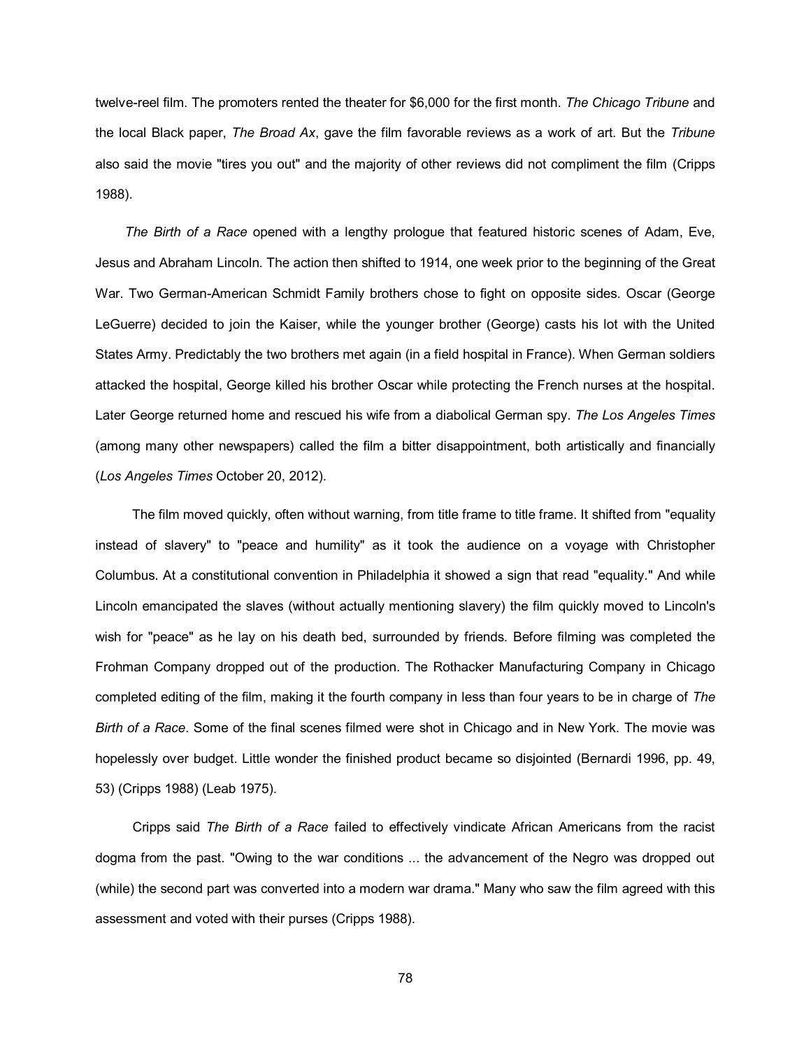twelve-reel film. The promoters rented the theater for $6,000 for the first month. *The Chicago Tribune* and the local Black paper, *The Broad Ax*, gave the film favorable reviews as a work of art. But the *Tribune* also said the movie "tires you out" and the majority of other reviews did not compliment the film (Cripps 1988).

*The Birth of a Race* opened with a lengthy prologue that featured historic scenes of Adam, Eve, Jesus and Abraham Lincoln. The action then shifted to 1914, one week prior to the beginning of the Great War. Two German-American Schmidt Family brothers chose to fight on opposite sides. Oscar (George LeGuerre) decided to join the Kaiser, while the younger brother (George) casts his lot with the United States Army. Predictably the two brothers met again (in a field hospital in France). When German soldiers attacked the hospital, George killed his brother Oscar while protecting the French nurses at the hospital. Later George returned home and rescued his wife from a diabolical German spy. *The Los Angeles Times* (among many other newspapers) called the film a bitter disappointment, both artistically and financially (*Los Angeles Times* October 20, 2012).

The film moved quickly, often without warning, from title frame to title frame. It shifted from "equality instead of slavery" to "peace and humility" as it took the audience on a voyage with Christopher Columbus. At a constitutional convention in Philadelphia it showed a sign that read "equality." And while Lincoln emancipated the slaves (without actually mentioning slavery) the film quickly moved to Lincoln's wish for "peace" as he lay on his death bed, surrounded by friends. Before filming was completed the Frohman Company dropped out of the production. The Rothacker Manufacturing Company in Chicago completed editing of the film, making it the fourth company in less than four years to be in charge of *The Birth of a Race*. Some of the final scenes filmed were shot in Chicago and in New York. The movie was hopelessly over budget. Little wonder the finished product became so disjointed (Bernardi 1996, pp. 49, 53) (Cripps 1988) (Leab 1975).

Cripps said *The Birth of a Race* failed to effectively vindicate African Americans from the racist dogma from the past. "Owing to the war conditions ... the advancement of the Negro was dropped out (while) the second part was converted into a modern war drama." Many who saw the film agreed with this assessment and voted with their purses (Cripps 1988).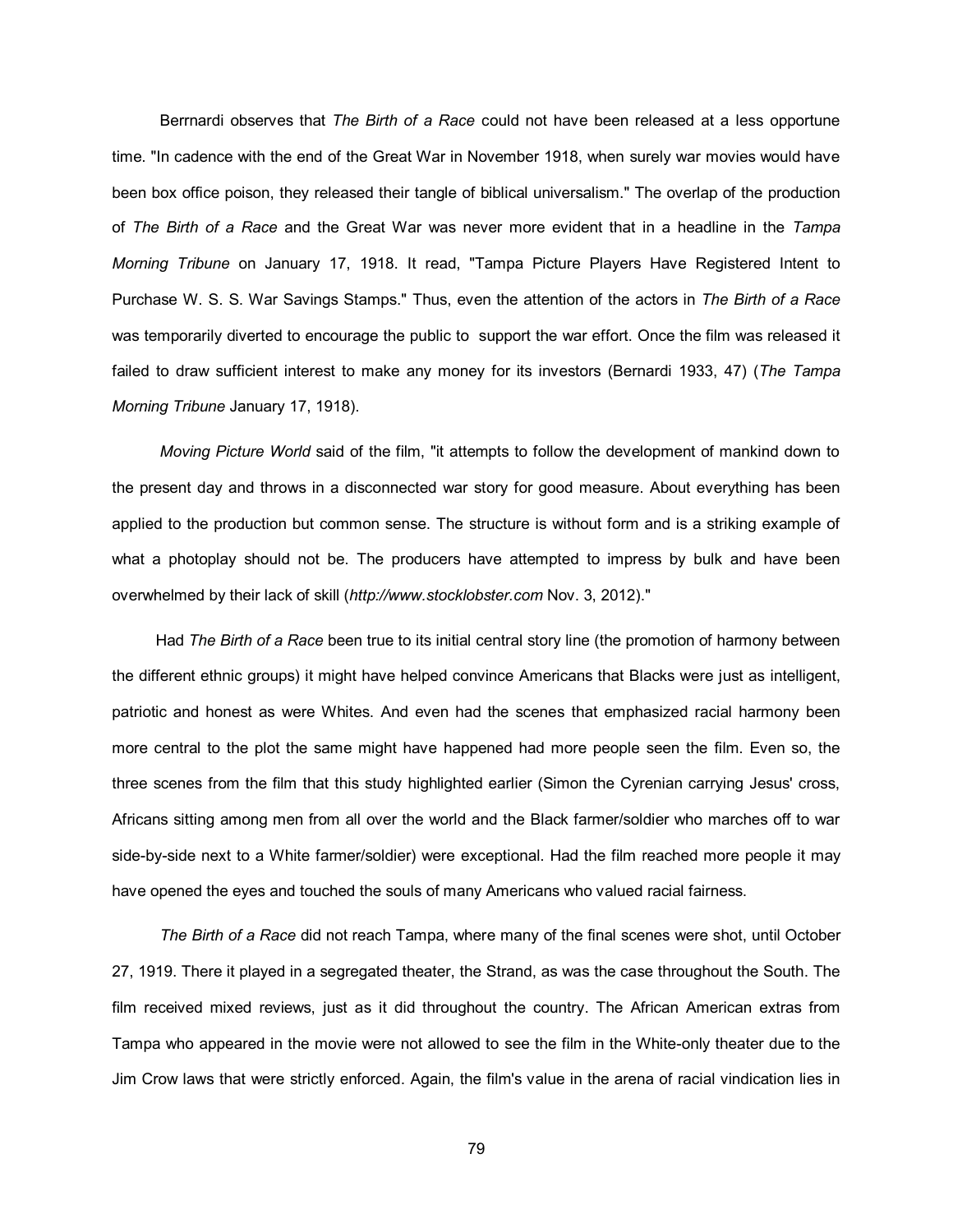Berrnardi observes that *The Birth of a Race* could not have been released at a less opportune time. "In cadence with the end of the Great War in November 1918, when surely war movies would have been box office poison, they released their tangle of biblical universalism." The overlap of the production of *The Birth of a Race* and the Great War was never more evident that in a headline in the *Tampa Morning Tribune* on January 17, 1918. It read, "Tampa Picture Players Have Registered Intent to Purchase W. S. S. War Savings Stamps." Thus, even the attention of the actors in *The Birth of a Race* was temporarily diverted to encourage the public to support the war effort. Once the film was released it failed to draw sufficient interest to make any money for its investors (Bernardi 1933, 47) (*The Tampa Morning Tribune* January 17, 1918).

*Moving Picture World* said of the film, "it attempts to follow the development of mankind down to the present day and throws in a disconnected war story for good measure. About everything has been applied to the production but common sense. The structure is without form and is a striking example of what a photoplay should not be. The producers have attempted to impress by bulk and have been overwhelmed by their lack of skill (***http://www.stocklobster.com*** Nov. 3, 2012)."

Had *The Birth of a Race* been true to its initial central story line (the promotion of harmony between the different ethnic groups) it might have helped convince Americans that Blacks were just as intelligent, patriotic and honest as were Whites. And even had the scenes that emphasized racial harmony been more central to the plot the same might have happened had more people seen the film. Even so, the three scenes from the film that this study highlighted earlier (Simon the Cyrenian carrying Jesus' cross, Africans sitting among men from all over the world and the Black farmer/soldier who marches off to war side-by-side next to a White farmer/soldier) were exceptional. Had the film reached more people it may have opened the eyes and touched the souls of many Americans who valued racial fairness.

*The Birth of a Race* did not reach Tampa, where many of the final scenes were shot, until October 27, 1919. There it played in a segregated theater, the Strand, as was the case throughout the South. The film received mixed reviews, just as it did throughout the country. The African American extras from Tampa who appeared in the movie were not allowed to see the film in the White-only theater due to the Jim Crow laws that were strictly enforced. Again, the film's value in the arena of racial vindication lies in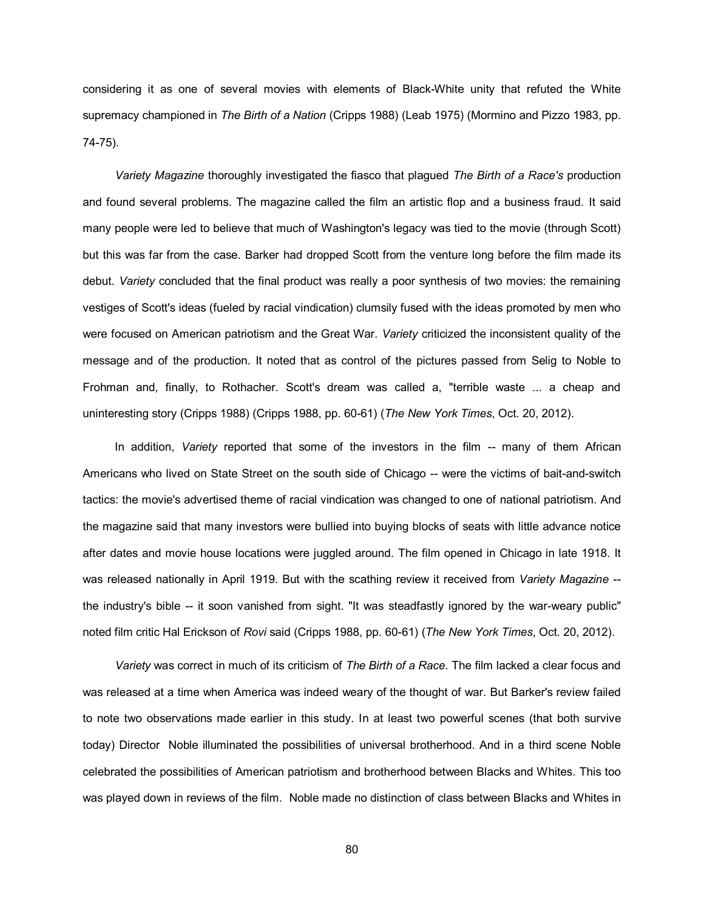considering it as one of several movies with elements of Black-White unity that refuted the White supremacy championed in *The Birth of a Nation* (Cripps 1988) (Leab 1975) (Mormino and Pizzo 1983, pp. 74-75).

*Variety Magazine* thoroughly investigated the fiasco that plagued *The Birth of a Race's* production and found several problems. The magazine called the film an artistic flop and a business fraud. It said many people were led to believe that much of Washington's legacy was tied to the movie (through Scott) but this was far from the case. Barker had dropped Scott from the venture long before the film made its debut. *Variety* concluded that the final product was really a poor synthesis of two movies: the remaining vestiges of Scott's ideas (fueled by racial vindication) clumsily fused with the ideas promoted by men who were focused on American patriotism and the Great War. *Variety* criticized the inconsistent quality of the message and of the production. It noted that as control of the pictures passed from Selig to Noble to Frohman and, finally, to Rothacher. Scott's dream was called a, "terrible waste ... a cheap and uninteresting story (Cripps 1988) (Cripps 1988, pp. 60-61) (*The New York Times*, Oct. 20, 2012).

In addition, *Variety* reported that some of the investors in the film -- many of them African Americans who lived on State Street on the south side of Chicago -- were the victims of bait-and-switch tactics: the movie's advertised theme of racial vindication was changed to one of national patriotism. And the magazine said that many investors were bullied into buying blocks of seats with little advance notice after dates and movie house locations were juggled around. The film opened in Chicago in late 1918. It was released nationally in April 1919. But with the scathing review it received from *Variety Magazine* -- the industry's bible -- it soon vanished from sight. "It was steadfastly ignored by the war-weary public" noted film critic Hal Erickson of *Rovi* said (Cripps 1988, pp. 60-61) (*The New York Times*, Oct. 20, 2012).

*Variety* was correct in much of its criticism of *The Birth of a Race*. The film lacked a clear focus and was released at a time when America was indeed weary of the thought of war. But Barker's review failed to note two observations made earlier in this study. In at least two powerful scenes (that both survive today) Director Noble illuminated the possibilities of universal brotherhood. And in a third scene Noble celebrated the possibilities of American patriotism and brotherhood between Blacks and Whites. This too was played down in reviews of the film. Noble made no distinction of class between Blacks and Whites in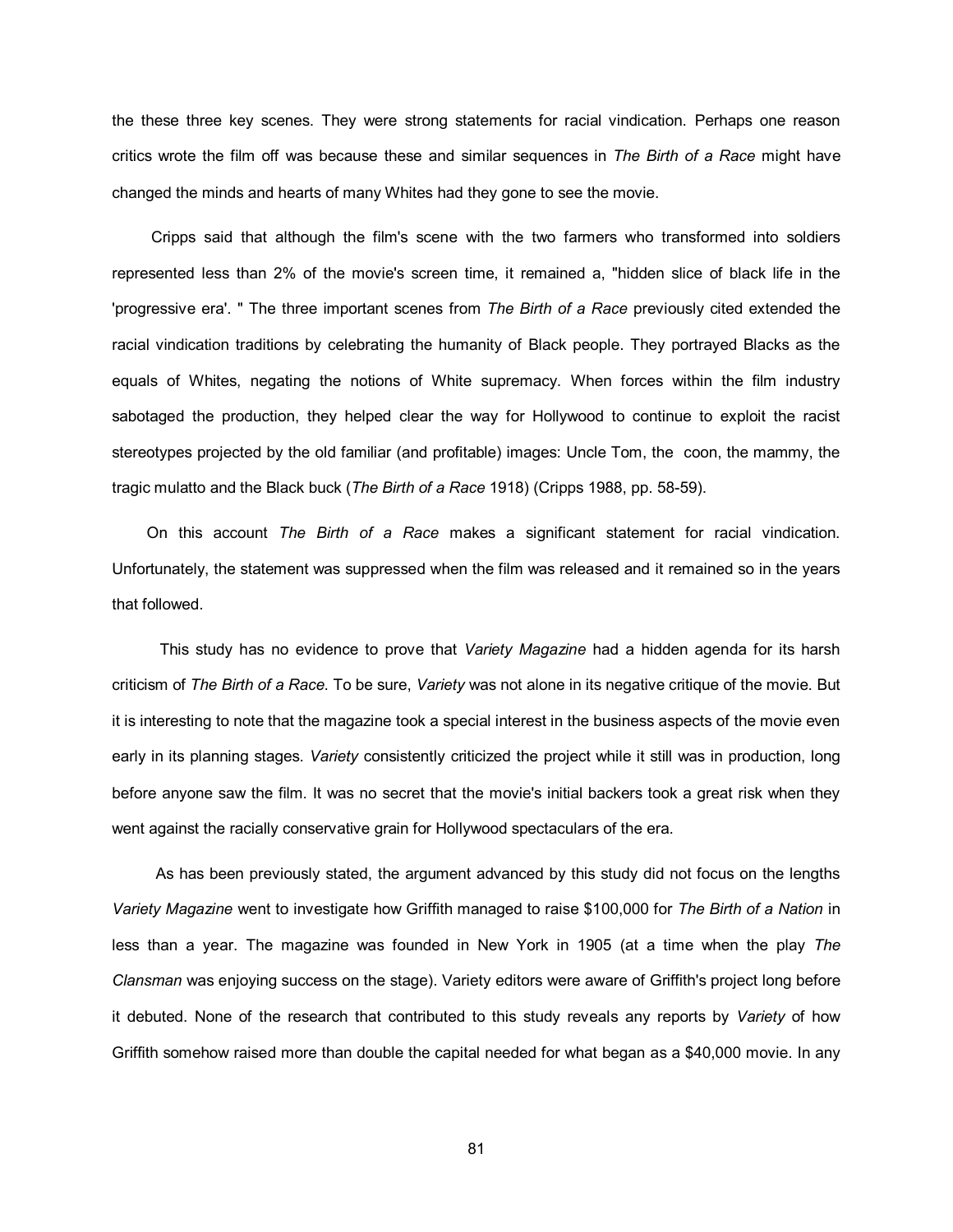the these three key scenes. They were strong statements for racial vindication. Perhaps one reason critics wrote the film off was because these and similar sequences in *The Birth of a Race* might have changed the minds and hearts of many Whites had they gone to see the movie.

Cripps said that although the film's scene with the two farmers who transformed into soldiers represented less than 2% of the movie's screen time, it remained a, "hidden slice of black life in the 'progressive era'. " The three important scenes from *The Birth of a Race* previously cited extended the racial vindication traditions by celebrating the humanity of Black people. They portrayed Blacks as the equals of Whites, negating the notions of White supremacy. When forces within the film industry sabotaged the production, they helped clear the way for Hollywood to continue to exploit the racist stereotypes projected by the old familiar (and profitable) images: Uncle Tom, the coon, the mammy, the tragic mulatto and the Black buck (*The Birth of a Race* 1918) (Cripps 1988, pp. 58-59).

On this account *The Birth of a Race* makes a significant statement for racial vindication. Unfortunately, the statement was suppressed when the film was released and it remained so in the years that followed.

This study has no evidence to prove that *Variety Magazine* had a hidden agenda for its harsh criticism of *The Birth of a Race*. To be sure, *Variety* was not alone in its negative critique of the movie. But it is interesting to note that the magazine took a special interest in the business aspects of the movie even early in its planning stages. *Variety* consistently criticized the project while it still was in production, long before anyone saw the film. It was no secret that the movie's initial backers took a great risk when they went against the racially conservative grain for Hollywood spectaculars of the era.

As has been previously stated, the argument advanced by this study did not focus on the lengths *Variety Magazine* went to investigate how Griffith managed to raise $100,000 for *The Birth of a Nation* in less than a year. The magazine was founded in New York in 1905 (at a time when the play *The Clansman* was enjoying success on the stage). Variety editors were aware of Griffith's project long before it debuted. None of the research that contributed to this study reveals any reports by *Variety* of how Griffith somehow raised more than double the capital needed for what began as a $40,000 movie. In any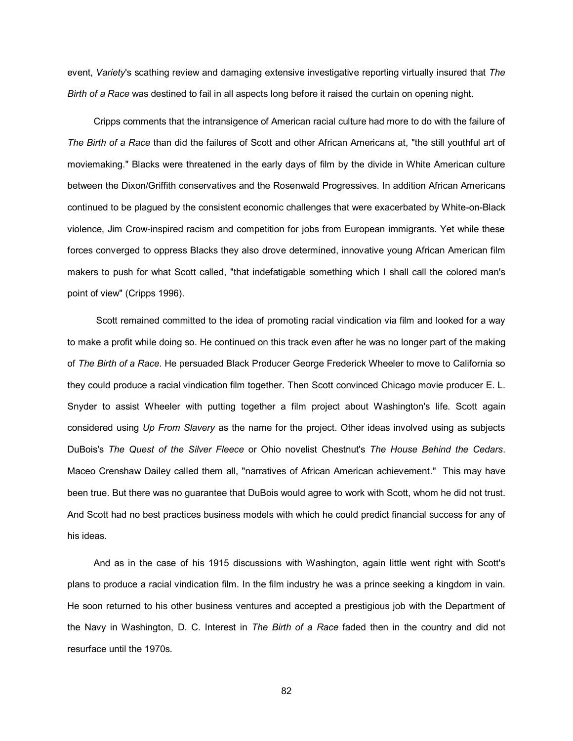event, *Variety*'s scathing review and damaging extensive investigative reporting virtually insured that *The Birth of a Race* was destined to fail in all aspects long before it raised the curtain on opening night.

Cripps comments that the intransigence of American racial culture had more to do with the failure of *The Birth of a Race* than did the failures of Scott and other African Americans at, "the still youthful art of moviemaking." Blacks were threatened in the early days of film by the divide in White American culture between the Dixon/Griffith conservatives and the Rosenwald Progressives. In addition African Americans continued to be plagued by the consistent economic challenges that were exacerbated by White-on-Black violence, Jim Crow-inspired racism and competition for jobs from European immigrants. Yet while these forces converged to oppress Blacks they also drove determined, innovative young African American film makers to push for what Scott called, "that indefatigable something which I shall call the colored man's point of view" (Cripps 1996).

Scott remained committed to the idea of promoting racial vindication via film and looked for a way to make a profit while doing so. He continued on this track even after he was no longer part of the making of *The Birth of a Race*. He persuaded Black Producer George Frederick Wheeler to move to California so they could produce a racial vindication film together. Then Scott convinced Chicago movie producer E. L. Snyder to assist Wheeler with putting together a film project about Washington's life. Scott again considered using *Up From Slavery* as the name for the project. Other ideas involved using as subjects DuBois's *The Quest of the Silver Fleece* or Ohio novelist Chestnut's *The House Behind the Cedars*. Maceo Crenshaw Dailey called them all, "narratives of African American achievement." This may have been true. But there was no guarantee that DuBois would agree to work with Scott, whom he did not trust. And Scott had no best practices business models with which he could predict financial success for any of his ideas.

And as in the case of his 1915 discussions with Washington, again little went right with Scott's plans to produce a racial vindication film. In the film industry he was a prince seeking a kingdom in vain. He soon returned to his other business ventures and accepted a prestigious job with the Department of the Navy in Washington, D. C. Interest in *The Birth of a Race* faded then in the country and did not resurface until the 1970s.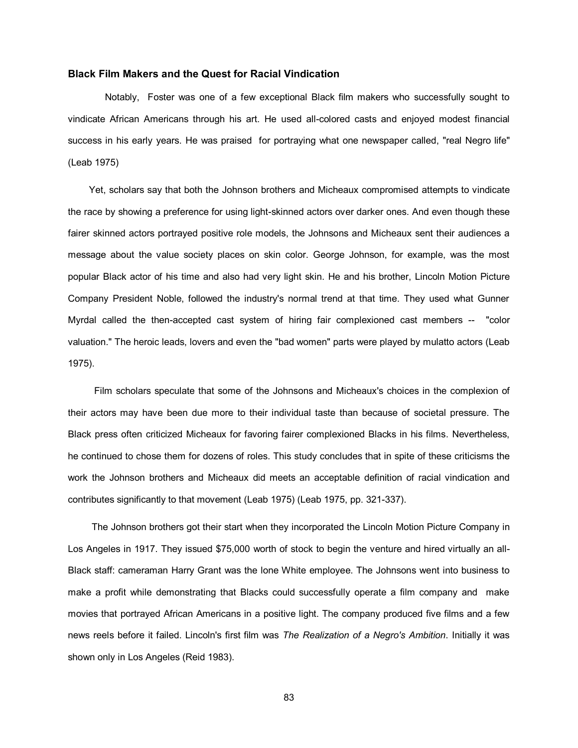### Black Film Makers and the Quest for Racial Vindication

Notably, Foster was one of a few exceptional Black film makers who successfully sought to vindicate African Americans through his art. He used all-colored casts and enjoyed modest financial success in his early years. He was praised for portraying what one newspaper called, "real Negro life" (Leab 1975)

Yet, scholars say that both the Johnson brothers and Micheaux compromised attempts to vindicate the race by showing a preference for using light-skinned actors over darker ones. And even though these fairer skinned actors portrayed positive role models, the Johnsons and Micheaux sent their audiences a message about the value society places on skin color. George Johnson, for example, was the most popular Black actor of his time and also had very light skin. He and his brother, Lincoln Motion Picture Company President Noble, followed the industry's normal trend at that time. They used what Gunner Myrdal called the then-accepted cast system of hiring fair complexioned cast members -- "color valuation." The heroic leads, lovers and even the "bad women" parts were played by mulatto actors (Leab 1975).

Film scholars speculate that some of the Johnsons and Micheaux's choices in the complexion of their actors may have been due more to their individual taste than because of societal pressure. The Black press often criticized Micheaux for favoring fairer complexioned Blacks in his films. Nevertheless, he continued to chose them for dozens of roles. This study concludes that in spite of these criticisms the work the Johnson brothers and Micheaux did meets an acceptable definition of racial vindication and contributes significantly to that movement (Leab 1975) (Leab 1975, pp. 321-337).

The Johnson brothers got their start when they incorporated the Lincoln Motion Picture Company in Los Angeles in 1917. They issued $75,000 worth of stock to begin the venture and hired virtually an all-Black staff: cameraman Harry Grant was the lone White employee. The Johnsons went into business to make a profit while demonstrating that Blacks could successfully operate a film company and make movies that portrayed African Americans in a positive light. The company produced five films and a few news reels before it failed. Lincoln's first film was *The Realization of a Negro's Ambition*. Initially it was shown only in Los Angeles (Reid 1983).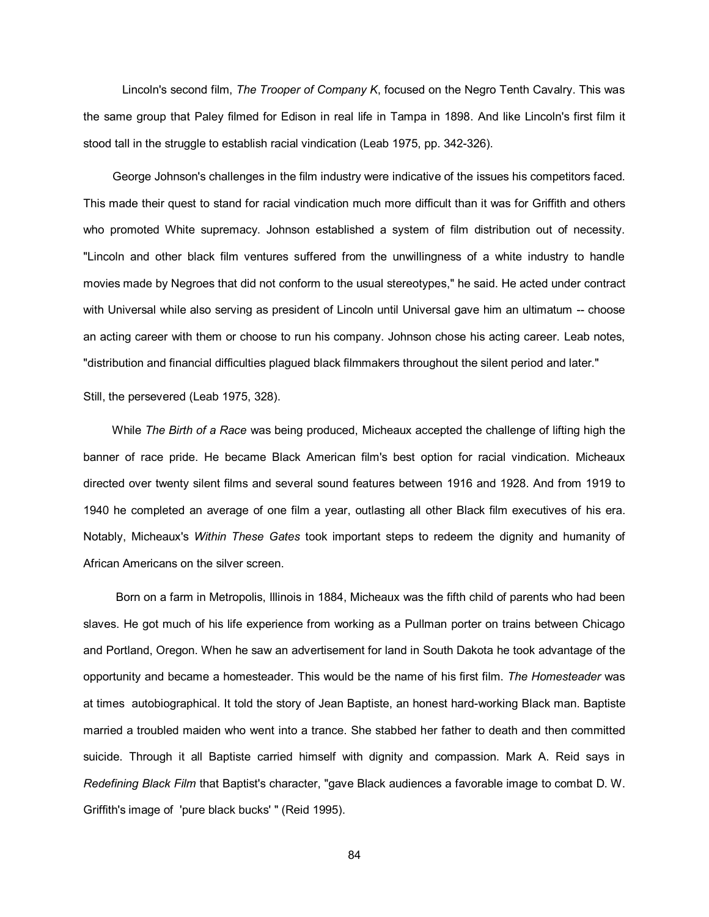Lincoln's second film, *The Trooper of Company K*, focused on the Negro Tenth Cavalry. This was the same group that Paley filmed for Edison in real life in Tampa in 1898. And like Lincoln's first film it stood tall in the struggle to establish racial vindication (Leab 1975, pp. 342-326).

George Johnson's challenges in the film industry were indicative of the issues his competitors faced. This made their quest to stand for racial vindication much more difficult than it was for Griffith and others who promoted White supremacy. Johnson established a system of film distribution out of necessity. "Lincoln and other black film ventures suffered from the unwillingness of a white industry to handle movies made by Negroes that did not conform to the usual stereotypes," he said. He acted under contract with Universal while also serving as president of Lincoln until Universal gave him an ultimatum -- choose an acting career with them or choose to run his company. Johnson chose his acting career. Leab notes, "distribution and financial difficulties plagued black filmmakers throughout the silent period and later."

Still, the persevered (Leab 1975, 328).

While *The Birth of a Race* was being produced, Micheaux accepted the challenge of lifting high the banner of race pride. He became Black American film's best option for racial vindication. Micheaux directed over twenty silent films and several sound features between 1916 and 1928. And from 1919 to 1940 he completed an average of one film a year, outlasting all other Black film executives of his era. Notably, Micheaux's *Within These Gates* took important steps to redeem the dignity and humanity of African Americans on the silver screen.

Born on a farm in Metropolis, Illinois in 1884, Micheaux was the fifth child of parents who had been slaves. He got much of his life experience from working as a Pullman porter on trains between Chicago and Portland, Oregon. When he saw an advertisement for land in South Dakota he took advantage of the opportunity and became a homesteader. This would be the name of his first film. *The Homesteader* was at times autobiographical. It told the story of Jean Baptiste, an honest hard-working Black man. Baptiste married a troubled maiden who went into a trance. She stabbed her father to death and then committed suicide. Through it all Baptiste carried himself with dignity and compassion. Mark A. Reid says in *Redefining Black Film* that Baptist's character, "gave Black audiences a favorable image to combat D. W. Griffith's image of 'pure black bucks' " (Reid 1995).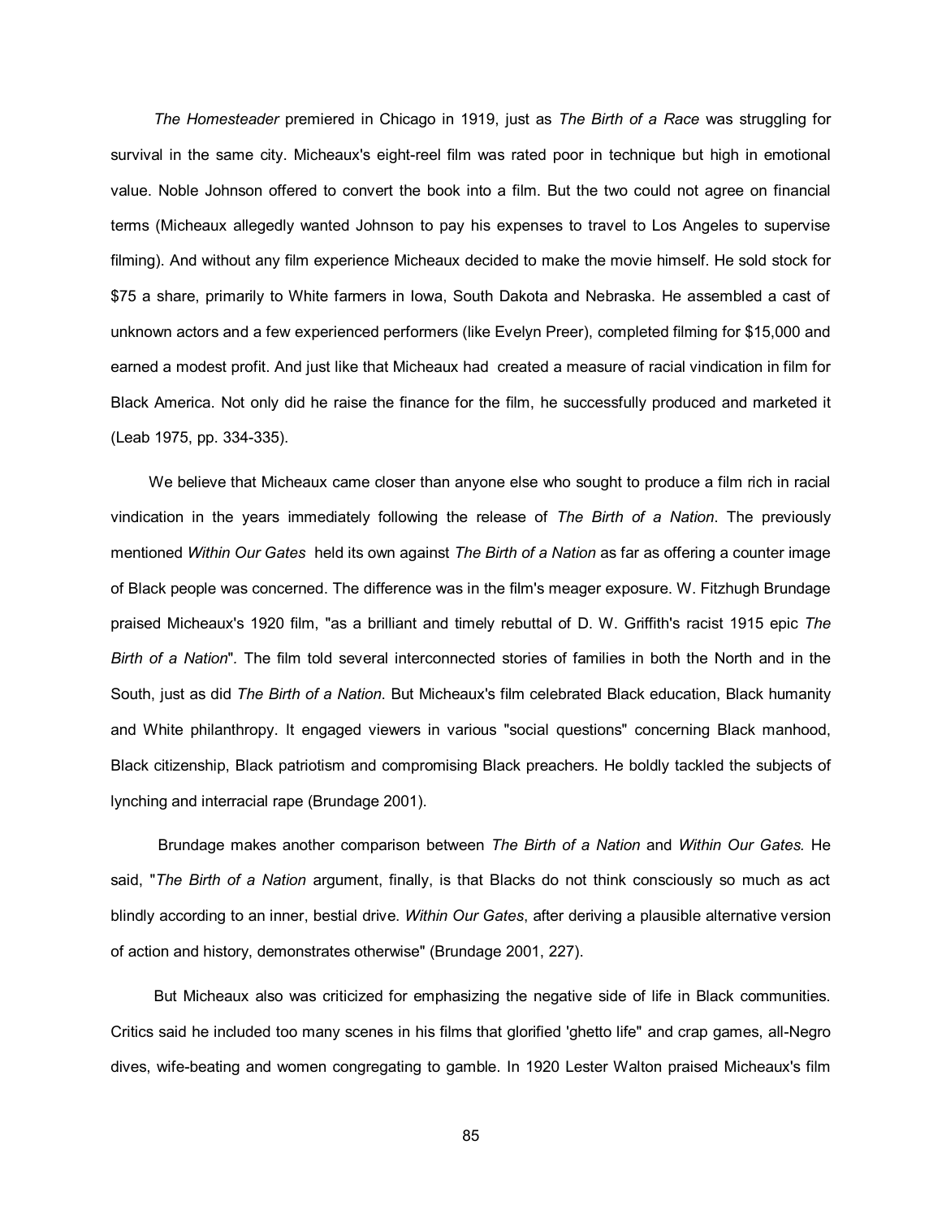*The Homesteader* premiered in Chicago in 1919, just as *The Birth of a Race* was struggling for survival in the same city. Micheaux's eight-reel film was rated poor in technique but high in emotional value. Noble Johnson offered to convert the book into a film. But the two could not agree on financial terms (Micheaux allegedly wanted Johnson to pay his expenses to travel to Los Angeles to supervise filming). And without any film experience Micheaux decided to make the movie himself. He sold stock for $75 a share, primarily to White farmers in Iowa, South Dakota and Nebraska. He assembled a cast of unknown actors and a few experienced performers (like Evelyn Preer), completed filming for $15,000 and earned a modest profit. And just like that Micheaux had created a measure of racial vindication in film for Black America. Not only did he raise the finance for the film, he successfully produced and marketed it (Leab 1975, pp. 334-335).

We believe that Micheaux came closer than anyone else who sought to produce a film rich in racial vindication in the years immediately following the release of *The Birth of a Nation*. The previously mentioned *Within Our Gates* held its own against *The Birth of a Nation* as far as offering a counter image of Black people was concerned. The difference was in the film's meager exposure. W. Fitzhugh Brundage praised Micheaux's 1920 film, "as a brilliant and timely rebuttal of D. W. Griffith's racist 1915 epic *The Birth of a Nation*". The film told several interconnected stories of families in both the North and in the South, just as did *The Birth of a Nation*. But Micheaux's film celebrated Black education, Black humanity and White philanthropy. It engaged viewers in various "social questions" concerning Black manhood, Black citizenship, Black patriotism and compromising Black preachers. He boldly tackled the subjects of lynching and interracial rape (Brundage 2001).

Brundage makes another comparison between *The Birth of a Nation* and *Within Our Gates*. He said, "*The Birth of a Nation* argument, finally, is that Blacks do not think consciously so much as act blindly according to an inner, bestial drive. *Within Our Gates*, after deriving a plausible alternative version of action and history, demonstrates otherwise" (Brundage 2001, 227).

But Micheaux also was criticized for emphasizing the negative side of life in Black communities. Critics said he included too many scenes in his films that glorified 'ghetto life" and crap games, all-Negro dives, wife-beating and women congregating to gamble. In 1920 Lester Walton praised Micheaux's film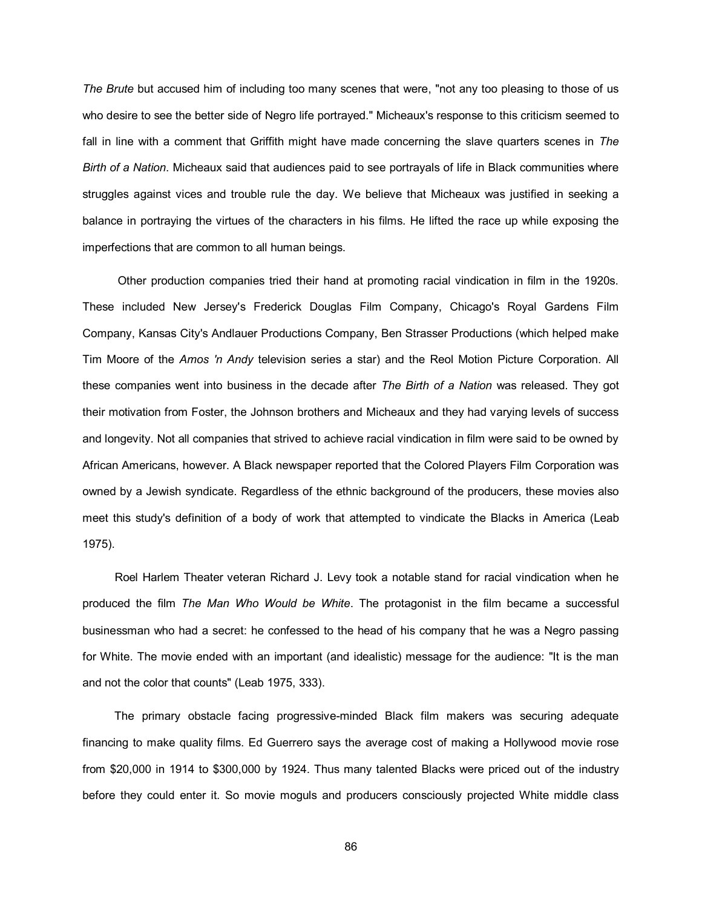*The Brute* but accused him of including too many scenes that were, "not any too pleasing to those of us who desire to see the better side of Negro life portrayed." Micheaux's response to this criticism seemed to fall in line with a comment that Griffith might have made concerning the slave quarters scenes in *The Birth of a Nation*. Micheaux said that audiences paid to see portrayals of life in Black communities where struggles against vices and trouble rule the day. We believe that Micheaux was justified in seeking a balance in portraying the virtues of the characters in his films. He lifted the race up while exposing the imperfections that are common to all human beings.

Other production companies tried their hand at promoting racial vindication in film in the 1920s. These included New Jersey's Frederick Douglas Film Company, Chicago's Royal Gardens Film Company, Kansas City's Andlauer Productions Company, Ben Strasser Productions (which helped make Tim Moore of the *Amos 'n Andy* television series a star) and the Reol Motion Picture Corporation. All these companies went into business in the decade after *The Birth of a Nation* was released. They got their motivation from Foster, the Johnson brothers and Micheaux and they had varying levels of success and longevity. Not all companies that strived to achieve racial vindication in film were said to be owned by African Americans, however. A Black newspaper reported that the Colored Players Film Corporation was owned by a Jewish syndicate. Regardless of the ethnic background of the producers, these movies also meet this study's definition of a body of work that attempted to vindicate the Blacks in America (Leab 1975).

Roel Harlem Theater veteran Richard J. Levy took a notable stand for racial vindication when he produced the film *The Man Who Would be White*. The protagonist in the film became a successful businessman who had a secret: he confessed to the head of his company that he was a Negro passing for White. The movie ended with an important (and idealistic) message for the audience: "It is the man and not the color that counts" (Leab 1975, 333).

The primary obstacle facing progressive-minded Black film makers was securing adequate financing to make quality films. Ed Guerrero says the average cost of making a Hollywood movie rose from $20,000 in 1914 to $300,000 by 1924. Thus many talented Blacks were priced out of the industry before they could enter it. So movie moguls and producers consciously projected White middle class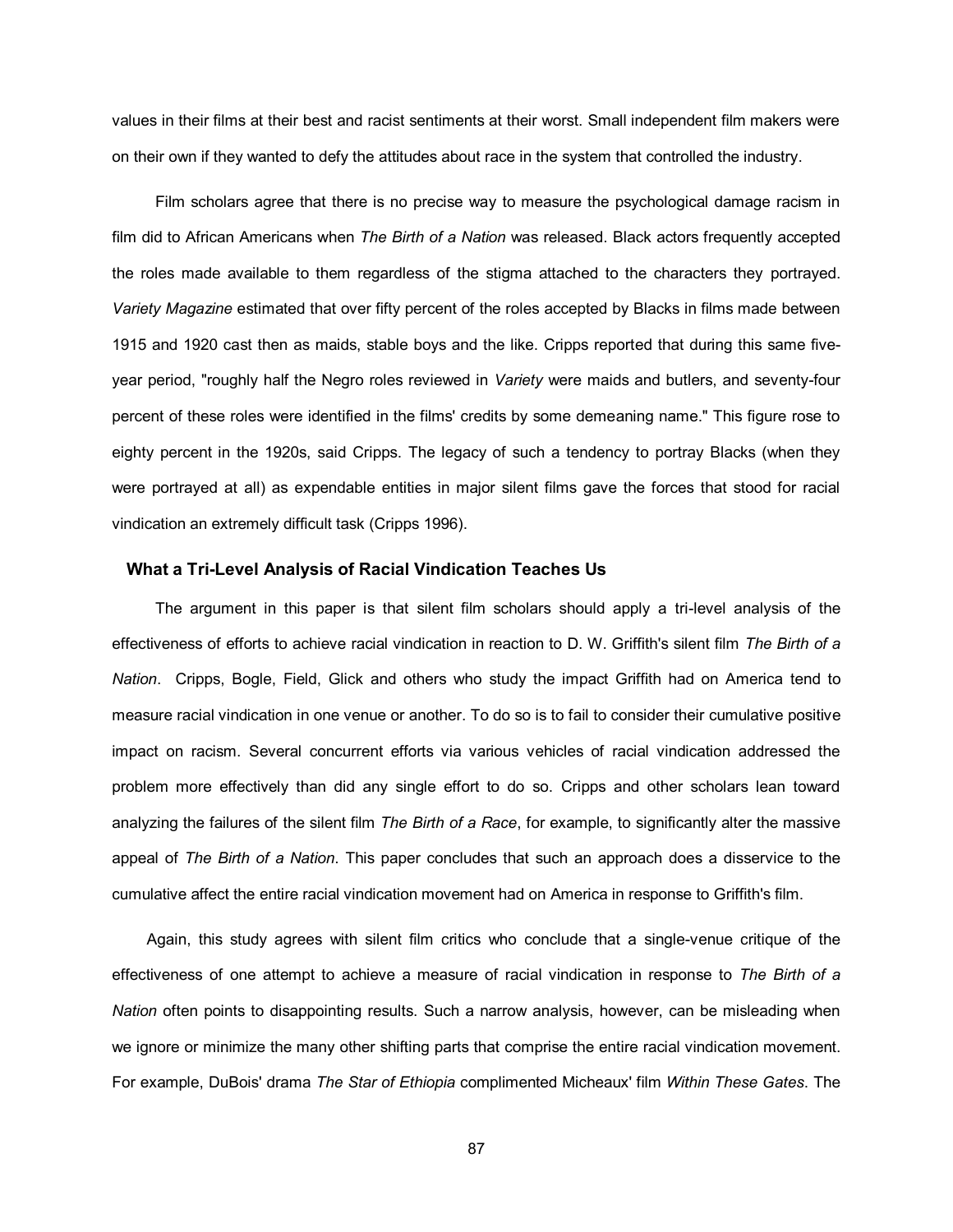values in their films at their best and racist sentiments at their worst. Small independent film makers were on their own if they wanted to defy the attitudes about race in the system that controlled the industry.

Film scholars agree that there is no precise way to measure the psychological damage racism in film did to African Americans when *The Birth of a Nation* was released. Black actors frequently accepted the roles made available to them regardless of the stigma attached to the characters they portrayed. *Variety Magazine* estimated that over fifty percent of the roles accepted by Blacks in films made between 1915 and 1920 cast then as maids, stable boys and the like. Cripps reported that during this same five-year period, "roughly half the Negro roles reviewed in *Variety* were maids and butlers, and seventy-four percent of these roles were identified in the films' credits by some demeaning name." This figure rose to eighty percent in the 1920s, said Cripps. The legacy of such a tendency to portray Blacks (when they were portrayed at all) as expendable entities in major silent films gave the forces that stood for racial vindication an extremely difficult task (Cripps 1996).

### What a Tri-Level Analysis of Racial Vindication Teaches Us

The argument in this paper is that silent film scholars should apply a tri-level analysis of the effectiveness of efforts to achieve racial vindication in reaction to D. W. Griffith's silent film *The Birth of a Nation*. Cripps, Bogle, Field, Glick and others who study the impact Griffith had on America tend to measure racial vindication in one venue or another. To do so is to fail to consider their cumulative positive impact on racism. Several concurrent efforts via various vehicles of racial vindication addressed the problem more effectively than did any single effort to do so. Cripps and other scholars lean toward analyzing the failures of the silent film *The Birth of a Race*, for example, to significantly alter the massive appeal of *The Birth of a Nation*. This paper concludes that such an approach does a disservice to the cumulative affect the entire racial vindication movement had on America in response to Griffith's film.

Again, this study agrees with silent film critics who conclude that a single-venue critique of the effectiveness of one attempt to achieve a measure of racial vindication in response to *The Birth of a Nation* often points to disappointing results. Such a narrow analysis, however, can be misleading when we ignore or minimize the many other shifting parts that comprise the entire racial vindication movement. For example, DuBois' drama *The Star of Ethiopia* complimented Micheaux' film *Within These Gates*. The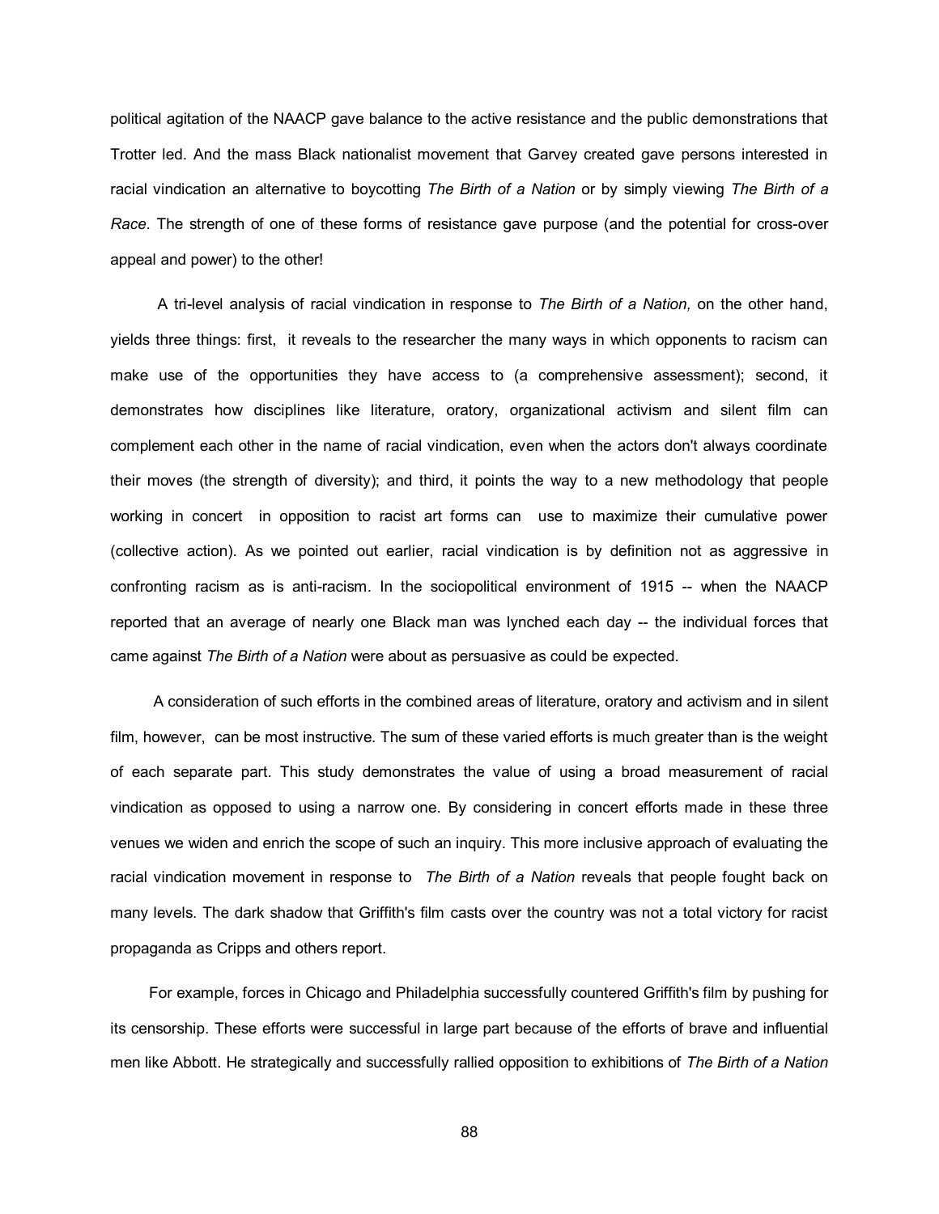political agitation of the NAACP gave balance to the active resistance and the public demonstrations that Trotter led. And the mass Black nationalist movement that Garvey created gave persons interested in racial vindication an alternative to boycotting *The Birth of a Nation* or by simply viewing *The Birth of a Race*. The strength of one of these forms of resistance gave purpose (and the potential for cross-over appeal and power) to the other!

A tri-level analysis of racial vindication in response to *The Birth of a Nation,* on the other hand, yields three things: first, it reveals to the researcher the many ways in which opponents to racism can make use of the opportunities they have access to (a comprehensive assessment); second, it demonstrates how disciplines like literature, oratory, organizational activism and silent film can complement each other in the name of racial vindication, even when the actors don't always coordinate their moves (the strength of diversity); and third, it points the way to a new methodology that people working in concert in opposition to racist art forms can use to maximize their cumulative power (collective action). As we pointed out earlier, racial vindication is by definition not as aggressive in confronting racism as is anti-racism. In the sociopolitical environment of 1915 -- when the NAACP reported that an average of nearly one Black man was lynched each day -- the individual forces that came against *The Birth of a Nation* were about as persuasive as could be expected.

A consideration of such efforts in the combined areas of literature, oratory and activism and in silent film, however, can be most instructive. The sum of these varied efforts is much greater than is the weight of each separate part. This study demonstrates the value of using a broad measurement of racial vindication as opposed to using a narrow one. By considering in concert efforts made in these three venues we widen and enrich the scope of such an inquiry. This more inclusive approach of evaluating the racial vindication movement in response to *The Birth of a Nation* reveals that people fought back on many levels. The dark shadow that Griffith's film casts over the country was not a total victory for racist propaganda as Cripps and others report.

For example, forces in Chicago and Philadelphia successfully countered Griffith's film by pushing for its censorship. These efforts were successful in large part because of the efforts of brave and influential men like Abbott. He strategically and successfully rallied opposition to exhibitions of *The Birth of a Nation*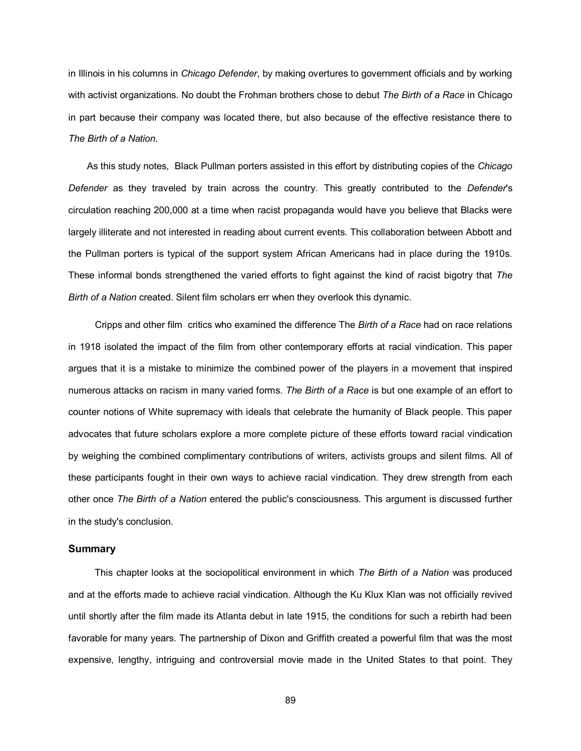in Illinois in his columns in *Chicago Defender*, by making overtures to government officials and by working with activist organizations. No doubt the Frohman brothers chose to debut *The Birth of a Race* in Chicago in part because their company was located there, but also because of the effective resistance there to *The Birth of a Nation*.

As this study notes, Black Pullman porters assisted in this effort by distributing copies of the *Chicago Defender* as they traveled by train across the country. This greatly contributed to the *Defender*'s circulation reaching 200,000 at a time when racist propaganda would have you believe that Blacks were largely illiterate and not interested in reading about current events. This collaboration between Abbott and the Pullman porters is typical of the support system African Americans had in place during the 1910s. These informal bonds strengthened the varied efforts to fight against the kind of racist bigotry that *The Birth of a Nation* created. Silent film scholars err when they overlook this dynamic.

Cripps and other film critics who examined the difference The *Birth of a Race* had on race relations in 1918 isolated the impact of the film from other contemporary efforts at racial vindication. This paper argues that it is a mistake to minimize the combined power of the players in a movement that inspired numerous attacks on racism in many varied forms. *The Birth of a Race* is but one example of an effort to counter notions of White supremacy with ideals that celebrate the humanity of Black people. This paper advocates that future scholars explore a more complete picture of these efforts toward racial vindication by weighing the combined complimentary contributions of writers, activists groups and silent films. All of these participants fought in their own ways to achieve racial vindication. They drew strength from each other once *The Birth of a Nation* entered the public's consciousness. This argument is discussed further in the study's conclusion.

### Summary

This chapter looks at the sociopolitical environment in which *The Birth of a Nation* was produced and at the efforts made to achieve racial vindication. Although the Ku Klux Klan was not officially revived until shortly after the film made its Atlanta debut in late 1915, the conditions for such a rebirth had been favorable for many years. The partnership of Dixon and Griffith created a powerful film that was the most expensive, lengthy, intriguing and controversial movie made in the United States to that point. They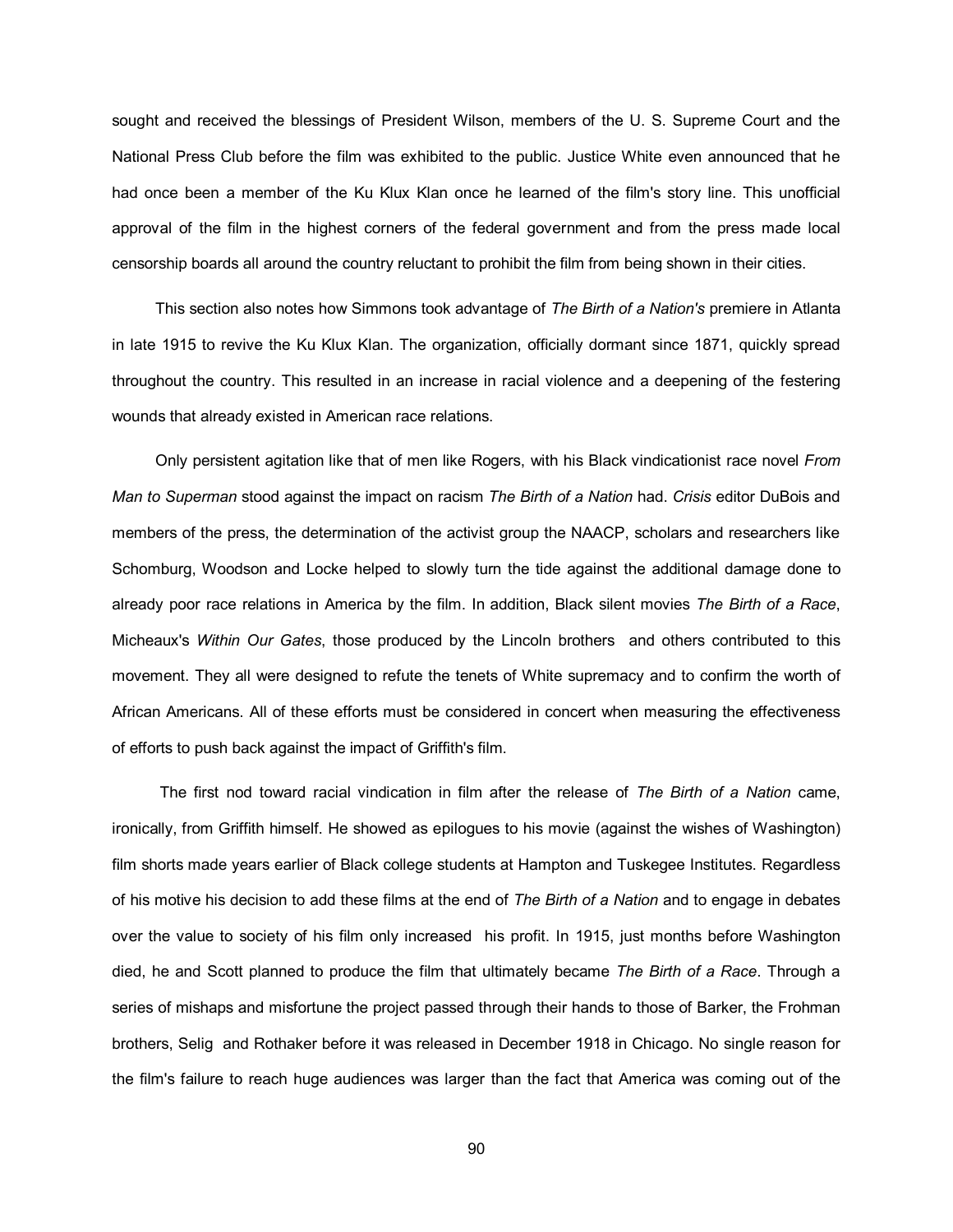sought and received the blessings of President Wilson, members of the U. S. Supreme Court and the National Press Club before the film was exhibited to the public. Justice White even announced that he had once been a member of the Ku Klux Klan once he learned of the film's story line. This unofficial approval of the film in the highest corners of the federal government and from the press made local censorship boards all around the country reluctant to prohibit the film from being shown in their cities.

This section also notes how Simmons took advantage of *The Birth of a Nation's* premiere in Atlanta in late 1915 to revive the Ku Klux Klan. The organization, officially dormant since 1871, quickly spread throughout the country. This resulted in an increase in racial violence and a deepening of the festering wounds that already existed in American race relations.

Only persistent agitation like that of men like Rogers, with his Black vindicationist race novel *From Man to Superman* stood against the impact on racism *The Birth of a Nation* had. *Crisis* editor DuBois and members of the press, the determination of the activist group the NAACP, scholars and researchers like Schomburg, Woodson and Locke helped to slowly turn the tide against the additional damage done to already poor race relations in America by the film. In addition, Black silent movies *The Birth of a Race*, Micheaux's *Within Our Gates*, those produced by the Lincoln brothers and others contributed to this movement. They all were designed to refute the tenets of White supremacy and to confirm the worth of African Americans. All of these efforts must be considered in concert when measuring the effectiveness of efforts to push back against the impact of Griffith's film.

The first nod toward racial vindication in film after the release of *The Birth of a Nation* came, ironically, from Griffith himself. He showed as epilogues to his movie (against the wishes of Washington) film shorts made years earlier of Black college students at Hampton and Tuskegee Institutes. Regardless of his motive his decision to add these films at the end of *The Birth of a Nation* and to engage in debates over the value to society of his film only increased his profit. In 1915, just months before Washington died, he and Scott planned to produce the film that ultimately became *The Birth of a Race*. Through a series of mishaps and misfortune the project passed through their hands to those of Barker, the Frohman brothers, Selig and Rothaker before it was released in December 1918 in Chicago. No single reason for the film's failure to reach huge audiences was larger than the fact that America was coming out of the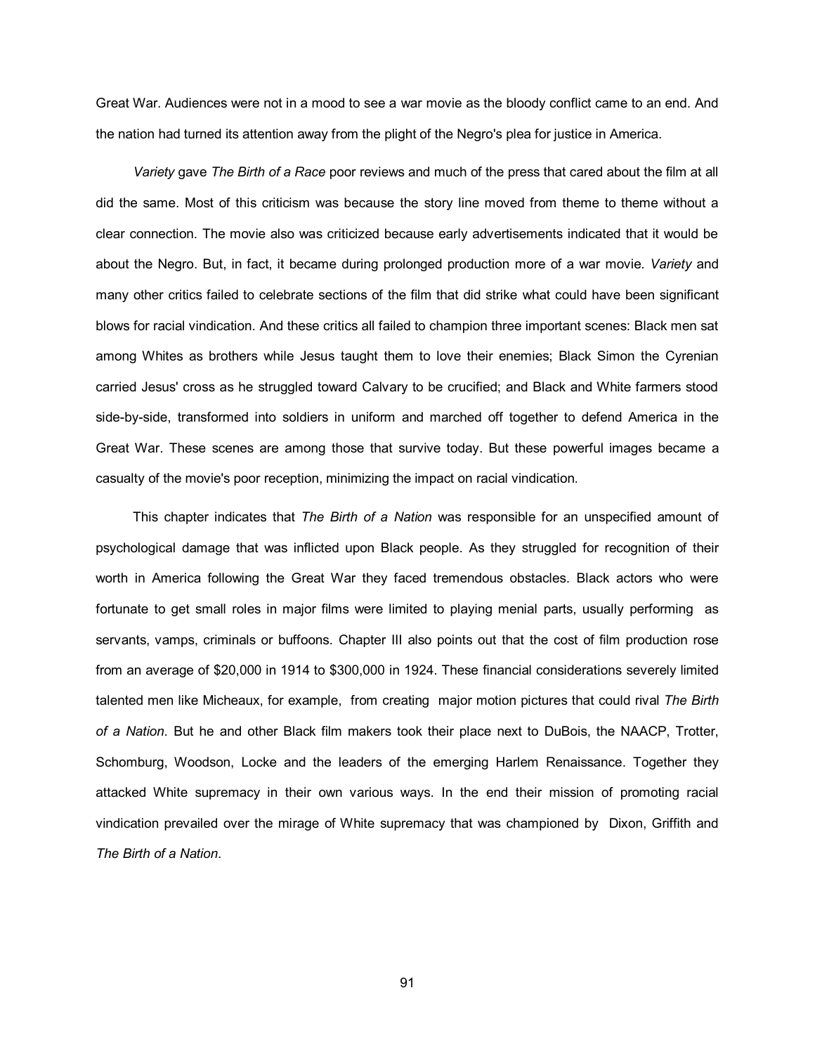Great War. Audiences were not in a mood to see a war movie as the bloody conflict came to an end. And the nation had turned its attention away from the plight of the Negro's plea for justice in America.

*Variety* gave *The Birth of a Race* poor reviews and much of the press that cared about the film at all did the same. Most of this criticism was because the story line moved from theme to theme without a clear connection. The movie also was criticized because early advertisements indicated that it would be about the Negro. But, in fact, it became during prolonged production more of a war movie. *Variety* and many other critics failed to celebrate sections of the film that did strike what could have been significant blows for racial vindication. And these critics all failed to champion three important scenes: Black men sat among Whites as brothers while Jesus taught them to love their enemies; Black Simon the Cyrenian carried Jesus' cross as he struggled toward Calvary to be crucified; and Black and White farmers stood side-by-side, transformed into soldiers in uniform and marched off together to defend America in the Great War. These scenes are among those that survive today. But these powerful images became a casualty of the movie's poor reception, minimizing the impact on racial vindication.

This chapter indicates that *The Birth of a Nation* was responsible for an unspecified amount of psychological damage that was inflicted upon Black people. As they struggled for recognition of their worth in America following the Great War they faced tremendous obstacles. Black actors who were fortunate to get small roles in major films were limited to playing menial parts, usually performing as servants, vamps, criminals or buffoons. Chapter III also points out that the cost of film production rose from an average of $20,000 in 1914 to $300,000 in 1924. These financial considerations severely limited talented men like Micheaux, for example, from creating major motion pictures that could rival *The Birth of a Nation*. But he and other Black film makers took their place next to DuBois, the NAACP, Trotter, Schomburg, Woodson, Locke and the leaders of the emerging Harlem Renaissance. Together they attacked White supremacy in their own various ways. In the end their mission of promoting racial vindication prevailed over the mirage of White supremacy that was championed by Dixon, Griffith and *The Birth of a Nation*.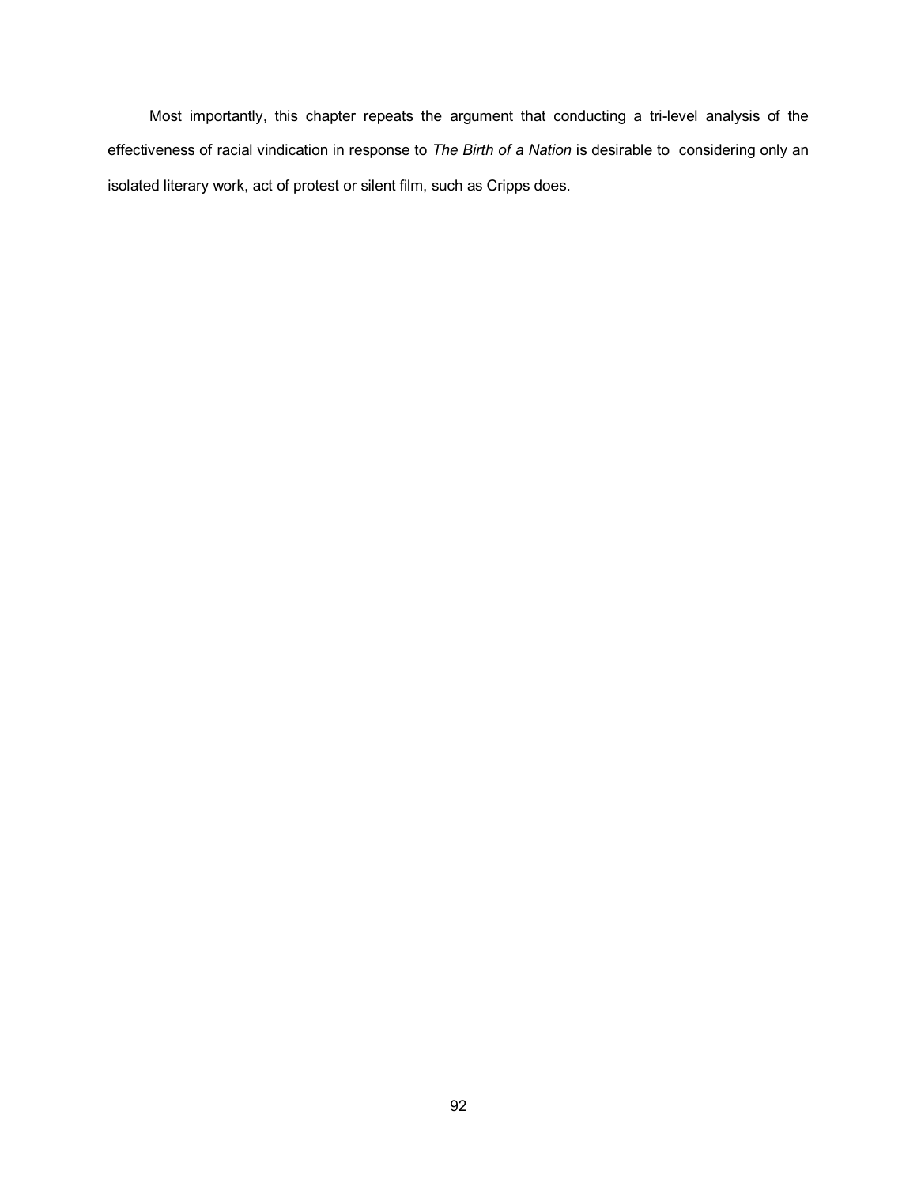Most importantly, this chapter repeats the argument that conducting a tri-level analysis of the effectiveness of racial vindication in response to *The Birth of a Nation* is desirable to considering only an isolated literary work, act of protest or silent film, such as Cripps does.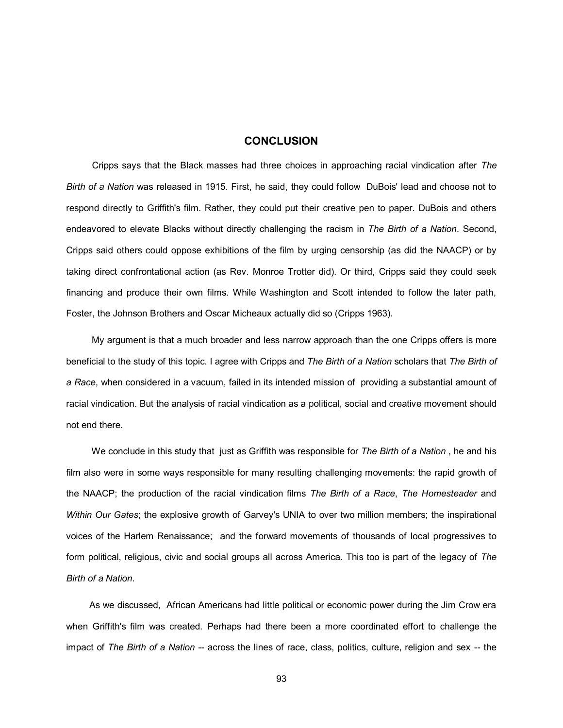## CONCLUSION

Cripps says that the Black masses had three choices in approaching racial vindication after *The Birth of a Nation* was released in 1915. First, he said, they could follow DuBois' lead and choose not to respond directly to Griffith's film. Rather, they could put their creative pen to paper. DuBois and others endeavored to elevate Blacks without directly challenging the racism in *The Birth of a Nation*. Second, Cripps said others could oppose exhibitions of the film by urging censorship (as did the NAACP) or by taking direct confrontational action (as Rev. Monroe Trotter did). Or third, Cripps said they could seek financing and produce their own films. While Washington and Scott intended to follow the later path, Foster, the Johnson Brothers and Oscar Micheaux actually did so (Cripps 1963).

My argument is that a much broader and less narrow approach than the one Cripps offers is more beneficial to the study of this topic. I agree with Cripps and *The Birth of a Nation* scholars that *The Birth of a Race*, when considered in a vacuum, failed in its intended mission of providing a substantial amount of racial vindication. But the analysis of racial vindication as a political, social and creative movement should not end there.

We conclude in this study that just as Griffith was responsible for *The Birth of a Nation* , he and his film also were in some ways responsible for many resulting challenging movements: the rapid growth of the NAACP; the production of the racial vindication films *The Birth of a Race*, *The Homesteader* and *Within Our Gates*; the explosive growth of Garvey's UNIA to over two million members; the inspirational voices of the Harlem Renaissance; and the forward movements of thousands of local progressives to form political, religious, civic and social groups all across America. This too is part of the legacy of *The Birth of a Nation*.

As we discussed, African Americans had little political or economic power during the Jim Crow era when Griffith's film was created. Perhaps had there been a more coordinated effort to challenge the impact of *The Birth of a Nation* -- across the lines of race, class, politics, culture, religion and sex -- the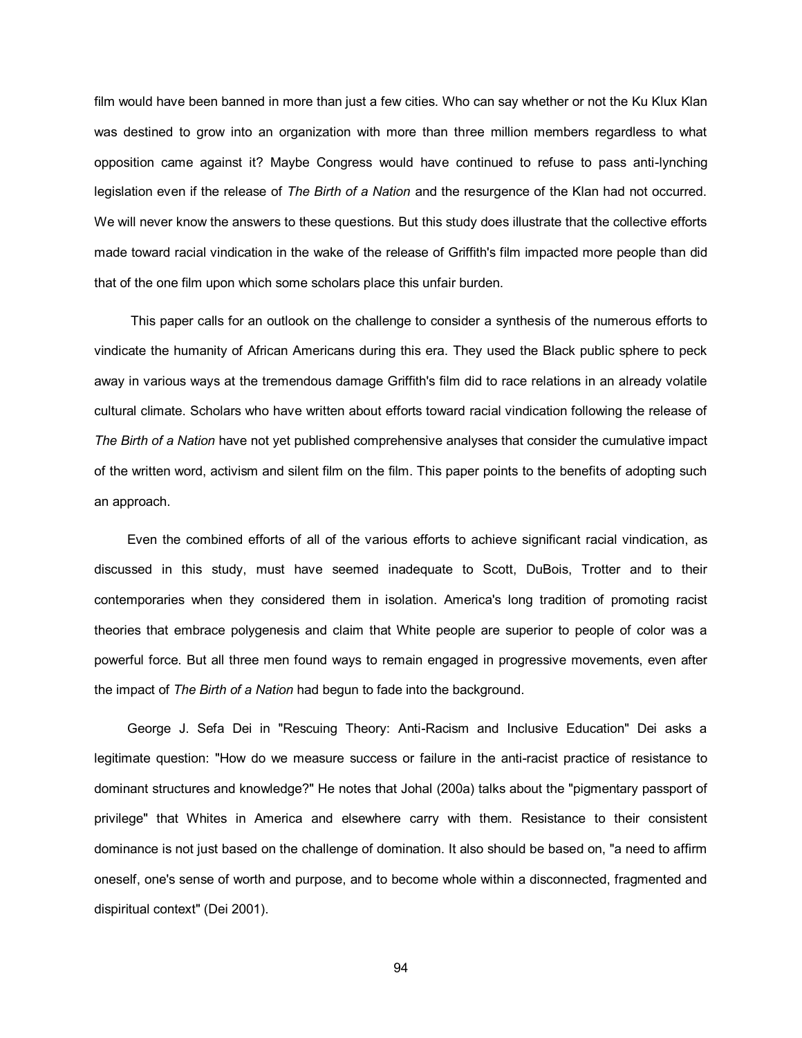film would have been banned in more than just a few cities. Who can say whether or not the Ku Klux Klan was destined to grow into an organization with more than three million members regardless to what opposition came against it? Maybe Congress would have continued to refuse to pass anti-lynching legislation even if the release of *The Birth of a Nation* and the resurgence of the Klan had not occurred. We will never know the answers to these questions. But this study does illustrate that the collective efforts made toward racial vindication in the wake of the release of Griffith's film impacted more people than did that of the one film upon which some scholars place this unfair burden.

This paper calls for an outlook on the challenge to consider a synthesis of the numerous efforts to vindicate the humanity of African Americans during this era. They used the Black public sphere to peck away in various ways at the tremendous damage Griffith's film did to race relations in an already volatile cultural climate. Scholars who have written about efforts toward racial vindication following the release of *The Birth of a Nation* have not yet published comprehensive analyses that consider the cumulative impact of the written word, activism and silent film on the film. This paper points to the benefits of adopting such an approach.

Even the combined efforts of all of the various efforts to achieve significant racial vindication, as discussed in this study, must have seemed inadequate to Scott, DuBois, Trotter and to their contemporaries when they considered them in isolation. America's long tradition of promoting racist theories that embrace polygenesis and claim that White people are superior to people of color was a powerful force. But all three men found ways to remain engaged in progressive movements, even after the impact of *The Birth of a Nation* had begun to fade into the background.

George J. Sefa Dei in "Rescuing Theory: Anti-Racism and Inclusive Education" Dei asks a legitimate question: "How do we measure success or failure in the anti-racist practice of resistance to dominant structures and knowledge?" He notes that Johal (200a) talks about the "pigmentary passport of privilege" that Whites in America and elsewhere carry with them. Resistance to their consistent dominance is not just based on the challenge of domination. It also should be based on, "a need to affirm oneself, one's sense of worth and purpose, and to become whole within a disconnected, fragmented and dispiritual context" (Dei 2001).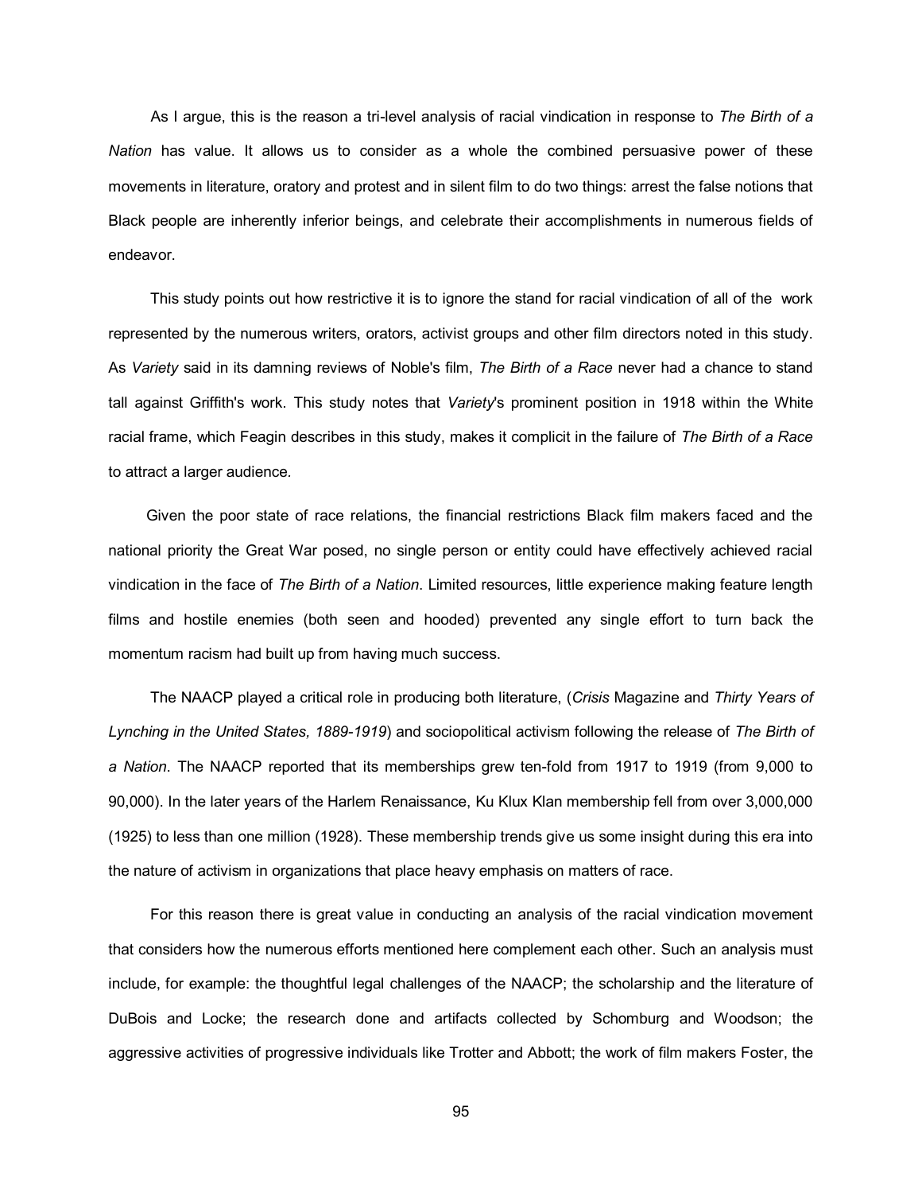As I argue, this is the reason a tri-level analysis of racial vindication in response to *The Birth of a Nation* has value. It allows us to consider as a whole the combined persuasive power of these movements in literature, oratory and protest and in silent film to do two things: arrest the false notions that Black people are inherently inferior beings, and celebrate their accomplishments in numerous fields of endeavor.

This study points out how restrictive it is to ignore the stand for racial vindication of all of the work represented by the numerous writers, orators, activist groups and other film directors noted in this study. As *Variety* said in its damning reviews of Noble's film, *The Birth of a Race* never had a chance to stand tall against Griffith's work. This study notes that *Variety*'s prominent position in 1918 within the White racial frame, which Feagin describes in this study, makes it complicit in the failure of *The Birth of a Race* to attract a larger audience.

Given the poor state of race relations, the financial restrictions Black film makers faced and the national priority the Great War posed, no single person or entity could have effectively achieved racial vindication in the face of *The Birth of a Nation*. Limited resources, little experience making feature length films and hostile enemies (both seen and hooded) prevented any single effort to turn back the momentum racism had built up from having much success.

The NAACP played a critical role in producing both literature, (*Crisis* Magazine and *Thirty Years of Lynching in the United States, 1889-1919*) and sociopolitical activism following the release of *The Birth of a Nation*. The NAACP reported that its memberships grew ten-fold from 1917 to 1919 (from 9,000 to 90,000). In the later years of the Harlem Renaissance, Ku Klux Klan membership fell from over 3,000,000 (1925) to less than one million (1928). These membership trends give us some insight during this era into the nature of activism in organizations that place heavy emphasis on matters of race.

For this reason there is great value in conducting an analysis of the racial vindication movement that considers how the numerous efforts mentioned here complement each other. Such an analysis must include, for example: the thoughtful legal challenges of the NAACP; the scholarship and the literature of DuBois and Locke; the research done and artifacts collected by Schomburg and Woodson; the aggressive activities of progressive individuals like Trotter and Abbott; the work of film makers Foster, the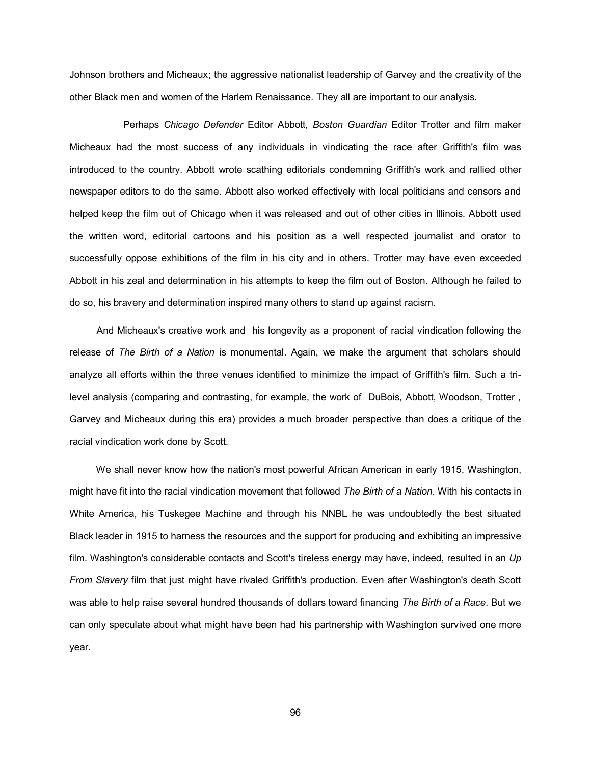Johnson brothers and Micheaux; the aggressive nationalist leadership of Garvey and the creativity of the other Black men and women of the Harlem Renaissance. They all are important to our analysis.

Perhaps *Chicago Defender* Editor Abbott, *Boston Guardian* Editor Trotter and film maker Micheaux had the most success of any individuals in vindicating the race after Griffith's film was introduced to the country. Abbott wrote scathing editorials condemning Griffith's work and rallied other newspaper editors to do the same. Abbott also worked effectively with local politicians and censors and helped keep the film out of Chicago when it was released and out of other cities in Illinois. Abbott used the written word, editorial cartoons and his position as a well respected journalist and orator to successfully oppose exhibitions of the film in his city and in others. Trotter may have even exceeded Abbott in his zeal and determination in his attempts to keep the film out of Boston. Although he failed to do so, his bravery and determination inspired many others to stand up against racism.

And Micheaux's creative work and his longevity as a proponent of racial vindication following the release of *The Birth of a Nation* is monumental. Again, we make the argument that scholars should analyze all efforts within the three venues identified to minimize the impact of Griffith's film. Such a tri-level analysis (comparing and contrasting, for example, the work of DuBois, Abbott, Woodson, Trotter , Garvey and Micheaux during this era) provides a much broader perspective than does a critique of the racial vindication work done by Scott.

We shall never know how the nation's most powerful African American in early 1915, Washington, might have fit into the racial vindication movement that followed *The Birth of a Nation*. With his contacts in White America, his Tuskegee Machine and through his NNBL he was undoubtedly the best situated Black leader in 1915 to harness the resources and the support for producing and exhibiting an impressive film. Washington's considerable contacts and Scott's tireless energy may have, indeed, resulted in an *Up From Slavery* film that just might have rivaled Griffith's production. Even after Washington's death Scott was able to help raise several hundred thousands of dollars toward financing *The Birth of a Race*. But we can only speculate about what might have been had his partnership with Washington survived one more year.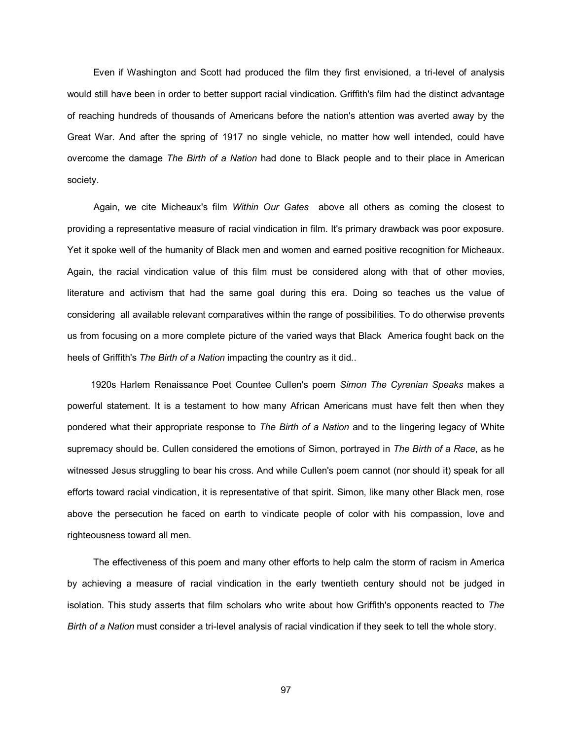Even if Washington and Scott had produced the film they first envisioned, a tri-level of analysis would still have been in order to better support racial vindication. Griffith's film had the distinct advantage of reaching hundreds of thousands of Americans before the nation's attention was averted away by the Great War. And after the spring of 1917 no single vehicle, no matter how well intended, could have overcome the damage *The Birth of a Nation* had done to Black people and to their place in American society.

Again, we cite Micheaux's film *Within Our Gates* above all others as coming the closest to providing a representative measure of racial vindication in film. It's primary drawback was poor exposure. Yet it spoke well of the humanity of Black men and women and earned positive recognition for Micheaux. Again, the racial vindication value of this film must be considered along with that of other movies, literature and activism that had the same goal during this era. Doing so teaches us the value of considering all available relevant comparatives within the range of possibilities. To do otherwise prevents us from focusing on a more complete picture of the varied ways that Black America fought back on the heels of Griffith's *The Birth of a Nation* impacting the country as it did..

1920s Harlem Renaissance Poet Countee Cullen's poem *Simon The Cyrenian Speaks* makes a powerful statement. It is a testament to how many African Americans must have felt then when they pondered what their appropriate response to *The Birth of a Nation* and to the lingering legacy of White supremacy should be. Cullen considered the emotions of Simon, portrayed in *The Birth of a Race*, as he witnessed Jesus struggling to bear his cross. And while Cullen's poem cannot (nor should it) speak for all efforts toward racial vindication, it is representative of that spirit. Simon, like many other Black men, rose above the persecution he faced on earth to vindicate people of color with his compassion, love and righteousness toward all men.

The effectiveness of this poem and many other efforts to help calm the storm of racism in America by achieving a measure of racial vindication in the early twentieth century should not be judged in isolation. This study asserts that film scholars who write about how Griffith's opponents reacted to *The Birth of a Nation* must consider a tri-level analysis of racial vindication if they seek to tell the whole story.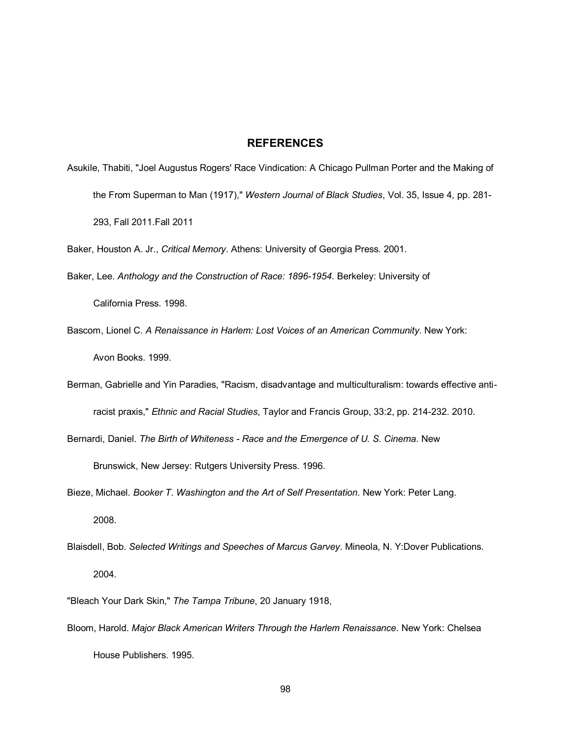## REFERENCES

Asukile, Thabiti, "Joel Augustus Rogers' Race Vindication: A Chicago Pullman Porter and the Making of the From Superman to Man (1917)," *Western Journal of Black Studies*, Vol. 35, Issue 4, pp. 281-293, Fall 2011.Fall 2011

Baker, Houston A. Jr., *Critical Memory*. Athens: University of Georgia Press. 2001.

Baker, Lee. *Anthology and the Construction of Race: 1896-1954*. Berkeley: University of California Press. 1998.

Bascom, Lionel C. *A Renaissance in Harlem: Lost Voices of an American Community*. New York: Avon Books. 1999.

Berman, Gabrielle and Yin Paradies, "Racism, disadvantage and multiculturalism: towards effective anti-racist praxis," *Ethnic and Racial Studies*, Taylor and Francis Group, 33:2, pp. 214-232. 2010.

Bernardi, Daniel. *The Birth of Whiteness - Race and the Emergence of U. S. Cinema*. New Brunswick, New Jersey: Rutgers University Press. 1996.

Bieze, Michael. *Booker T. Washington and the Art of Self Presentation*. New York: Peter Lang. 2008.

Blaisdell, Bob. *Selected Writings and Speeches of Marcus Garvey*. Mineola, N. Y:Dover Publications. 2004.

"Bleach Your Dark Skin," *The Tampa Tribune*, 20 January 1918,

Bloom, Harold. *Major Black American Writers Through the Harlem Renaissance*. New York: Chelsea House Publishers. 1995.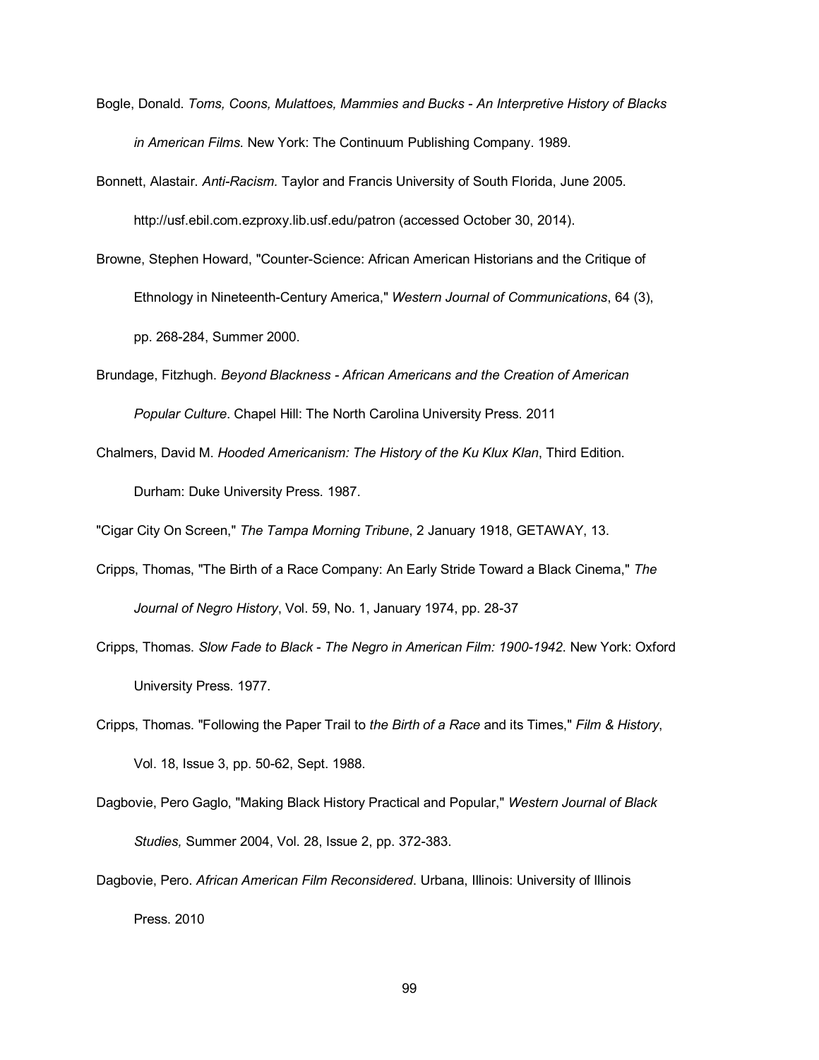Bogle, Donald. *Toms, Coons, Mulattoes, Mammies and Bucks - An Interpretive History of Blacks in American Films*. New York: The Continuum Publishing Company. 1989.

Bonnett, Alastair. *Anti-Racism.* Taylor and Francis University of South Florida, June 2005. http://usf.ebil.com.ezproxy.lib.usf.edu/patron (accessed October 30, 2014).

Browne, Stephen Howard, "Counter-Science: African American Historians and the Critique of Ethnology in Nineteenth-Century America," *Western Journal of Communications*, 64 (3), pp. 268-284, Summer 2000.

Brundage, Fitzhugh. *Beyond Blackness - African Americans and the Creation of American Popular Culture*. Chapel Hill: The North Carolina University Press. 2011

Chalmers, David M. *Hooded Americanism: The History of the Ku Klux Klan*, Third Edition. Durham: Duke University Press. 1987.

"Cigar City On Screen," *The Tampa Morning Tribune*, 2 January 1918, GETAWAY, 13.

Cripps, Thomas, "The Birth of a Race Company: An Early Stride Toward a Black Cinema," *The Journal of Negro History*, Vol. 59, No. 1, January 1974, pp. 28-37

Cripps, Thomas. *Slow Fade to Black - The Negro in American Film: 1900-1942*. New York: Oxford University Press. 1977.

Cripps, Thomas. "Following the Paper Trail to *the Birth of a Race* and its Times," *Film & History*, Vol. 18, Issue 3, pp. 50-62, Sept. 1988.

Dagbovie, Pero Gaglo, "Making Black History Practical and Popular," *Western Journal of Black Studies,* Summer 2004, Vol. 28, Issue 2, pp. 372-383.

Dagbovie, Pero. *African American Film Reconsidered*. Urbana, Illinois: University of Illinois Press. 2010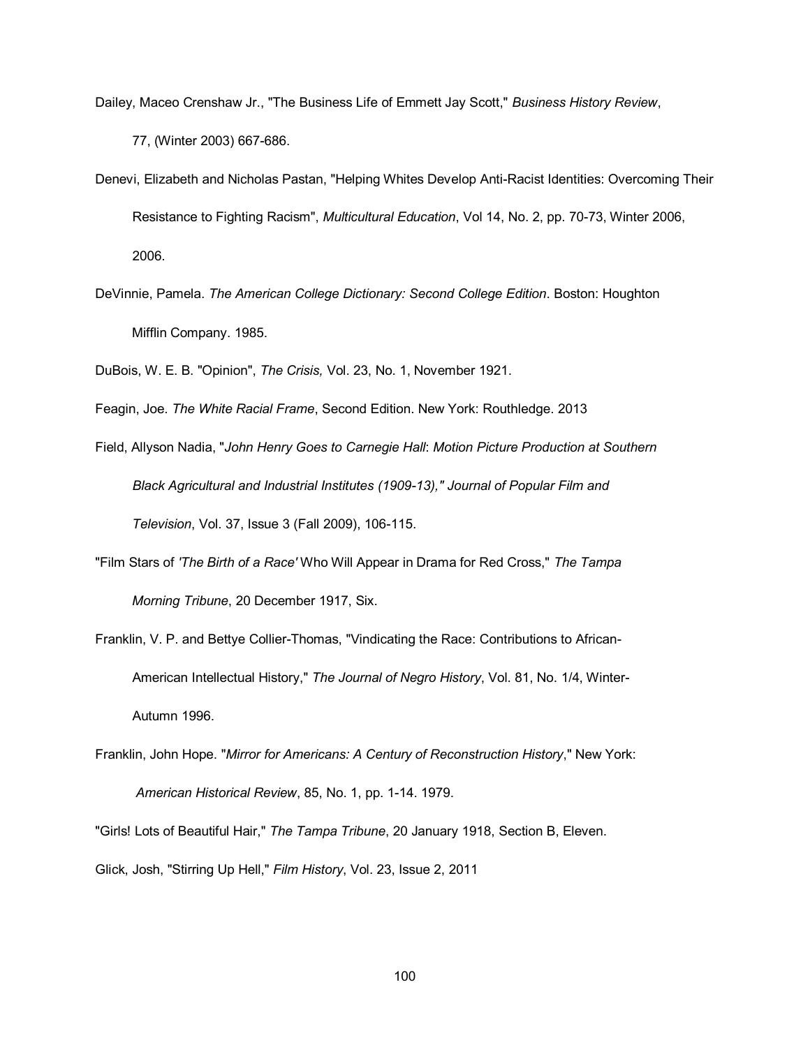Dailey, Maceo Crenshaw Jr., "The Business Life of Emmett Jay Scott," *Business History Review*, 77, (Winter 2003) 667-686.

Denevi, Elizabeth and Nicholas Pastan, "Helping Whites Develop Anti-Racist Identities: Overcoming Their Resistance to Fighting Racism", *Multicultural Education*, Vol 14, No. 2, pp. 70-73, Winter 2006, 2006.

DeVinnie, Pamela. *The American College Dictionary: Second College Edition*. Boston: Houghton Mifflin Company. 1985.

DuBois, W. E. B. "Opinion", *The Crisis,* Vol. 23, No. 1, November 1921.

Feagin, Joe. *The White Racial Frame*, Second Edition. New York: Routhledge. 2013

Field, Allyson Nadia, "*John Henry Goes to Carnegie Hall*: *Motion Picture Production at Southern Black Agricultural and Industrial Institutes (1909-13)," Journal of Popular Film and Television*, Vol. 37, Issue 3 (Fall 2009), 106-115.

"Film Stars of *'The Birth of a Race'* Who Will Appear in Drama for Red Cross," *The Tampa Morning Tribune*, 20 December 1917, Six.

Franklin, V. P. and Bettye Collier-Thomas, "Vindicating the Race: Contributions to African-American Intellectual History," *The Journal of Negro History*, Vol. 81, No. 1/4, Winter-Autumn 1996.

Franklin, John Hope. "*Mirror for Americans: A Century of Reconstruction History*," New York: *American Historical Review*, 85, No. 1, pp. 1-14. 1979.

"Girls! Lots of Beautiful Hair," *The Tampa Tribune*, 20 January 1918, Section B, Eleven.

Glick, Josh, "Stirring Up Hell," *Film History*, Vol. 23, Issue 2, 2011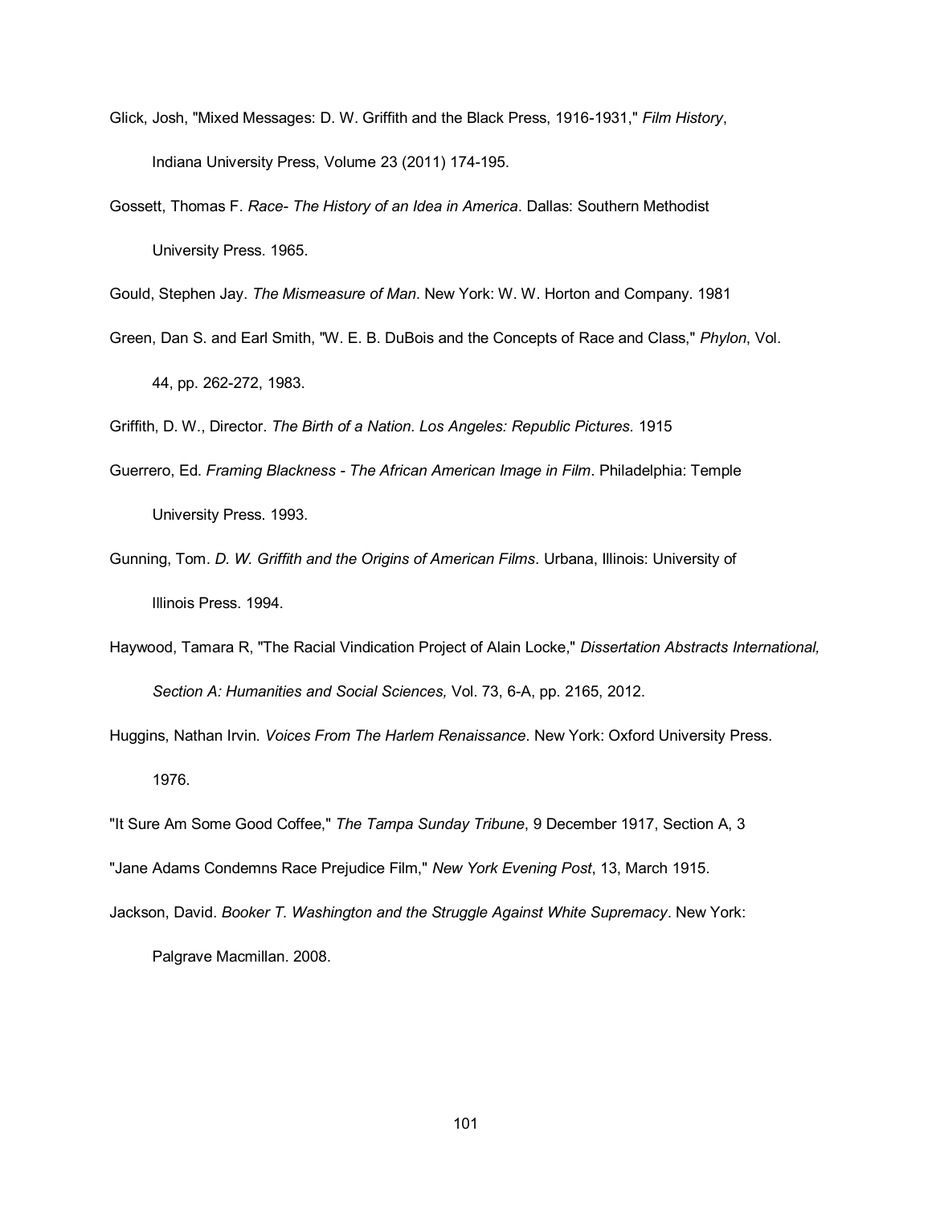Glick, Josh, "Mixed Messages: D. W. Griffith and the Black Press, 1916-1931," *Film History*, Indiana University Press, Volume 23 (2011) 174-195.

Gossett, Thomas F. *Race- The History of an Idea in America*. Dallas: Southern Methodist University Press. 1965.

Gould, Stephen Jay. *The Mismeasure of Man*. New York: W. W. Horton and Company. 1981

Green, Dan S. and Earl Smith, "W. E. B. DuBois and the Concepts of Race and Class," *Phylon*, Vol. 44, pp. 262-272, 1983.

Griffith, D. W., Director. *The Birth of a Nation. Los Angeles: Republic Pictures.* 1915

Guerrero, Ed. *Framing Blackness - The African American Image in Film*. Philadelphia: Temple University Press. 1993.

Gunning, Tom. *D. W. Griffith and the Origins of American Films*. Urbana, Illinois: University of Illinois Press. 1994.

Haywood, Tamara R, "The Racial Vindication Project of Alain Locke," *Dissertation Abstracts International, Section A: Humanities and Social Sciences,* Vol. 73, 6-A, pp. 2165, 2012.

Huggins, Nathan Irvin. *Voices From The Harlem Renaissance*. New York: Oxford University Press. 1976.

"It Sure Am Some Good Coffee," *The Tampa Sunday Tribune*, 9 December 1917, Section A, 3

"Jane Adams Condemns Race Prejudice Film," *New York Evening Post*, 13, March 1915.

Jackson, David. *Booker T. Washington and the Struggle Against White Supremacy*. New York: Palgrave Macmillan. 2008.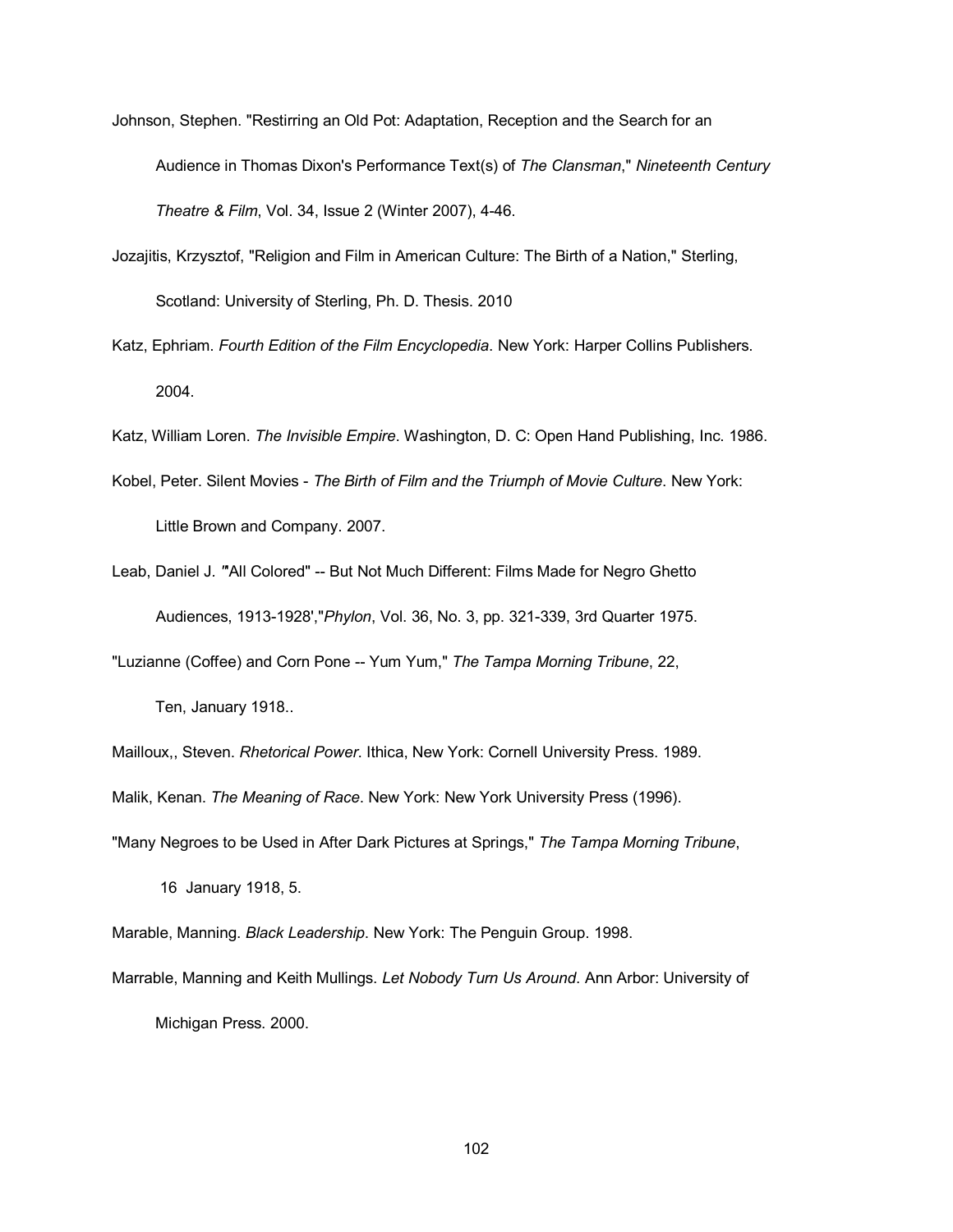Johnson, Stephen. "Restirring an Old Pot: Adaptation, Reception and the Search for an Audience in Thomas Dixon's Performance Text(s) of *The Clansman*," *Nineteenth Century Theatre & Film*, Vol. 34, Issue 2 (Winter 2007), 4-46.

Jozajitis, Krzysztof, "Religion and Film in American Culture: The Birth of a Nation," Sterling, Scotland: University of Sterling, Ph. D. Thesis. 2010

Katz, Ephriam. *Fourth Edition of the Film Encyclopedia*. New York: Harper Collins Publishers. 2004.

Katz, William Loren. *The Invisible Empire*. Washington, D. C: Open Hand Publishing, Inc. 1986.

Kobel, Peter. Silent Movies - *The Birth of Film and the Triumph of Movie Culture*. New York: Little Brown and Company. 2007.

Leab, Daniel J. '"All Colored" -- But Not Much Different: Films Made for Negro Ghetto Audiences, 1913-1928',"*Phylon*, Vol. 36, No. 3, pp. 321-339, 3rd Quarter 1975.

"Luzianne (Coffee) and Corn Pone -- Yum Yum," *The Tampa Morning Tribune*, 22, Ten, January 1918..

Mailloux,, Steven. *Rhetorical Power*. Ithica, New York: Cornell University Press. 1989.

Malik, Kenan. *The Meaning of Race*. New York: New York University Press (1996).

"Many Negroes to be Used in After Dark Pictures at Springs," *The Tampa Morning Tribune*, 16 January 1918, 5.

Marable, Manning. *Black Leadership*. New York: The Penguin Group. 1998.

Marrable, Manning and Keith Mullings. *Let Nobody Turn Us Around*. Ann Arbor: University of Michigan Press. 2000.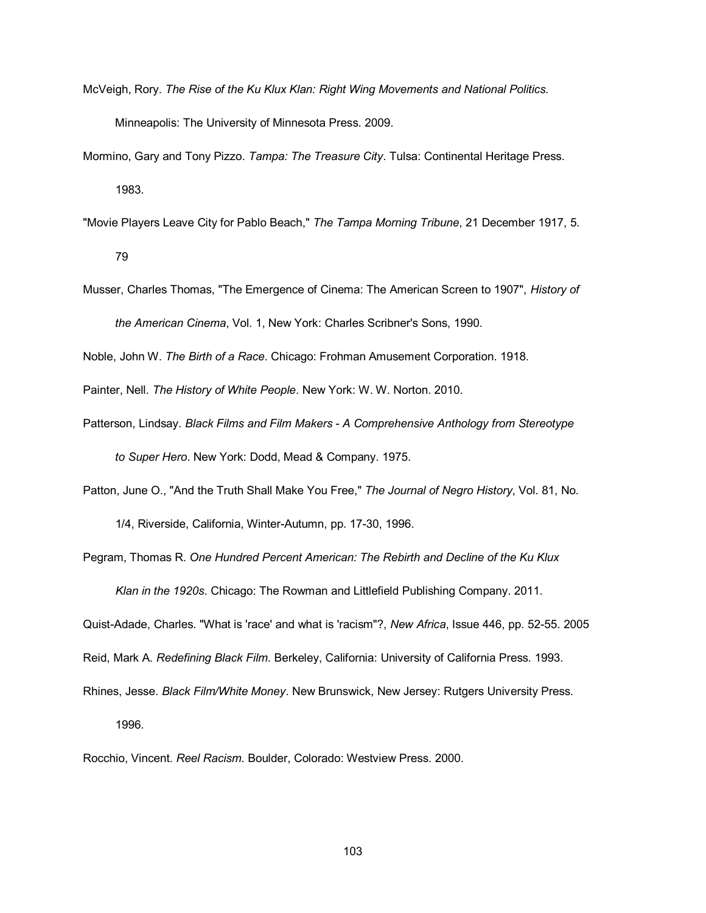McVeigh, Rory. *The Rise of the Ku Klux Klan: Right Wing Movements and National Politics.* Minneapolis: The University of Minnesota Press. 2009.

Mormino, Gary and Tony Pizzo. *Tampa: The Treasure City*. Tulsa: Continental Heritage Press. 1983.

"Movie Players Leave City for Pablo Beach," *The Tampa Morning Tribune*, 21 December 1917, 5. 79

Musser, Charles Thomas, "The Emergence of Cinema: The American Screen to 1907", *History of the American Cinema*, Vol. 1, New York: Charles Scribner's Sons, 1990.

Noble, John W. *The Birth of a Race*. Chicago: Frohman Amusement Corporation. 1918.

Painter, Nell. *The History of White People*. New York: W. W. Norton. 2010.

Patterson, Lindsay. *Black Films and Film Makers - A Comprehensive Anthology from Stereotype to Super Hero*. New York: Dodd, Mead & Company. 1975.

Patton, June O., "And the Truth Shall Make You Free," *The Journal of Negro History*, Vol. 81, No. 1/4, Riverside, California, Winter-Autumn, pp. 17-30, 1996.

Pegram, Thomas R. *One Hundred Percent American: The Rebirth and Decline of the Ku Klux Klan in the 1920s*. Chicago: The Rowman and Littlefield Publishing Company. 2011.

Quist-Adade, Charles. "What is 'race' and what is 'racism'"?, *New Africa*, Issue 446, pp. 52-55. 2005

Reid, Mark A. *Redefining Black Film*. Berkeley, California: University of California Press. 1993.

Rhines, Jesse. *Black Film/White Money*. New Brunswick, New Jersey: Rutgers University Press. 1996.

Rocchio, Vincent. *Reel Racism*. Boulder, Colorado: Westview Press. 2000.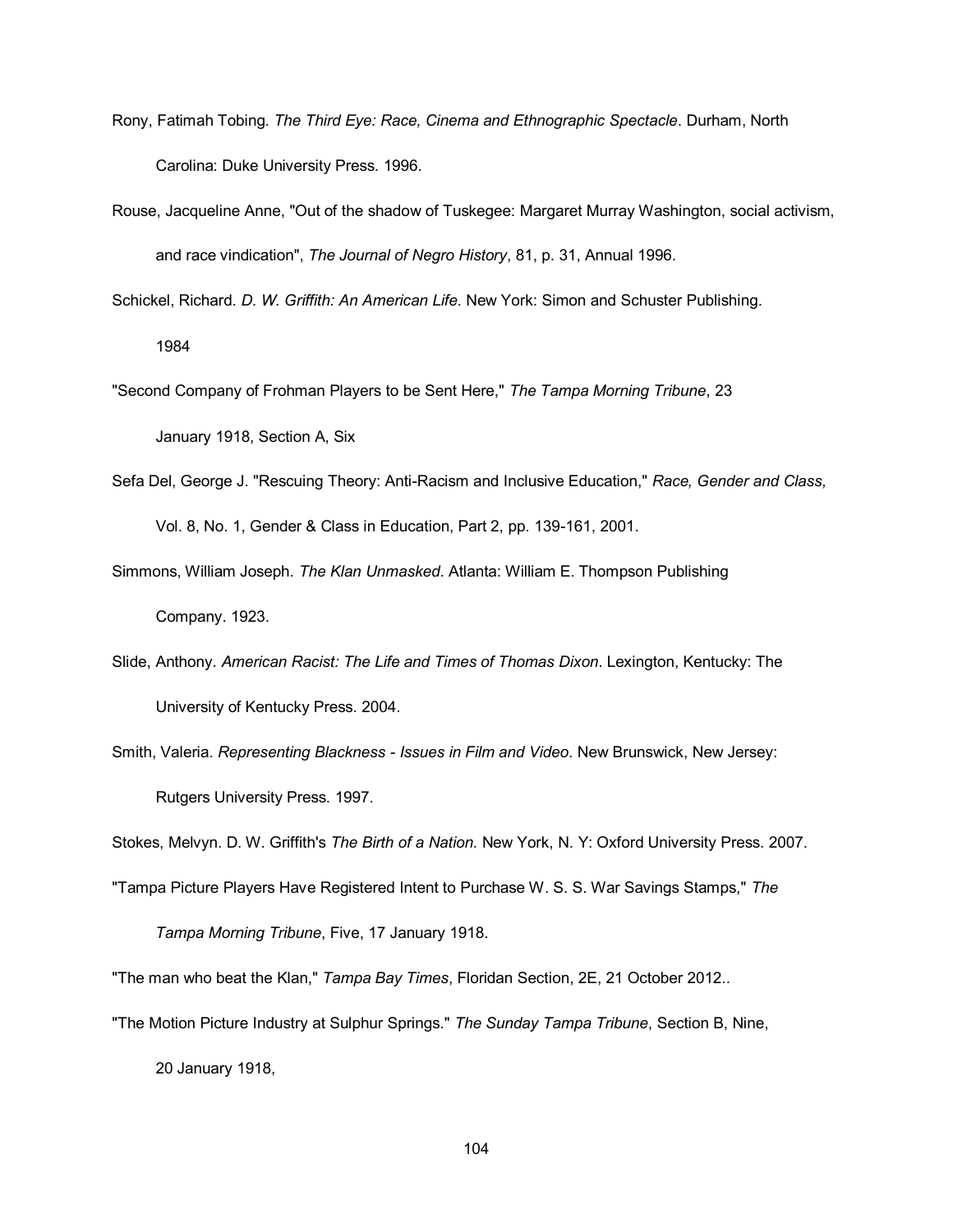Rony, Fatimah Tobing. *The Third Eye: Race, Cinema and Ethnographic Spectacle*. Durham, North Carolina: Duke University Press. 1996.

Rouse, Jacqueline Anne, "Out of the shadow of Tuskegee: Margaret Murray Washington, social activism, and race vindication", *The Journal of Negro History*, 81, p. 31, Annual 1996.

Schickel, Richard. *D. W. Griffith: An American Life*. New York: Simon and Schuster Publishing. 1984

"Second Company of Frohman Players to be Sent Here," *The Tampa Morning Tribune*, 23 January 1918, Section A, Six

Sefa Del, George J. "Rescuing Theory: Anti-Racism and Inclusive Education," *Race, Gender and Class,* Vol. 8, No. 1, Gender & Class in Education, Part 2, pp. 139-161, 2001.

Simmons, William Joseph. *The Klan Unmasked*. Atlanta: William E. Thompson Publishing Company. 1923.

Slide, Anthony. *American Racist: The Life and Times of Thomas Dixon*. Lexington, Kentucky: The University of Kentucky Press. 2004.

Smith, Valeria. *Representing Blackness - Issues in Film and Video*. New Brunswick, New Jersey: Rutgers University Press. 1997.

Stokes, Melvyn. D. W. Griffith's *The Birth of a Nation.* New York, N. Y: Oxford University Press. 2007.

"Tampa Picture Players Have Registered Intent to Purchase W. S. S. War Savings Stamps," *The Tampa Morning Tribune*, Five, 17 January 1918.

"The man who beat the Klan," *Tampa Bay Times*, Floridan Section, 2E, 21 October 2012..

"The Motion Picture Industry at Sulphur Springs." *The Sunday Tampa Tribune*, Section B, Nine, 20 January 1918,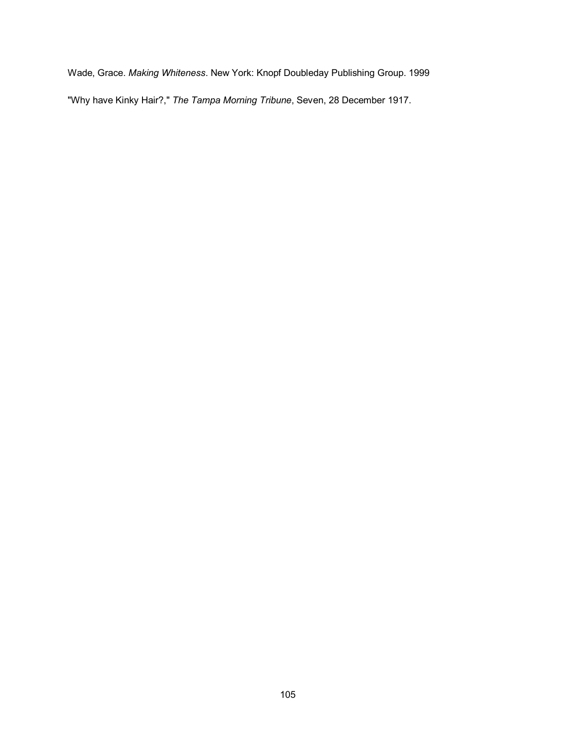Wade, Grace. *Making Whiteness*. New York: Knopf Doubleday Publishing Group. 1999

"Why have Kinky Hair?," *The Tampa Morning Tribune*, Seven, 28 December 1917.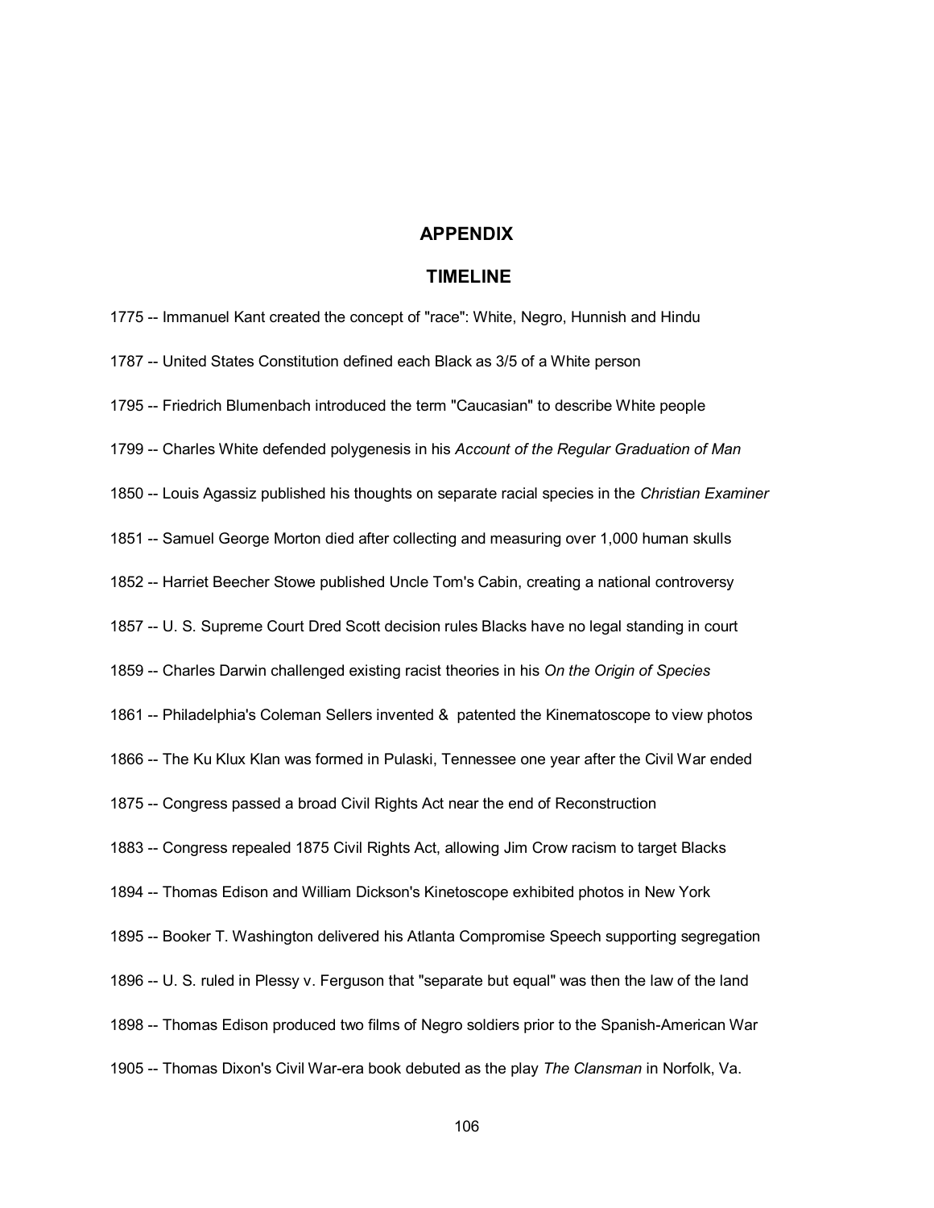## APPENDIX

## TIMELINE

1775 -- Immanuel Kant created the concept of "race": White, Negro, Hunnish and Hindu

1787 -- United States Constitution defined each Black as 3/5 of a White person

1795 -- Friedrich Blumenbach introduced the term "Caucasian" to describe White people

1799 -- Charles White defended polygenesis in his *Account of the Regular Graduation of Man*

1850 -- Louis Agassiz published his thoughts on separate racial species in the *Christian Examiner*

1851 -- Samuel George Morton died after collecting and measuring over 1,000 human skulls

1852 -- Harriet Beecher Stowe published Uncle Tom's Cabin, creating a national controversy

1857 -- U. S. Supreme Court Dred Scott decision rules Blacks have no legal standing in court

1859 -- Charles Darwin challenged existing racist theories in his *On the Origin of Species*

1861 -- Philadelphia's Coleman Sellers invented & patented the Kinematoscope to view photos

1866 -- The Ku Klux Klan was formed in Pulaski, Tennessee one year after the Civil War ended

1875 -- Congress passed a broad Civil Rights Act near the end of Reconstruction

1883 -- Congress repealed 1875 Civil Rights Act, allowing Jim Crow racism to target Blacks

1894 -- Thomas Edison and William Dickson's Kinetoscope exhibited photos in New York

1895 -- Booker T. Washington delivered his Atlanta Compromise Speech supporting segregation

1896 -- U. S. ruled in Plessy v. Ferguson that "separate but equal" was then the law of the land

1898 -- Thomas Edison produced two films of Negro soldiers prior to the Spanish-American War

1905 -- Thomas Dixon's Civil War-era book debuted as the play *The Clansman* in Norfolk, Va.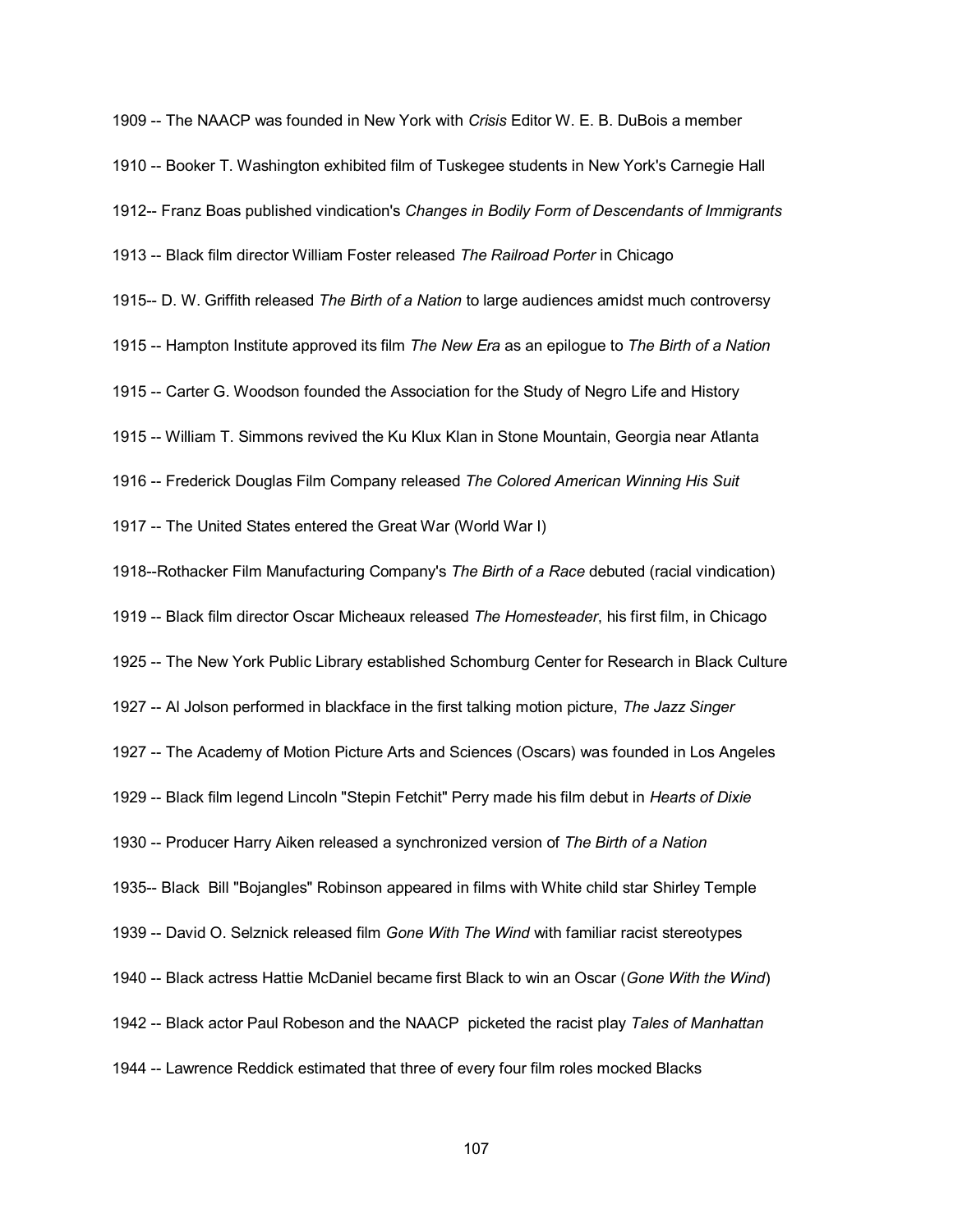1909 -- The NAACP was founded in New York with *Crisis* Editor W. E. B. DuBois a member

1910 -- Booker T. Washington exhibited film of Tuskegee students in New York's Carnegie Hall

1912-- Franz Boas published vindication's *Changes in Bodily Form of Descendants of Immigrants*

1913 -- Black film director William Foster released *The Railroad Porter* in Chicago

1915-- D. W. Griffith released *The Birth of a Nation* to large audiences amidst much controversy

1915 -- Hampton Institute approved its film *The New Era* as an epilogue to *The Birth of a Nation*

1915 -- Carter G. Woodson founded the Association for the Study of Negro Life and History

1915 -- William T. Simmons revived the Ku Klux Klan in Stone Mountain, Georgia near Atlanta

1916 -- Frederick Douglas Film Company released *The Colored American Winning His Suit*

1917 -- The United States entered the Great War (World War I)

1918--Rothacker Film Manufacturing Company's *The Birth of a Race* debuted (racial vindication)

1919 -- Black film director Oscar Micheaux released *The Homesteader*, his first film, in Chicago

1925 -- The New York Public Library established Schomburg Center for Research in Black Culture

1927 -- Al Jolson performed in blackface in the first talking motion picture, *The Jazz Singer*

1927 -- The Academy of Motion Picture Arts and Sciences (Oscars) was founded in Los Angeles

1929 -- Black film legend Lincoln "Stepin Fetchit" Perry made his film debut in *Hearts of Dixie*

1930 -- Producer Harry Aiken released a synchronized version of *The Birth of a Nation*

1935-- Black Bill "Bojangles" Robinson appeared in films with White child star Shirley Temple

1939 -- David O. Selznick released film *Gone With The Wind* with familiar racist stereotypes

1940 -- Black actress Hattie McDaniel became first Black to win an Oscar (*Gone With the Wind*)

1942 -- Black actor Paul Robeson and the NAACP picketed the racist play *Tales of Manhattan*

1944 -- Lawrence Reddick estimated that three of every four film roles mocked Blacks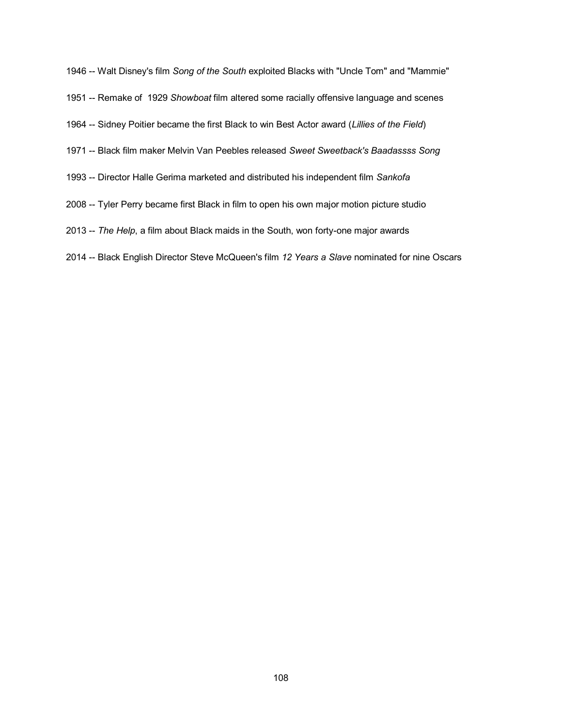1946 -- Walt Disney's film *Song of the South* exploited Blacks with "Uncle Tom" and "Mammie"

1951 -- Remake of  1929 *Showboat* film altered some racially offensive language and scenes

1964 -- Sidney Poitier became the first Black to win Best Actor award (*Lillies of the Field*)

1971 -- Black film maker Melvin Van Peebles released *Sweet Sweetback's Baadassss Song*

1993 -- Director Halle Gerima marketed and distributed his independent film *Sankofa*

2008 -- Tyler Perry became first Black in film to open his own major motion picture studio

2013 -- *The Help*, a film about Black maids in the South, won forty-one major awards

2014 -- Black English Director Steve McQueen's film *12 Years a Slave* nominated for nine Oscars